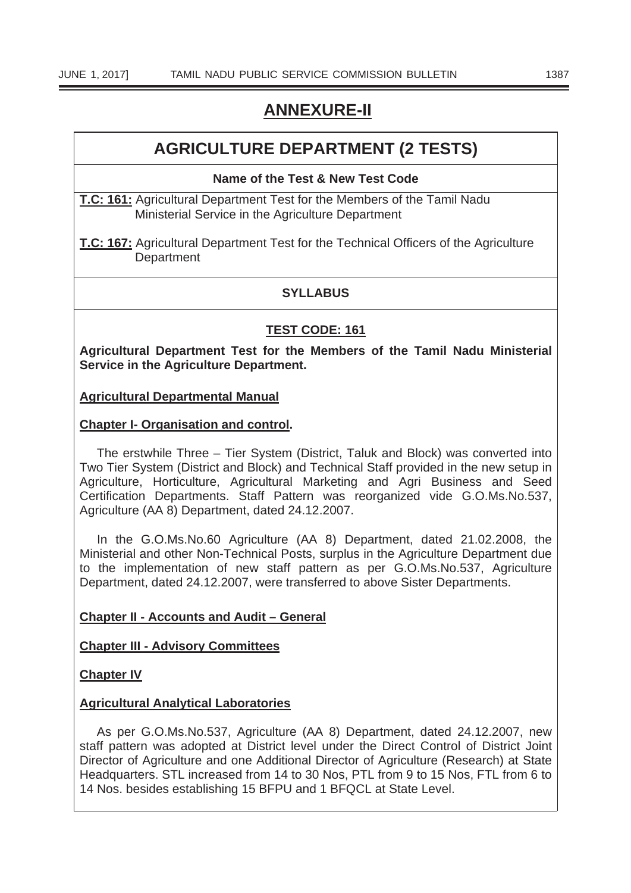# ANNEXURE-II

## AGRICULTURE DEPARTMENT (2 TESTS)

**Name of the Test & New Test Code**

**T.C: 161:** Agricultural Department Test for the Members of the Tamil Nadu Ministerial Service in the Agriculture Department

**T.C: 167:** Agricultural Department Test for the Technical Officers of the Agriculture Department

**SYLLABUS**

### TEST CODE: 161

**Agricultural Department Test for the Members of the Tamil Nadu Ministerial Service in the Agriculture Department.**

**Agricultural Departmental Manual**

**Chapter I- Organisation and control.**

The erstwhile Three – Tier System (District, Taluk and Block) was converted into Two Tier System (District and Block) and Technical Staff provided in the new setup in Agriculture, Horticulture, Agricultural Marketing and Agri Business and Seed Certification Departments. Staff Pattern was reorganized vide G.O.Ms.No.537, Agriculture (AA 8) Department, dated 24.12.2007.

In the G.O.Ms.No.60 Agriculture (AA 8) Department, dated 21.02.2008, the Ministerial and other Non-Technical Posts, surplus in the Agriculture Department due to the implementation of new staff pattern as per G.O.Ms.No.537, Agriculture Department, dated 24.12.2007, were transferred to above Sister Departments.

**Chapter II - Accounts and Audit – General**

**Chapter III - Advisory Committees**

**Chapter IV**

**Agricultural Analytical Laboratories**

As per G.O.Ms.No.537, Agriculture (AA 8) Department, dated 24.12.2007, new staff pattern was adopted at District level under the Direct Control of District Joint Director of Agriculture and one Additional Director of Agriculture (Research) at State Headquarters. STL increased from 14 to 30 Nos, PTL from 9 to 15 Nos, FTL from 6 to 14 Nos. besides establishing 15 BFPU and 1 BFQCL at State Level.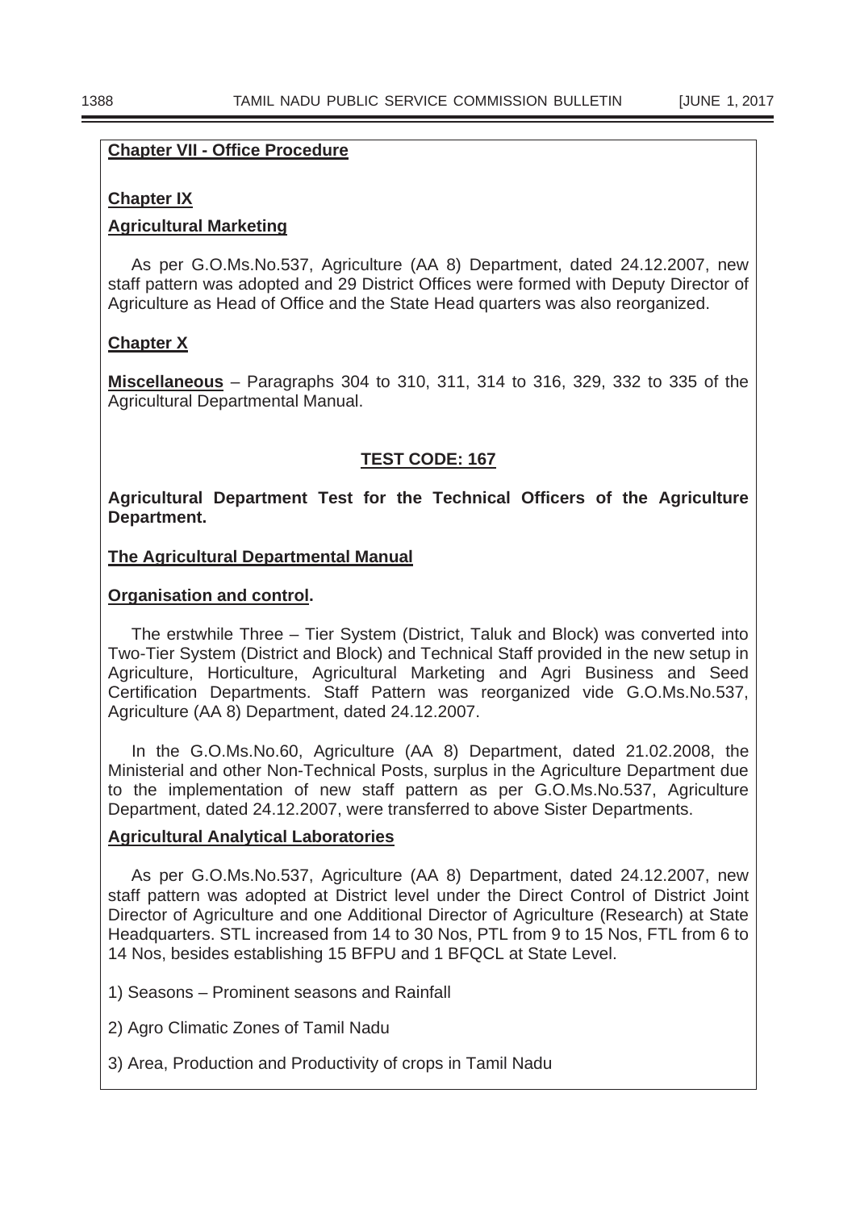**Chapter VII - Office Procedure**

**Chapter IX**

**Agricultural Marketing**

As per G.O.Ms.No.537, Agriculture (AA 8) Department, dated 24.12.2007, new staff pattern was adopted and 29 District Offices were formed with Deputy Director of Agriculture as Head of Office and the State Head quarters was also reorganized.

**Chapter X**

**Miscellaneous** – Paragraphs 304 to 310, 311, 314 to 316, 329, 332 to 335 of the Agricultural Departmental Manual.

## TEST CODE: 167

**Agricultural Department Test for the Technical Officers of the Agriculture Department.**

**The Agricultural Departmental Manual**

**Organisation and control.**

The erstwhile Three – Tier System (District, Taluk and Block) was converted into Two-Tier System (District and Block) and Technical Staff provided in the new setup in Agriculture, Horticulture, Agricultural Marketing and Agri Business and Seed Certification Departments. Staff Pattern was reorganized vide G.O.Ms.No.537, Agriculture (AA 8) Department, dated 24.12.2007.

In the G.O.Ms.No.60, Agriculture (AA 8) Department, dated 21.02.2008, the Ministerial and other Non-Technical Posts, surplus in the Agriculture Department due to the implementation of new staff pattern as per G.O.Ms.No.537, Agriculture Department, dated 24.12.2007, were transferred to above Sister Departments.

**Agricultural Analytical Laboratories**

As per G.O.Ms.No.537, Agriculture (AA 8) Department, dated 24.12.2007, new staff pattern was adopted at District level under the Direct Control of District Joint Director of Agriculture and one Additional Director of Agriculture (Research) at State Headquarters. STL increased from 14 to 30 Nos, PTL from 9 to 15 Nos, FTL from 6 to 14 Nos, besides establishing 15 BFPU and 1 BFQCL at State Level.

1) Seasons – Prominent seasons and Rainfall

2) Agro Climatic Zones of Tamil Nadu

3) Area, Production and Productivity of crops in Tamil Nadu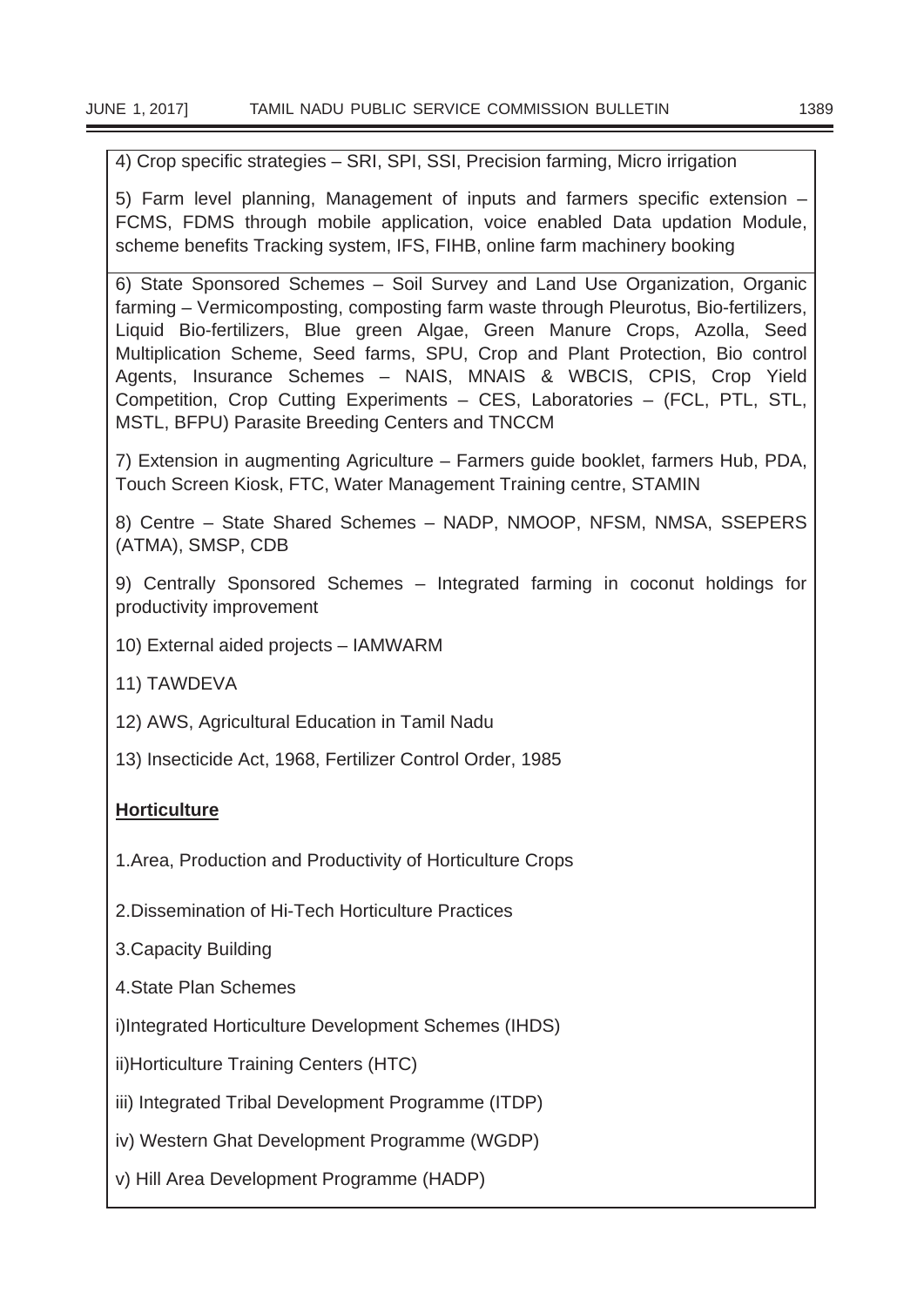4) Crop specific strategies – SRI, SPI, SSI, Precision farming, Micro irrigation

5) Farm level planning, Management of inputs and farmers specific extension – FCMS, FDMS through mobile application, voice enabled Data updation Module, scheme benefits Tracking system, IFS, FIHB, online farm machinery booking

6) State Sponsored Schemes – Soil Survey and Land Use Organization, Organic farming – Vermicomposting, composting farm waste through Pleurotus, Bio-fertilizers, Liquid Bio-fertilizers, Blue green Algae, Green Manure Crops, Azolla, Seed Multiplication Scheme, Seed farms, SPU, Crop and Plant Protection, Bio control Agents, Insurance Schemes – NAIS, MNAIS & WBCIS, CPIS, Crop Yield Competition, Crop Cutting Experiments – CES, Laboratories – (FCL, PTL, STL, MSTL, BFPU) Parasite Breeding Centers and TNCCM

7) Extension in augmenting Agriculture – Farmers guide booklet, farmers Hub, PDA, Touch Screen Kiosk, FTC, Water Management Training centre, STAMIN

8) Centre – State Shared Schemes – NADP, NMOOP, NFSM, NMSA, SSEPERS (ATMA), SMSP, CDB

9) Centrally Sponsored Schemes – Integrated farming in coconut holdings for productivity improvement

10) External aided projects – IAMWARM

11) TAWDEVA

12) AWS, Agricultural Education in Tamil Nadu

13) Insecticide Act, 1968, Fertilizer Control Order, 1985

**Horticulture**

1.Area, Production and Productivity of Horticulture Crops

2.Dissemination of Hi-Tech Horticulture Practices

3.Capacity Building

4.State Plan Schemes

i)Integrated Horticulture Development Schemes (IHDS)

ii)Horticulture Training Centers (HTC)

iii) Integrated Tribal Development Programme (ITDP)

iv) Western Ghat Development Programme (WGDP)

v) Hill Area Development Programme (HADP)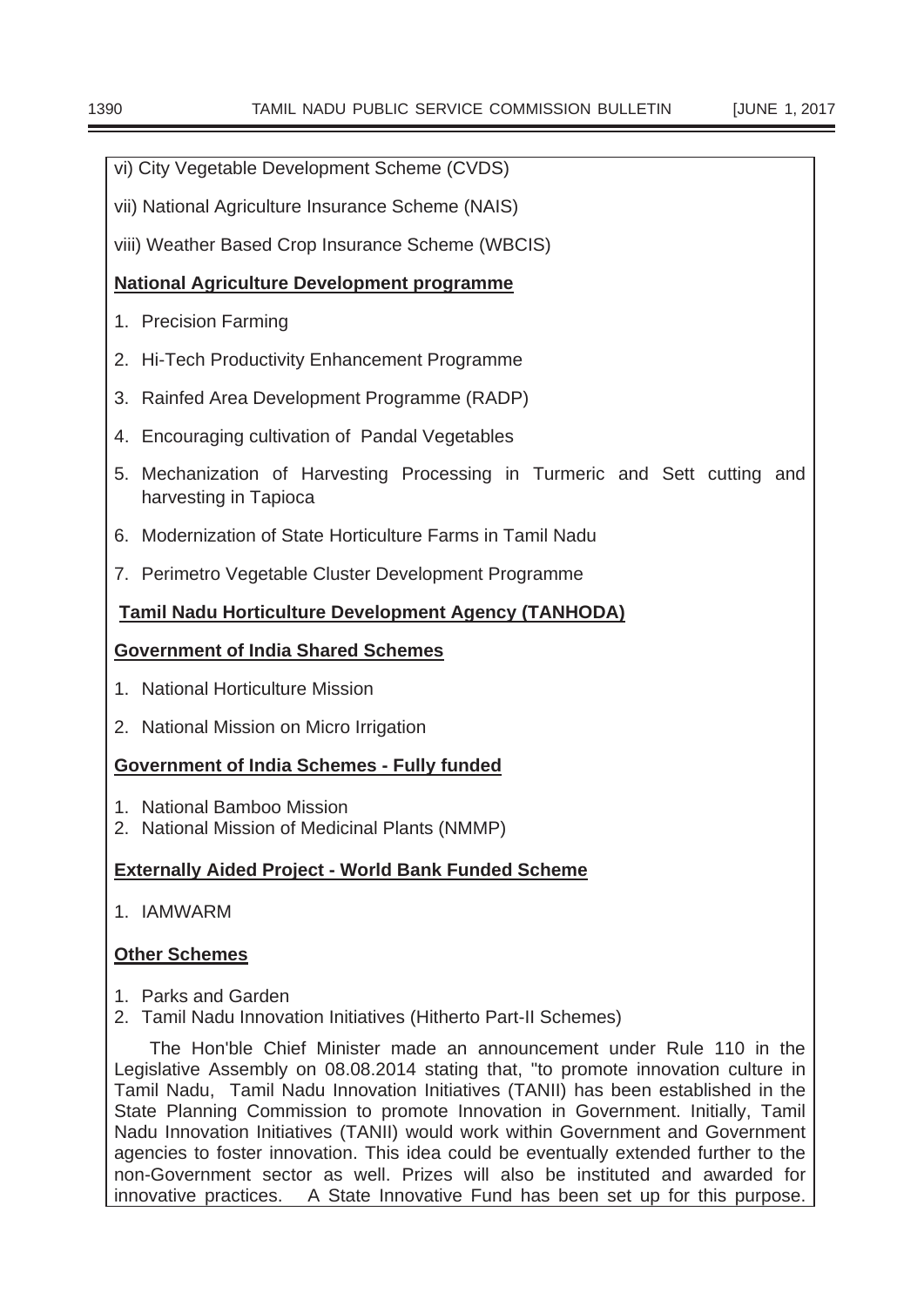vi) City Vegetable Development Scheme (CVDS)

vii) National Agriculture Insurance Scheme (NAIS)

viii) Weather Based Crop Insurance Scheme (WBCIS)

**National Agriculture Development programme**

1. Precision Farming
2. Hi-Tech Productivity Enhancement Programme
3. Rainfed Area Development Programme (RADP)
4. Encouraging cultivation of Pandal Vegetables
5. Mechanization of Harvesting Processing in Turmeric and Sett cutting and harvesting in Tapioca
6. Modernization of State Horticulture Farms in Tamil Nadu
7. Perimetro Vegetable Cluster Development Programme

**Tamil Nadu Horticulture Development Agency (TANHODA)**

**Government of India Shared Schemes**

1. National Horticulture Mission
2. National Mission on Micro Irrigation

**Government of India Schemes - Fully funded**

1. National Bamboo Mission
2. National Mission of Medicinal Plants (NMMP)

**Externally Aided Project - World Bank Funded Scheme**

1. IAMWARM

**Other Schemes**

1. Parks and Garden
2. Tamil Nadu Innovation Initiatives (Hitherto Part-II Schemes)

The Hon'ble Chief Minister made an announcement under Rule 110 in the Legislative Assembly on 08.08.2014 stating that, "to promote innovation culture in Tamil Nadu, Tamil Nadu Innovation Initiatives (TANII) has been established in the State Planning Commission to promote Innovation in Government. Initially, Tamil Nadu Innovation Initiatives (TANII) would work within Government and Government agencies to foster innovation. This idea could be eventually extended further to the non-Government sector as well. Prizes will also be instituted and awarded for innovative practices. A State Innovative Fund has been set up for this purpose.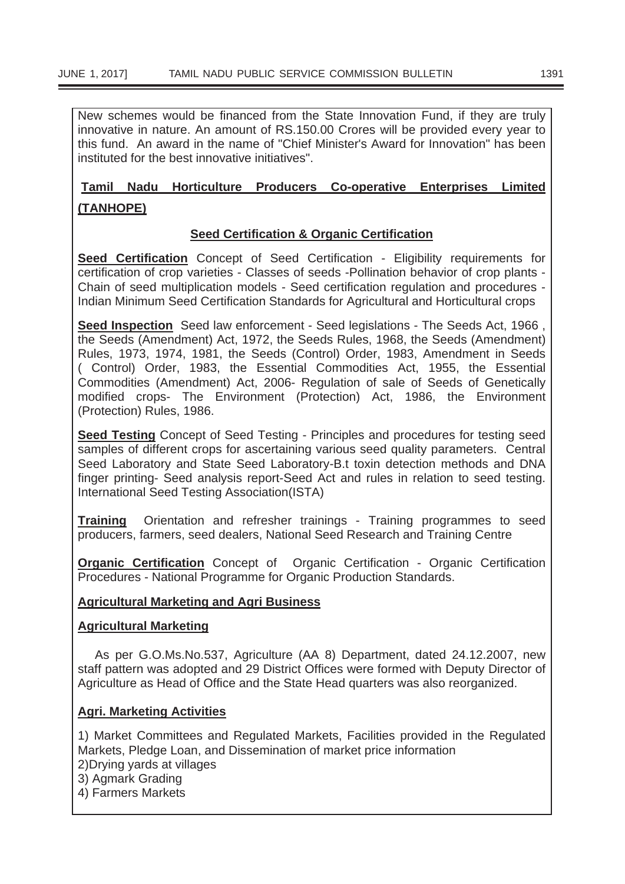New schemes would be financed from the State Innovation Fund, if they are truly innovative in nature. An amount of RS.150.00 Crores will be provided every year to this fund. An award in the name of "Chief Minister's Award for Innovation" has been instituted for the best innovative initiatives".

**Tamil Nadu Horticulture Producers Co-operative Enterprises Limited (TANHOPE)**

**Seed Certification & Organic Certification**

**Seed Certification** Concept of Seed Certification - Eligibility requirements for certification of crop varieties - Classes of seeds -Pollination behavior of crop plants - Chain of seed multiplication models - Seed certification regulation and procedures - Indian Minimum Seed Certification Standards for Agricultural and Horticultural crops

**Seed Inspection** Seed law enforcement - Seed legislations - The Seeds Act, 1966 , the Seeds (Amendment) Act, 1972, the Seeds Rules, 1968, the Seeds (Amendment) Rules, 1973, 1974, 1981, the Seeds (Control) Order, 1983, Amendment in Seeds ( Control) Order, 1983, the Essential Commodities Act, 1955, the Essential Commodities (Amendment) Act, 2006- Regulation of sale of Seeds of Genetically modified crops- The Environment (Protection) Act, 1986, the Environment (Protection) Rules, 1986.

**Seed Testing** Concept of Seed Testing - Principles and procedures for testing seed samples of different crops for ascertaining various seed quality parameters. Central Seed Laboratory and State Seed Laboratory-B.t toxin detection methods and DNA finger printing- Seed analysis report-Seed Act and rules in relation to seed testing. International Seed Testing Association(ISTA)

**Training** Orientation and refresher trainings - Training programmes to seed producers, farmers, seed dealers, National Seed Research and Training Centre

**Organic Certification** Concept of Organic Certification - Organic Certification Procedures - National Programme for Organic Production Standards.

**Agricultural Marketing and Agri Business**

**Agricultural Marketing**

As per G.O.Ms.No.537, Agriculture (AA 8) Department, dated 24.12.2007, new staff pattern was adopted and 29 District Offices were formed with Deputy Director of Agriculture as Head of Office and the State Head quarters was also reorganized.

**Agri. Marketing Activities**

1) Market Committees and Regulated Markets, Facilities provided in the Regulated Markets, Pledge Loan, and Dissemination of market price information
2)Drying yards at villages
3) Agmark Grading
4) Farmers Markets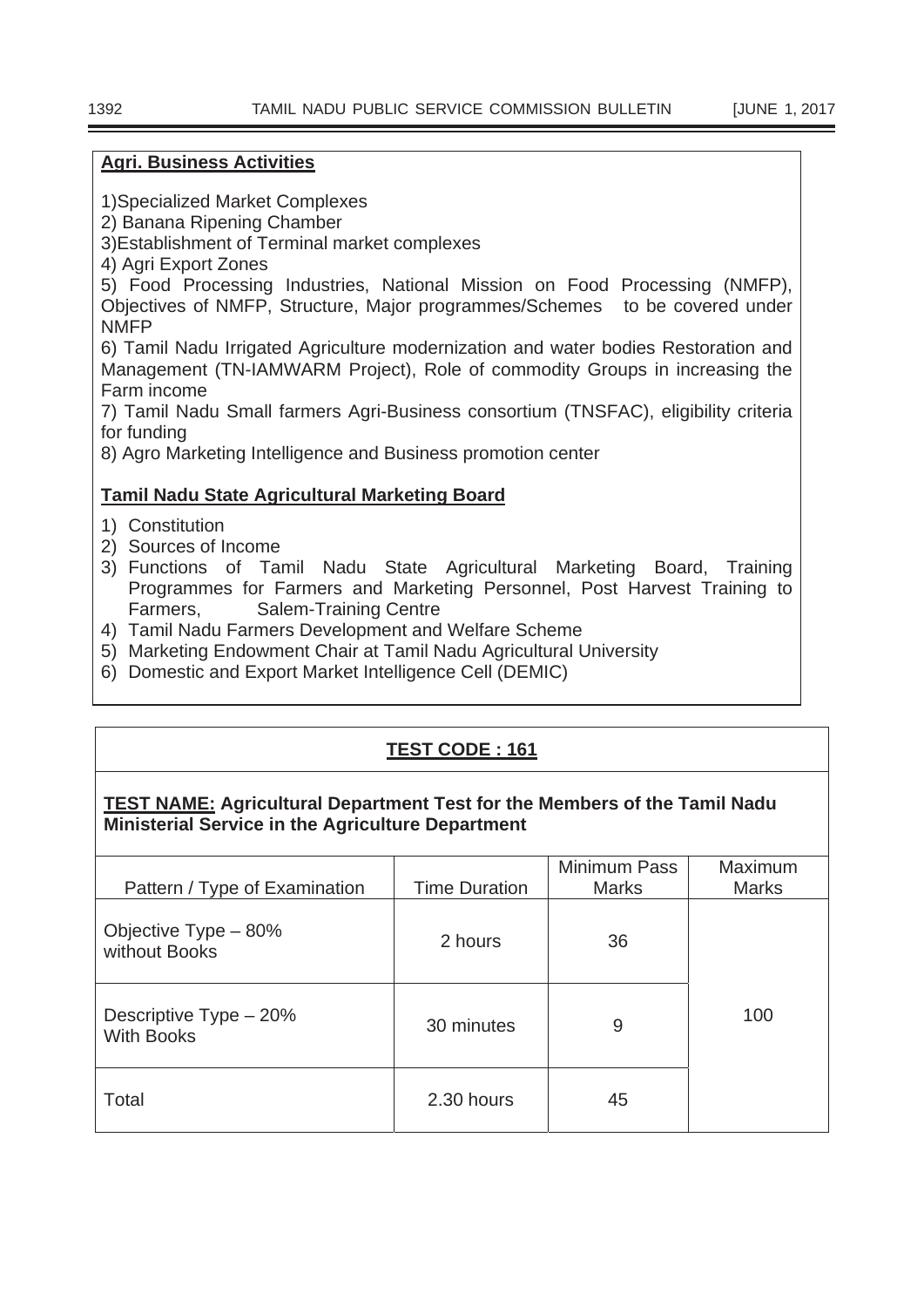**Agri. Business Activities**

1)Specialized Market Complexes
2) Banana Ripening Chamber
3)Establishment of Terminal market complexes
4) Agri Export Zones
5) Food Processing Industries, National Mission on Food Processing (NMFP), Objectives of NMFP, Structure, Major programmes/Schemes to be covered under NMFP
6) Tamil Nadu Irrigated Agriculture modernization and water bodies Restoration and Management (TN-IAMWARM Project), Role of commodity Groups in increasing the Farm income
7) Tamil Nadu Small farmers Agri-Business consortium (TNSFAC), eligibility criteria for funding
8) Agro Marketing Intelligence and Business promotion center

**Tamil Nadu State Agricultural Marketing Board**

1) Constitution
2) Sources of Income
3) Functions of Tamil Nadu State Agricultural Marketing Board, Training Programmes for Farmers and Marketing Personnel, Post Harvest Training to Farmers, Salem-Training Centre
4) Tamil Nadu Farmers Development and Welfare Scheme
5) Marketing Endowment Chair at Tamil Nadu Agricultural University
6) Domestic and Export Market Intelligence Cell (DEMIC)

**TEST CODE : 161**

**TEST NAME: Agricultural Department Test for the Members of the Tamil Nadu Ministerial Service in the Agriculture Department**

| Pattern / Type of Examination | Time Duration | Minimum Pass Marks | Maximum Marks |
|---|---|---|---|
| Objective Type – 80% without Books | 2 hours | 36 | 100 |
| Descriptive Type – 20% With Books | 30 minutes | 9 | |
| Total | 2.30 hours | 45 | |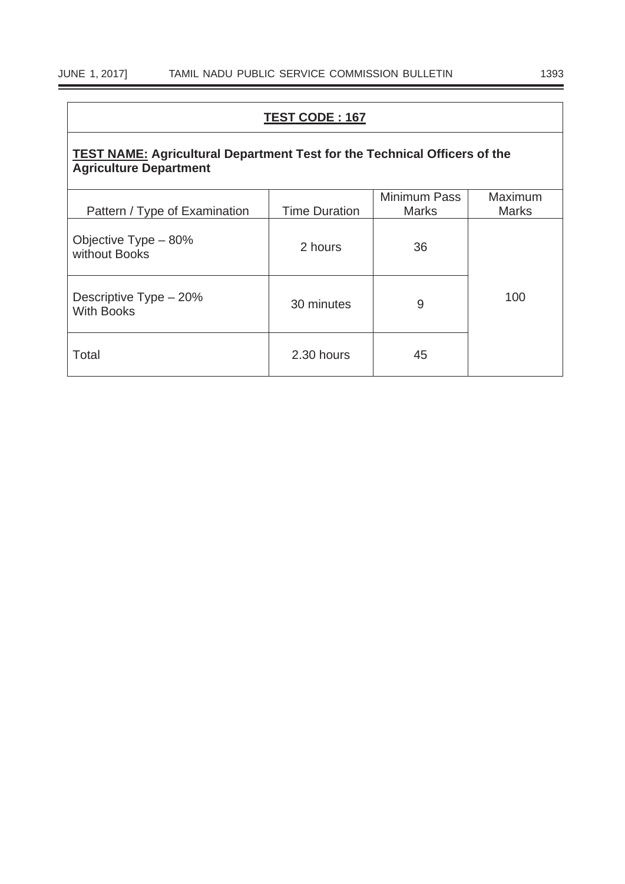**TEST CODE : 167**

**TEST NAME: Agricultural Department Test for the Technical Officers of the Agriculture Department**

| Pattern / Type of Examination | Time Duration | Minimum Pass Marks | Maximum Marks |
|---|---|---|---|
| Objective Type – 80% without Books | 2 hours | 36 | 100 |
| Descriptive Type – 20% With Books | 30 minutes | 9 | |
| Total | 2.30 hours | 45 | |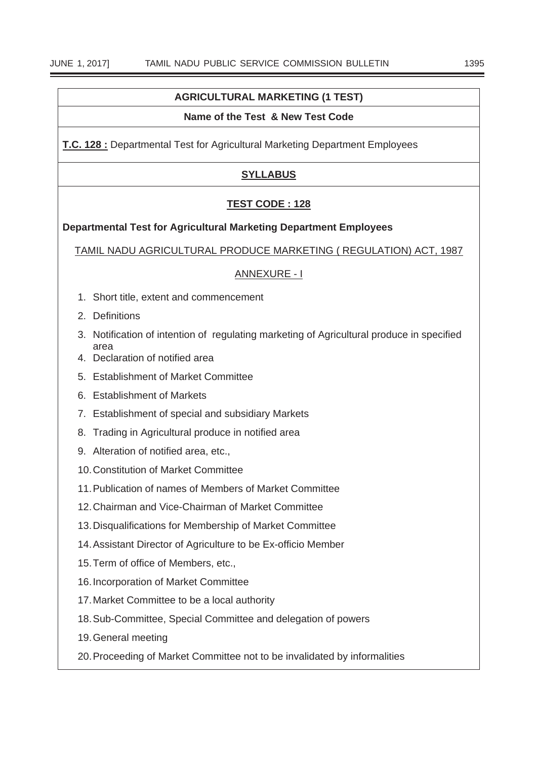**AGRICULTURAL MARKETING (1 TEST)**

**Name of the Test & New Test Code**

**T.C. 128 :** Departmental Test for Agricultural Marketing Department Employees

**SYLLABUS**

**TEST CODE : 128**

**Departmental Test for Agricultural Marketing Department Employees**

TAMIL NADU AGRICULTURAL PRODUCE MARKETING ( REGULATION) ACT, 1987

ANNEXURE - I

1. Short title, extent and commencement
2. Definitions
3. Notification of intention of regulating marketing of Agricultural produce in specified area
4. Declaration of notified area
5. Establishment of Market Committee
6. Establishment of Markets
7. Establishment of special and subsidiary Markets
8. Trading in Agricultural produce in notified area
9. Alteration of notified area, etc.,
10. Constitution of Market Committee
11. Publication of names of Members of Market Committee
12. Chairman and Vice-Chairman of Market Committee
13. Disqualifications for Membership of Market Committee
14. Assistant Director of Agriculture to be Ex-officio Member
15. Term of office of Members, etc.,
16. Incorporation of Market Committee
17. Market Committee to be a local authority
18. Sub-Committee, Special Committee and delegation of powers
19. General meeting
20. Proceeding of Market Committee not to be invalidated by informalities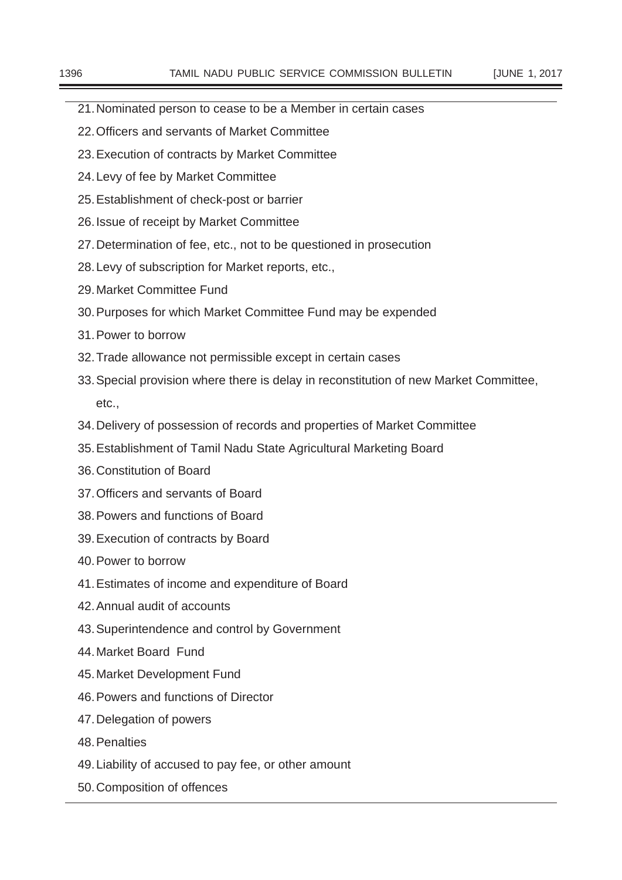21. Nominated person to cease to be a Member in certain cases
22. Officers and servants of Market Committee
23. Execution of contracts by Market Committee
24. Levy of fee by Market Committee
25. Establishment of check-post or barrier
26. Issue of receipt by Market Committee
27. Determination of fee, etc., not to be questioned in prosecution
28. Levy of subscription for Market reports, etc.,
29. Market Committee Fund
30. Purposes for which Market Committee Fund may be expended
31. Power to borrow
32. Trade allowance not permissible except in certain cases
33. Special provision where there is delay in reconstitution of new Market Committee, etc.,
34. Delivery of possession of records and properties of Market Committee
35. Establishment of Tamil Nadu State Agricultural Marketing Board
36. Constitution of Board
37. Officers and servants of Board
38. Powers and functions of Board
39. Execution of contracts by Board
40. Power to borrow
41. Estimates of income and expenditure of Board
42. Annual audit of accounts
43. Superintendence and control by Government
44. Market Board Fund
45. Market Development Fund
46. Powers and functions of Director
47. Delegation of powers
48. Penalties
49. Liability of accused to pay fee, or other amount
50. Composition of offences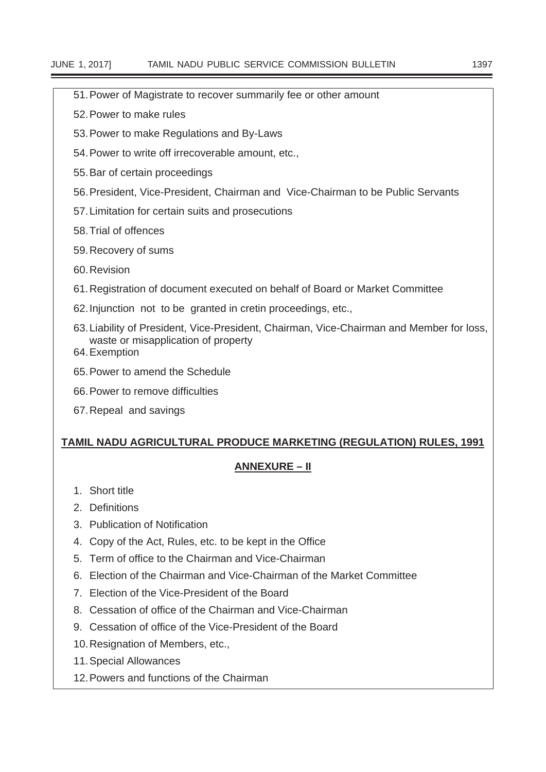51. Power of Magistrate to recover summarily fee or other amount

52. Power to make rules

53. Power to make Regulations and By-Laws

54. Power to write off irrecoverable amount, etc.,

55. Bar of certain proceedings

56. President, Vice-President, Chairman and Vice-Chairman to be Public Servants

57. Limitation for certain suits and prosecutions

58. Trial of offences

59. Recovery of sums

60. Revision

61. Registration of document executed on behalf of Board or Market Committee

62. Injunction not to be granted in cretin proceedings, etc.,

63. Liability of President, Vice-President, Chairman, Vice-Chairman and Member for loss, waste or misapplication of property

64. Exemption

65. Power to amend the Schedule

66. Power to remove difficulties

67. Repeal and savings

**<u>TAMIL NADU AGRICULTURAL PRODUCE MARKETING (REGULATION) RULES, 1991</u>**

**<u>ANNEXURE – II</u>**

1. Short title
2. Definitions
3. Publication of Notification
4. Copy of the Act, Rules, etc. to be kept in the Office
5. Term of office to the Chairman and Vice-Chairman
6. Election of the Chairman and Vice-Chairman of the Market Committee
7. Election of the Vice-President of the Board
8. Cessation of office of the Chairman and Vice-Chairman
9. Cessation of office of the Vice-President of the Board
10. Resignation of Members, etc.,
11. Special Allowances
12. Powers and functions of the Chairman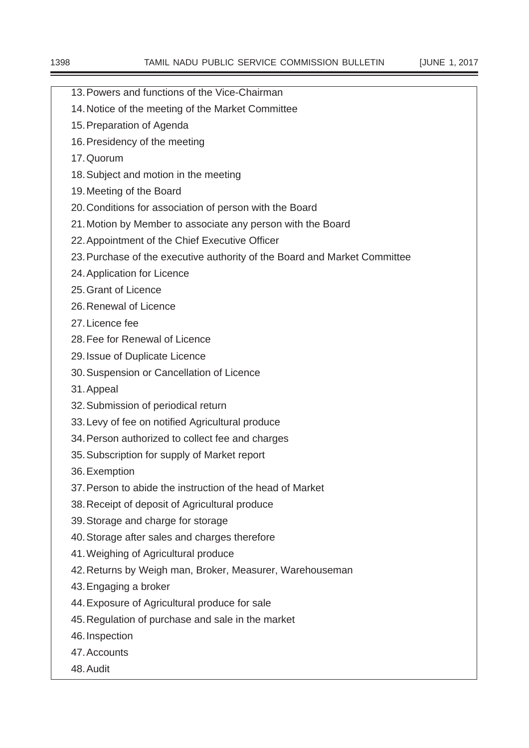13. Powers and functions of the Vice-Chairman
14. Notice of the meeting of the Market Committee
15. Preparation of Agenda
16. Presidency of the meeting
17. Quorum
18. Subject and motion in the meeting
19. Meeting of the Board
20. Conditions for association of person with the Board
21. Motion by Member to associate any person with the Board
22. Appointment of the Chief Executive Officer
23. Purchase of the executive authority of the Board and Market Committee
24. Application for Licence
25. Grant of Licence
26. Renewal of Licence
27. Licence fee
28. Fee for Renewal of Licence
29. Issue of Duplicate Licence
30. Suspension or Cancellation of Licence
31. Appeal
32. Submission of periodical return
33. Levy of fee on notified Agricultural produce
34. Person authorized to collect fee and charges
35. Subscription for supply of Market report
36. Exemption
37. Person to abide the instruction of the head of Market
38. Receipt of deposit of Agricultural produce
39. Storage and charge for storage
40. Storage after sales and charges therefore
41. Weighing of Agricultural produce
42. Returns by Weigh man, Broker, Measurer, Warehouseman
43. Engaging a broker
44. Exposure of Agricultural produce for sale
45. Regulation of purchase and sale in the market
46. Inspection
47. Accounts
48. Audit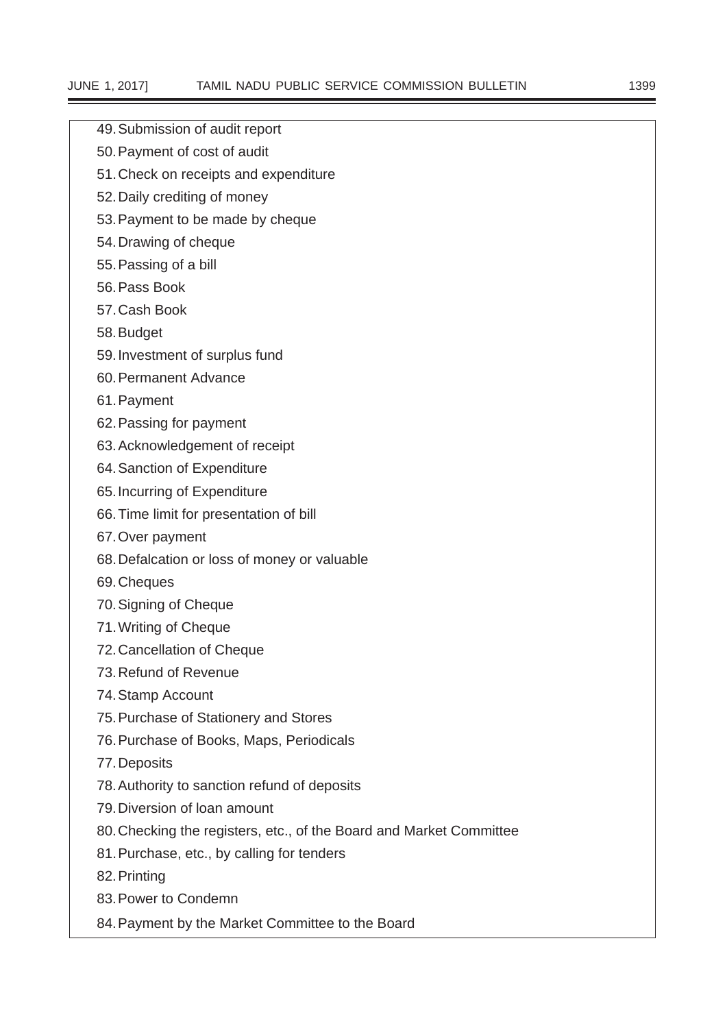49. Submission of audit report
50. Payment of cost of audit
51. Check on receipts and expenditure
52. Daily crediting of money
53. Payment to be made by cheque
54. Drawing of cheque
55. Passing of a bill
56. Pass Book
57. Cash Book
58. Budget
59. Investment of surplus fund
60. Permanent Advance
61. Payment
62. Passing for payment
63. Acknowledgement of receipt
64. Sanction of Expenditure
65. Incurring of Expenditure
66. Time limit for presentation of bill
67. Over payment
68. Defalcation or loss of money or valuable
69. Cheques
70. Signing of Cheque
71. Writing of Cheque
72. Cancellation of Cheque
73. Refund of Revenue
74. Stamp Account
75. Purchase of Stationery and Stores
76. Purchase of Books, Maps, Periodicals
77. Deposits
78. Authority to sanction refund of deposits
79. Diversion of loan amount
80. Checking the registers, etc., of the Board and Market Committee
81. Purchase, etc., by calling for tenders
82. Printing
83. Power to Condemn
84. Payment by the Market Committee to the Board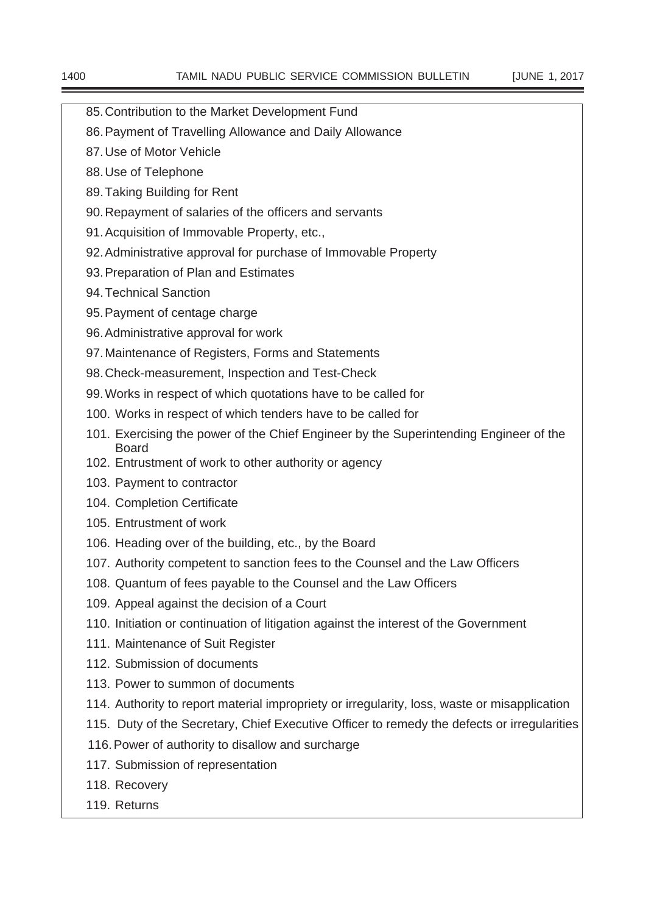85. Contribution to the Market Development Fund
86. Payment of Travelling Allowance and Daily Allowance
87. Use of Motor Vehicle
88. Use of Telephone
89. Taking Building for Rent
90. Repayment of salaries of the officers and servants
91. Acquisition of Immovable Property, etc.,
92. Administrative approval for purchase of Immovable Property
93. Preparation of Plan and Estimates
94. Technical Sanction
95. Payment of centage charge
96. Administrative approval for work
97. Maintenance of Registers, Forms and Statements
98. Check-measurement, Inspection and Test-Check
99. Works in respect of which quotations have to be called for
100. Works in respect of which tenders have to be called for
101. Exercising the power of the Chief Engineer by the Superintending Engineer of the Board
102. Entrustment of work to other authority or agency
103. Payment to contractor
104. Completion Certificate
105. Entrustment of work
106. Heading over of the building, etc., by the Board
107. Authority competent to sanction fees to the Counsel and the Law Officers
108. Quantum of fees payable to the Counsel and the Law Officers
109. Appeal against the decision of a Court
110. Initiation or continuation of litigation against the interest of the Government
111. Maintenance of Suit Register
112. Submission of documents
113. Power to summon of documents
114. Authority to report material impropriety or irregularity, loss, waste or misapplication
115. Duty of the Secretary, Chief Executive Officer to remedy the defects or irregularities
116. Power of authority to disallow and surcharge
117. Submission of representation
118. Recovery
119. Returns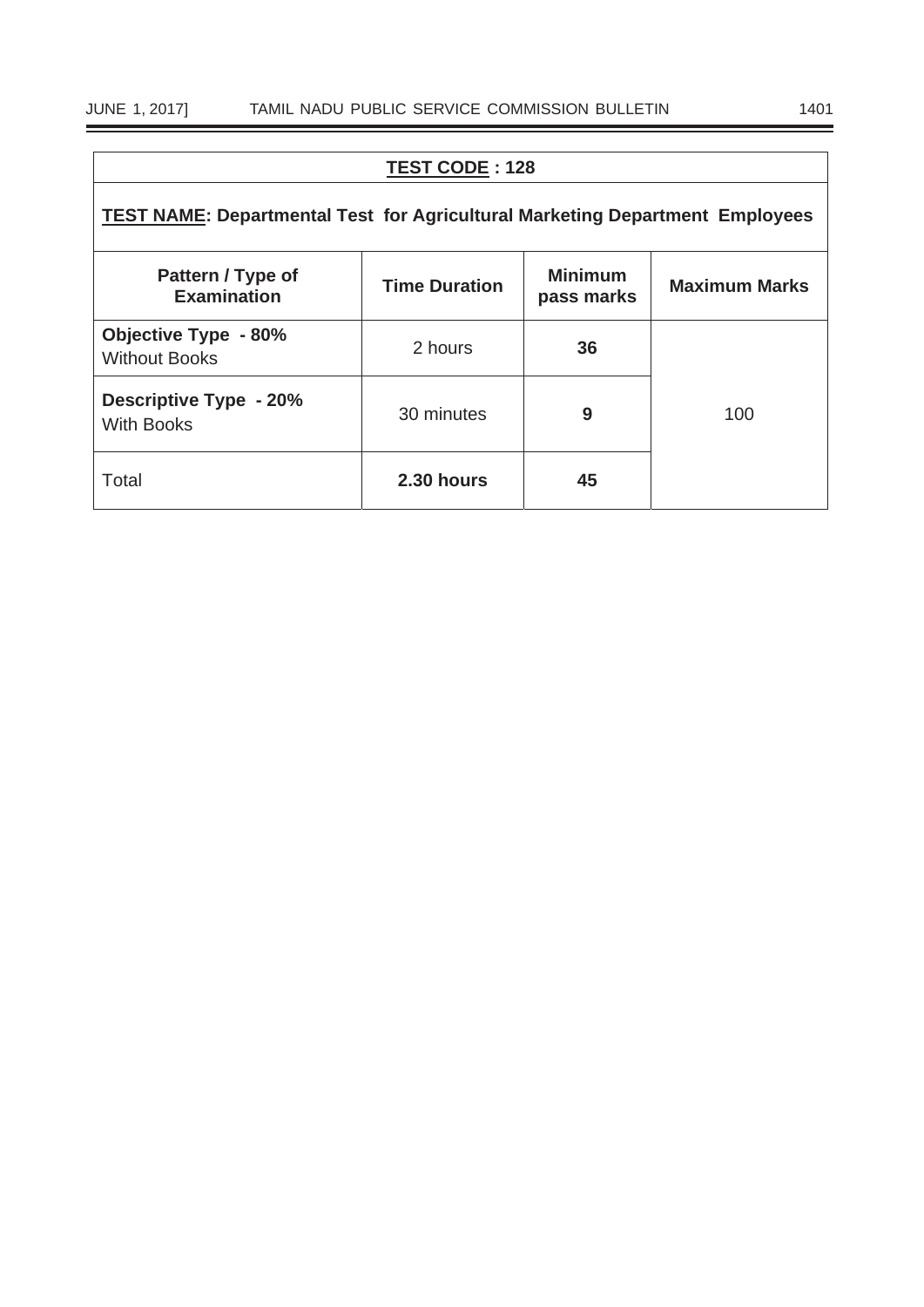| **TEST CODE : 128** | | | |
|---|---|---|---|
| **TEST NAME: Departmental Test for Agricultural Marketing Department Employees** | | | |
| **Pattern / Type of Examination** | **Time Duration** | **Minimum pass marks** | **Maximum Marks** |
| **Objective Type - 80%** Without Books | 2 hours | **36** | 100 |
| **Descriptive Type - 20%** With Books | 30 minutes | **9** | |
| Total | **2.30 hours** | **45** | |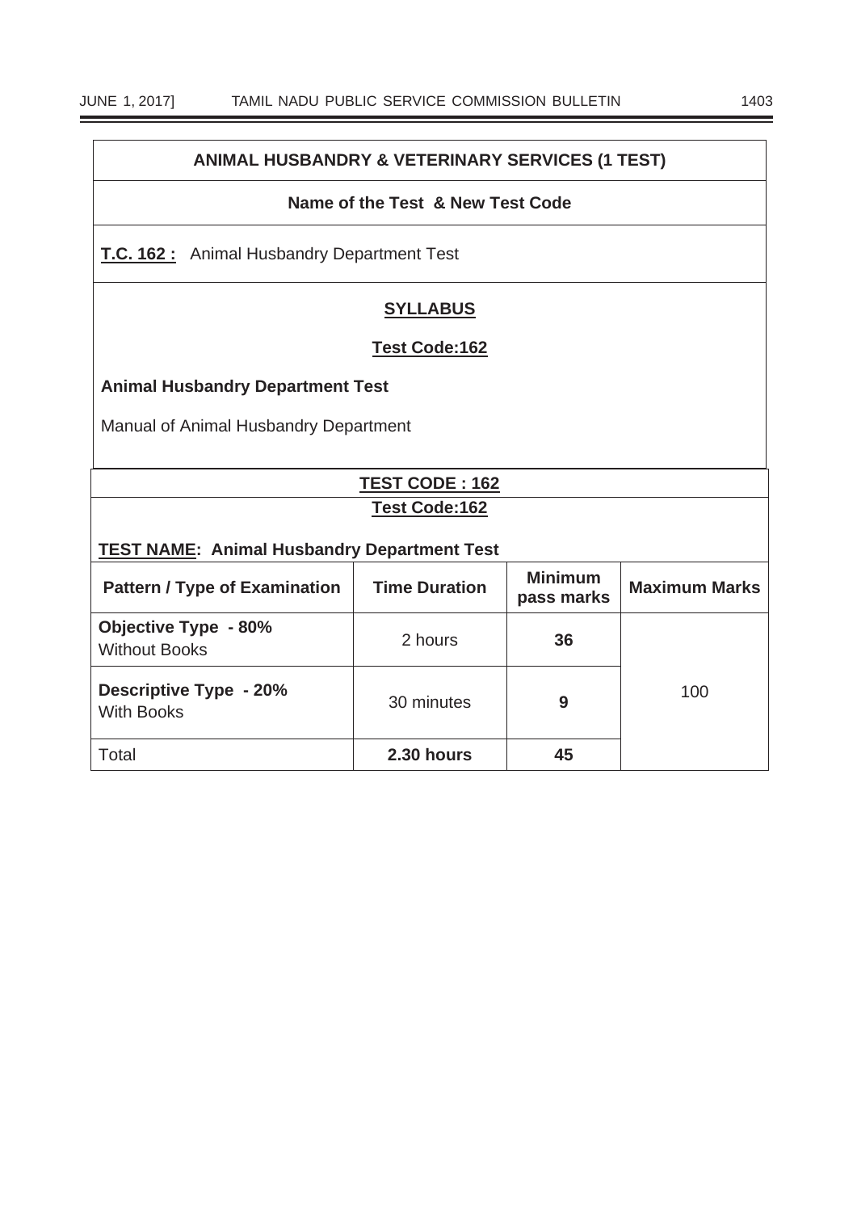## ANIMAL HUSBANDRY & VETERINARY SERVICES (1 TEST)

**Name of the Test & New Test Code**

**T.C. 162 :** Animal Husbandry Department Test

**SYLLABUS**

**Test Code:162**

**Animal Husbandry Department Test**

Manual of Animal Husbandry Department

**TEST CODE : 162**

**Test Code:162**

**TEST NAME: Animal Husbandry Department Test**

| Pattern / Type of Examination | Time Duration | Minimum pass marks | Maximum Marks |
|---|---|---|---|
| **Objective Type - 80%** Without Books | 2 hours | **36** | 100 |
| **Descriptive Type - 20%** With Books | 30 minutes | **9** | |
| Total | **2.30 hours** | **45** | |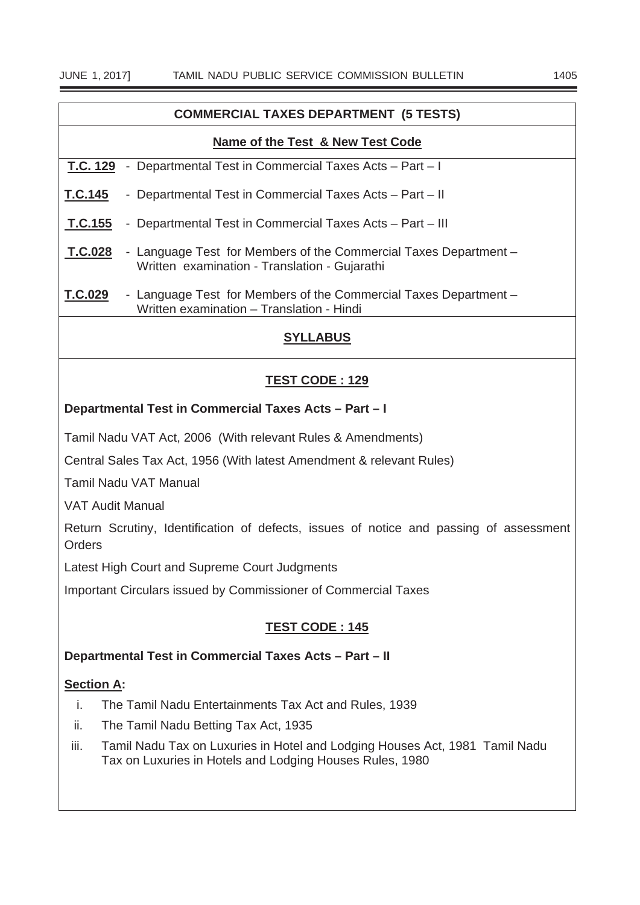## COMMERCIAL TAXES DEPARTMENT (5 TESTS)

**Name of the Test & New Test Code**

**T.C. 129** - Departmental Test in Commercial Taxes Acts – Part – I

**T.C.145** - Departmental Test in Commercial Taxes Acts – Part – II

**T.C.155** - Departmental Test in Commercial Taxes Acts – Part – III

**T.C.028** - Language Test for Members of the Commercial Taxes Department – Written examination - Translation - Gujarathi

**T.C.029** - Language Test for Members of the Commercial Taxes Department – Written examination – Translation - Hindi

## SYLLABUS

### TEST CODE : 129

**Departmental Test in Commercial Taxes Acts – Part – I**

Tamil Nadu VAT Act, 2006 (With relevant Rules & Amendments)

Central Sales Tax Act, 1956 (With latest Amendment & relevant Rules)

Tamil Nadu VAT Manual

VAT Audit Manual

Return Scrutiny, Identification of defects, issues of notice and passing of assessment Orders

Latest High Court and Supreme Court Judgments

Important Circulars issued by Commissioner of Commercial Taxes

### TEST CODE : 145

**Departmental Test in Commercial Taxes Acts – Part – II**

**Section A:**

i. The Tamil Nadu Entertainments Tax Act and Rules, 1939

ii. The Tamil Nadu Betting Tax Act, 1935

iii. Tamil Nadu Tax on Luxuries in Hotel and Lodging Houses Act, 1981 Tamil Nadu Tax on Luxuries in Hotels and Lodging Houses Rules, 1980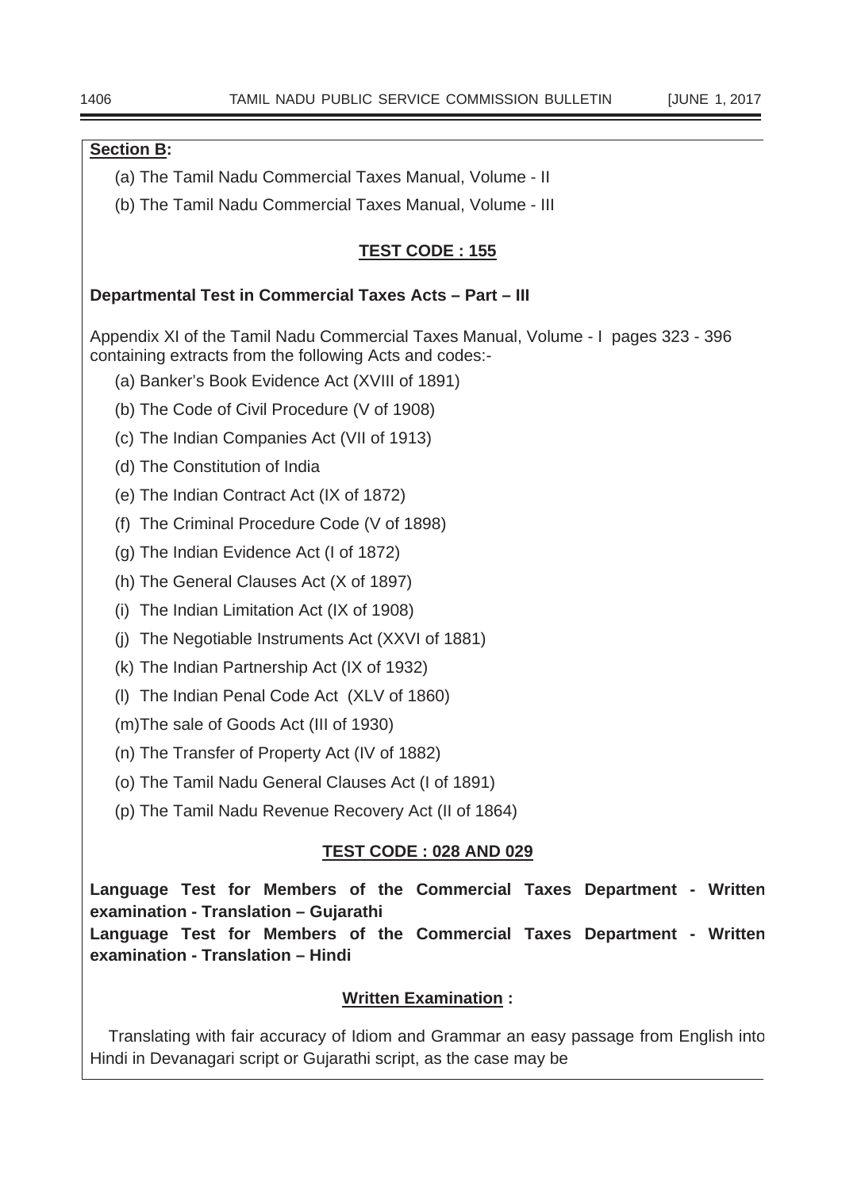**Section B:**

(a) The Tamil Nadu Commercial Taxes Manual, Volume - II

(b) The Tamil Nadu Commercial Taxes Manual, Volume - III

### TEST CODE : 155

**Departmental Test in Commercial Taxes Acts – Part – III**

Appendix XI of the Tamil Nadu Commercial Taxes Manual, Volume - I pages 323 - 396 containing extracts from the following Acts and codes:-

(a) Banker's Book Evidence Act (XVIII of 1891)

(b) The Code of Civil Procedure (V of 1908)

(c) The Indian Companies Act (VII of 1913)

(d) The Constitution of India

(e) The Indian Contract Act (IX of 1872)

(f) The Criminal Procedure Code (V of 1898)

(g) The Indian Evidence Act (I of 1872)

(h) The General Clauses Act (X of 1897)

(i) The Indian Limitation Act (IX of 1908)

(j) The Negotiable Instruments Act (XXVI of 1881)

(k) The Indian Partnership Act (IX of 1932)

(l) The Indian Penal Code Act (XLV of 1860)

(m)The sale of Goods Act (III of 1930)

(n) The Transfer of Property Act (IV of 1882)

(o) The Tamil Nadu General Clauses Act (I of 1891)

(p) The Tamil Nadu Revenue Recovery Act (II of 1864)

### TEST CODE : 028 AND 029

**Language Test for Members of the Commercial Taxes Department - Written examination - Translation – Gujarathi**

**Language Test for Members of the Commercial Taxes Department - Written examination - Translation – Hindi**

**Written Examination :**

Translating with fair accuracy of Idiom and Grammar an easy passage from English into Hindi in Devanagari script or Gujarathi script, as the case may be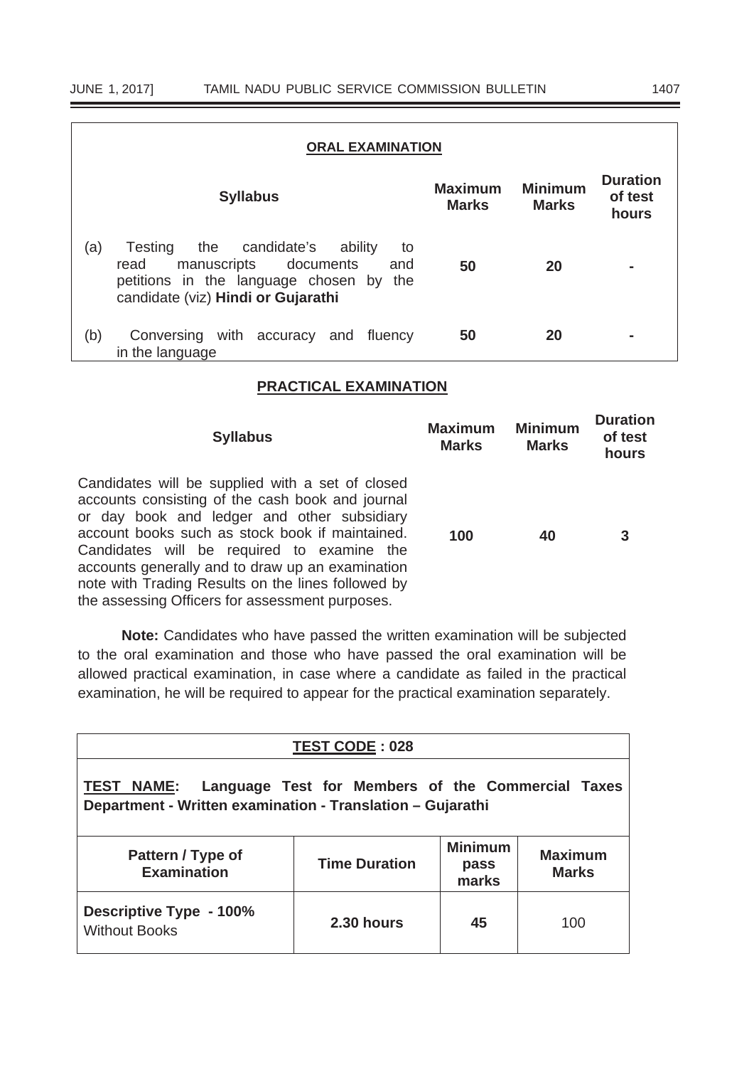## ORAL EXAMINATION

| | Syllabus | Maximum Marks | Minimum Marks | Duration of test hours |
|---|---|---|---|---|
| (a) | Testing the candidate's ability to read manuscripts documents and petitions in the language chosen by the candidate (viz) **Hindi or Gujarathi** | **50** | **20** | **-** |
| (b) | Conversing with accuracy and fluency in the language | **50** | **20** | **-** |

## PRACTICAL EXAMINATION

| Syllabus | Maximum Marks | Minimum Marks | Duration of test hours |
|---|---|---|---|
| Candidates will be supplied with a set of closed accounts consisting of the cash book and journal or day book and ledger and other subsidiary account books such as stock book if maintained. Candidates will be required to examine the accounts generally and to draw up an examination note with Trading Results on the lines followed by the assessing Officers for assessment purposes. | **100** | **40** | **3** |

**Note:** Candidates who have passed the written examination will be subjected to the oral examination and those who have passed the oral examination will be allowed practical examination, in case where a candidate as failed in the practical examination, he will be required to appear for the practical examination separately.

**TEST CODE : 028**

**TEST NAME: Language Test for Members of the Commercial Taxes Department - Written examination - Translation – Gujarathi**

| Pattern / Type of Examination | Time Duration | Minimum pass marks | Maximum Marks |
|---|---|---|---|
| **Descriptive Type - 100%** Without Books | **2.30 hours** | **45** | 100 |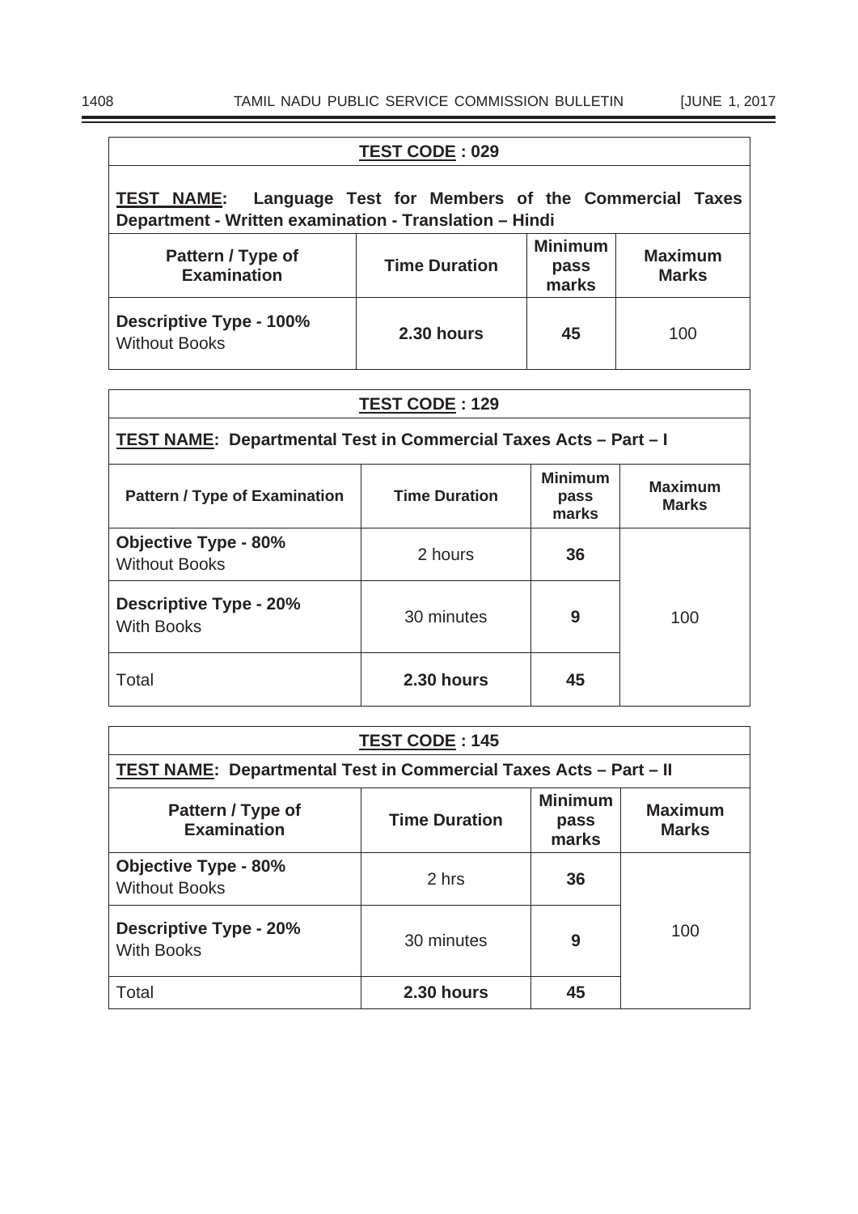| **TEST CODE : 029** | | | |
|---|---|---|---|
| **TEST NAME: Language Test for Members of the Commercial Taxes Department - Written examination - Translation – Hindi** | | | |
| **Pattern / Type of Examination** | **Time Duration** | **Minimum pass marks** | **Maximum Marks** |
| **Descriptive Type - 100%** Without Books | **2.30 hours** | **45** | 100 |

| **TEST CODE : 129** | | | |
|---|---|---|---|
| **TEST NAME: Departmental Test in Commercial Taxes Acts – Part – I** | | | |
| **Pattern / Type of Examination** | **Time Duration** | **Minimum pass marks** | **Maximum Marks** |
| **Objective Type - 80%** Without Books | 2 hours | **36** | 100 |
| **Descriptive Type - 20%** With Books | 30 minutes | **9** | |
| Total | **2.30 hours** | **45** | |

| **TEST CODE : 145** | | | |
|---|---|---|---|
| **TEST NAME: Departmental Test in Commercial Taxes Acts – Part – II** | | | |
| **Pattern / Type of Examination** | **Time Duration** | **Minimum pass marks** | **Maximum Marks** |
| **Objective Type - 80%** Without Books | 2 hrs | **36** | 100 |
| **Descriptive Type - 20%** With Books | 30 minutes | **9** | |
| Total | **2.30 hours** | **45** | |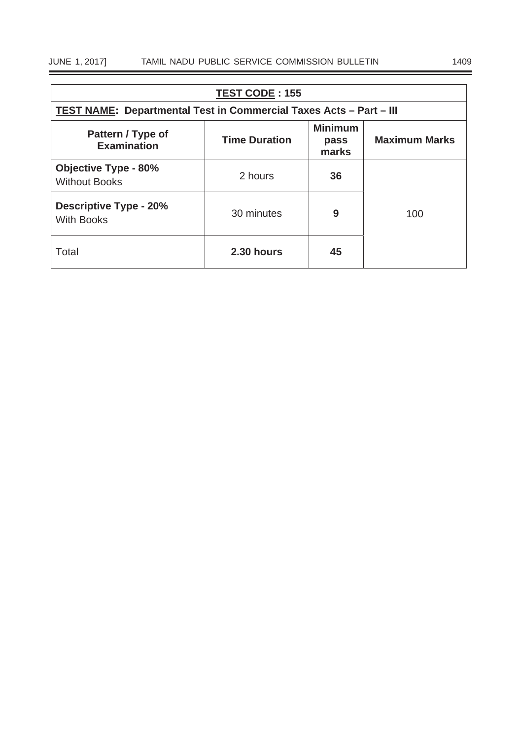| **TEST CODE : 155** | | | |
|---|---|---|---|
| **TEST NAME: Departmental Test in Commercial Taxes Acts – Part – III** | | | |
| **Pattern / Type of Examination** | **Time Duration** | **Minimum pass marks** | **Maximum Marks** |
| **Objective Type - 80%** Without Books | 2 hours | **36** | 100 |
| **Descriptive Type - 20%** With Books | 30 minutes | **9** | |
| Total | **2.30 hours** | **45** | |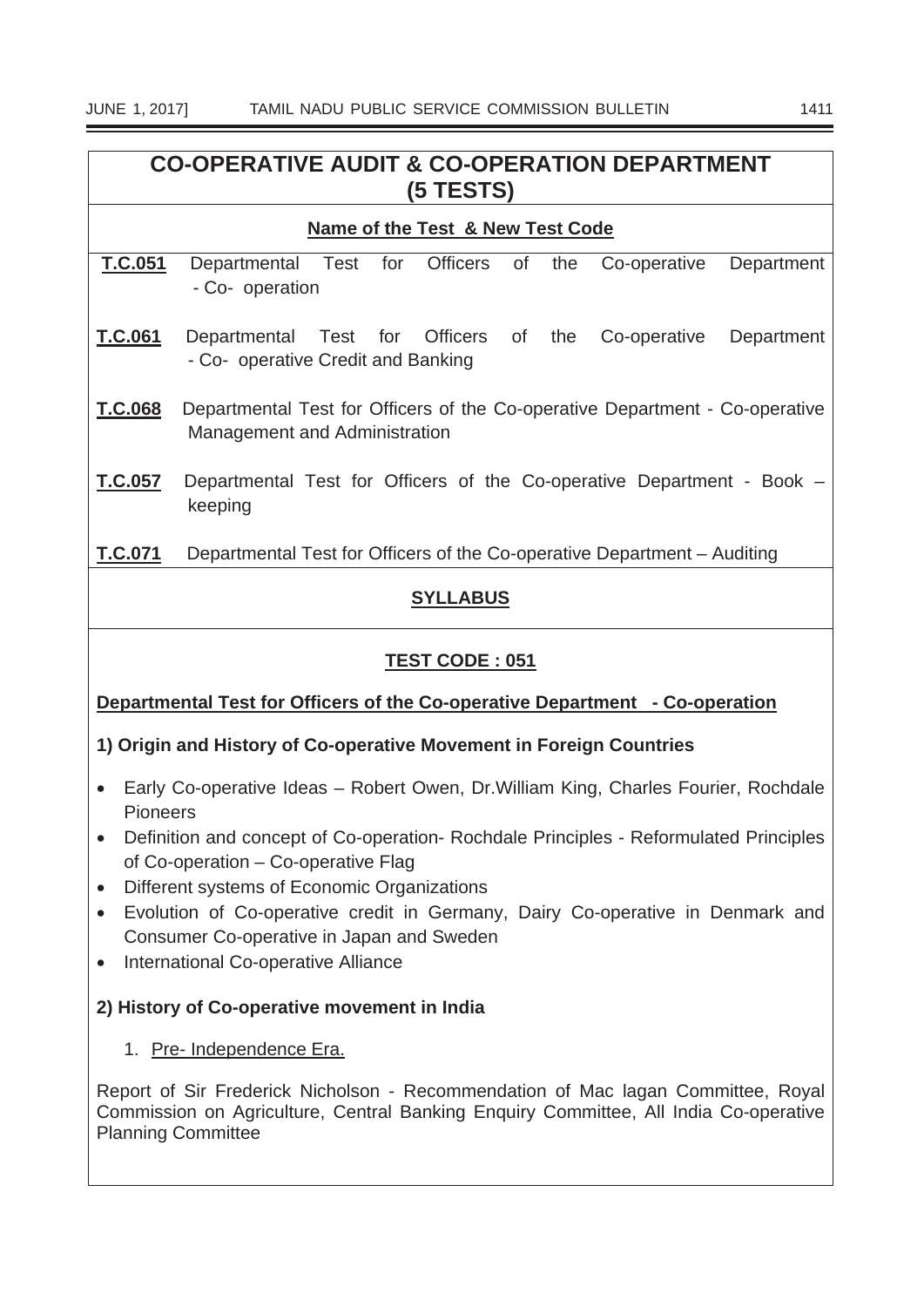## CO-OPERATIVE AUDIT & CO-OPERATION DEPARTMENT (5 TESTS)

**Name of the Test & New Test Code**

**T.C.051** Departmental Test for Officers of the Co-operative Department - Co- operation

**T.C.061** Departmental Test for Officers of the Co-operative Department - Co- operative Credit and Banking

**T.C.068** Departmental Test for Officers of the Co-operative Department - Co-operative Management and Administration

**T.C.057** Departmental Test for Officers of the Co-operative Department - Book – keeping

**T.C.071** Departmental Test for Officers of the Co-operative Department – Auditing

### SYLLABUS

### TEST CODE : 051

**Departmental Test for Officers of the Co-operative Department - Co-operation**

**1) Origin and History of Co-operative Movement in Foreign Countries**

- Early Co-operative Ideas – Robert Owen, Dr.William King, Charles Fourier, Rochdale Pioneers
- Definition and concept of Co-operation- Rochdale Principles - Reformulated Principles of Co-operation – Co-operative Flag
- Different systems of Economic Organizations
- Evolution of Co-operative credit in Germany, Dairy Co-operative in Denmark and Consumer Co-operative in Japan and Sweden
- International Co-operative Alliance

**2) History of Co-operative movement in India**

1. Pre- Independence Era.

Report of Sir Frederick Nicholson - Recommendation of Mac lagan Committee, Royal Commission on Agriculture, Central Banking Enquiry Committee, All India Co-operative Planning Committee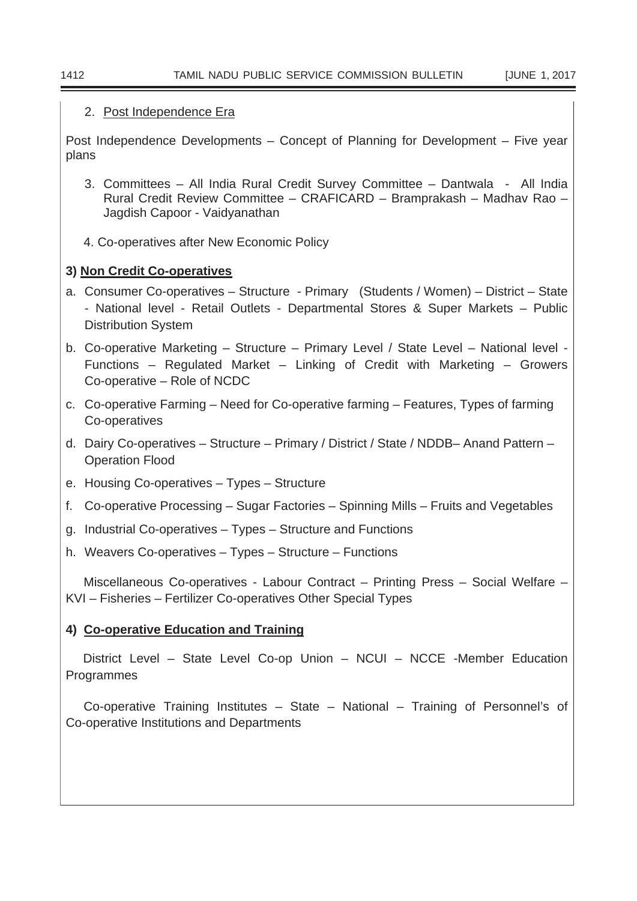2. Post Independence Era

Post Independence Developments – Concept of Planning for Development – Five year plans

3. Committees – All India Rural Credit Survey Committee – Dantwala - All India Rural Credit Review Committee – CRAFICARD – Bramprakash – Madhav Rao – Jagdish Capoor - Vaidyanathan

4. Co-operatives after New Economic Policy

**3) Non Credit Co-operatives**

a. Consumer Co-operatives – Structure - Primary (Students / Women) – District – State - National level - Retail Outlets - Departmental Stores & Super Markets – Public Distribution System

b. Co-operative Marketing – Structure – Primary Level / State Level – National level - Functions – Regulated Market – Linking of Credit with Marketing – Growers Co-operative – Role of NCDC

c. Co-operative Farming – Need for Co-operative farming – Features, Types of farming Co-operatives

d. Dairy Co-operatives – Structure – Primary / District / State / NDDB– Anand Pattern – Operation Flood

e. Housing Co-operatives – Types – Structure

f. Co-operative Processing – Sugar Factories – Spinning Mills – Fruits and Vegetables

g. Industrial Co-operatives – Types – Structure and Functions

h. Weavers Co-operatives – Types – Structure – Functions

Miscellaneous Co-operatives - Labour Contract – Printing Press – Social Welfare – KVI – Fisheries – Fertilizer Co-operatives Other Special Types

**4) Co-operative Education and Training**

District Level – State Level Co-op Union – NCUI – NCCE -Member Education Programmes

Co-operative Training Institutes – State – National – Training of Personnel's of Co-operative Institutions and Departments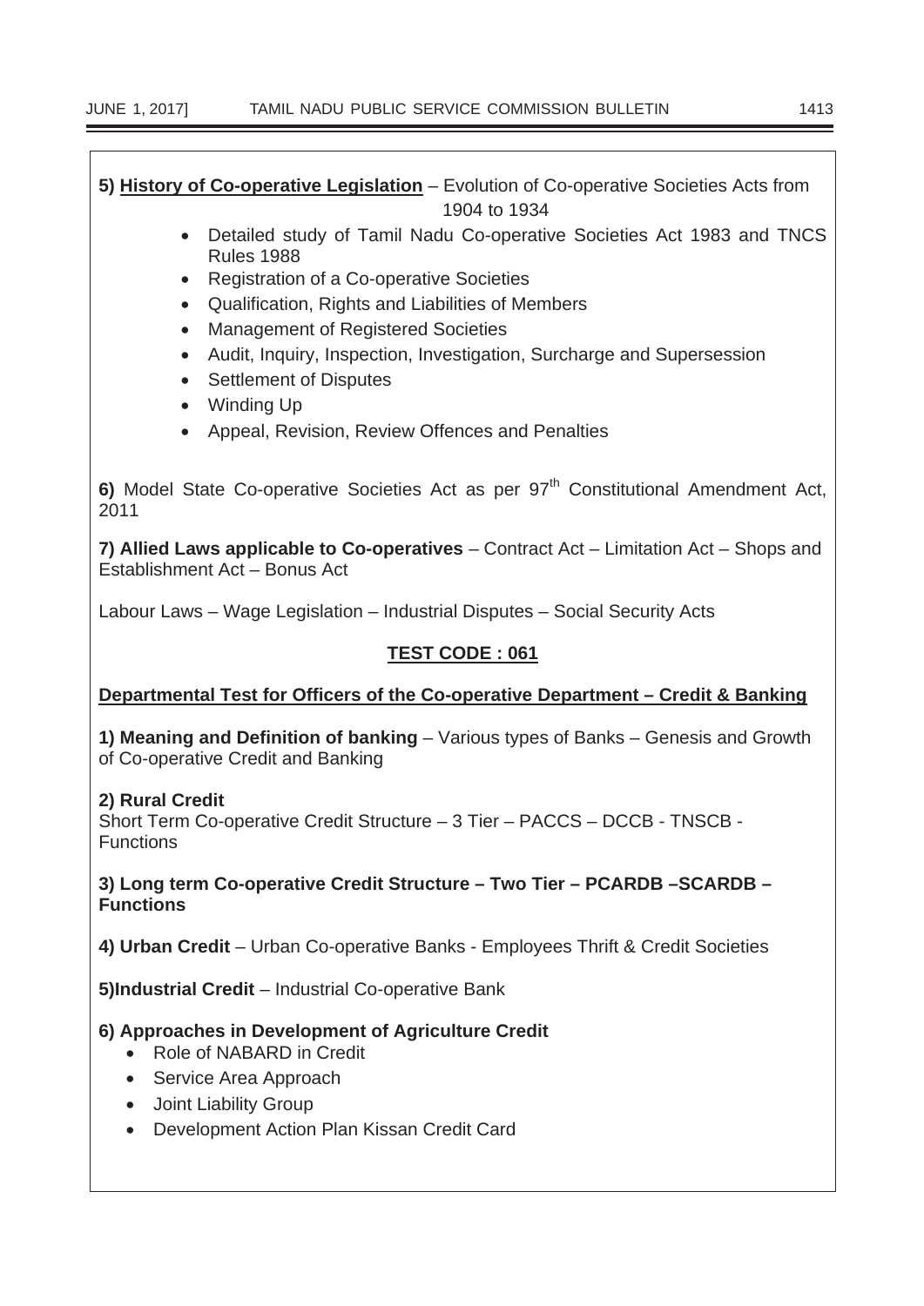**5) History of Co-operative Legislation** – Evolution of Co-operative Societies Acts from 1904 to 1934

- Detailed study of Tamil Nadu Co-operative Societies Act 1983 and TNCS Rules 1988
- Registration of a Co-operative Societies
- Qualification, Rights and Liabilities of Members
- Management of Registered Societies
- Audit, Inquiry, Inspection, Investigation, Surcharge and Supersession
- Settlement of Disputes
- Winding Up
- Appeal, Revision, Review Offences and Penalties

**6)** Model State Co-operative Societies Act as per 97th Constitutional Amendment Act, 2011

**7) Allied Laws applicable to Co-operatives** – Contract Act – Limitation Act – Shops and Establishment Act – Bonus Act

Labour Laws – Wage Legislation – Industrial Disputes – Social Security Acts

## TEST CODE : 061

**Departmental Test for Officers of the Co-operative Department – Credit & Banking**

**1) Meaning and Definition of banking** – Various types of Banks – Genesis and Growth of Co-operative Credit and Banking

**2) Rural Credit**
Short Term Co-operative Credit Structure – 3 Tier – PACCS – DCCB - TNSCB - Functions

**3) Long term Co-operative Credit Structure – Two Tier – PCARDB –SCARDB – Functions**

**4) Urban Credit** – Urban Co-operative Banks - Employees Thrift & Credit Societies

**5)Industrial Credit** – Industrial Co-operative Bank

**6) Approaches in Development of Agriculture Credit**

- Role of NABARD in Credit
- Service Area Approach
- Joint Liability Group
- Development Action Plan Kissan Credit Card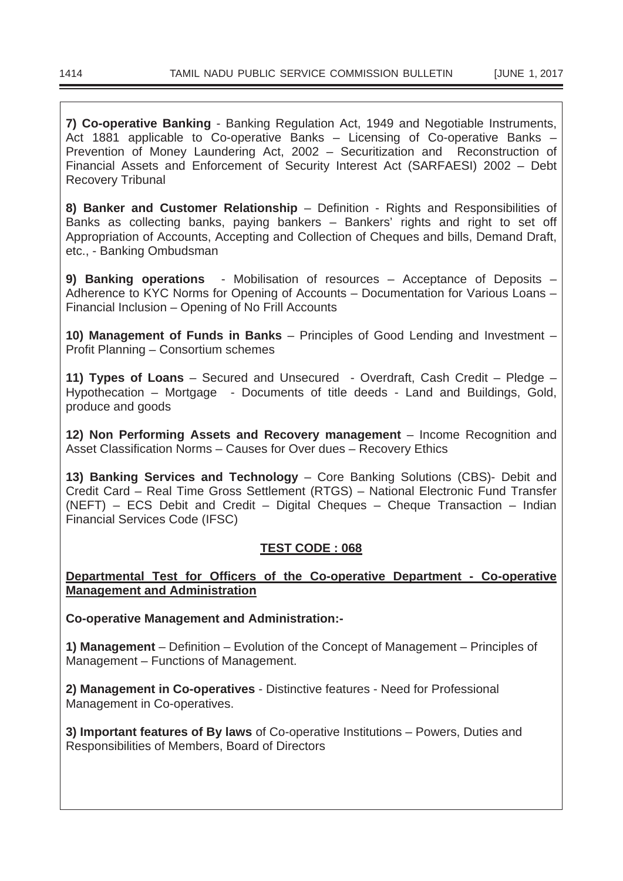**7) Co-operative Banking** - Banking Regulation Act, 1949 and Negotiable Instruments, Act 1881 applicable to Co-operative Banks – Licensing of Co-operative Banks – Prevention of Money Laundering Act, 2002 – Securitization and Reconstruction of Financial Assets and Enforcement of Security Interest Act (SARFAESI) 2002 – Debt Recovery Tribunal

**8) Banker and Customer Relationship** – Definition - Rights and Responsibilities of Banks as collecting banks, paying bankers – Bankers' rights and right to set off Appropriation of Accounts, Accepting and Collection of Cheques and bills, Demand Draft, etc., - Banking Ombudsman

**9) Banking operations** - Mobilisation of resources – Acceptance of Deposits – Adherence to KYC Norms for Opening of Accounts – Documentation for Various Loans – Financial Inclusion – Opening of No Frill Accounts

**10) Management of Funds in Banks** – Principles of Good Lending and Investment – Profit Planning – Consortium schemes

**11) Types of Loans** – Secured and Unsecured - Overdraft, Cash Credit – Pledge – Hypothecation – Mortgage - Documents of title deeds - Land and Buildings, Gold, produce and goods

**12) Non Performing Assets and Recovery management** – Income Recognition and Asset Classification Norms – Causes for Over dues – Recovery Ethics

**13) Banking Services and Technology** – Core Banking Solutions (CBS)- Debit and Credit Card – Real Time Gross Settlement (RTGS) – National Electronic Fund Transfer (NEFT) – ECS Debit and Credit – Digital Cheques – Cheque Transaction – Indian Financial Services Code (IFSC)

## TEST CODE : 068

**Departmental Test for Officers of the Co-operative Department - Co-operative Management and Administration**

**Co-operative Management and Administration:-**

**1) Management** – Definition – Evolution of the Concept of Management – Principles of Management – Functions of Management.

**2) Management in Co-operatives** - Distinctive features - Need for Professional Management in Co-operatives.

**3) Important features of By laws** of Co-operative Institutions – Powers, Duties and Responsibilities of Members, Board of Directors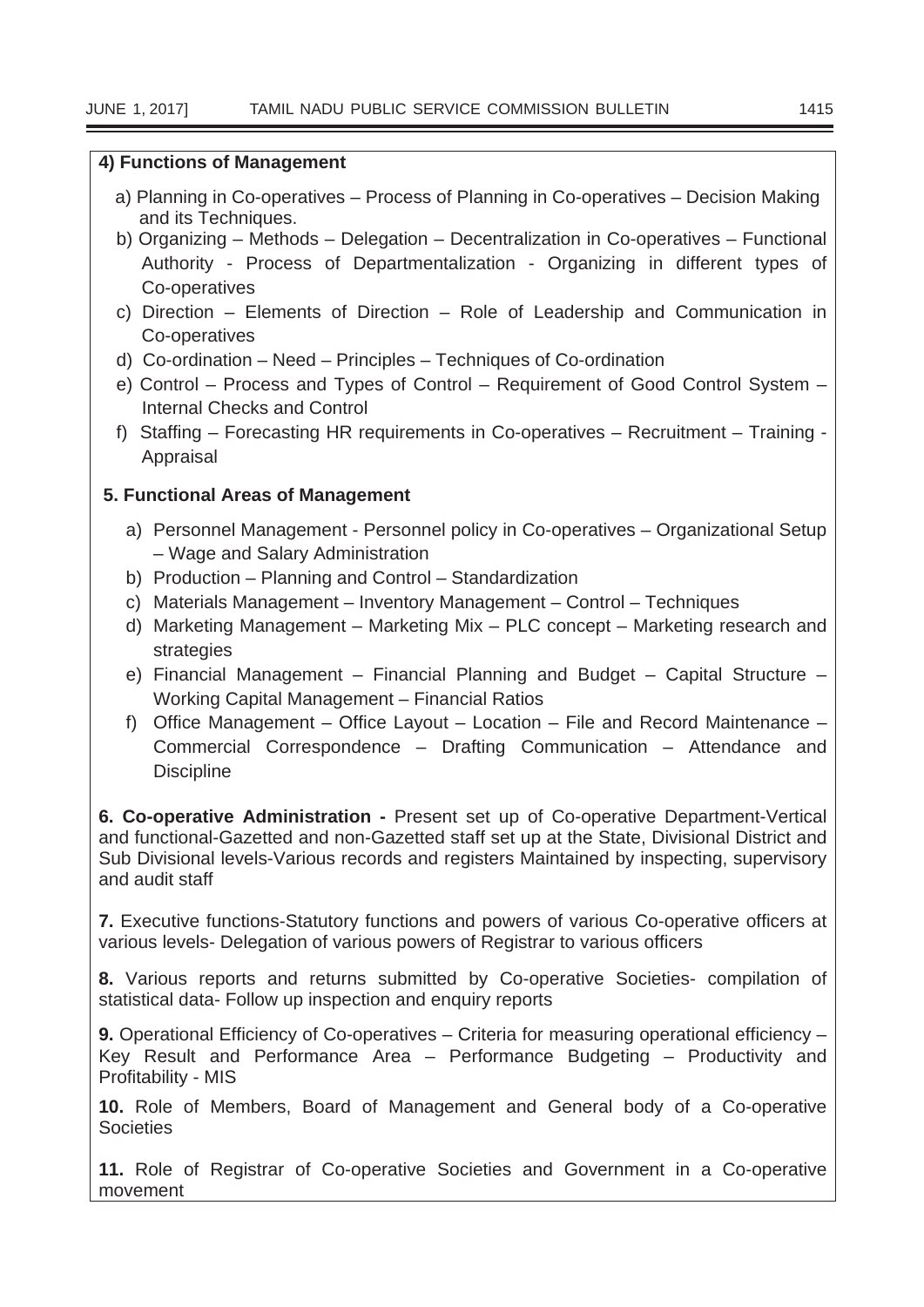**4) Functions of Management**

a) Planning in Co-operatives – Process of Planning in Co-operatives – Decision Making and its Techniques.

b) Organizing – Methods – Delegation – Decentralization in Co-operatives – Functional Authority - Process of Departmentalization - Organizing in different types of Co-operatives

c) Direction – Elements of Direction – Role of Leadership and Communication in Co-operatives

d) Co-ordination – Need – Principles – Techniques of Co-ordination

e) Control – Process and Types of Control – Requirement of Good Control System – Internal Checks and Control

f) Staffing – Forecasting HR requirements in Co-operatives – Recruitment – Training - Appraisal

**5. Functional Areas of Management**

a) Personnel Management - Personnel policy in Co-operatives – Organizational Setup – Wage and Salary Administration

b) Production – Planning and Control – Standardization

c) Materials Management – Inventory Management – Control – Techniques

d) Marketing Management – Marketing Mix – PLC concept – Marketing research and strategies

e) Financial Management – Financial Planning and Budget – Capital Structure – Working Capital Management – Financial Ratios

f) Office Management – Office Layout – Location – File and Record Maintenance – Commercial Correspondence – Drafting Communication – Attendance and Discipline

**6. Co-operative Administration -** Present set up of Co-operative Department-Vertical and functional-Gazetted and non-Gazetted staff set up at the State, Divisional District and Sub Divisional levels-Various records and registers Maintained by inspecting, supervisory and audit staff

**7.** Executive functions-Statutory functions and powers of various Co-operative officers at various levels- Delegation of various powers of Registrar to various officers

**8.** Various reports and returns submitted by Co-operative Societies- compilation of statistical data- Follow up inspection and enquiry reports

**9.** Operational Efficiency of Co-operatives – Criteria for measuring operational efficiency – Key Result and Performance Area – Performance Budgeting – Productivity and Profitability - MIS

**10.** Role of Members, Board of Management and General body of a Co-operative Societies

**11.** Role of Registrar of Co-operative Societies and Government in a Co-operative movement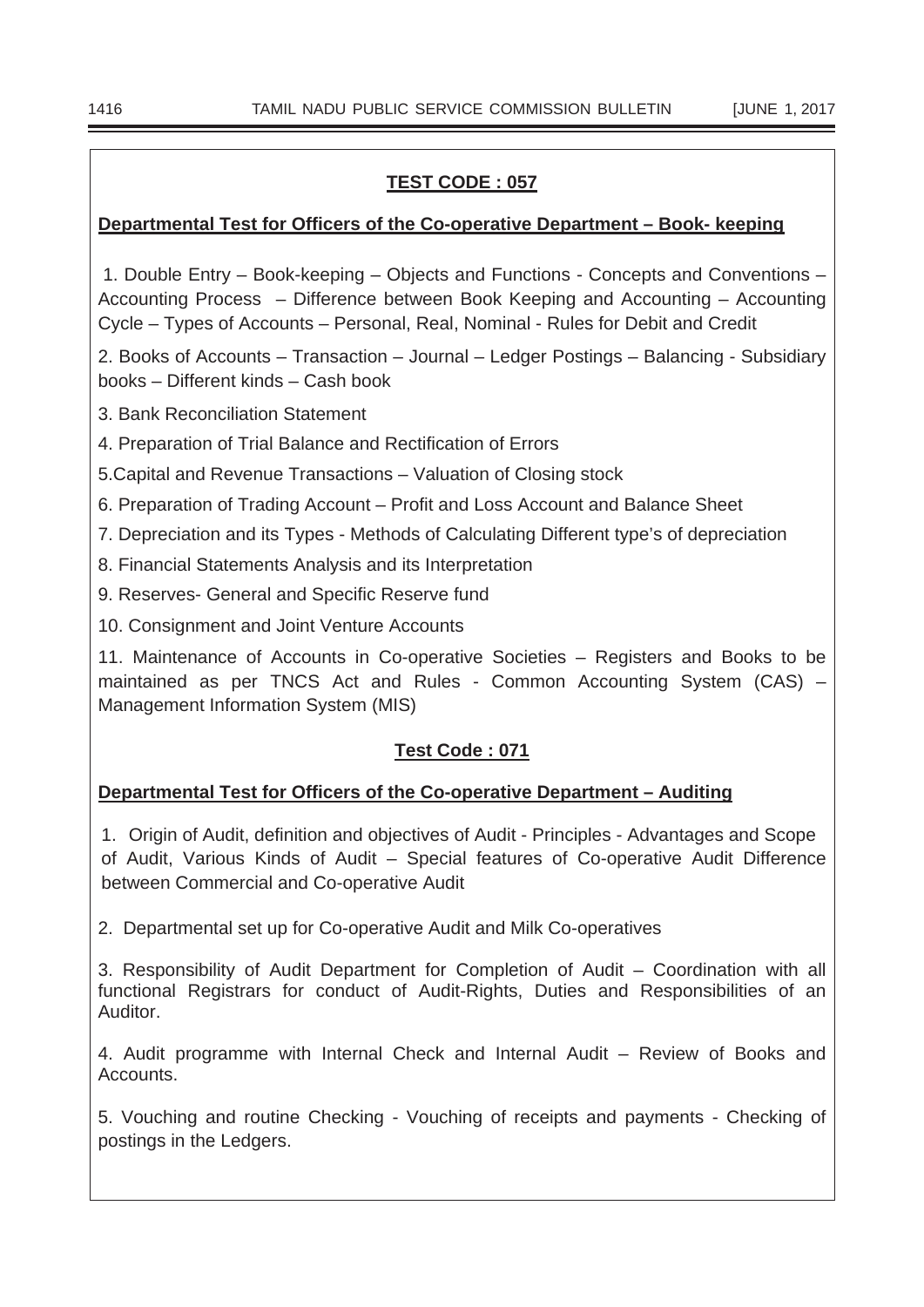## TEST CODE : 057

**Departmental Test for Officers of the Co-operative Department – Book- keeping**

1. Double Entry – Book-keeping – Objects and Functions - Concepts and Conventions – Accounting Process – Difference between Book Keeping and Accounting – Accounting Cycle – Types of Accounts – Personal, Real, Nominal - Rules for Debit and Credit

2. Books of Accounts – Transaction – Journal – Ledger Postings – Balancing - Subsidiary books – Different kinds – Cash book

3. Bank Reconciliation Statement

4. Preparation of Trial Balance and Rectification of Errors

5.Capital and Revenue Transactions – Valuation of Closing stock

6. Preparation of Trading Account – Profit and Loss Account and Balance Sheet

7. Depreciation and its Types - Methods of Calculating Different type's of depreciation

8. Financial Statements Analysis and its Interpretation

9. Reserves- General and Specific Reserve fund

10. Consignment and Joint Venture Accounts

11. Maintenance of Accounts in Co-operative Societies – Registers and Books to be maintained as per TNCS Act and Rules - Common Accounting System (CAS) – Management Information System (MIS)

## Test Code : 071

**Departmental Test for Officers of the Co-operative Department – Auditing**

1. Origin of Audit, definition and objectives of Audit - Principles - Advantages and Scope of Audit, Various Kinds of Audit – Special features of Co-operative Audit Difference between Commercial and Co-operative Audit

2. Departmental set up for Co-operative Audit and Milk Co-operatives

3. Responsibility of Audit Department for Completion of Audit – Coordination with all functional Registrars for conduct of Audit-Rights, Duties and Responsibilities of an Auditor.

4. Audit programme with Internal Check and Internal Audit – Review of Books and Accounts.

5. Vouching and routine Checking - Vouching of receipts and payments - Checking of postings in the Ledgers.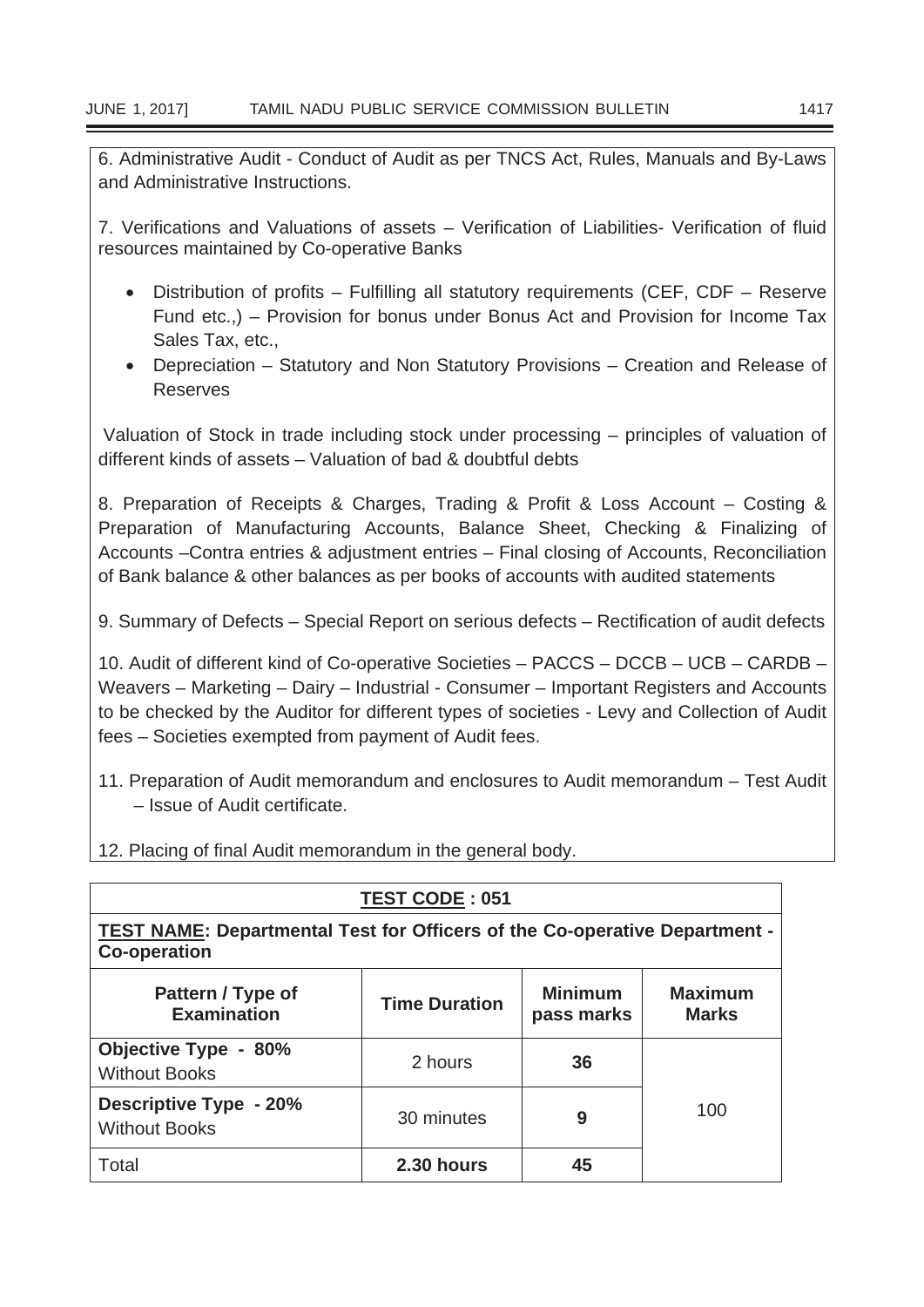6. Administrative Audit - Conduct of Audit as per TNCS Act, Rules, Manuals and By-Laws and Administrative Instructions.

7. Verifications and Valuations of assets – Verification of Liabilities- Verification of fluid resources maintained by Co-operative Banks

- Distribution of profits – Fulfilling all statutory requirements (CEF, CDF – Reserve Fund etc.,) – Provision for bonus under Bonus Act and Provision for Income Tax Sales Tax, etc.,
- Depreciation – Statutory and Non Statutory Provisions – Creation and Release of Reserves

Valuation of Stock in trade including stock under processing – principles of valuation of different kinds of assets – Valuation of bad & doubtful debts

8. Preparation of Receipts & Charges, Trading & Profit & Loss Account – Costing & Preparation of Manufacturing Accounts, Balance Sheet, Checking & Finalizing of Accounts –Contra entries & adjustment entries – Final closing of Accounts, Reconciliation of Bank balance & other balances as per books of accounts with audited statements

9. Summary of Defects – Special Report on serious defects – Rectification of audit defects

10. Audit of different kind of Co-operative Societies – PACCS – DCCB – UCB – CARDB – Weavers – Marketing – Dairy – Industrial - Consumer – Important Registers and Accounts to be checked by the Auditor for different types of societies - Levy and Collection of Audit fees – Societies exempted from payment of Audit fees.

11. Preparation of Audit memorandum and enclosures to Audit memorandum – Test Audit – Issue of Audit certificate.

12. Placing of final Audit memorandum in the general body.

| **TEST CODE : 051** | | | |
|---|---|---|---|
| **TEST NAME: Departmental Test for Officers of the Co-operative Department - Co-operation** | | | |
| **Pattern / Type of Examination** | **Time Duration** | **Minimum pass marks** | **Maximum Marks** |
| **Objective Type - 80%** Without Books | 2 hours | **36** | 100 |
| **Descriptive Type - 20%** Without Books | 30 minutes | **9** | |
| Total | **2.30 hours** | **45** | |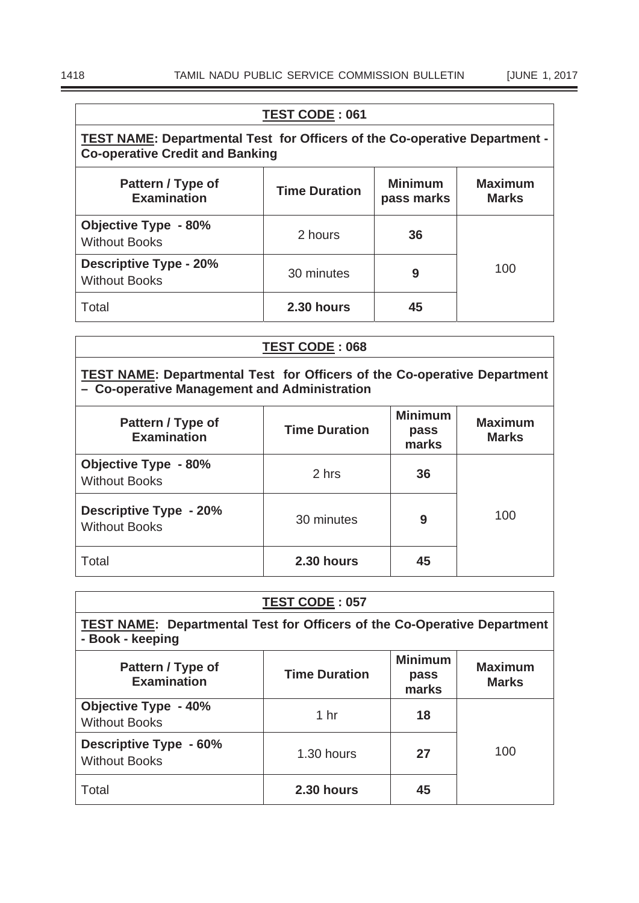| **TEST CODE : 061** | | | |
|---|---|---|---|
| **TEST NAME: Departmental Test for Officers of the Co-operative Department - Co-operative Credit and Banking** | | | |
| **Pattern / Type of Examination** | **Time Duration** | **Minimum pass marks** | **Maximum Marks** |
| **Objective Type - 80%** Without Books | 2 hours | **36** | 100 |
| **Descriptive Type - 20%** Without Books | 30 minutes | **9** | |
| Total | **2.30 hours** | **45** | |

| **TEST CODE : 068** | | | |
|---|---|---|---|
| **TEST NAME: Departmental Test for Officers of the Co-operative Department – Co-operative Management and Administration** | | | |
| **Pattern / Type of Examination** | **Time Duration** | **Minimum pass marks** | **Maximum Marks** |
| **Objective Type - 80%** Without Books | 2 hrs | **36** | 100 |
| **Descriptive Type - 20%** Without Books | 30 minutes | **9** | |
| Total | **2.30 hours** | **45** | |

| **TEST CODE : 057** | | | |
|---|---|---|---|
| **TEST NAME: Departmental Test for Officers of the Co-Operative Department - Book - keeping** | | | |
| **Pattern / Type of Examination** | **Time Duration** | **Minimum pass marks** | **Maximum Marks** |
| **Objective Type - 40%** Without Books | 1 hr | **18** | 100 |
| **Descriptive Type - 60%** Without Books | 1.30 hours | **27** | |
| Total | **2.30 hours** | **45** | |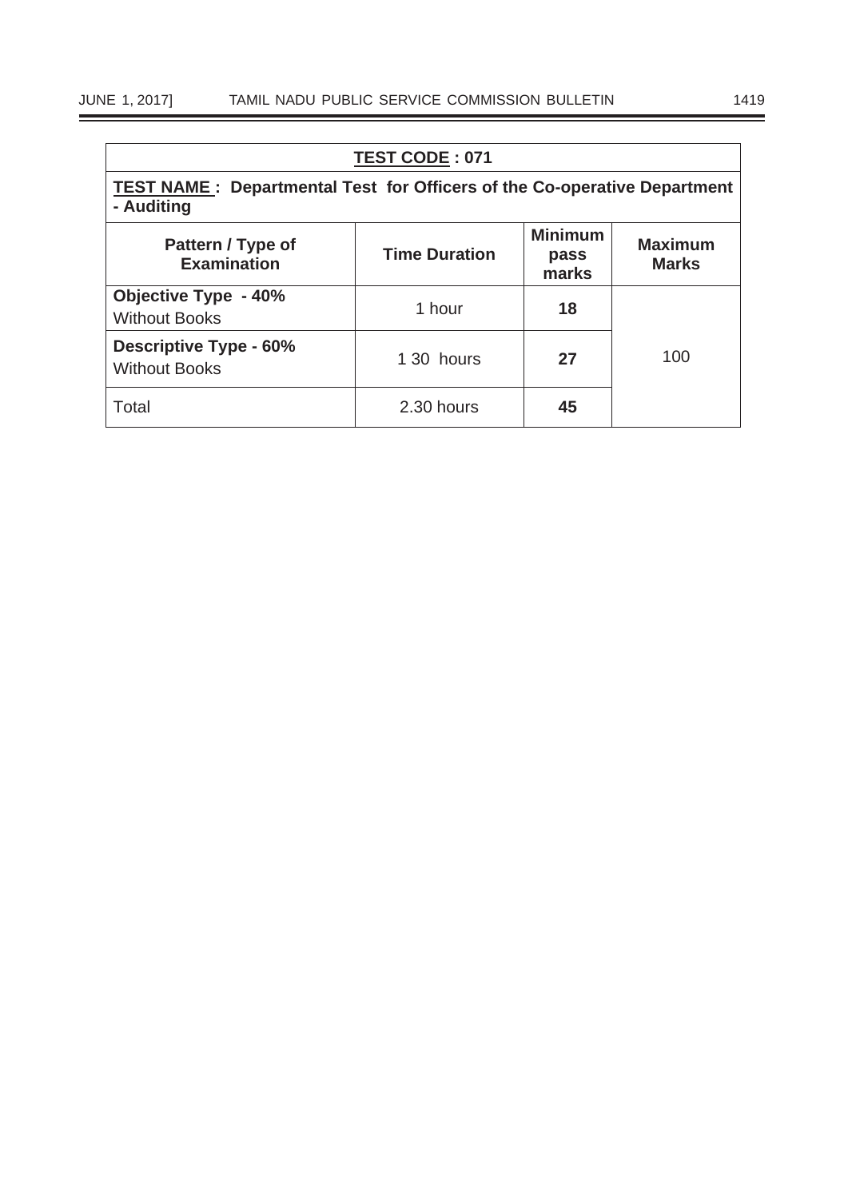| **TEST CODE : 071** | | | |
|---|---|---|---|
| **TEST NAME : Departmental Test for Officers of the Co-operative Department - Auditing** | | | |
| **Pattern / Type of Examination** | **Time Duration** | **Minimum pass marks** | **Maximum Marks** |
| **Objective Type - 40%** Without Books | 1 hour | **18** | 100 |
| **Descriptive Type - 60%** Without Books | 1 30 hours | **27** | |
| Total | 2.30 hours | **45** | |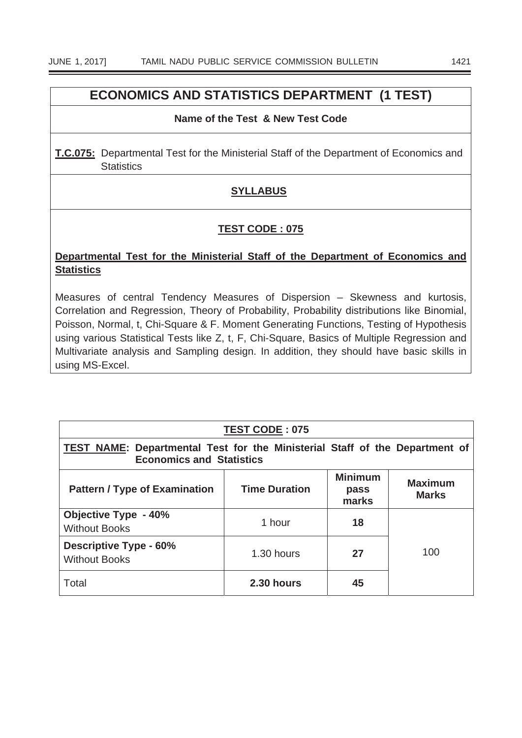# ECONOMICS AND STATISTICS DEPARTMENT (1 TEST)

**Name of the Test & New Test Code**

**T.C.075:** Departmental Test for the Ministerial Staff of the Department of Economics and Statistics

**SYLLABUS**

**TEST CODE : 075**

**Departmental Test for the Ministerial Staff of the Department of Economics and Statistics**

Measures of central Tendency Measures of Dispersion – Skewness and kurtosis, Correlation and Regression, Theory of Probability, Probability distributions like Binomial, Poisson, Normal, t, Chi-Square & F. Moment Generating Functions, Testing of Hypothesis using various Statistical Tests like Z, t, F, Chi-Square, Basics of Multiple Regression and Multivariate analysis and Sampling design. In addition, they should have basic skills in using MS-Excel.

**TEST CODE : 075**

**TEST NAME: Departmental Test for the Ministerial Staff of the Department of Economics and Statistics**

| Pattern / Type of Examination | Time Duration | Minimum pass marks | Maximum Marks |
|---|---|---|---|
| **Objective Type - 40%** Without Books | 1 hour | **18** | 100 |
| **Descriptive Type - 60%** Without Books | 1.30 hours | **27** | |
| Total | **2.30 hours** | **45** | |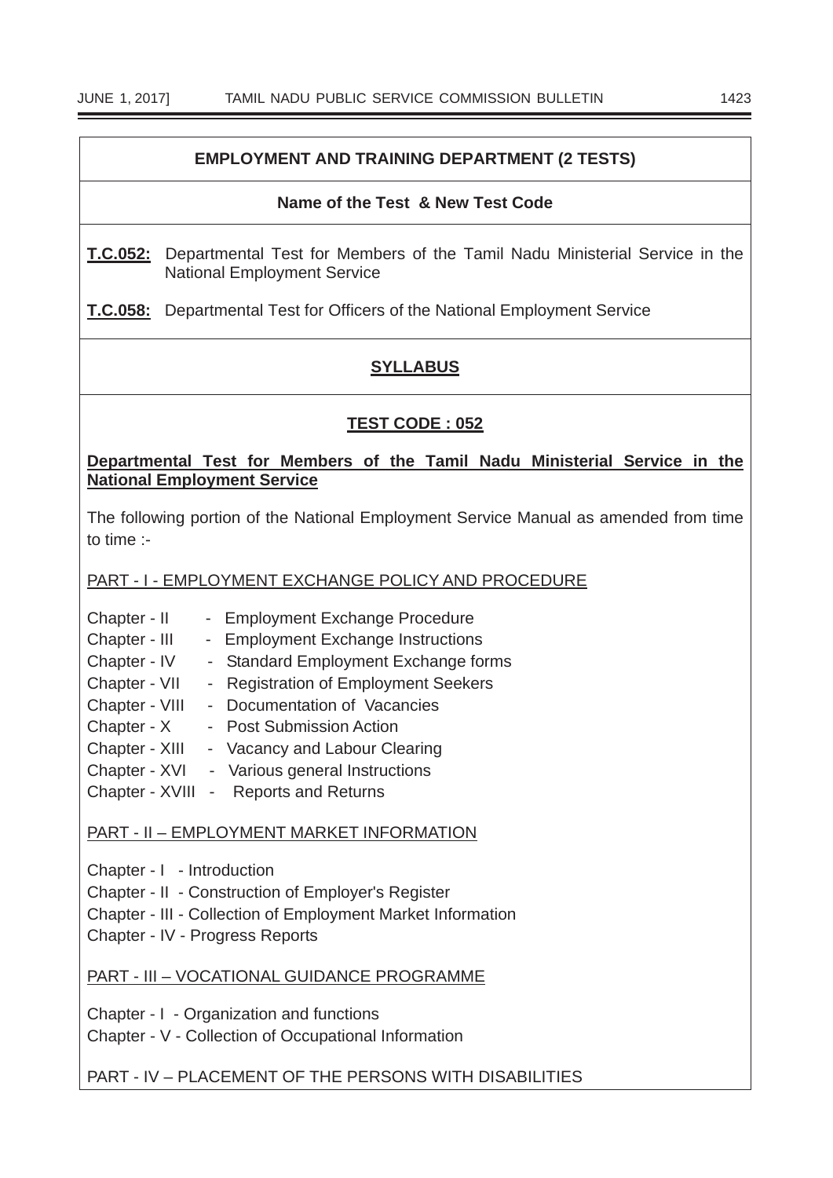## EMPLOYMENT AND TRAINING DEPARTMENT (2 TESTS)

**Name of the Test & New Test Code**

**T.C.052:** Departmental Test for Members of the Tamil Nadu Ministerial Service in the National Employment Service

**T.C.058:** Departmental Test for Officers of the National Employment Service

## SYLLABUS

### TEST CODE : 052

**Departmental Test for Members of the Tamil Nadu Ministerial Service in the National Employment Service**

The following portion of the National Employment Service Manual as amended from time to time :-

PART - I - EMPLOYMENT EXCHANGE POLICY AND PROCEDURE

Chapter - II - Employment Exchange Procedure
Chapter - III - Employment Exchange Instructions
Chapter - IV - Standard Employment Exchange forms
Chapter - VII - Registration of Employment Seekers
Chapter - VIII - Documentation of Vacancies
Chapter - X - Post Submission Action
Chapter - XIII - Vacancy and Labour Clearing
Chapter - XVI - Various general Instructions
Chapter - XVIII - Reports and Returns

PART - II – EMPLOYMENT MARKET INFORMATION

Chapter - I - Introduction
Chapter - II - Construction of Employer's Register
Chapter - III - Collection of Employment Market Information
Chapter - IV - Progress Reports

PART - III – VOCATIONAL GUIDANCE PROGRAMME

Chapter - I - Organization and functions
Chapter - V - Collection of Occupational Information

PART - IV – PLACEMENT OF THE PERSONS WITH DISABILITIES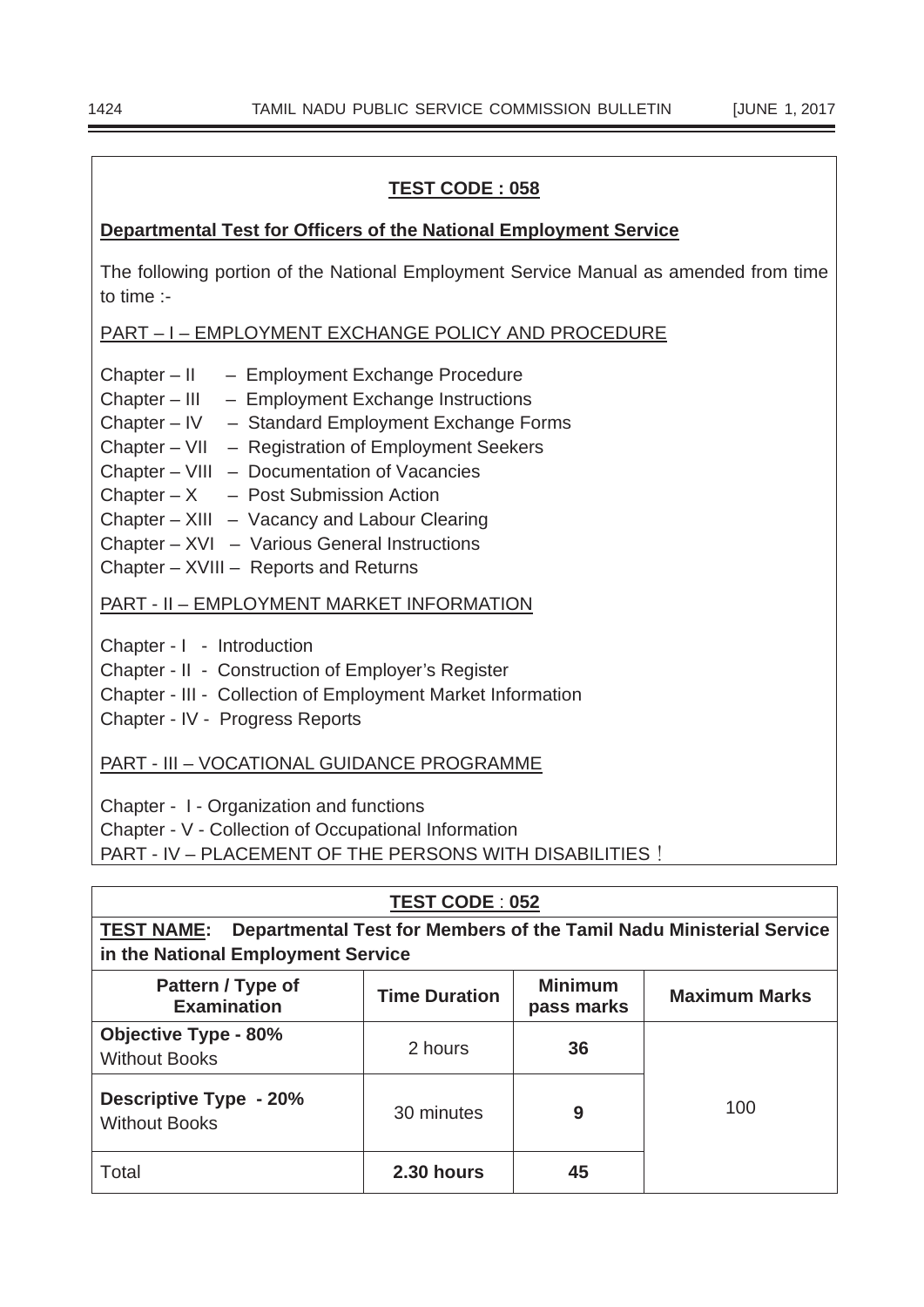**TEST CODE : 058**

**Departmental Test for Officers of the National Employment Service**

The following portion of the National Employment Service Manual as amended from time to time :-

PART – I – EMPLOYMENT EXCHANGE POLICY AND PROCEDURE

Chapter – II – Employment Exchange Procedure
Chapter – III – Employment Exchange Instructions
Chapter – IV – Standard Employment Exchange Forms
Chapter – VII – Registration of Employment Seekers
Chapter – VIII – Documentation of Vacancies
Chapter – X – Post Submission Action
Chapter – XIII – Vacancy and Labour Clearing
Chapter – XVI – Various General Instructions
Chapter – XVIII – Reports and Returns

PART - II – EMPLOYMENT MARKET INFORMATION

Chapter - I - Introduction
Chapter - II - Construction of Employer's Register
Chapter - III - Collection of Employment Market Information
Chapter - IV - Progress Reports

PART - III – VOCATIONAL GUIDANCE PROGRAMME

Chapter - I - Organization and functions
Chapter - V - Collection of Occupational Information
PART - IV – PLACEMENT OF THE PERSONS WITH DISABILITIES !

**TEST CODE : 052**

**TEST NAME: Departmental Test for Members of the Tamil Nadu Ministerial Service in the National Employment Service**

| Pattern / Type of Examination | Time Duration | Minimum pass marks | Maximum Marks |
|---|---|---|---|
| **Objective Type - 80%** Without Books | 2 hours | **36** | 100 |
| **Descriptive Type - 20%** Without Books | 30 minutes | **9** | |
| Total | **2.30 hours** | **45** | |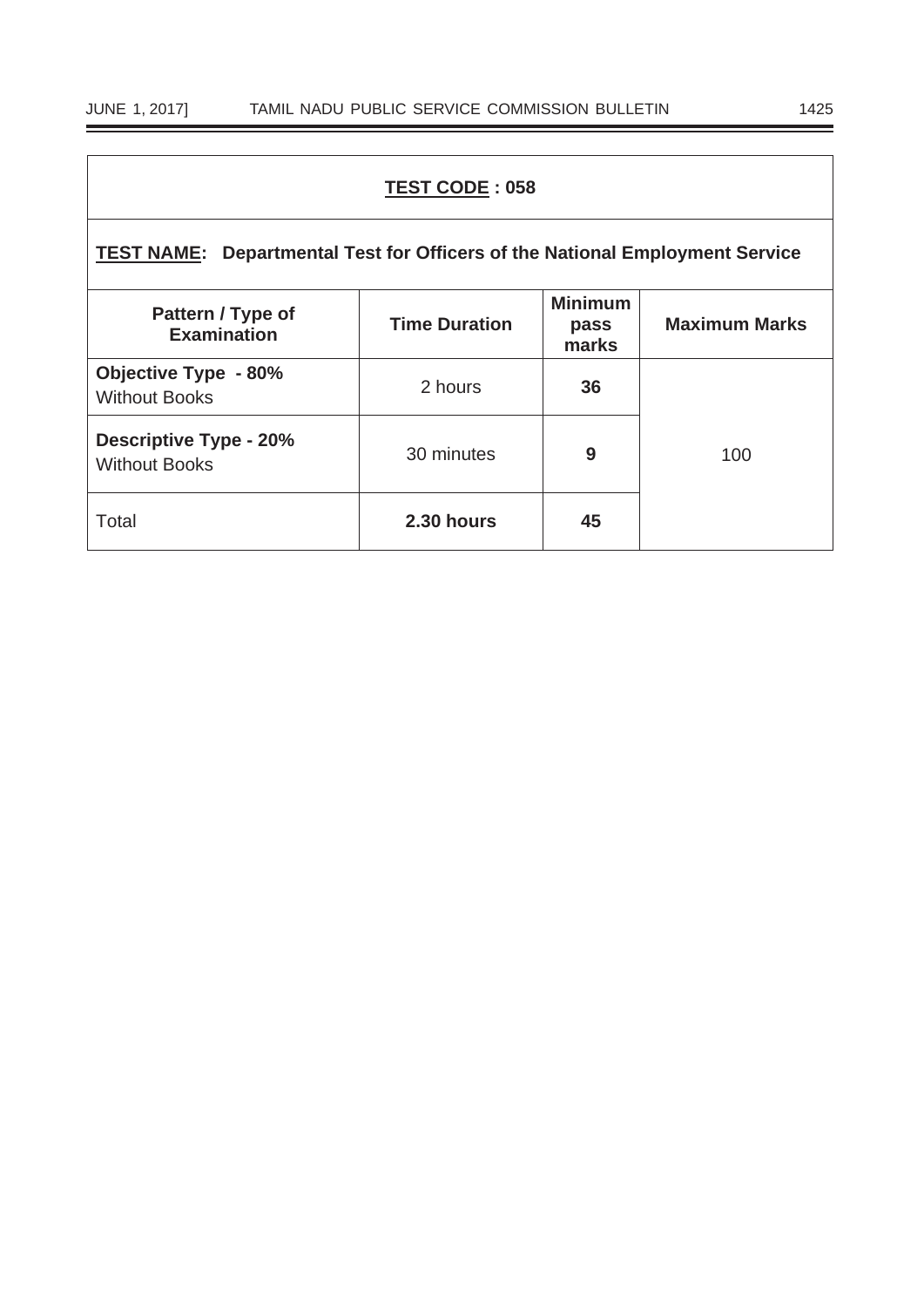**TEST CODE : 058**

**TEST NAME: Departmental Test for Officers of the National Employment Service**

| Pattern / Type of Examination | Time Duration | Minimum pass marks | Maximum Marks |
|---|---|---|---|
| **Objective Type - 80%** Without Books | 2 hours | **36** | 100 |
| **Descriptive Type - 20%** Without Books | 30 minutes | **9** | |
| Total | **2.30 hours** | **45** | |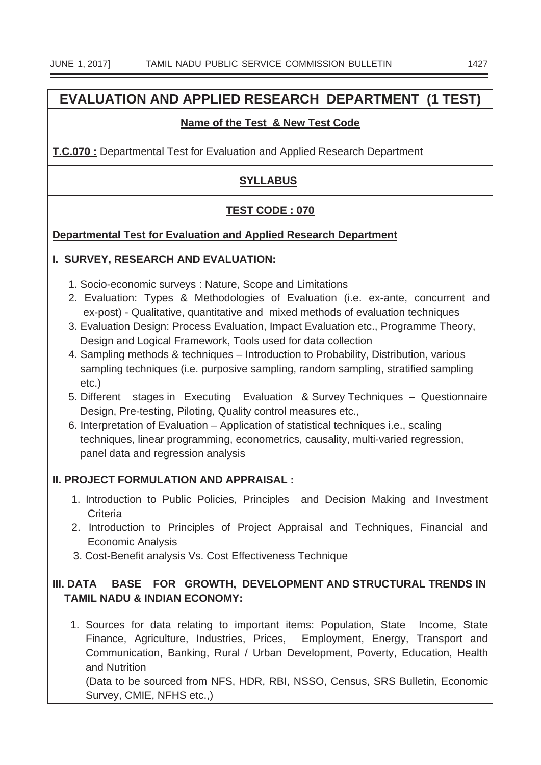# EVALUATION AND APPLIED RESEARCH DEPARTMENT (1 TEST)

**Name of the Test & New Test Code**

**T.C.070 :** Departmental Test for Evaluation and Applied Research Department

**SYLLABUS**

**TEST CODE : 070**

**Departmental Test for Evaluation and Applied Research Department**

### I. SURVEY, RESEARCH AND EVALUATION:

1. Socio-economic surveys : Nature, Scope and Limitations
2. Evaluation: Types & Methodologies of Evaluation (i.e. ex-ante, concurrent and ex-post) - Qualitative, quantitative and mixed methods of evaluation techniques
3. Evaluation Design: Process Evaluation, Impact Evaluation etc., Programme Theory, Design and Logical Framework, Tools used for data collection
4. Sampling methods & techniques – Introduction to Probability, Distribution, various sampling techniques (i.e. purposive sampling, random sampling, stratified sampling etc.)
5. Different stages in Executing Evaluation & Survey Techniques – Questionnaire Design, Pre-testing, Piloting, Quality control measures etc.,
6. Interpretation of Evaluation – Application of statistical techniques i.e., scaling techniques, linear programming, econometrics, causality, multi-varied regression, panel data and regression analysis

### II. PROJECT FORMULATION AND APPRAISAL :

1. Introduction to Public Policies, Principles and Decision Making and Investment Criteria
2. Introduction to Principles of Project Appraisal and Techniques, Financial and Economic Analysis
3. Cost-Benefit analysis Vs. Cost Effectiveness Technique

### III. DATA BASE FOR GROWTH, DEVELOPMENT AND STRUCTURAL TRENDS IN TAMIL NADU & INDIAN ECONOMY:

1. Sources for data relating to important items: Population, State Income, State Finance, Agriculture, Industries, Prices, Employment, Energy, Transport and Communication, Banking, Rural / Urban Development, Poverty, Education, Health and Nutrition

   (Data to be sourced from NFS, HDR, RBI, NSSO, Census, SRS Bulletin, Economic Survey, CMIE, NFHS etc.,)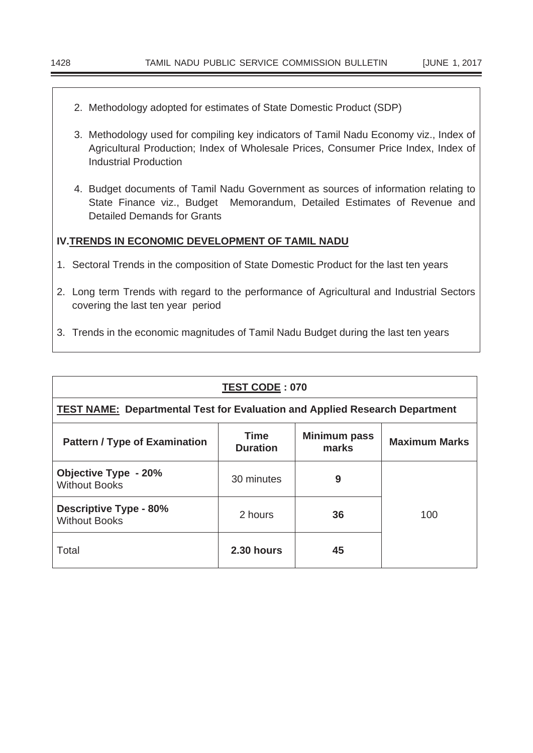2. Methodology adopted for estimates of State Domestic Product (SDP)

3. Methodology used for compiling key indicators of Tamil Nadu Economy viz., Index of Agricultural Production; Index of Wholesale Prices, Consumer Price Index, Index of Industrial Production

4. Budget documents of Tamil Nadu Government as sources of information relating to State Finance viz., Budget Memorandum, Detailed Estimates of Revenue and Detailed Demands for Grants

**IV.TRENDS IN ECONOMIC DEVELOPMENT OF TAMIL NADU**

1. Sectoral Trends in the composition of State Domestic Product for the last ten years

2. Long term Trends with regard to the performance of Agricultural and Industrial Sectors covering the last ten year period

3. Trends in the economic magnitudes of Tamil Nadu Budget during the last ten years

**TEST CODE : 070**

**TEST NAME: Departmental Test for Evaluation and Applied Research Department**

| Pattern / Type of Examination | Time Duration | Minimum pass marks | Maximum Marks |
|---|---|---|---|
| **Objective Type - 20%** Without Books | 30 minutes | **9** | 100 |
| **Descriptive Type - 80%** Without Books | 2 hours | **36** | |
| Total | **2.30 hours** | **45** | |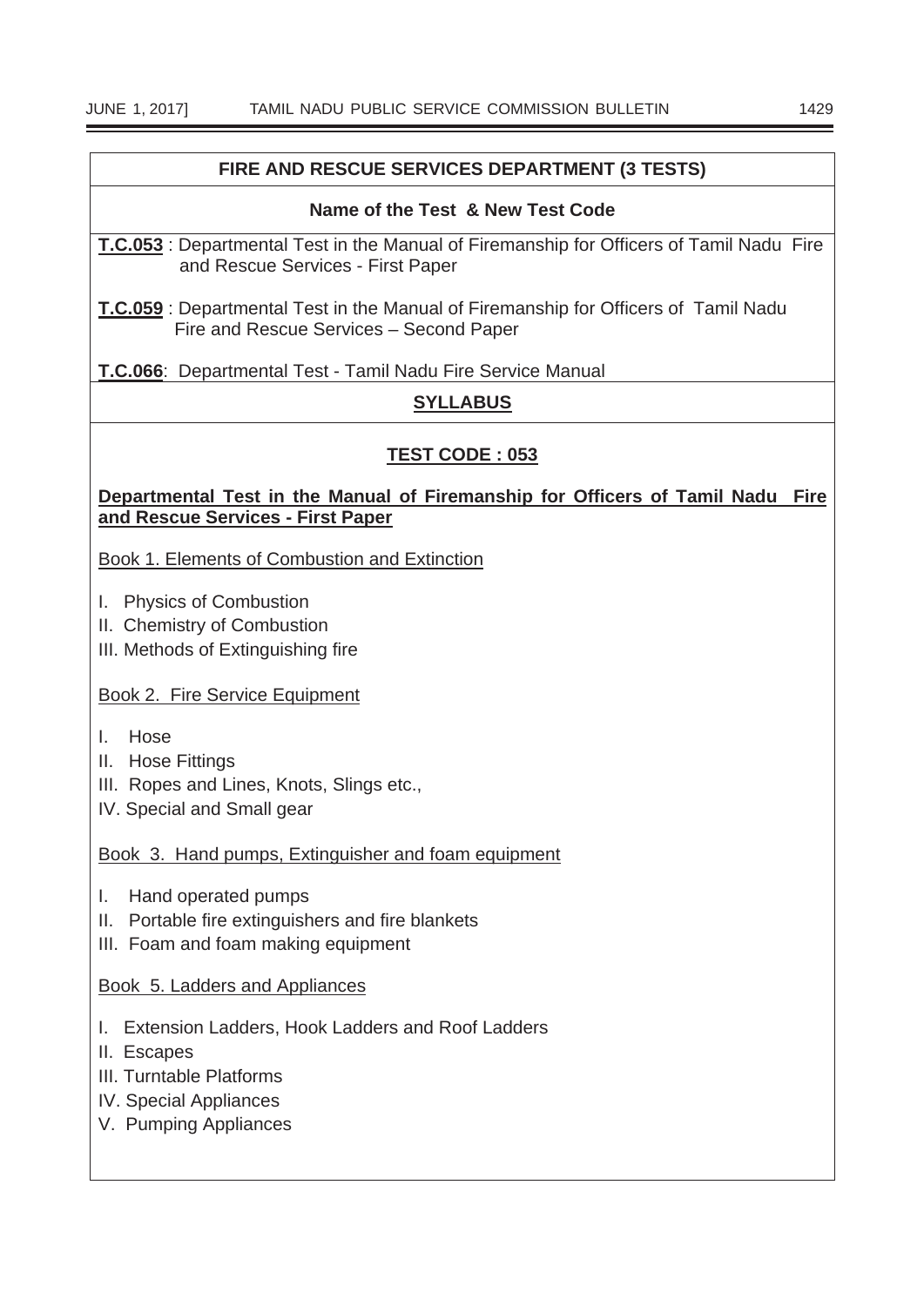## FIRE AND RESCUE SERVICES DEPARTMENT (3 TESTS)

### Name of the Test & New Test Code

**T.C.053** : Departmental Test in the Manual of Firemanship for Officers of Tamil Nadu Fire and Rescue Services - First Paper

**T.C.059** : Departmental Test in the Manual of Firemanship for Officers of Tamil Nadu Fire and Rescue Services – Second Paper

**T.C.066**: Departmental Test - Tamil Nadu Fire Service Manual

### SYLLABUS

### TEST CODE : 053

**Departmental Test in the Manual of Firemanship for Officers of Tamil Nadu Fire and Rescue Services - First Paper**

Book 1. Elements of Combustion and Extinction

I. Physics of Combustion
II. Chemistry of Combustion
III. Methods of Extinguishing fire

Book 2. Fire Service Equipment

I. Hose
II. Hose Fittings
III. Ropes and Lines, Knots, Slings etc.,
IV. Special and Small gear

Book 3. Hand pumps, Extinguisher and foam equipment

I. Hand operated pumps
II. Portable fire extinguishers and fire blankets
III. Foam and foam making equipment

Book 5. Ladders and Appliances

I. Extension Ladders, Hook Ladders and Roof Ladders
II. Escapes
III. Turntable Platforms
IV. Special Appliances
V. Pumping Appliances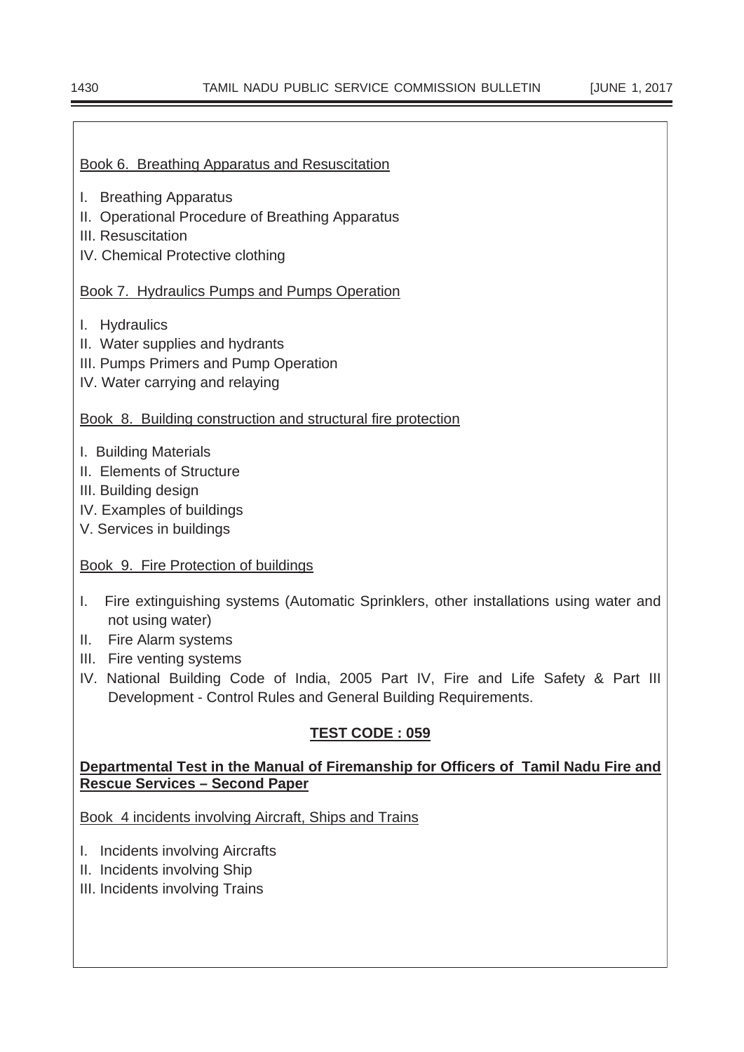Book 6. Breathing Apparatus and Resuscitation

I. Breathing Apparatus
II. Operational Procedure of Breathing Apparatus
III. Resuscitation
IV. Chemical Protective clothing

Book 7. Hydraulics Pumps and Pumps Operation

I. Hydraulics
II. Water supplies and hydrants
III. Pumps Primers and Pump Operation
IV. Water carrying and relaying

Book 8. Building construction and structural fire protection

I. Building Materials
II. Elements of Structure
III. Building design
IV. Examples of buildings
V. Services in buildings

Book 9. Fire Protection of buildings

I. Fire extinguishing systems (Automatic Sprinklers, other installations using water and not using water)
II. Fire Alarm systems
III. Fire venting systems
IV. National Building Code of India, 2005 Part IV, Fire and Life Safety & Part III Development - Control Rules and General Building Requirements.

## TEST CODE : 059

**Departmental Test in the Manual of Firemanship for Officers of Tamil Nadu Fire and Rescue Services – Second Paper**

Book 4 incidents involving Aircraft, Ships and Trains

I. Incidents involving Aircrafts
II. Incidents involving Ship
III. Incidents involving Trains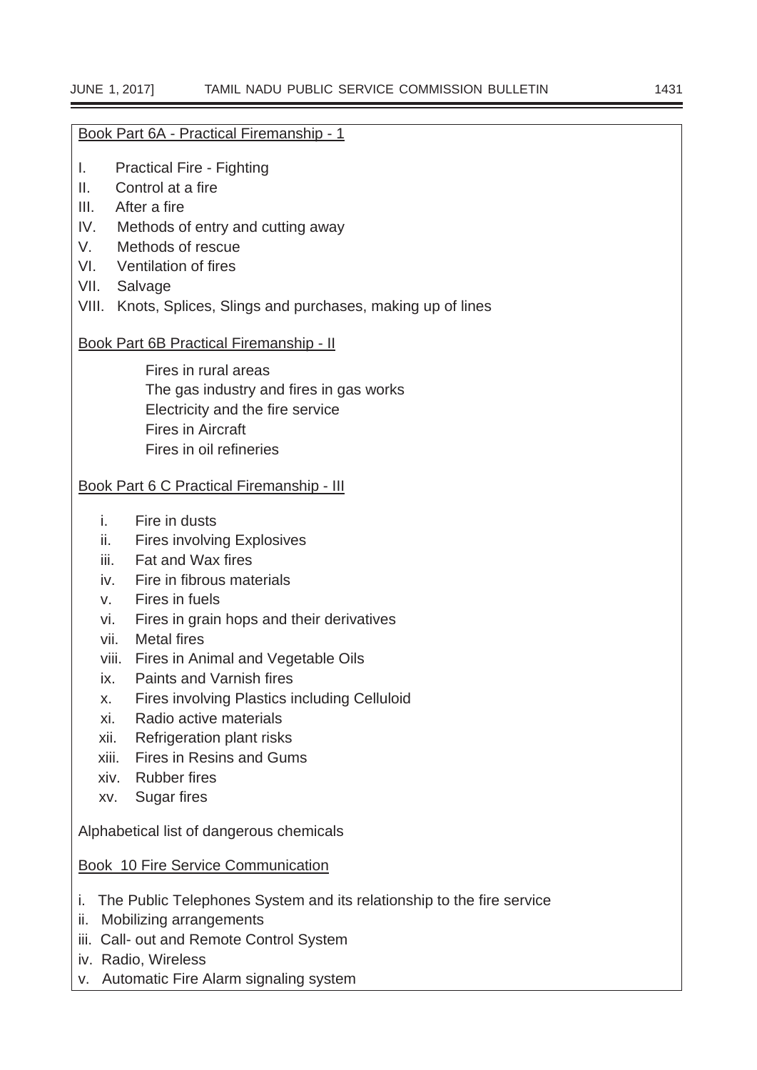<u>Book Part 6A - Practical Firemanship - 1</u>

I. Practical Fire - Fighting
II. Control at a fire
III. After a fire
IV. Methods of entry and cutting away
V. Methods of rescue
VI. Ventilation of fires
VII. Salvage
VIII. Knots, Splices, Slings and purchases, making up of lines

<u>Book Part 6B Practical Firemanship - II</u>

Fires in rural areas
The gas industry and fires in gas works
Electricity and the fire service
Fires in Aircraft
Fires in oil refineries

<u>Book Part 6 C Practical Firemanship - III</u>

i. Fire in dusts
ii. Fires involving Explosives
iii. Fat and Wax fires
iv. Fire in fibrous materials
v. Fires in fuels
vi. Fires in grain hops and their derivatives
vii. Metal fires
viii. Fires in Animal and Vegetable Oils
ix. Paints and Varnish fires
x. Fires involving Plastics including Celluloid
xi. Radio active materials
xii. Refrigeration plant risks
xiii. Fires in Resins and Gums
xiv. Rubber fires
xv. Sugar fires

Alphabetical list of dangerous chemicals

<u>Book 10 Fire Service Communication</u>

i. The Public Telephones System and its relationship to the fire service
ii. Mobilizing arrangements
iii. Call- out and Remote Control System
iv. Radio, Wireless
v. Automatic Fire Alarm signaling system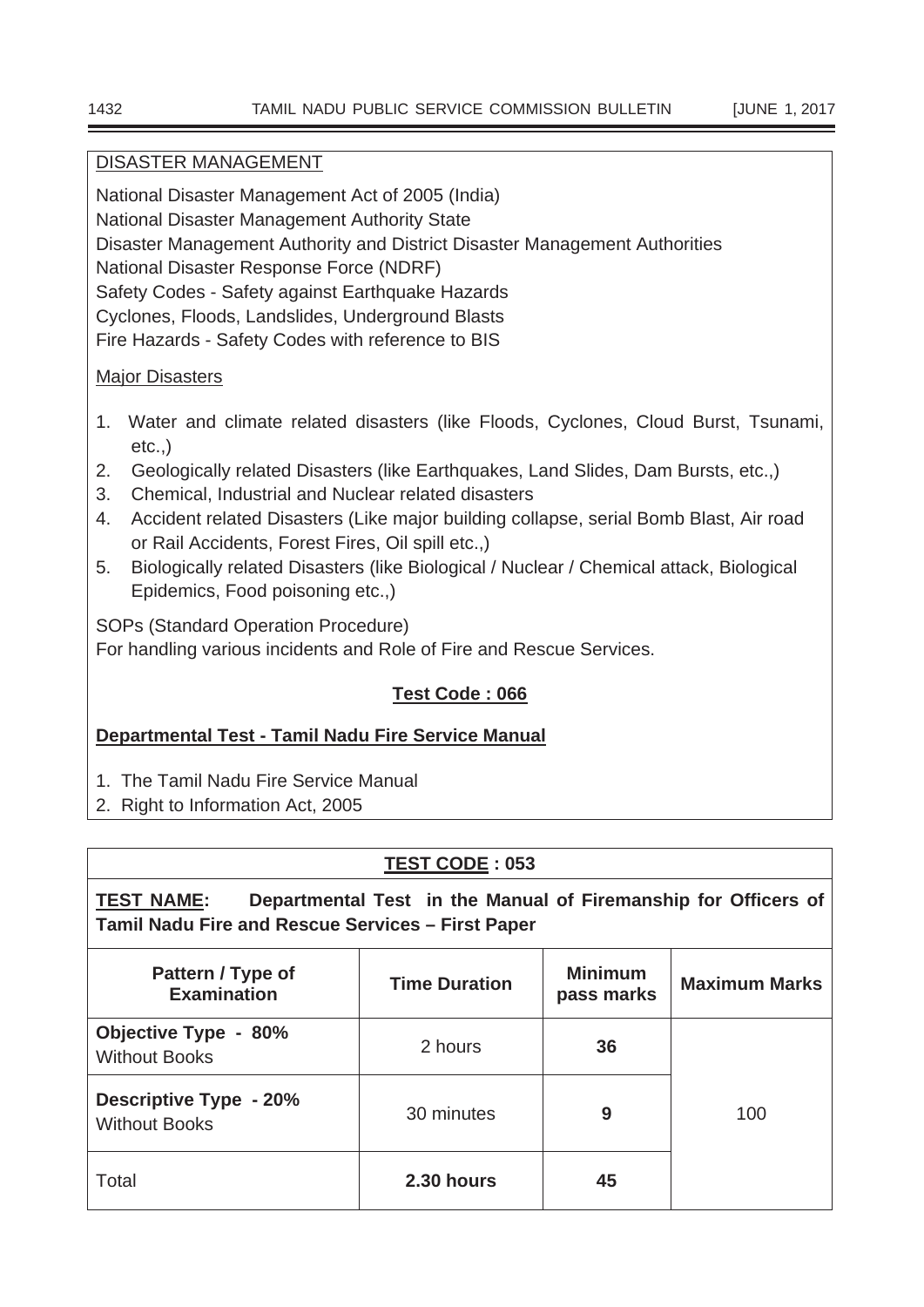DISASTER MANAGEMENT

National Disaster Management Act of 2005 (India)
National Disaster Management Authority State
Disaster Management Authority and District Disaster Management Authorities
National Disaster Response Force (NDRF)
Safety Codes - Safety against Earthquake Hazards
Cyclones, Floods, Landslides, Underground Blasts
Fire Hazards - Safety Codes with reference to BIS

Major Disasters

1. Water and climate related disasters (like Floods, Cyclones, Cloud Burst, Tsunami, etc.,)
2. Geologically related Disasters (like Earthquakes, Land Slides, Dam Bursts, etc.,)
3. Chemical, Industrial and Nuclear related disasters
4. Accident related Disasters (Like major building collapse, serial Bomb Blast, Air road or Rail Accidents, Forest Fires, Oil spill etc.,)
5. Biologically related Disasters (like Biological / Nuclear / Chemical attack, Biological Epidemics, Food poisoning etc.,)

SOPs (Standard Operation Procedure)
For handling various incidents and Role of Fire and Rescue Services.

**Test Code : 066**

**Departmental Test - Tamil Nadu Fire Service Manual**

1. The Tamil Nadu Fire Service Manual
2. Right to Information Act, 2005

**TEST CODE : 053**

**TEST NAME: Departmental Test in the Manual of Firemanship for Officers of Tamil Nadu Fire and Rescue Services – First Paper**

| Pattern / Type of Examination | Time Duration | Minimum pass marks | Maximum Marks |
|---|---|---|---|
| **Objective Type - 80%** Without Books | 2 hours | **36** | 100 |
| **Descriptive Type - 20%** Without Books | 30 minutes | **9** | |
| Total | **2.30 hours** | **45** | |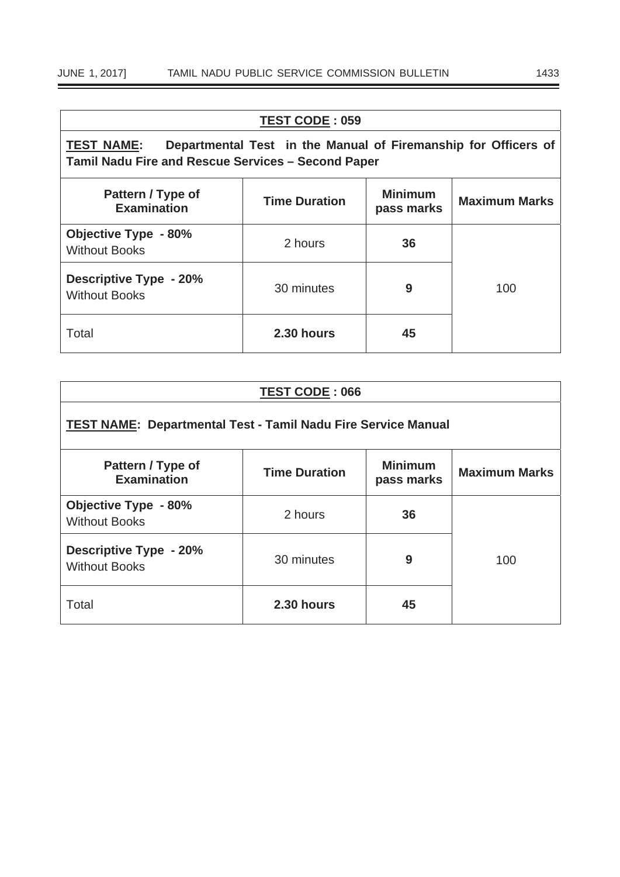| TEST CODE : 059 | | | |
|---|---|---|---|
| **TEST NAME: Departmental Test in the Manual of Firemanship for Officers of Tamil Nadu Fire and Rescue Services – Second Paper** | | | |
| **Pattern / Type of Examination** | **Time Duration** | **Minimum pass marks** | **Maximum Marks** |
| **Objective Type - 80%** Without Books | 2 hours | **36** | 100 |
| **Descriptive Type - 20%** Without Books | 30 minutes | **9** | |
| Total | **2.30 hours** | **45** | |

| TEST CODE : 066 | | | |
|---|---|---|---|
| **TEST NAME: Departmental Test - Tamil Nadu Fire Service Manual** | | | |
| **Pattern / Type of Examination** | **Time Duration** | **Minimum pass marks** | **Maximum Marks** |
| **Objective Type - 80%** Without Books | 2 hours | **36** | 100 |
| **Descriptive Type - 20%** Without Books | 30 minutes | **9** | |
| Total | **2.30 hours** | **45** | |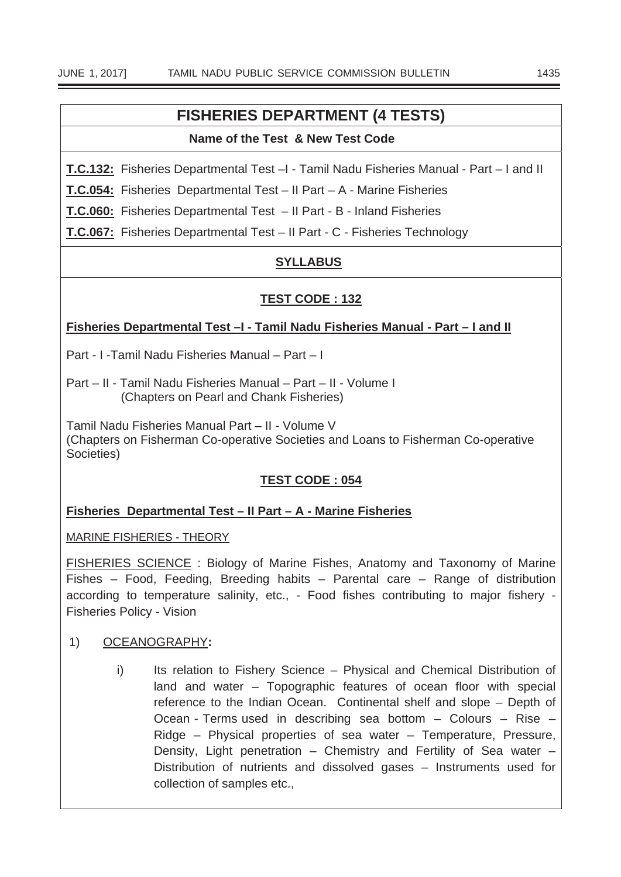## FISHERIES DEPARTMENT (4 TESTS)

**Name of the Test & New Test Code**

**T.C.132:** Fisheries Departmental Test –I - Tamil Nadu Fisheries Manual - Part – I and II

**T.C.054:** Fisheries Departmental Test – II Part – A - Marine Fisheries

**T.C.060:** Fisheries Departmental Test – II Part - B - Inland Fisheries

**T.C.067:** Fisheries Departmental Test – II Part - C - Fisheries Technology

### SYLLABUS

### TEST CODE : 132

**Fisheries Departmental Test –I - Tamil Nadu Fisheries Manual - Part – I and II**

Part - I -Tamil Nadu Fisheries Manual – Part – I

Part – II - Tamil Nadu Fisheries Manual – Part – II - Volume I
(Chapters on Pearl and Chank Fisheries)

Tamil Nadu Fisheries Manual Part – II - Volume V
(Chapters on Fisherman Co-operative Societies and Loans to Fisherman Co-operative Societies)

### TEST CODE : 054

**Fisheries Departmental Test – II Part – A - Marine Fisheries**

MARINE FISHERIES - THEORY

FISHERIES SCIENCE : Biology of Marine Fishes, Anatomy and Taxonomy of Marine Fishes – Food, Feeding, Breeding habits – Parental care – Range of distribution according to temperature salinity, etc., - Food fishes contributing to major fishery - Fisheries Policy - Vision

1) OCEANOGRAPHY**:**

   i) Its relation to Fishery Science – Physical and Chemical Distribution of land and water – Topographic features of ocean floor with special reference to the Indian Ocean. Continental shelf and slope – Depth of Ocean - Terms used in describing sea bottom – Colours – Rise – Ridge – Physical properties of sea water – Temperature, Pressure, Density, Light penetration – Chemistry and Fertility of Sea water – Distribution of nutrients and dissolved gases – Instruments used for collection of samples etc.,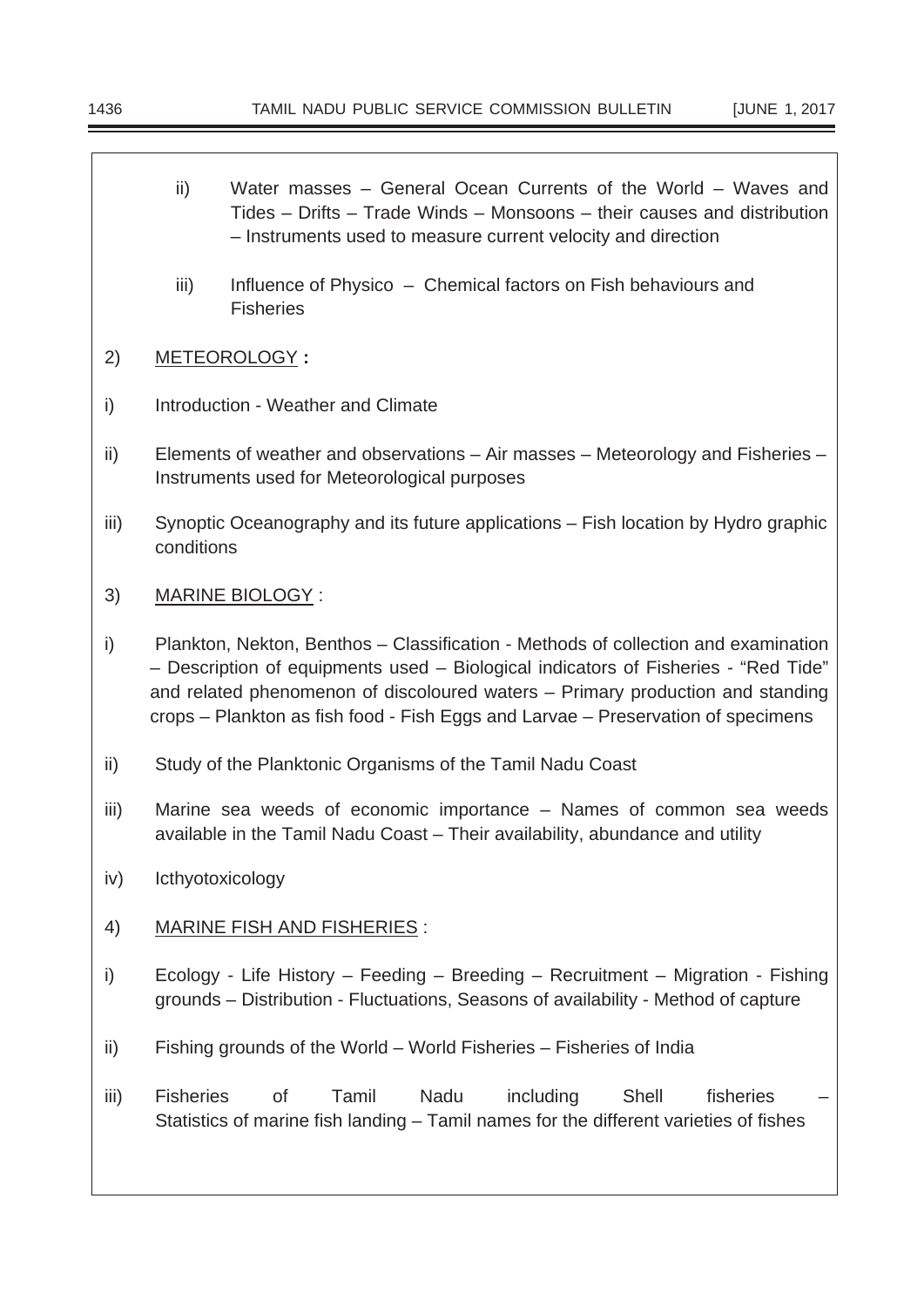ii) Water masses – General Ocean Currents of the World – Waves and Tides – Drifts – Trade Winds – Monsoons – their causes and distribution – Instruments used to measure current velocity and direction

iii) Influence of Physico – Chemical factors on Fish behaviours and Fisheries

2) <u>METEOROLOGY</u> **:**

i) Introduction - Weather and Climate

ii) Elements of weather and observations – Air masses – Meteorology and Fisheries – Instruments used for Meteorological purposes

iii) Synoptic Oceanography and its future applications – Fish location by Hydro graphic conditions

3) <u>MARINE BIOLOGY</u> :

i) Plankton, Nekton, Benthos – Classification - Methods of collection and examination – Description of equipments used – Biological indicators of Fisheries - "Red Tide" and related phenomenon of discoloured waters – Primary production and standing crops – Plankton as fish food - Fish Eggs and Larvae – Preservation of specimens

ii) Study of the Planktonic Organisms of the Tamil Nadu Coast

iii) Marine sea weeds of economic importance – Names of common sea weeds available in the Tamil Nadu Coast – Their availability, abundance and utility

iv) Icthyotoxicology

4) <u>MARINE FISH AND FISHERIES</u> :

i) Ecology - Life History – Feeding – Breeding – Recruitment – Migration - Fishing grounds – Distribution - Fluctuations, Seasons of availability - Method of capture

ii) Fishing grounds of the World – World Fisheries – Fisheries of India

iii) Fisheries of Tamil Nadu including Shell fisheries – Statistics of marine fish landing – Tamil names for the different varieties of fishes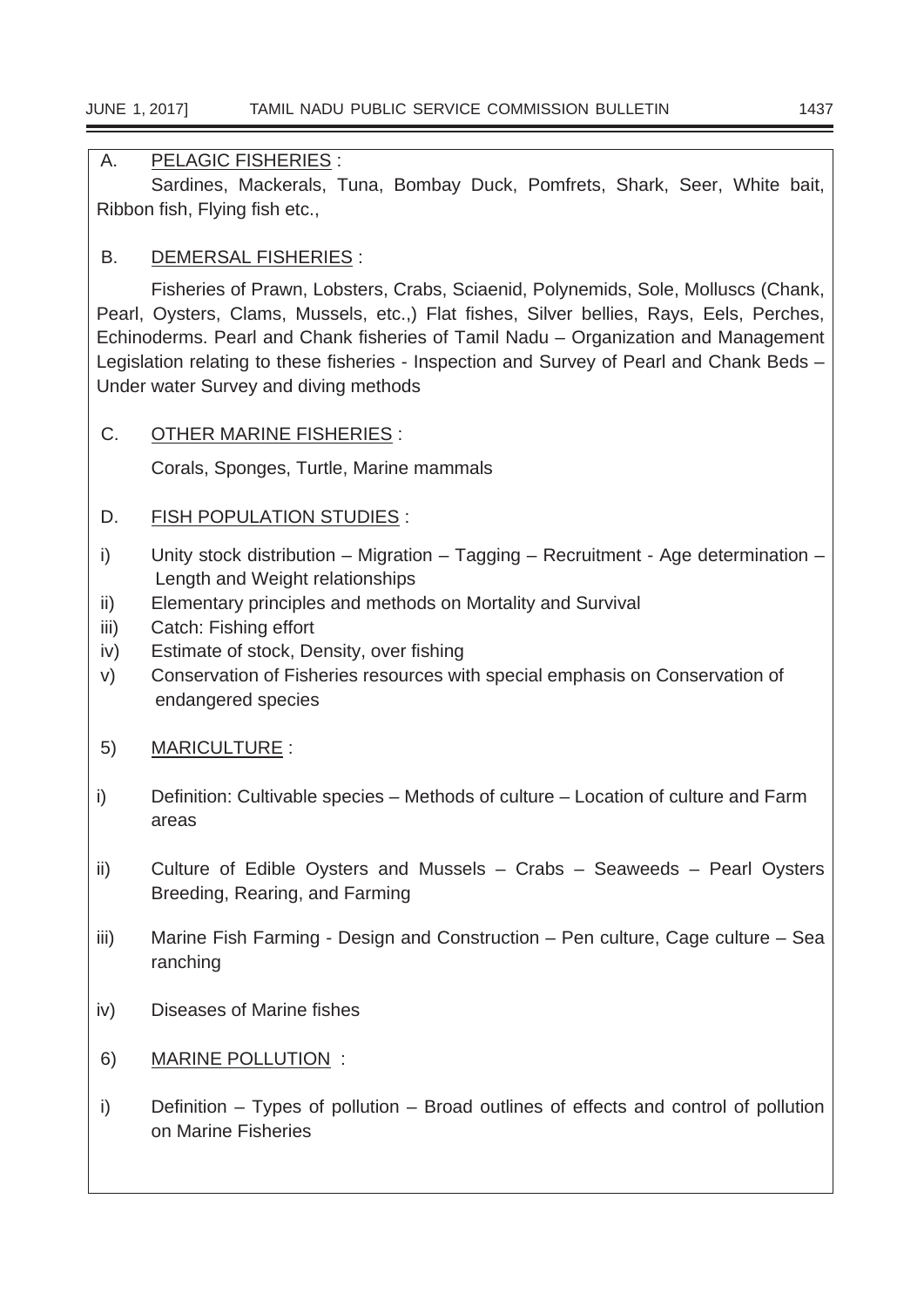A. <u>PELAGIC FISHERIES</u> :

Sardines, Mackerals, Tuna, Bombay Duck, Pomfrets, Shark, Seer, White bait, Ribbon fish, Flying fish etc.,

B. <u>DEMERSAL FISHERIES</u> :

Fisheries of Prawn, Lobsters, Crabs, Sciaenid, Polynemids, Sole, Molluscs (Chank, Pearl, Oysters, Clams, Mussels, etc.,) Flat fishes, Silver bellies, Rays, Eels, Perches, Echinoderms. Pearl and Chank fisheries of Tamil Nadu – Organization and Management Legislation relating to these fisheries - Inspection and Survey of Pearl and Chank Beds – Under water Survey and diving methods

C. <u>OTHER MARINE FISHERIES</u> :

Corals, Sponges, Turtle, Marine mammals

D. <u>FISH POPULATION STUDIES</u> :

i) Unity stock distribution – Migration – Tagging – Recruitment - Age determination – Length and Weight relationships

ii) Elementary principles and methods on Mortality and Survival

iii) Catch: Fishing effort

iv) Estimate of stock, Density, over fishing

v) Conservation of Fisheries resources with special emphasis on Conservation of endangered species

5) <u>MARICULTURE</u> :

i) Definition: Cultivable species – Methods of culture – Location of culture and Farm areas

ii) Culture of Edible Oysters and Mussels – Crabs – Seaweeds – Pearl Oysters Breeding, Rearing, and Farming

iii) Marine Fish Farming - Design and Construction – Pen culture, Cage culture – Sea ranching

iv) Diseases of Marine fishes

6) <u>MARINE POLLUTION</u> :

i) Definition – Types of pollution – Broad outlines of effects and control of pollution on Marine Fisheries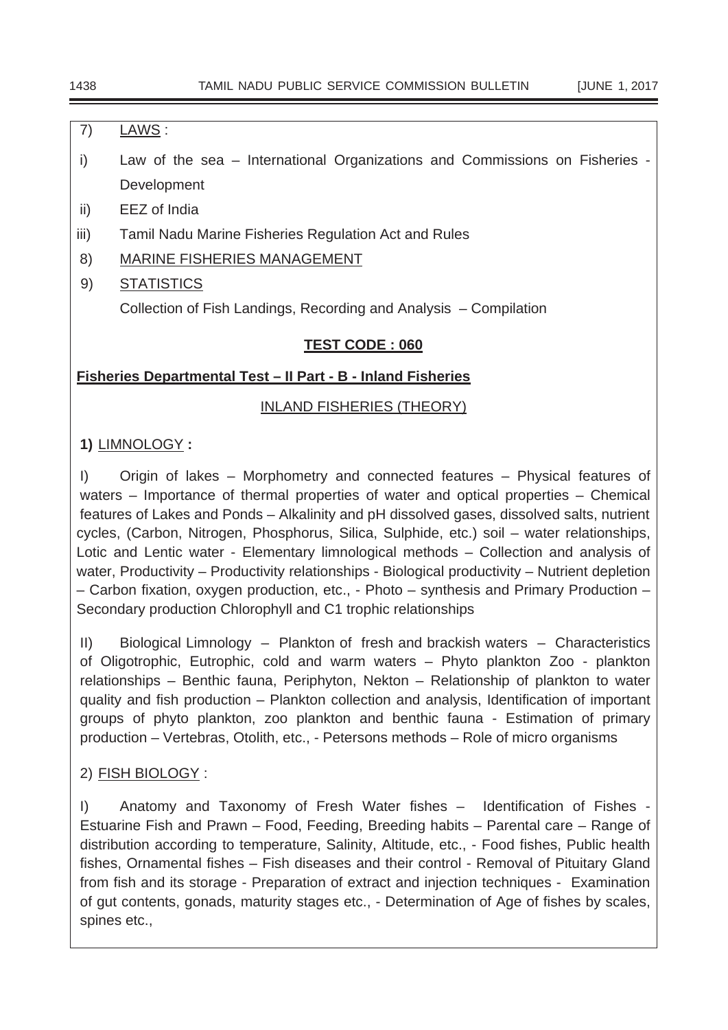7) LAWS :

i) Law of the sea – International Organizations and Commissions on Fisheries - Development

ii) EEZ of India

iii) Tamil Nadu Marine Fisheries Regulation Act and Rules

8) MARINE FISHERIES MANAGEMENT

9) STATISTICS

Collection of Fish Landings, Recording and Analysis – Compilation

**TEST CODE : 060**

**Fisheries Departmental Test – II Part - B - Inland Fisheries**

INLAND FISHERIES (THEORY)

**1)** LIMNOLOGY **:**

I) Origin of lakes – Morphometry and connected features – Physical features of waters – Importance of thermal properties of water and optical properties – Chemical features of Lakes and Ponds – Alkalinity and pH dissolved gases, dissolved salts, nutrient cycles, (Carbon, Nitrogen, Phosphorus, Silica, Sulphide, etc.) soil – water relationships, Lotic and Lentic water - Elementary limnological methods – Collection and analysis of water, Productivity – Productivity relationships - Biological productivity – Nutrient depletion – Carbon fixation, oxygen production, etc., - Photo – synthesis and Primary Production – Secondary production Chlorophyll and C1 trophic relationships

II) Biological Limnology – Plankton of fresh and brackish waters – Characteristics of Oligotrophic, Eutrophic, cold and warm waters – Phyto plankton Zoo - plankton relationships – Benthic fauna, Periphyton, Nekton – Relationship of plankton to water quality and fish production – Plankton collection and analysis, Identification of important groups of phyto plankton, zoo plankton and benthic fauna - Estimation of primary production – Vertebras, Otolith, etc., - Petersons methods – Role of micro organisms

2) FISH BIOLOGY :

I) Anatomy and Taxonomy of Fresh Water fishes – Identification of Fishes - Estuarine Fish and Prawn – Food, Feeding, Breeding habits – Parental care – Range of distribution according to temperature, Salinity, Altitude, etc., - Food fishes, Public health fishes, Ornamental fishes – Fish diseases and their control - Removal of Pituitary Gland from fish and its storage - Preparation of extract and injection techniques - Examination of gut contents, gonads, maturity stages etc., - Determination of Age of fishes by scales, spines etc.,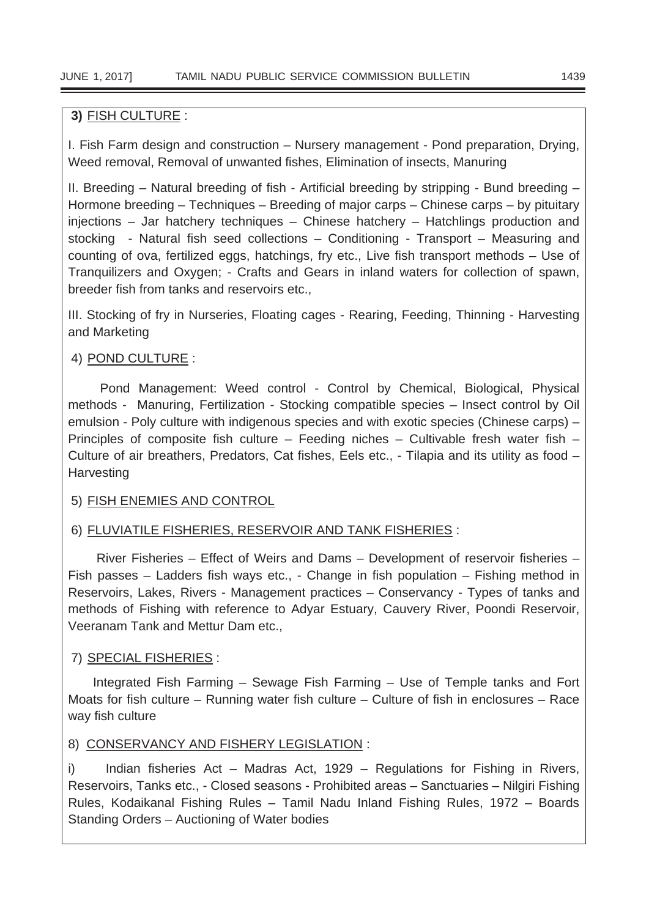**3)** <u>FISH CULTURE</u> :

I. Fish Farm design and construction – Nursery management - Pond preparation, Drying, Weed removal, Removal of unwanted fishes, Elimination of insects, Manuring

II. Breeding – Natural breeding of fish - Artificial breeding by stripping - Bund breeding – Hormone breeding – Techniques – Breeding of major carps – Chinese carps – by pituitary injections – Jar hatchery techniques – Chinese hatchery – Hatchlings production and stocking - Natural fish seed collections – Conditioning - Transport – Measuring and counting of ova, fertilized eggs, hatchings, fry etc., Live fish transport methods – Use of Tranquilizers and Oxygen; - Crafts and Gears in inland waters for collection of spawn, breeder fish from tanks and reservoirs etc.,

III. Stocking of fry in Nurseries, Floating cages - Rearing, Feeding, Thinning - Harvesting and Marketing

4) <u>POND CULTURE</u> :

Pond Management: Weed control - Control by Chemical, Biological, Physical methods - Manuring, Fertilization - Stocking compatible species – Insect control by Oil emulsion - Poly culture with indigenous species and with exotic species (Chinese carps) – Principles of composite fish culture – Feeding niches – Cultivable fresh water fish – Culture of air breathers, Predators, Cat fishes, Eels etc., - Tilapia and its utility as food – Harvesting

5) <u>FISH ENEMIES AND CONTROL</u>

6) <u>FLUVIATILE FISHERIES, RESERVOIR AND TANK FISHERIES</u> :

River Fisheries – Effect of Weirs and Dams – Development of reservoir fisheries – Fish passes – Ladders fish ways etc., - Change in fish population – Fishing method in Reservoirs, Lakes, Rivers - Management practices – Conservancy - Types of tanks and methods of Fishing with reference to Adyar Estuary, Cauvery River, Poondi Reservoir, Veeranam Tank and Mettur Dam etc.,

7) <u>SPECIAL FISHERIES</u> :

Integrated Fish Farming – Sewage Fish Farming – Use of Temple tanks and Fort Moats for fish culture – Running water fish culture – Culture of fish in enclosures – Race way fish culture

8) <u>CONSERVANCY AND FISHERY LEGISLATION</u> :

i) Indian fisheries Act – Madras Act, 1929 – Regulations for Fishing in Rivers, Reservoirs, Tanks etc., - Closed seasons - Prohibited areas – Sanctuaries – Nilgiri Fishing Rules, Kodaikanal Fishing Rules – Tamil Nadu Inland Fishing Rules, 1972 – Boards Standing Orders – Auctioning of Water bodies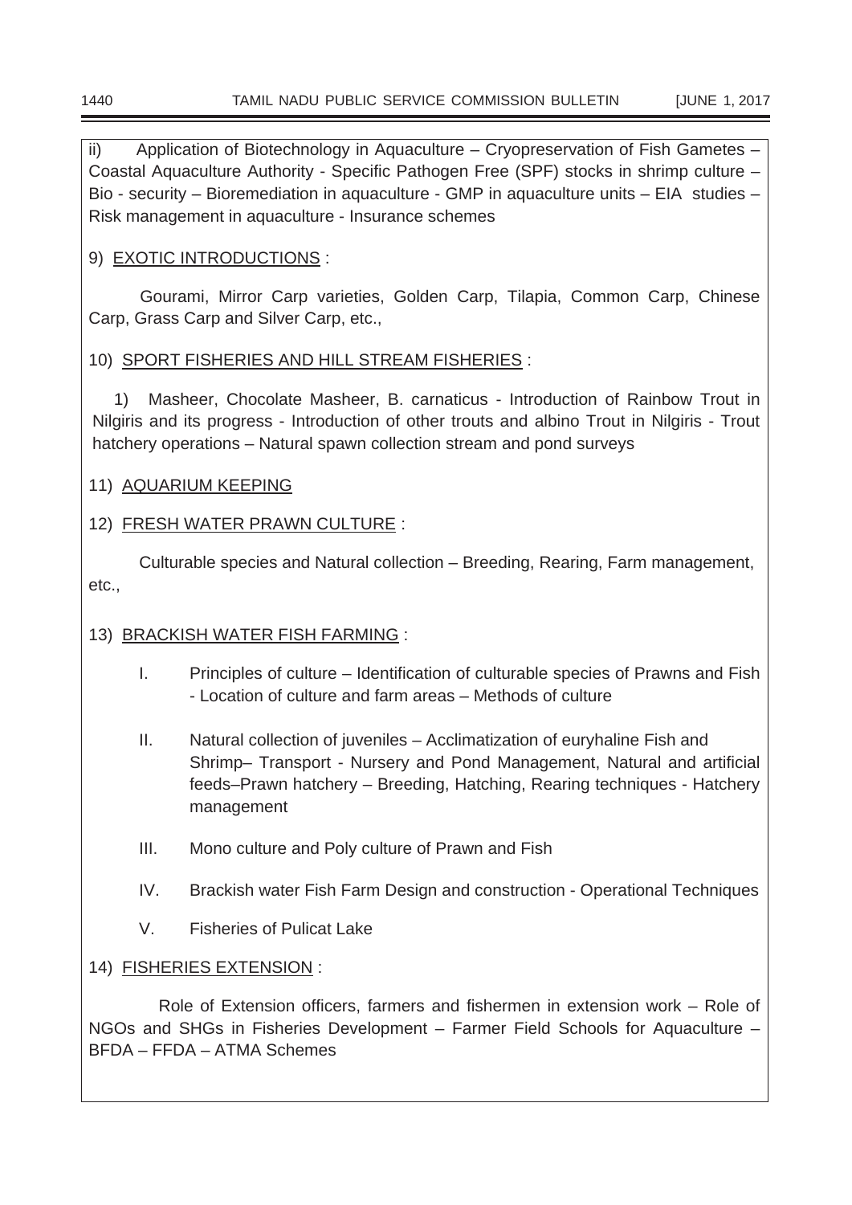ii) Application of Biotechnology in Aquaculture – Cryopreservation of Fish Gametes – Coastal Aquaculture Authority - Specific Pathogen Free (SPF) stocks in shrimp culture – Bio - security – Bioremediation in aquaculture - GMP in aquaculture units – EIA studies – Risk management in aquaculture - Insurance schemes

9) EXOTIC INTRODUCTIONS :

Gourami, Mirror Carp varieties, Golden Carp, Tilapia, Common Carp, Chinese Carp, Grass Carp and Silver Carp, etc.,

10) SPORT FISHERIES AND HILL STREAM FISHERIES :

1) Masheer, Chocolate Masheer, B. carnaticus - Introduction of Rainbow Trout in Nilgiris and its progress - Introduction of other trouts and albino Trout in Nilgiris - Trout hatchery operations – Natural spawn collection stream and pond surveys

11) AQUARIUM KEEPING

12) FRESH WATER PRAWN CULTURE :

Culturable species and Natural collection – Breeding, Rearing, Farm management, etc.,

13) BRACKISH WATER FISH FARMING :

I. Principles of culture – Identification of culturable species of Prawns and Fish - Location of culture and farm areas – Methods of culture

II. Natural collection of juveniles – Acclimatization of euryhaline Fish and Shrimp– Transport - Nursery and Pond Management, Natural and artificial feeds–Prawn hatchery – Breeding, Hatching, Rearing techniques - Hatchery management

III. Mono culture and Poly culture of Prawn and Fish

IV. Brackish water Fish Farm Design and construction - Operational Techniques

V. Fisheries of Pulicat Lake

14) FISHERIES EXTENSION :

Role of Extension officers, farmers and fishermen in extension work – Role of NGOs and SHGs in Fisheries Development – Farmer Field Schools for Aquaculture – BFDA – FFDA – ATMA Schemes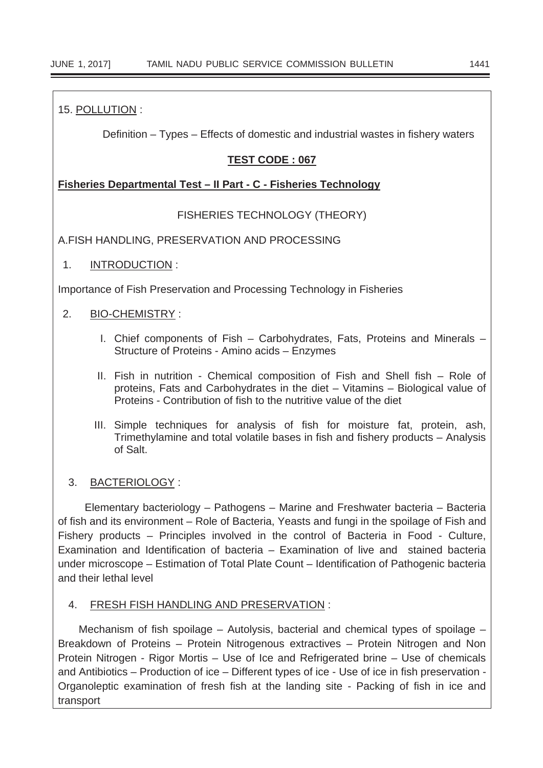15. POLLUTION :

Definition – Types – Effects of domestic and industrial wastes in fishery waters

**TEST CODE : 067**

**Fisheries Departmental Test – II Part - C - Fisheries Technology**

FISHERIES TECHNOLOGY (THEORY)

A.FISH HANDLING, PRESERVATION AND PROCESSING

1. INTRODUCTION :

Importance of Fish Preservation and Processing Technology in Fisheries

2. BIO-CHEMISTRY :

   I. Chief components of Fish – Carbohydrates, Fats, Proteins and Minerals – Structure of Proteins - Amino acids – Enzymes

   II. Fish in nutrition - Chemical composition of Fish and Shell fish – Role of proteins, Fats and Carbohydrates in the diet – Vitamins – Biological value of Proteins - Contribution of fish to the nutritive value of the diet

   III. Simple techniques for analysis of fish for moisture fat, protein, ash, Trimethylamine and total volatile bases in fish and fishery products – Analysis of Salt.

3. BACTERIOLOGY :

Elementary bacteriology – Pathogens – Marine and Freshwater bacteria – Bacteria of fish and its environment – Role of Bacteria, Yeasts and fungi in the spoilage of Fish and Fishery products – Principles involved in the control of Bacteria in Food - Culture, Examination and Identification of bacteria – Examination of live and stained bacteria under microscope – Estimation of Total Plate Count – Identification of Pathogenic bacteria and their lethal level

4. FRESH FISH HANDLING AND PRESERVATION :

Mechanism of fish spoilage – Autolysis, bacterial and chemical types of spoilage – Breakdown of Proteins – Protein Nitrogenous extractives – Protein Nitrogen and Non Protein Nitrogen - Rigor Mortis – Use of Ice and Refrigerated brine – Use of chemicals and Antibiotics – Production of ice – Different types of ice - Use of ice in fish preservation - Organoleptic examination of fresh fish at the landing site - Packing of fish in ice and transport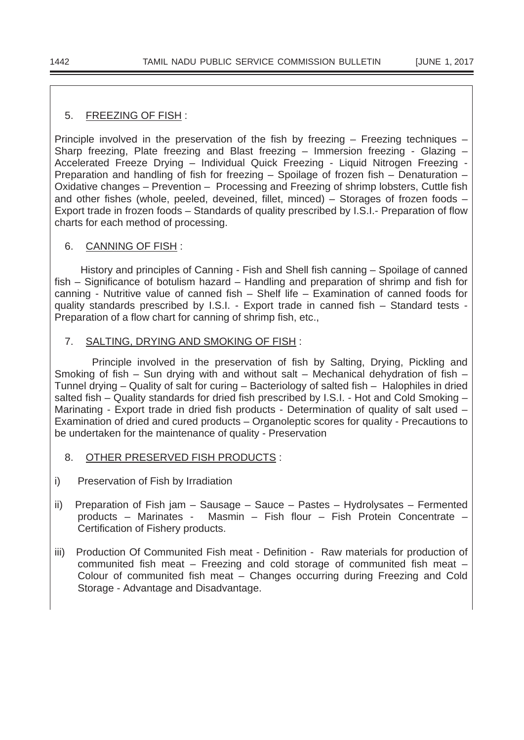5. <u>FREEZING OF FISH</u> :

Principle involved in the preservation of the fish by freezing – Freezing techniques – Sharp freezing, Plate freezing and Blast freezing – Immersion freezing - Glazing – Accelerated Freeze Drying – Individual Quick Freezing - Liquid Nitrogen Freezing - Preparation and handling of fish for freezing – Spoilage of frozen fish – Denaturation – Oxidative changes – Prevention – Processing and Freezing of shrimp lobsters, Cuttle fish and other fishes (whole, peeled, deveined, fillet, minced) – Storages of frozen foods – Export trade in frozen foods – Standards of quality prescribed by I.S.I.- Preparation of flow charts for each method of processing.

6. <u>CANNING OF FISH</u> :

History and principles of Canning - Fish and Shell fish canning – Spoilage of canned fish – Significance of botulism hazard – Handling and preparation of shrimp and fish for canning - Nutritive value of canned fish – Shelf life – Examination of canned foods for quality standards prescribed by I.S.I. - Export trade in canned fish – Standard tests - Preparation of a flow chart for canning of shrimp fish, etc.,

7. <u>SALTING, DRYING AND SMOKING OF FISH</u> :

Principle involved in the preservation of fish by Salting, Drying, Pickling and Smoking of fish – Sun drying with and without salt – Mechanical dehydration of fish – Tunnel drying – Quality of salt for curing – Bacteriology of salted fish – Halophiles in dried salted fish – Quality standards for dried fish prescribed by I.S.I. - Hot and Cold Smoking – Marinating - Export trade in dried fish products - Determination of quality of salt used – Examination of dried and cured products – Organoleptic scores for quality - Precautions to be undertaken for the maintenance of quality - Preservation

8. <u>OTHER PRESERVED FISH PRODUCTS</u> :

i) Preservation of Fish by Irradiation

ii) Preparation of Fish jam – Sausage – Sauce – Pastes – Hydrolysates – Fermented products – Marinates - Masmin – Fish flour – Fish Protein Concentrate – Certification of Fishery products.

iii) Production Of Communited Fish meat - Definition - Raw materials for production of communited fish meat – Freezing and cold storage of communited fish meat – Colour of communited fish meat – Changes occurring during Freezing and Cold Storage - Advantage and Disadvantage.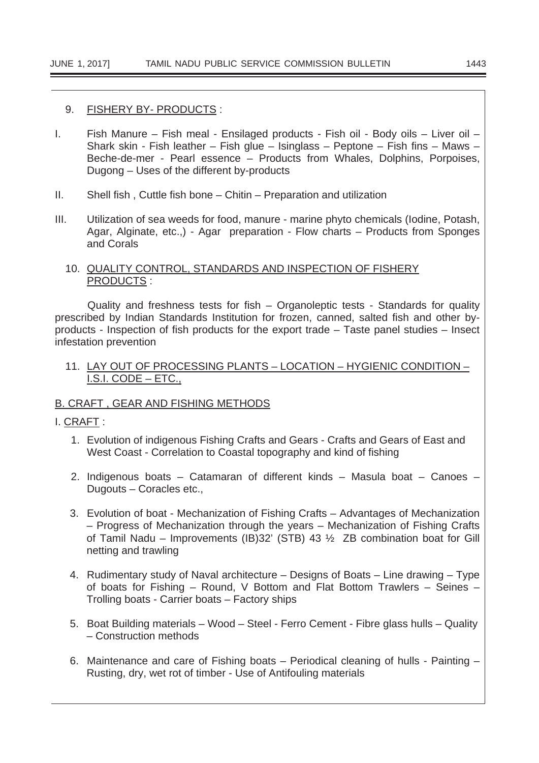9. <u>FISHERY BY- PRODUCTS</u> :

I. Fish Manure – Fish meal - Ensilaged products - Fish oil - Body oils – Liver oil – Shark skin - Fish leather – Fish glue – Isinglass – Peptone – Fish fins – Maws – Beche-de-mer - Pearl essence – Products from Whales, Dolphins, Porpoises, Dugong – Uses of the different by-products

II. Shell fish , Cuttle fish bone – Chitin – Preparation and utilization

III. Utilization of sea weeds for food, manure - marine phyto chemicals (Iodine, Potash, Agar, Alginate, etc.,) - Agar preparation - Flow charts – Products from Sponges and Corals

10. <u>QUALITY CONTROL, STANDARDS AND INSPECTION OF FISHERY PRODUCTS</u> :

Quality and freshness tests for fish – Organoleptic tests - Standards for quality prescribed by Indian Standards Institution for frozen, canned, salted fish and other by-products - Inspection of fish products for the export trade – Taste panel studies – Insect infestation prevention

11. <u>LAY OUT OF PROCESSING PLANTS – LOCATION – HYGIENIC CONDITION – I.S.I. CODE – ETC.,</u>

<u>B. CRAFT , GEAR AND FISHING METHODS</u>

I. <u>CRAFT</u> :

1. Evolution of indigenous Fishing Crafts and Gears - Crafts and Gears of East and West Coast - Correlation to Coastal topography and kind of fishing

2. Indigenous boats – Catamaran of different kinds – Masula boat – Canoes – Dugouts – Coracles etc.,

3. Evolution of boat - Mechanization of Fishing Crafts – Advantages of Mechanization – Progress of Mechanization through the years – Mechanization of Fishing Crafts of Tamil Nadu – Improvements (IB)32' (STB) 43 ½ ZB combination boat for Gill netting and trawling

4. Rudimentary study of Naval architecture – Designs of Boats – Line drawing – Type of boats for Fishing – Round, V Bottom and Flat Bottom Trawlers – Seines – Trolling boats - Carrier boats – Factory ships

5. Boat Building materials – Wood – Steel - Ferro Cement - Fibre glass hulls – Quality – Construction methods

6. Maintenance and care of Fishing boats – Periodical cleaning of hulls - Painting – Rusting, dry, wet rot of timber - Use of Antifouling materials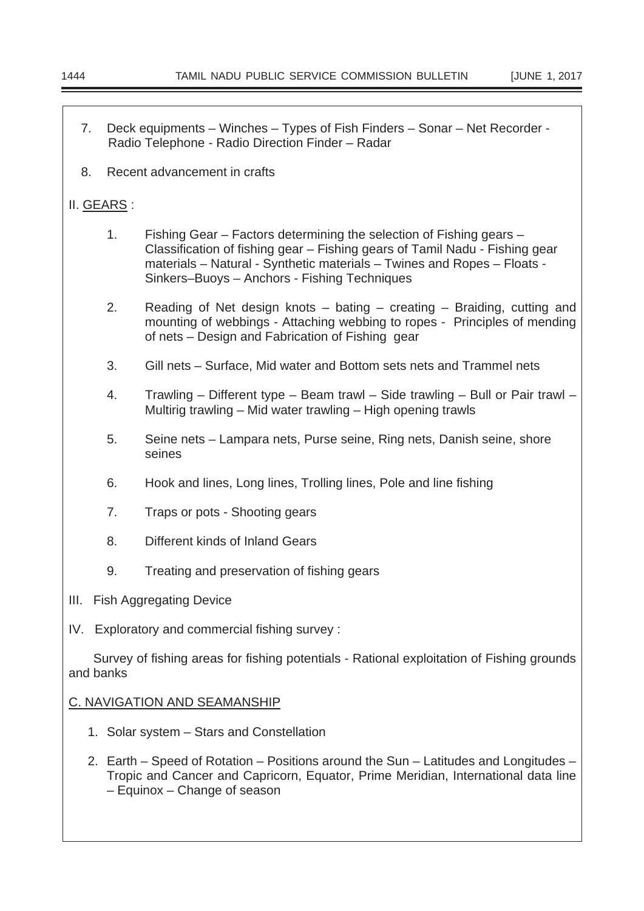7. Deck equipments – Winches – Types of Fish Finders – Sonar – Net Recorder - Radio Telephone - Radio Direction Finder – Radar

8. Recent advancement in crafts

II. GEARS :

1. Fishing Gear – Factors determining the selection of Fishing gears – Classification of fishing gear – Fishing gears of Tamil Nadu - Fishing gear materials – Natural - Synthetic materials – Twines and Ropes – Floats - Sinkers–Buoys – Anchors - Fishing Techniques

2. Reading of Net design knots – bating – creating – Braiding, cutting and mounting of webbings - Attaching webbing to ropes - Principles of mending of nets – Design and Fabrication of Fishing gear

3. Gill nets – Surface, Mid water and Bottom sets nets and Trammel nets

4. Trawling – Different type – Beam trawl – Side trawling – Bull or Pair trawl – Multirig trawling – Mid water trawling – High opening trawls

5. Seine nets – Lampara nets, Purse seine, Ring nets, Danish seine, shore seines

6. Hook and lines, Long lines, Trolling lines, Pole and line fishing

7. Traps or pots - Shooting gears

8. Different kinds of Inland Gears

9. Treating and preservation of fishing gears

III. Fish Aggregating Device

IV. Exploratory and commercial fishing survey :

Survey of fishing areas for fishing potentials - Rational exploitation of Fishing grounds and banks

C. NAVIGATION AND SEAMANSHIP

1. Solar system – Stars and Constellation

2. Earth – Speed of Rotation – Positions around the Sun – Latitudes and Longitudes – Tropic and Cancer and Capricorn, Equator, Prime Meridian, International data line – Equinox – Change of season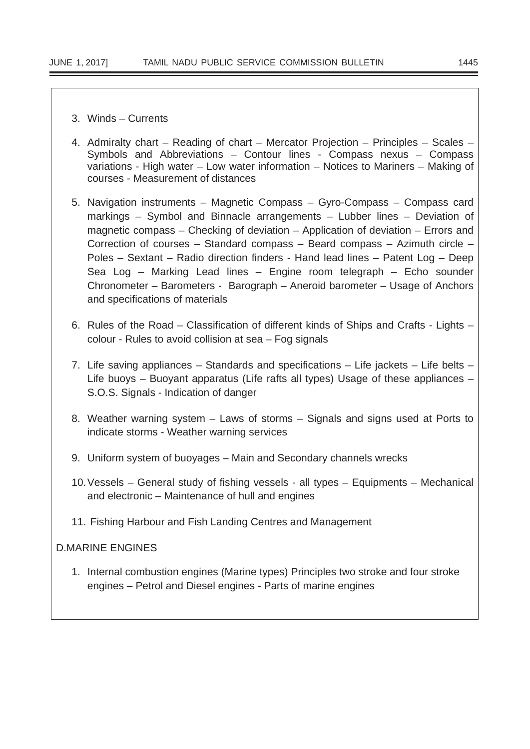3. Winds – Currents

4. Admiralty chart – Reading of chart – Mercator Projection – Principles – Scales – Symbols and Abbreviations – Contour lines - Compass nexus – Compass variations - High water – Low water information – Notices to Mariners – Making of courses - Measurement of distances

5. Navigation instruments – Magnetic Compass – Gyro-Compass – Compass card markings – Symbol and Binnacle arrangements – Lubber lines – Deviation of magnetic compass – Checking of deviation – Application of deviation – Errors and Correction of courses – Standard compass – Beard compass – Azimuth circle – Poles – Sextant – Radio direction finders - Hand lead lines – Patent Log – Deep Sea Log – Marking Lead lines – Engine room telegraph – Echo sounder Chronometer – Barometers - Barograph – Aneroid barometer – Usage of Anchors and specifications of materials

6. Rules of the Road – Classification of different kinds of Ships and Crafts - Lights – colour - Rules to avoid collision at sea – Fog signals

7. Life saving appliances – Standards and specifications – Life jackets – Life belts – Life buoys – Buoyant apparatus (Life rafts all types) Usage of these appliances – S.O.S. Signals - Indication of danger

8. Weather warning system – Laws of storms – Signals and signs used at Ports to indicate storms - Weather warning services

9. Uniform system of buoyages – Main and Secondary channels wrecks

10. Vessels – General study of fishing vessels - all types – Equipments – Mechanical and electronic – Maintenance of hull and engines

11. Fishing Harbour and Fish Landing Centres and Management

<u>D.MARINE ENGINES</u>

1. Internal combustion engines (Marine types) Principles two stroke and four stroke engines – Petrol and Diesel engines - Parts of marine engines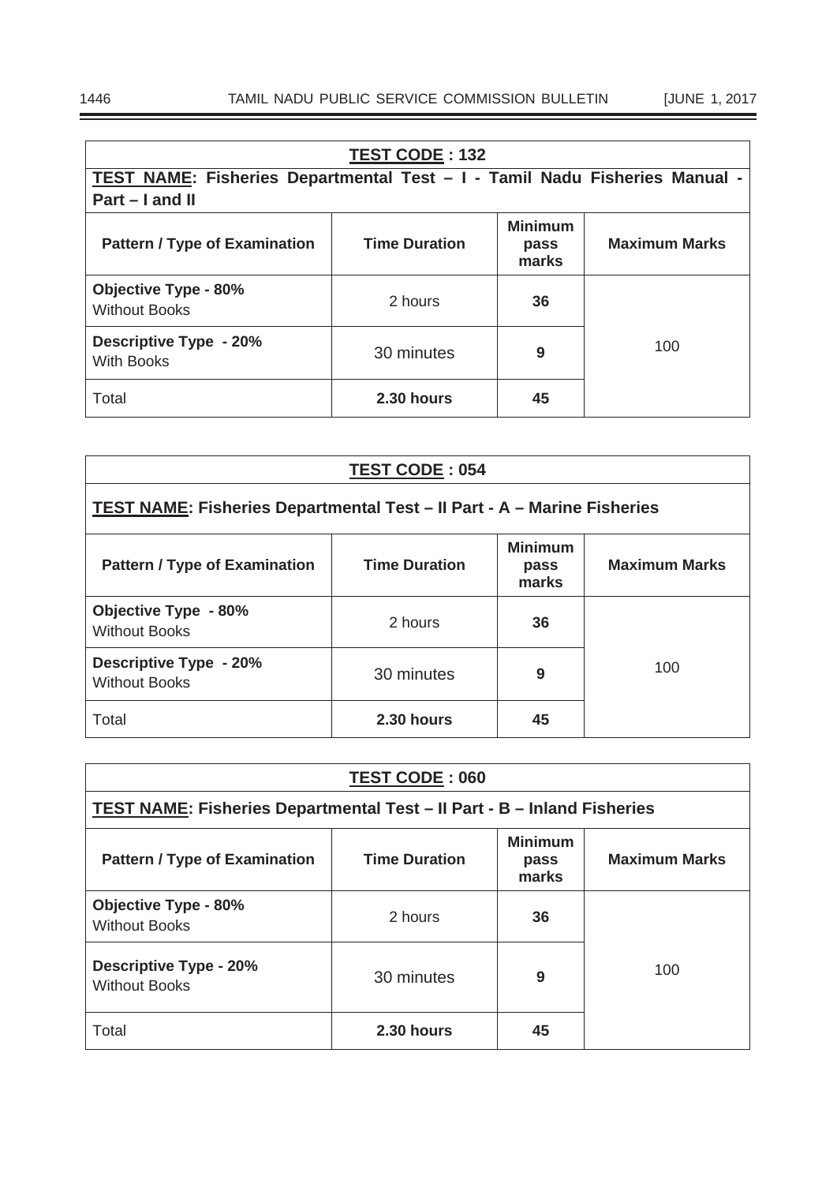| **TEST CODE : 132** | | | |
|---|---|---|---|
| **TEST NAME: Fisheries Departmental Test – I - Tamil Nadu Fisheries Manual - Part – I and II** | | | |
| **Pattern / Type of Examination** | **Time Duration** | **Minimum pass marks** | **Maximum Marks** |
| **Objective Type - 80%** Without Books | 2 hours | **36** | 100 |
| **Descriptive Type - 20%** With Books | 30 minutes | **9** | |
| Total | **2.30 hours** | **45** | |

| **TEST CODE : 054** | | | |
|---|---|---|---|
| **TEST NAME: Fisheries Departmental Test – II Part - A – Marine Fisheries** | | | |
| **Pattern / Type of Examination** | **Time Duration** | **Minimum pass marks** | **Maximum Marks** |
| **Objective Type - 80%** Without Books | 2 hours | **36** | 100 |
| **Descriptive Type - 20%** Without Books | 30 minutes | **9** | |
| Total | **2.30 hours** | **45** | |

| **TEST CODE : 060** | | | |
|---|---|---|---|
| **TEST NAME: Fisheries Departmental Test – II Part - B – Inland Fisheries** | | | |
| **Pattern / Type of Examination** | **Time Duration** | **Minimum pass marks** | **Maximum Marks** |
| **Objective Type - 80%** Without Books | 2 hours | **36** | 100 |
| **Descriptive Type - 20%** Without Books | 30 minutes | **9** | |
| Total | **2.30 hours** | **45** | |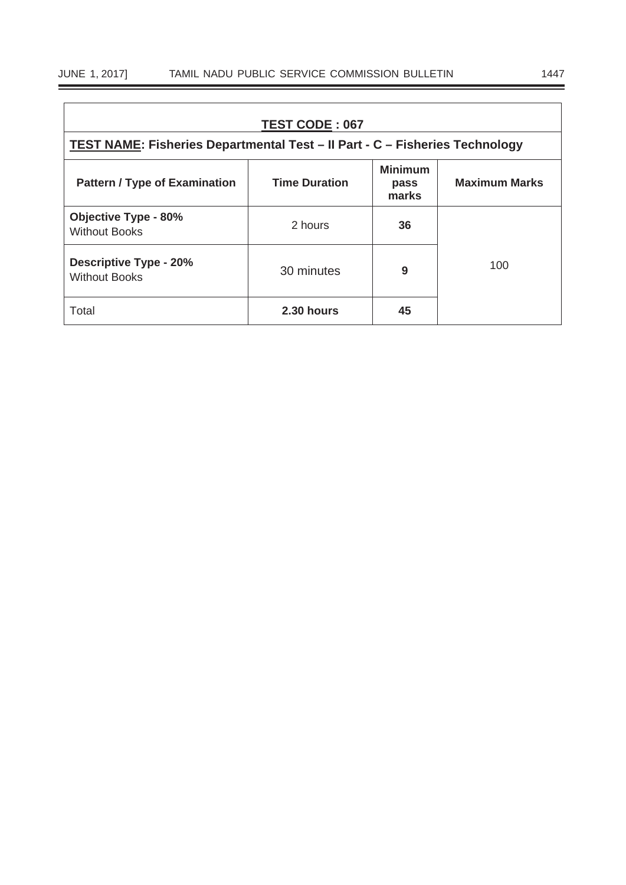**TEST CODE : 067**

**TEST NAME: Fisheries Departmental Test – II Part - C – Fisheries Technology**

| Pattern / Type of Examination | Time Duration | Minimum pass marks | Maximum Marks |
|---|---|---|---|
| **Objective Type - 80%** Without Books | 2 hours | **36** | 100 |
| **Descriptive Type - 20%** Without Books | 30 minutes | **9** | |
| Total | **2.30 hours** | **45** | |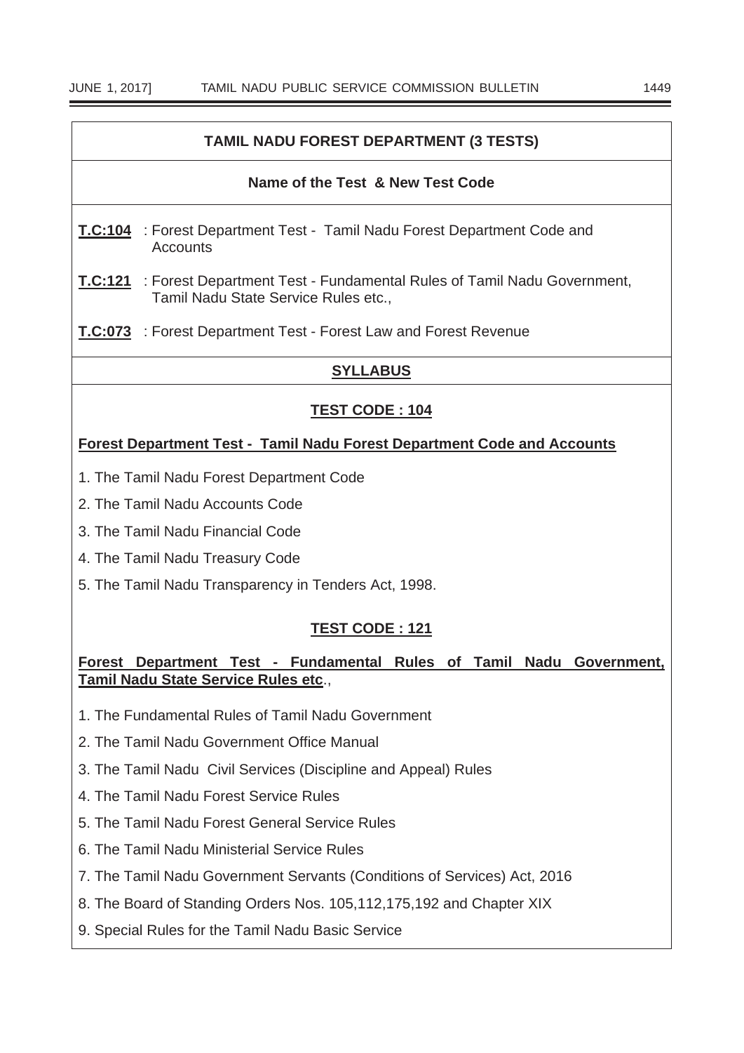## TAMIL NADU FOREST DEPARTMENT (3 TESTS)

### Name of the Test & New Test Code

**T.C:104** : Forest Department Test - Tamil Nadu Forest Department Code and Accounts

**T.C:121** : Forest Department Test - Fundamental Rules of Tamil Nadu Government, Tamil Nadu State Service Rules etc.,

**T.C:073** : Forest Department Test - Forest Law and Forest Revenue

### SYLLABUS

#### TEST CODE : 104

**Forest Department Test - Tamil Nadu Forest Department Code and Accounts**

1. The Tamil Nadu Forest Department Code
2. The Tamil Nadu Accounts Code
3. The Tamil Nadu Financial Code
4. The Tamil Nadu Treasury Code
5. The Tamil Nadu Transparency in Tenders Act, 1998.

#### TEST CODE : 121

**Forest Department Test - Fundamental Rules of Tamil Nadu Government, Tamil Nadu State Service Rules etc**.,

1. The Fundamental Rules of Tamil Nadu Government
2. The Tamil Nadu Government Office Manual
3. The Tamil Nadu Civil Services (Discipline and Appeal) Rules
4. The Tamil Nadu Forest Service Rules
5. The Tamil Nadu Forest General Service Rules
6. The Tamil Nadu Ministerial Service Rules
7. The Tamil Nadu Government Servants (Conditions of Services) Act, 2016
8. The Board of Standing Orders Nos. 105,112,175,192 and Chapter XIX
9. Special Rules for the Tamil Nadu Basic Service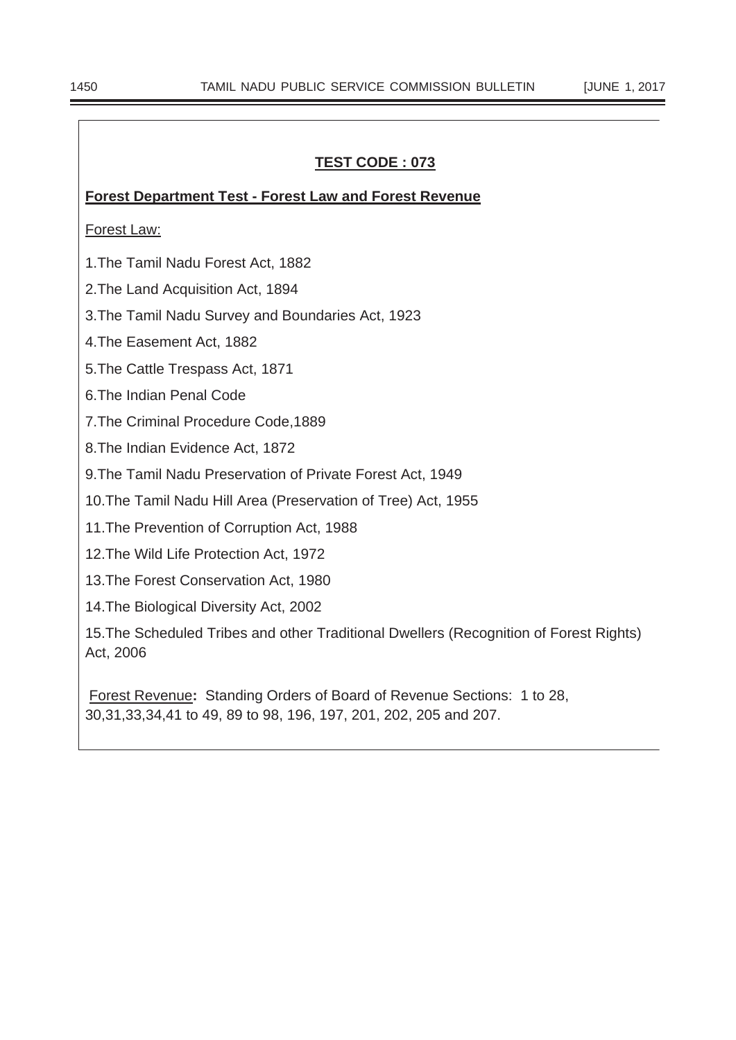## TEST CODE : 073

### Forest Department Test - Forest Law and Forest Revenue

Forest Law:

1. The Tamil Nadu Forest Act, 1882
2. The Land Acquisition Act, 1894
3. The Tamil Nadu Survey and Boundaries Act, 1923
4. The Easement Act, 1882
5. The Cattle Trespass Act, 1871
6. The Indian Penal Code
7. The Criminal Procedure Code,1889
8. The Indian Evidence Act, 1872
9. The Tamil Nadu Preservation of Private Forest Act, 1949
10. The Tamil Nadu Hill Area (Preservation of Tree) Act, 1955
11. The Prevention of Corruption Act, 1988
12. The Wild Life Protection Act, 1972
13. The Forest Conservation Act, 1980
14. The Biological Diversity Act, 2002
15. The Scheduled Tribes and other Traditional Dwellers (Recognition of Forest Rights) Act, 2006

Forest Revenue**:** Standing Orders of Board of Revenue Sections: 1 to 28, 30,31,33,34,41 to 49, 89 to 98, 196, 197, 201, 202, 205 and 207.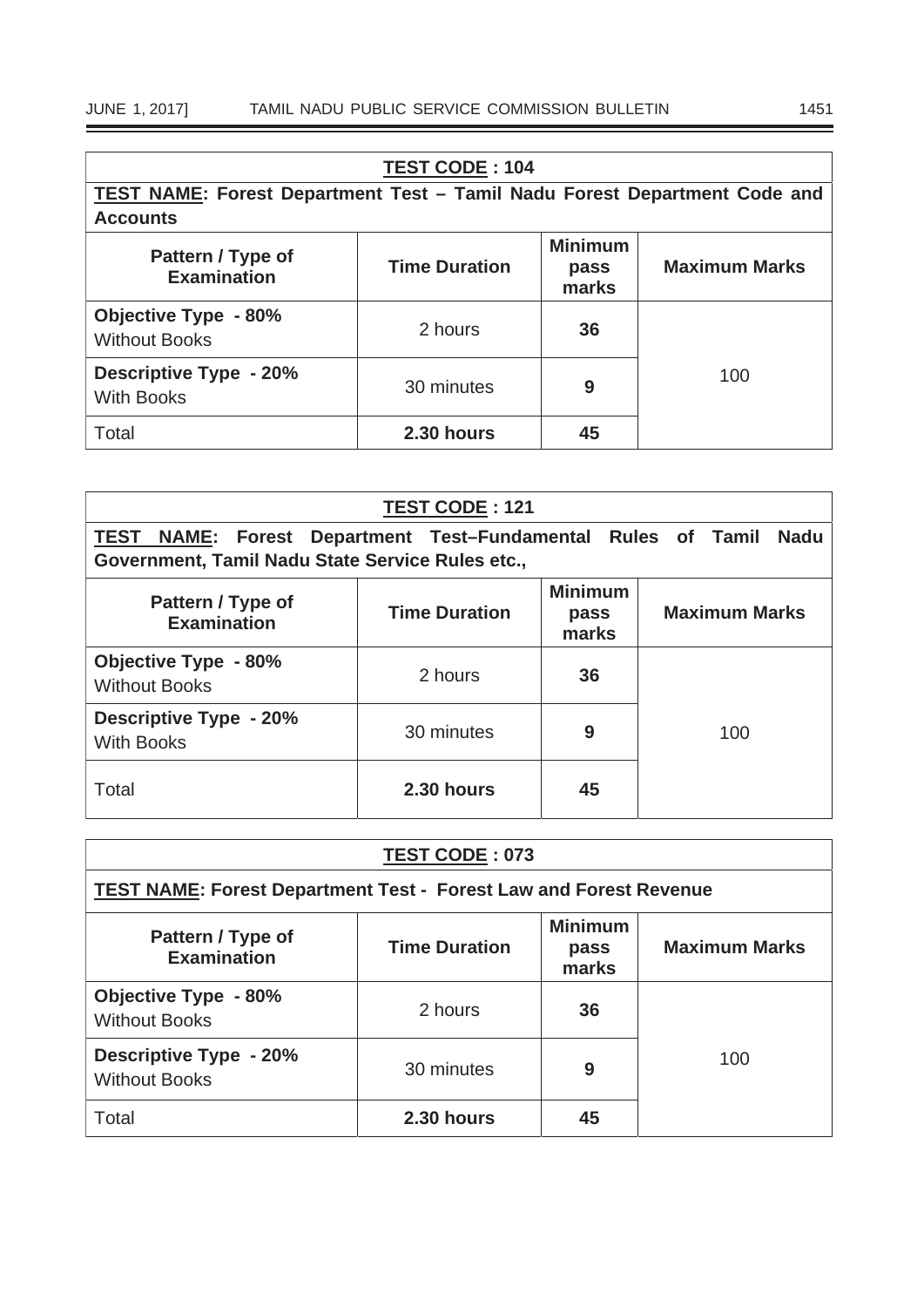| **TEST CODE : 104** | | | |
|---|---|---|---|
| **TEST NAME: Forest Department Test – Tamil Nadu Forest Department Code and Accounts** | | | |
| **Pattern / Type of Examination** | **Time Duration** | **Minimum pass marks** | **Maximum Marks** |
| **Objective Type - 80%** Without Books | 2 hours | **36** | 100 |
| **Descriptive Type - 20%** With Books | 30 minutes | **9** | |
| Total | **2.30 hours** | **45** | |

| **TEST CODE : 121** | | | |
|---|---|---|---|
| **TEST NAME: Forest Department Test–Fundamental Rules of Tamil Nadu Government, Tamil Nadu State Service Rules etc.,** | | | |
| **Pattern / Type of Examination** | **Time Duration** | **Minimum pass marks** | **Maximum Marks** |
| **Objective Type - 80%** Without Books | 2 hours | **36** | 100 |
| **Descriptive Type - 20%** With Books | 30 minutes | **9** | |
| Total | **2.30 hours** | **45** | |

| **TEST CODE : 073** | | | |
|---|---|---|---|
| **TEST NAME: Forest Department Test - Forest Law and Forest Revenue** | | | |
| **Pattern / Type of Examination** | **Time Duration** | **Minimum pass marks** | **Maximum Marks** |
| **Objective Type - 80%** Without Books | 2 hours | **36** | 100 |
| **Descriptive Type - 20%** Without Books | 30 minutes | **9** | |
| Total | **2.30 hours** | **45** | |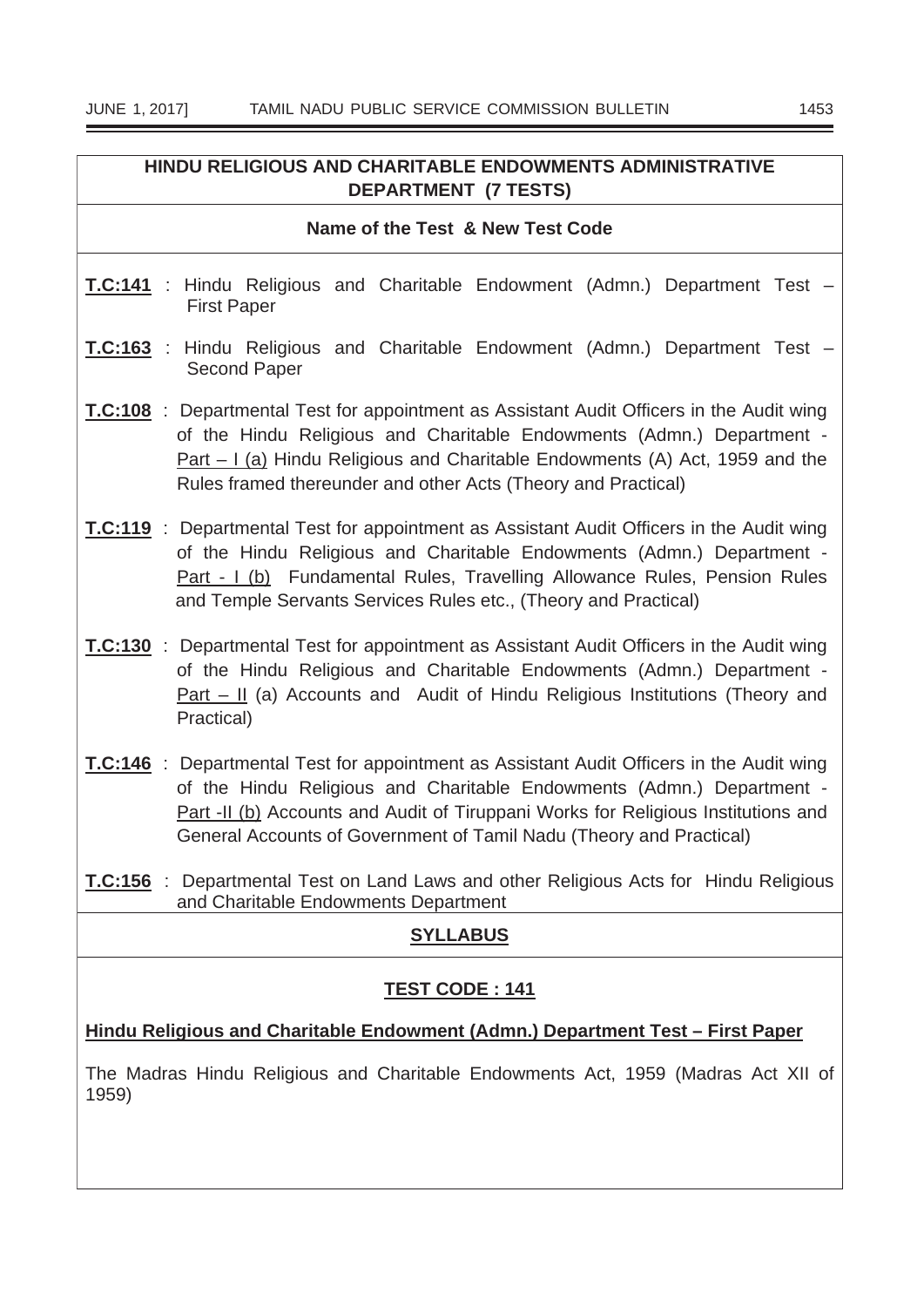## HINDU RELIGIOUS AND CHARITABLE ENDOWMENTS ADMINISTRATIVE DEPARTMENT (7 TESTS)

**Name of the Test & New Test Code**

**T.C:141** : Hindu Religious and Charitable Endowment (Admn.) Department Test – First Paper

**T.C:163** : Hindu Religious and Charitable Endowment (Admn.) Department Test – Second Paper

**T.C:108** : Departmental Test for appointment as Assistant Audit Officers in the Audit wing of the Hindu Religious and Charitable Endowments (Admn.) Department - Part – I (a) Hindu Religious and Charitable Endowments (A) Act, 1959 and the Rules framed thereunder and other Acts (Theory and Practical)

**T.C:119** : Departmental Test for appointment as Assistant Audit Officers in the Audit wing of the Hindu Religious and Charitable Endowments (Admn.) Department - Part - I (b) Fundamental Rules, Travelling Allowance Rules, Pension Rules and Temple Servants Services Rules etc., (Theory and Practical)

**T.C:130** : Departmental Test for appointment as Assistant Audit Officers in the Audit wing of the Hindu Religious and Charitable Endowments (Admn.) Department - Part – II (a) Accounts and Audit of Hindu Religious Institutions (Theory and Practical)

**T.C:146** : Departmental Test for appointment as Assistant Audit Officers in the Audit wing of the Hindu Religious and Charitable Endowments (Admn.) Department - Part -II (b) Accounts and Audit of Tiruppani Works for Religious Institutions and General Accounts of Government of Tamil Nadu (Theory and Practical)

**T.C:156** : Departmental Test on Land Laws and other Religious Acts for Hindu Religious and Charitable Endowments Department

## SYLLABUS

### TEST CODE : 141

**Hindu Religious and Charitable Endowment (Admn.) Department Test – First Paper**

The Madras Hindu Religious and Charitable Endowments Act, 1959 (Madras Act XII of 1959)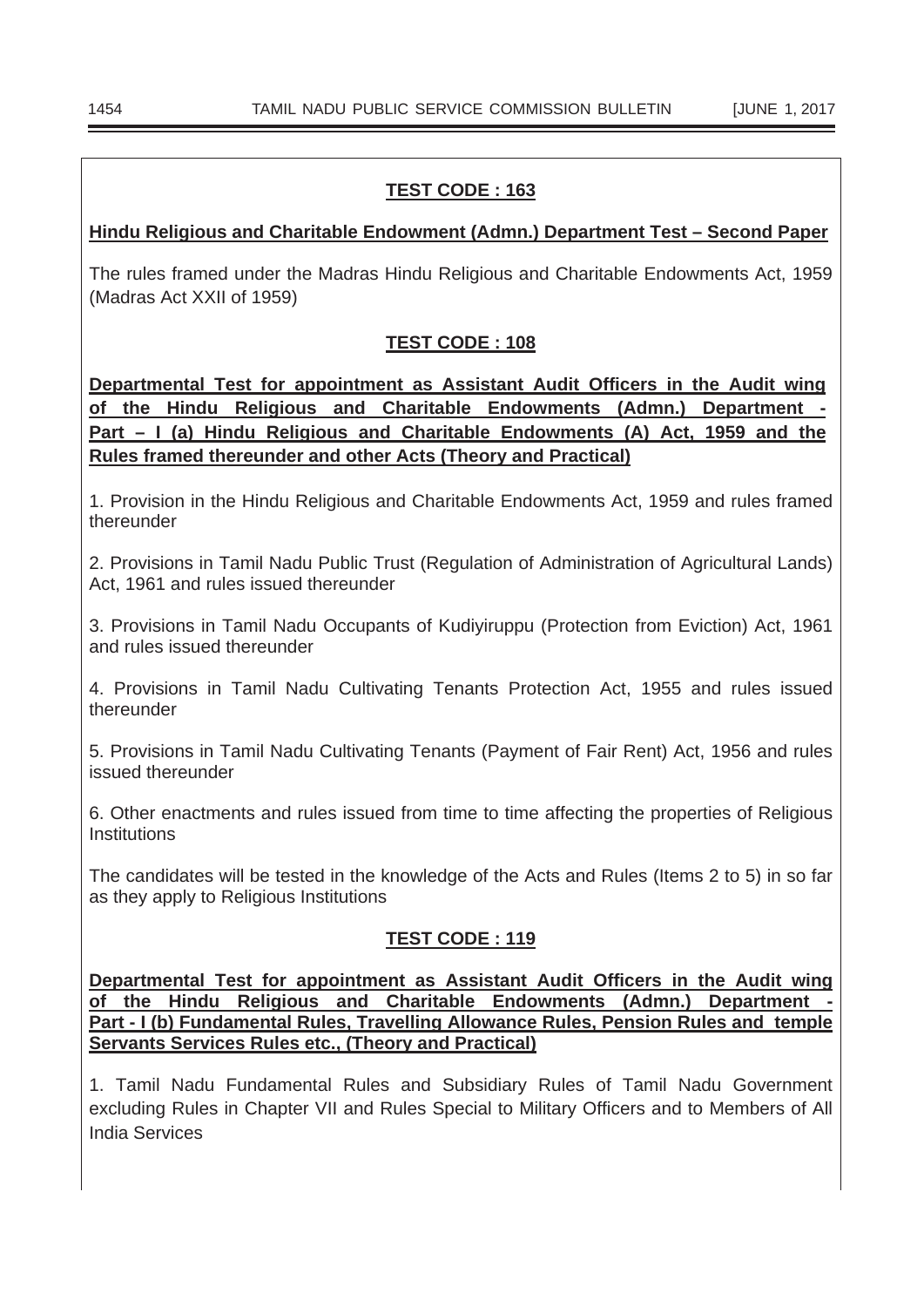## TEST CODE : 163

**Hindu Religious and Charitable Endowment (Admn.) Department Test – Second Paper**

The rules framed under the Madras Hindu Religious and Charitable Endowments Act, 1959 (Madras Act XXII of 1959)

## TEST CODE : 108

**Departmental Test for appointment as Assistant Audit Officers in the Audit wing of the Hindu Religious and Charitable Endowments (Admn.) Department - Part – I (a) Hindu Religious and Charitable Endowments (A) Act, 1959 and the Rules framed thereunder and other Acts (Theory and Practical)**

1. Provision in the Hindu Religious and Charitable Endowments Act, 1959 and rules framed thereunder

2. Provisions in Tamil Nadu Public Trust (Regulation of Administration of Agricultural Lands) Act, 1961 and rules issued thereunder

3. Provisions in Tamil Nadu Occupants of Kudiyiruppu (Protection from Eviction) Act, 1961 and rules issued thereunder

4. Provisions in Tamil Nadu Cultivating Tenants Protection Act, 1955 and rules issued thereunder

5. Provisions in Tamil Nadu Cultivating Tenants (Payment of Fair Rent) Act, 1956 and rules issued thereunder

6. Other enactments and rules issued from time to time affecting the properties of Religious Institutions

The candidates will be tested in the knowledge of the Acts and Rules (Items 2 to 5) in so far as they apply to Religious Institutions

## TEST CODE : 119

**Departmental Test for appointment as Assistant Audit Officers in the Audit wing of the Hindu Religious and Charitable Endowments (Admn.) Department - Part - I (b) Fundamental Rules, Travelling Allowance Rules, Pension Rules and temple Servants Services Rules etc., (Theory and Practical)**

1. Tamil Nadu Fundamental Rules and Subsidiary Rules of Tamil Nadu Government excluding Rules in Chapter VII and Rules Special to Military Officers and to Members of All India Services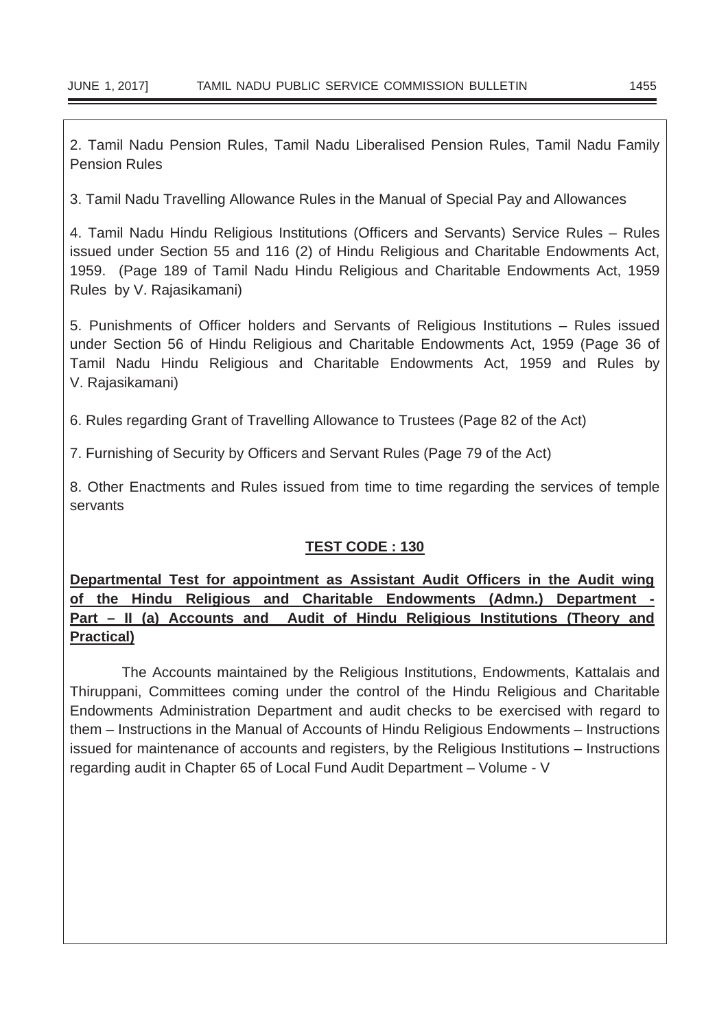2. Tamil Nadu Pension Rules, Tamil Nadu Liberalised Pension Rules, Tamil Nadu Family Pension Rules

3. Tamil Nadu Travelling Allowance Rules in the Manual of Special Pay and Allowances

4. Tamil Nadu Hindu Religious Institutions (Officers and Servants) Service Rules – Rules issued under Section 55 and 116 (2) of Hindu Religious and Charitable Endowments Act, 1959. (Page 189 of Tamil Nadu Hindu Religious and Charitable Endowments Act, 1959 Rules by V. Rajasikamani)

5. Punishments of Officer holders and Servants of Religious Institutions – Rules issued under Section 56 of Hindu Religious and Charitable Endowments Act, 1959 (Page 36 of Tamil Nadu Hindu Religious and Charitable Endowments Act, 1959 and Rules by V. Rajasikamani)

6. Rules regarding Grant of Travelling Allowance to Trustees (Page 82 of the Act)

7. Furnishing of Security by Officers and Servant Rules (Page 79 of the Act)

8. Other Enactments and Rules issued from time to time regarding the services of temple servants

**TEST CODE : 130**

**Departmental Test for appointment as Assistant Audit Officers in the Audit wing of the Hindu Religious and Charitable Endowments (Admn.) Department - Part – II (a) Accounts and Audit of Hindu Religious Institutions (Theory and Practical)**

The Accounts maintained by the Religious Institutions, Endowments, Kattalais and Thiruppani, Committees coming under the control of the Hindu Religious and Charitable Endowments Administration Department and audit checks to be exercised with regard to them – Instructions in the Manual of Accounts of Hindu Religious Endowments – Instructions issued for maintenance of accounts and registers, by the Religious Institutions – Instructions regarding audit in Chapter 65 of Local Fund Audit Department – Volume - V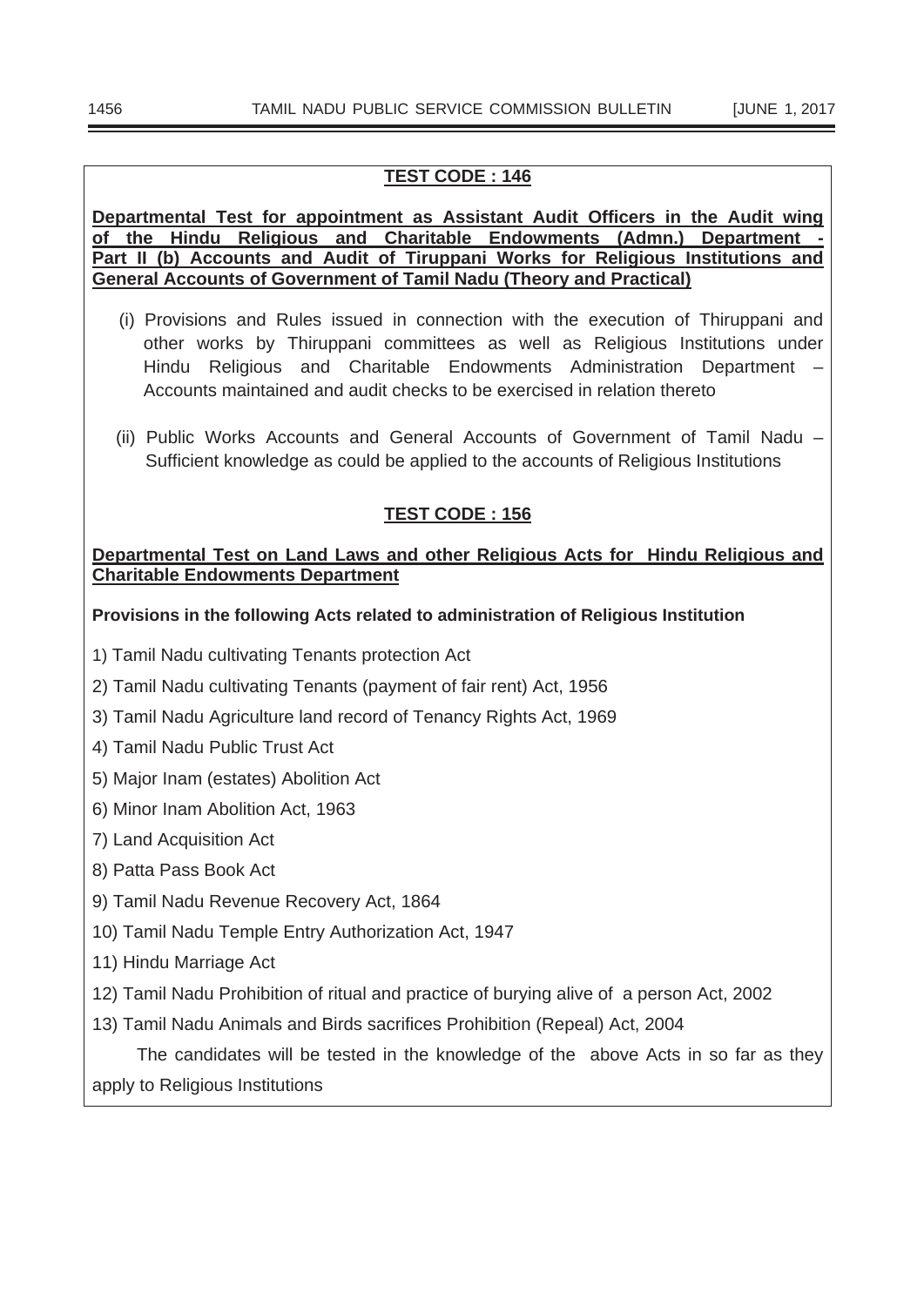## TEST CODE : 146

**Departmental Test for appointment as Assistant Audit Officers in the Audit wing of the Hindu Religious and Charitable Endowments (Admn.) Department - Part II (b) Accounts and Audit of Tiruppani Works for Religious Institutions and General Accounts of Government of Tamil Nadu (Theory and Practical)**

(i) Provisions and Rules issued in connection with the execution of Thiruppani and other works by Thiruppani committees as well as Religious Institutions under Hindu Religious and Charitable Endowments Administration Department – Accounts maintained and audit checks to be exercised in relation thereto

(ii) Public Works Accounts and General Accounts of Government of Tamil Nadu – Sufficient knowledge as could be applied to the accounts of Religious Institutions

## TEST CODE : 156

**Departmental Test on Land Laws and other Religious Acts for Hindu Religious and Charitable Endowments Department**

**Provisions in the following Acts related to administration of Religious Institution**

1) Tamil Nadu cultivating Tenants protection Act

2) Tamil Nadu cultivating Tenants (payment of fair rent) Act, 1956

3) Tamil Nadu Agriculture land record of Tenancy Rights Act, 1969

4) Tamil Nadu Public Trust Act

5) Major Inam (estates) Abolition Act

6) Minor Inam Abolition Act, 1963

7) Land Acquisition Act

8) Patta Pass Book Act

9) Tamil Nadu Revenue Recovery Act, 1864

10) Tamil Nadu Temple Entry Authorization Act, 1947

11) Hindu Marriage Act

12) Tamil Nadu Prohibition of ritual and practice of burying alive of a person Act, 2002

13) Tamil Nadu Animals and Birds sacrifices Prohibition (Repeal) Act, 2004

The candidates will be tested in the knowledge of the above Acts in so far as they apply to Religious Institutions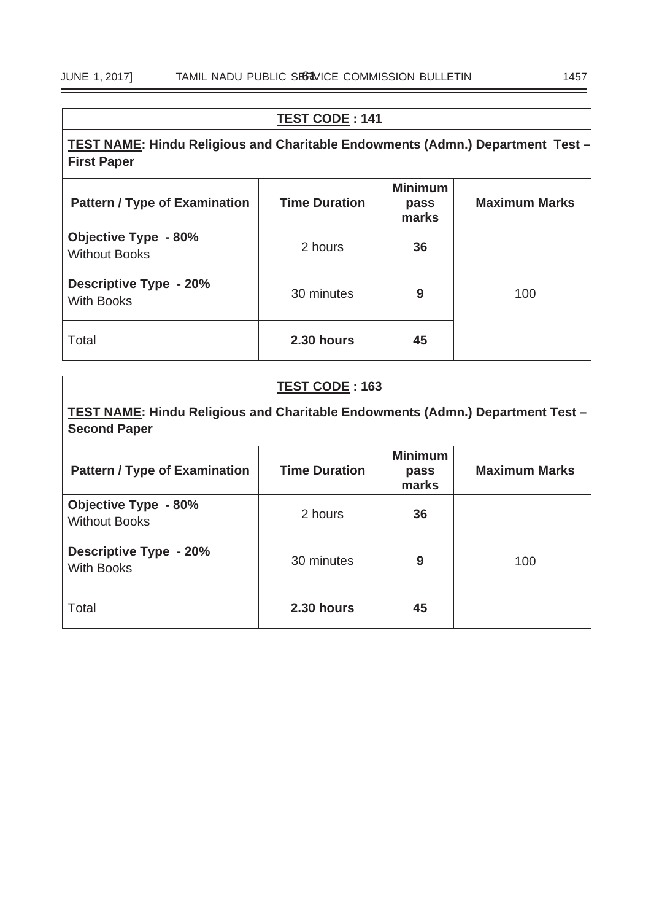**TEST CODE : 141**

**TEST NAME: Hindu Religious and Charitable Endowments (Admn.) Department Test – First Paper**

| Pattern / Type of Examination | Time Duration | Minimum pass marks | Maximum Marks |
|---|---|---|---|
| **Objective Type - 80%** Without Books | 2 hours | **36** | 100 |
| **Descriptive Type - 20%** With Books | 30 minutes | **9** | |
| Total | **2.30 hours** | **45** | |

**TEST CODE : 163**

**TEST NAME: Hindu Religious and Charitable Endowments (Admn.) Department Test – Second Paper**

| Pattern / Type of Examination | Time Duration | Minimum pass marks | Maximum Marks |
|---|---|---|---|
| **Objective Type - 80%** Without Books | 2 hours | **36** | 100 |
| **Descriptive Type - 20%** With Books | 30 minutes | **9** | |
| Total | **2.30 hours** | **45** | |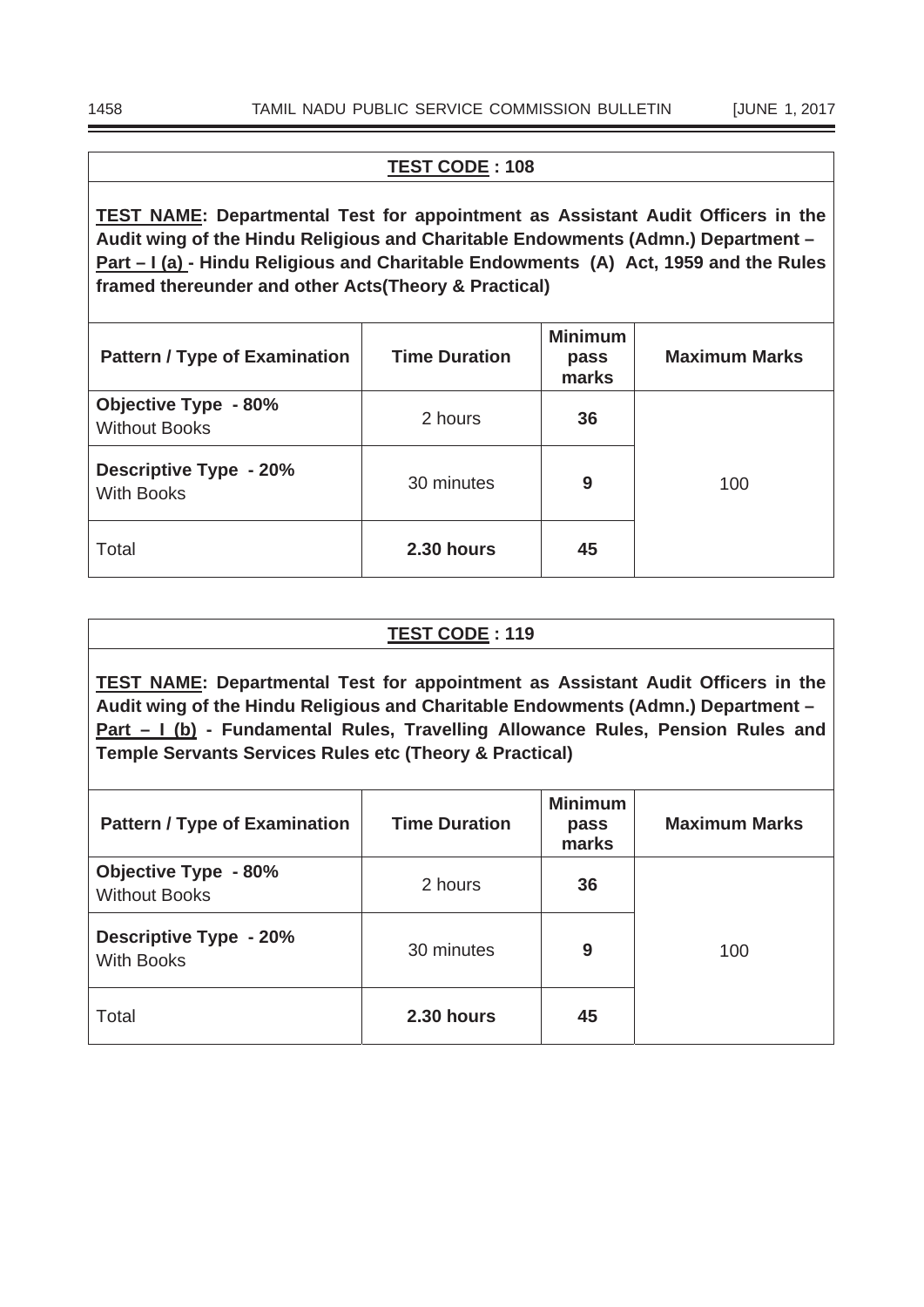**TEST CODE : 108**

**TEST NAME: Departmental Test for appointment as Assistant Audit Officers in the Audit wing of the Hindu Religious and Charitable Endowments (Admn.) Department – Part – I (a) - Hindu Religious and Charitable Endowments (A) Act, 1959 and the Rules framed thereunder and other Acts(Theory & Practical)**

| Pattern / Type of Examination | Time Duration | Minimum pass marks | Maximum Marks |
|---|---|---|---|
| **Objective Type - 80%** Without Books | 2 hours | **36** | 100 |
| **Descriptive Type - 20%** With Books | 30 minutes | **9** | |
| Total | **2.30 hours** | **45** | |

**TEST CODE : 119**

**TEST NAME: Departmental Test for appointment as Assistant Audit Officers in the Audit wing of the Hindu Religious and Charitable Endowments (Admn.) Department – Part – I (b) - Fundamental Rules, Travelling Allowance Rules, Pension Rules and Temple Servants Services Rules etc (Theory & Practical)**

| Pattern / Type of Examination | Time Duration | Minimum pass marks | Maximum Marks |
|---|---|---|---|
| **Objective Type - 80%** Without Books | 2 hours | **36** | 100 |
| **Descriptive Type - 20%** With Books | 30 minutes | **9** | |
| Total | **2.30 hours** | **45** | |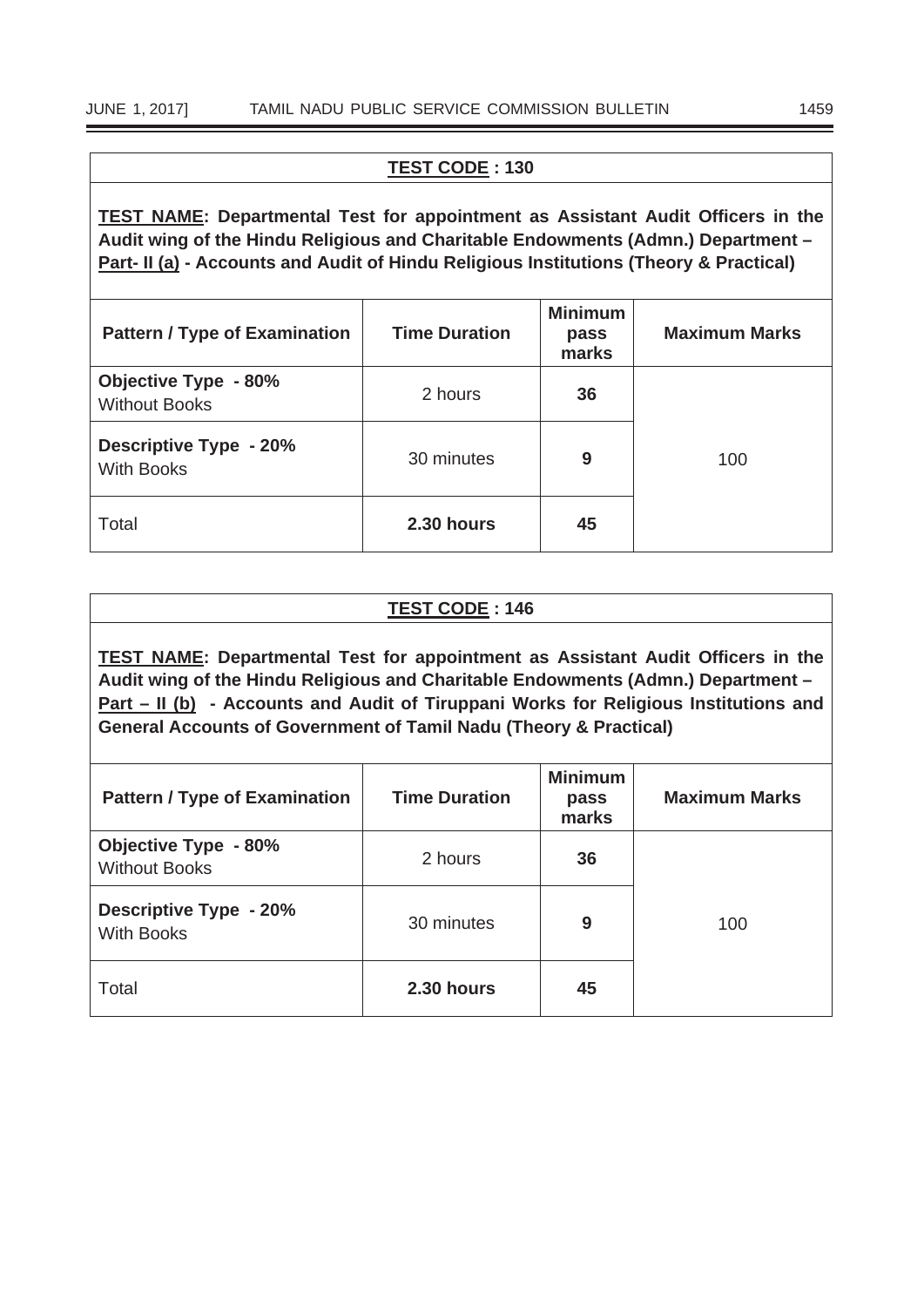**TEST CODE : 130**

**TEST NAME: Departmental Test for appointment as Assistant Audit Officers in the Audit wing of the Hindu Religious and Charitable Endowments (Admn.) Department – Part- II (a) - Accounts and Audit of Hindu Religious Institutions (Theory & Practical)**

| Pattern / Type of Examination | Time Duration | Minimum pass marks | Maximum Marks |
|---|---|---|---|
| **Objective Type - 80%** Without Books | 2 hours | **36** | 100 |
| **Descriptive Type - 20%** With Books | 30 minutes | **9** | |
| Total | **2.30 hours** | **45** | |

**TEST CODE : 146**

**TEST NAME: Departmental Test for appointment as Assistant Audit Officers in the Audit wing of the Hindu Religious and Charitable Endowments (Admn.) Department – Part – II (b) - Accounts and Audit of Tiruppani Works for Religious Institutions and General Accounts of Government of Tamil Nadu (Theory & Practical)**

| Pattern / Type of Examination | Time Duration | Minimum pass marks | Maximum Marks |
|---|---|---|---|
| **Objective Type - 80%** Without Books | 2 hours | **36** | 100 |
| **Descriptive Type - 20%** With Books | 30 minutes | **9** | |
| Total | **2.30 hours** | **45** | |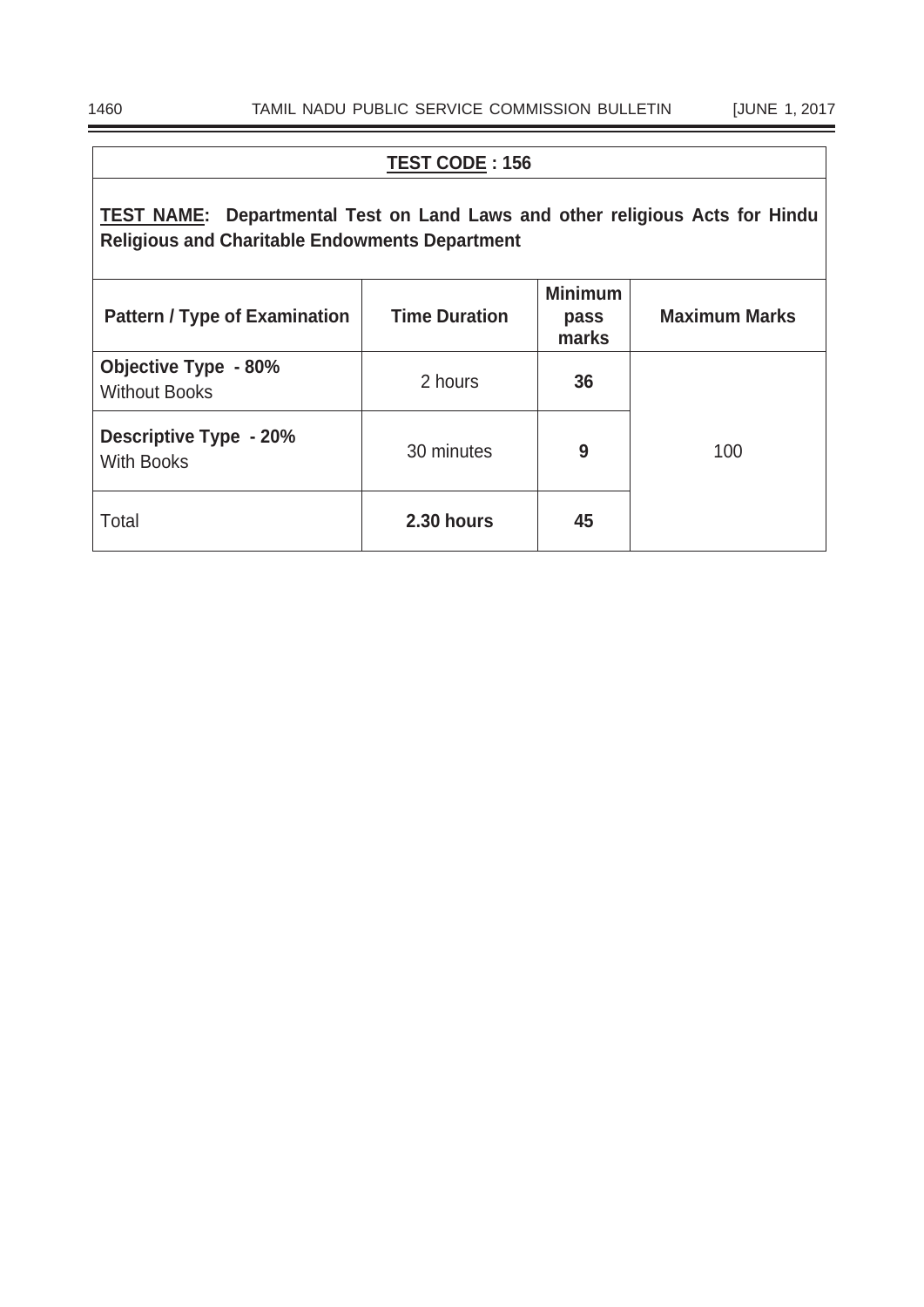**TEST CODE : 156**

**TEST NAME: Departmental Test on Land Laws and other religious Acts for Hindu Religious and Charitable Endowments Department**

| Pattern / Type of Examination | Time Duration | Minimum pass marks | Maximum Marks |
|---|---|---|---|
| **Objective Type - 80%** Without Books | 2 hours | **36** | 100 |
| **Descriptive Type - 20%** With Books | 30 minutes | **9** | |
| Total | **2.30 hours** | **45** | |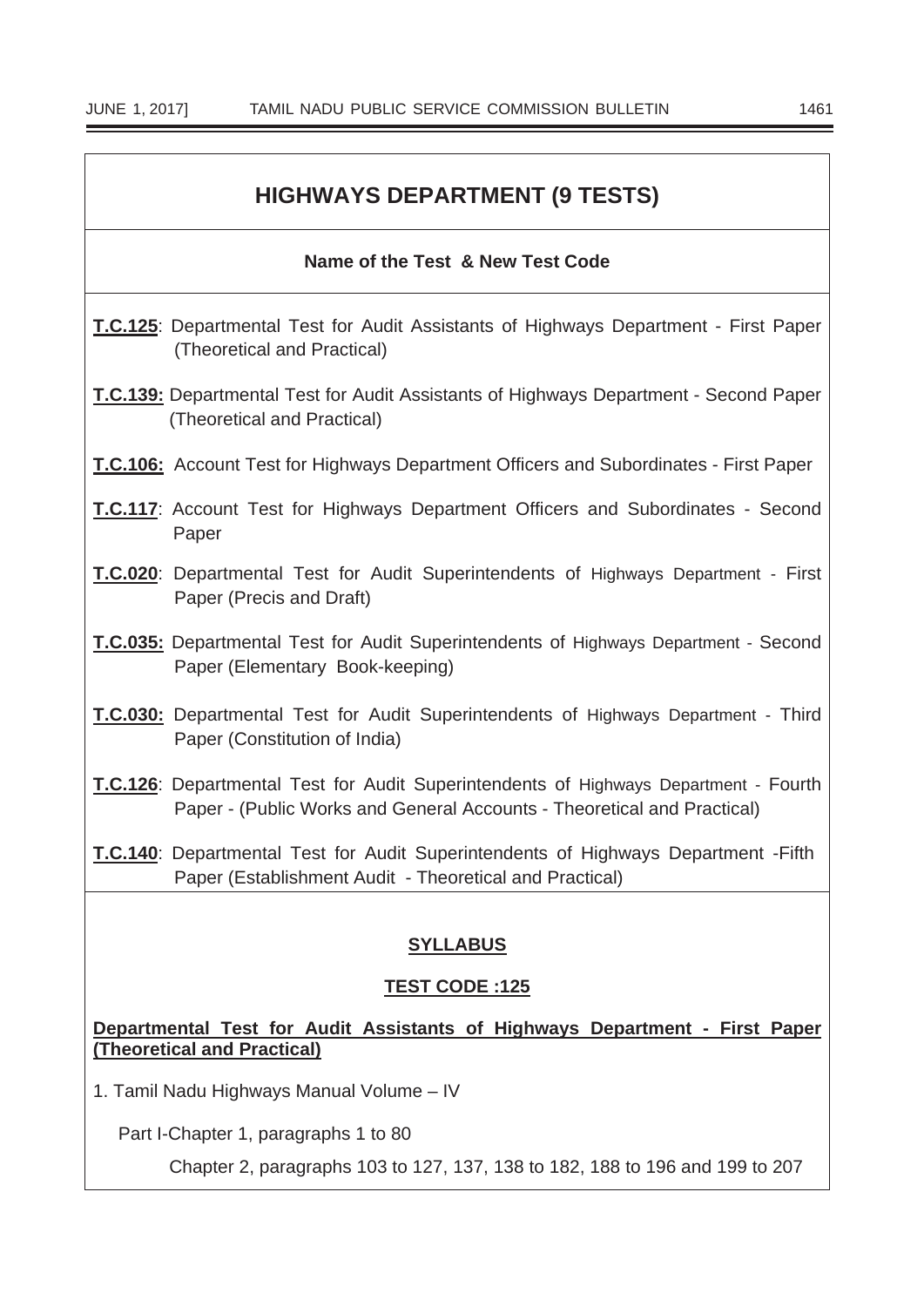## HIGHWAYS DEPARTMENT (9 TESTS)

**Name of the Test & New Test Code**

**T.C.125**: Departmental Test for Audit Assistants of Highways Department - First Paper (Theoretical and Practical)

**T.C.139:** Departmental Test for Audit Assistants of Highways Department - Second Paper (Theoretical and Practical)

**T.C.106:** Account Test for Highways Department Officers and Subordinates - First Paper

**T.C.117**: Account Test for Highways Department Officers and Subordinates - Second Paper

**T.C.020**: Departmental Test for Audit Superintendents of Highways Department - First Paper (Precis and Draft)

**T.C.035:** Departmental Test for Audit Superintendents of Highways Department - Second Paper (Elementary Book-keeping)

**T.C.030:** Departmental Test for Audit Superintendents of Highways Department - Third Paper (Constitution of India)

**T.C.126**: Departmental Test for Audit Superintendents of Highways Department - Fourth Paper - (Public Works and General Accounts - Theoretical and Practical)

**T.C.140**: Departmental Test for Audit Superintendents of Highways Department -Fifth Paper (Establishment Audit - Theoretical and Practical)

### SYLLABUS

### TEST CODE :125

**Departmental Test for Audit Assistants of Highways Department - First Paper (Theoretical and Practical)**

1. Tamil Nadu Highways Manual Volume – IV

Part I-Chapter 1, paragraphs 1 to 80

Chapter 2, paragraphs 103 to 127, 137, 138 to 182, 188 to 196 and 199 to 207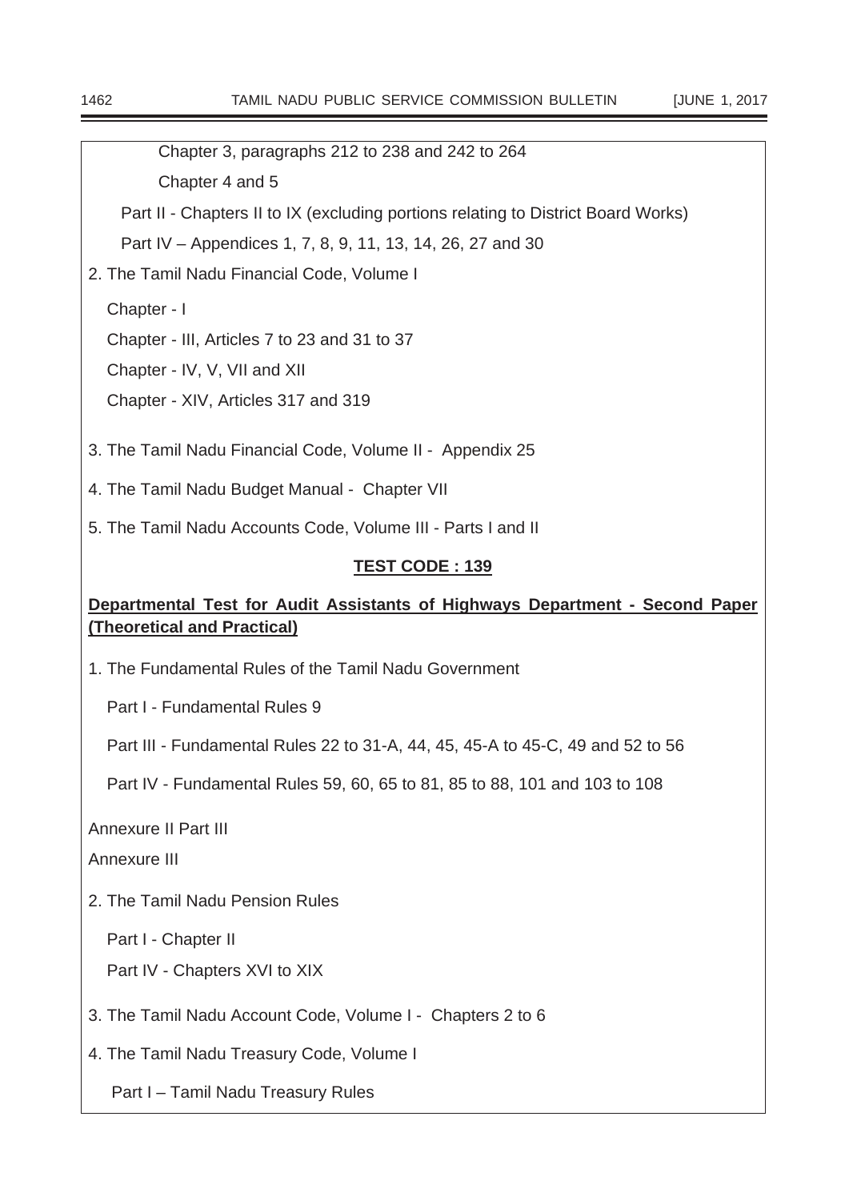Chapter 3, paragraphs 212 to 238 and 242 to 264

Chapter 4 and 5

Part II - Chapters II to IX (excluding portions relating to District Board Works)

Part IV – Appendices 1, 7, 8, 9, 11, 13, 14, 26, 27 and 30

2. The Tamil Nadu Financial Code, Volume I

Chapter - I

Chapter - III, Articles 7 to 23 and 31 to 37

Chapter - IV, V, VII and XII

Chapter - XIV, Articles 317 and 319

3. The Tamil Nadu Financial Code, Volume II - Appendix 25

4. The Tamil Nadu Budget Manual - Chapter VII

5. The Tamil Nadu Accounts Code, Volume III - Parts I and II

## TEST CODE : 139

**Departmental Test for Audit Assistants of Highways Department - Second Paper (Theoretical and Practical)**

1. The Fundamental Rules of the Tamil Nadu Government

Part I - Fundamental Rules 9

Part III - Fundamental Rules 22 to 31-A, 44, 45, 45-A to 45-C, 49 and 52 to 56

Part IV - Fundamental Rules 59, 60, 65 to 81, 85 to 88, 101 and 103 to 108

Annexure II Part III

Annexure III

2. The Tamil Nadu Pension Rules

Part I - Chapter II

Part IV - Chapters XVI to XIX

3. The Tamil Nadu Account Code, Volume I - Chapters 2 to 6

4. The Tamil Nadu Treasury Code, Volume I

Part I – Tamil Nadu Treasury Rules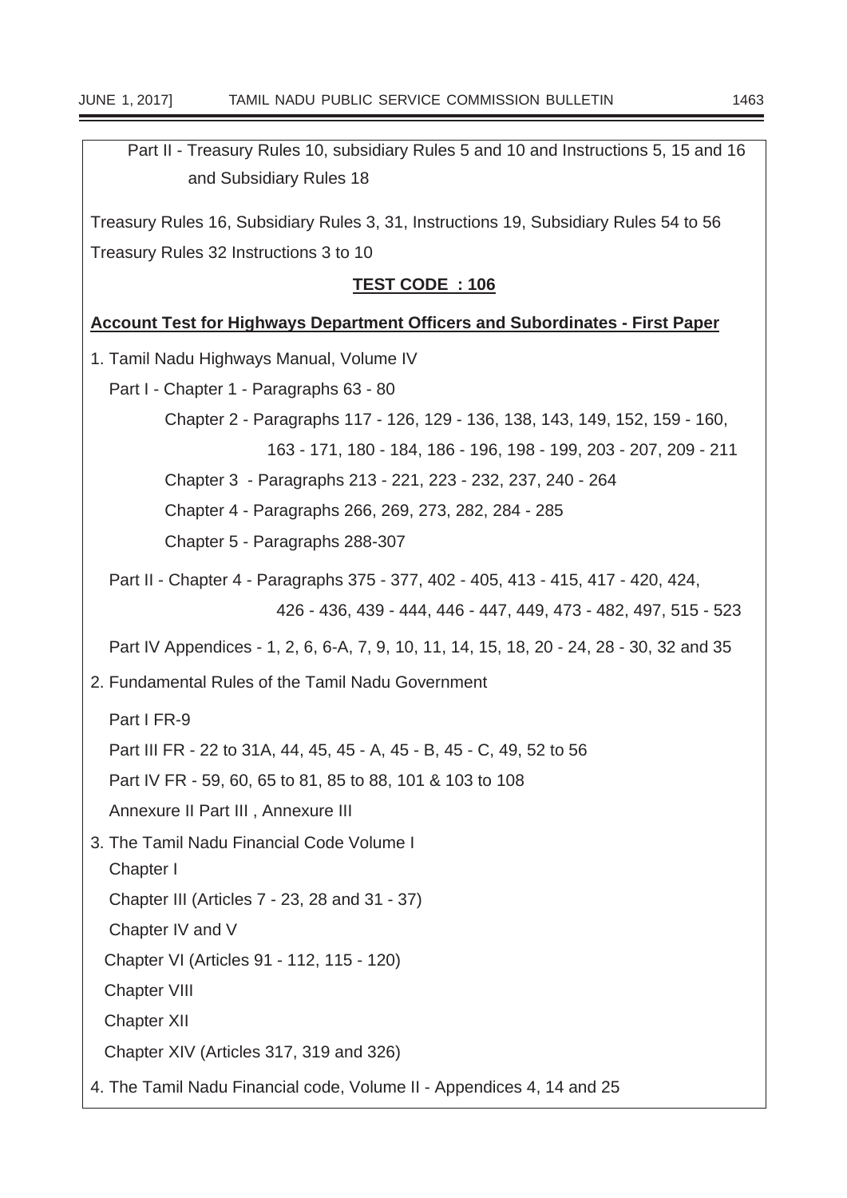Part II - Treasury Rules 10, subsidiary Rules 5 and 10 and Instructions 5, 15 and 16 and Subsidiary Rules 18

Treasury Rules 16, Subsidiary Rules 3, 31, Instructions 19, Subsidiary Rules 54 to 56

Treasury Rules 32 Instructions 3 to 10

**TEST CODE : 106**

**Account Test for Highways Department Officers and Subordinates - First Paper**

1. Tamil Nadu Highways Manual, Volume IV

   Part I - Chapter 1 - Paragraphs 63 - 80

   Chapter 2 - Paragraphs 117 - 126, 129 - 136, 138, 143, 149, 152, 159 - 160, 163 - 171, 180 - 184, 186 - 196, 198 - 199, 203 - 207, 209 - 211

   Chapter 3 - Paragraphs 213 - 221, 223 - 232, 237, 240 - 264

   Chapter 4 - Paragraphs 266, 269, 273, 282, 284 - 285

   Chapter 5 - Paragraphs 288-307

   Part II - Chapter 4 - Paragraphs 375 - 377, 402 - 405, 413 - 415, 417 - 420, 424, 426 - 436, 439 - 444, 446 - 447, 449, 473 - 482, 497, 515 - 523

   Part IV Appendices - 1, 2, 6, 6-A, 7, 9, 10, 11, 14, 15, 18, 20 - 24, 28 - 30, 32 and 35

2. Fundamental Rules of the Tamil Nadu Government

   Part I FR-9

   Part III FR - 22 to 31A, 44, 45, 45 - A, 45 - B, 45 - C, 49, 52 to 56

   Part IV FR - 59, 60, 65 to 81, 85 to 88, 101 & 103 to 108

   Annexure II Part III , Annexure III

3. The Tamil Nadu Financial Code Volume I

   Chapter I

   Chapter III (Articles 7 - 23, 28 and 31 - 37)

   Chapter IV and V

   Chapter VI (Articles 91 - 112, 115 - 120)

   Chapter VIII

   Chapter XII

   Chapter XIV (Articles 317, 319 and 326)

4. The Tamil Nadu Financial code, Volume II - Appendices 4, 14 and 25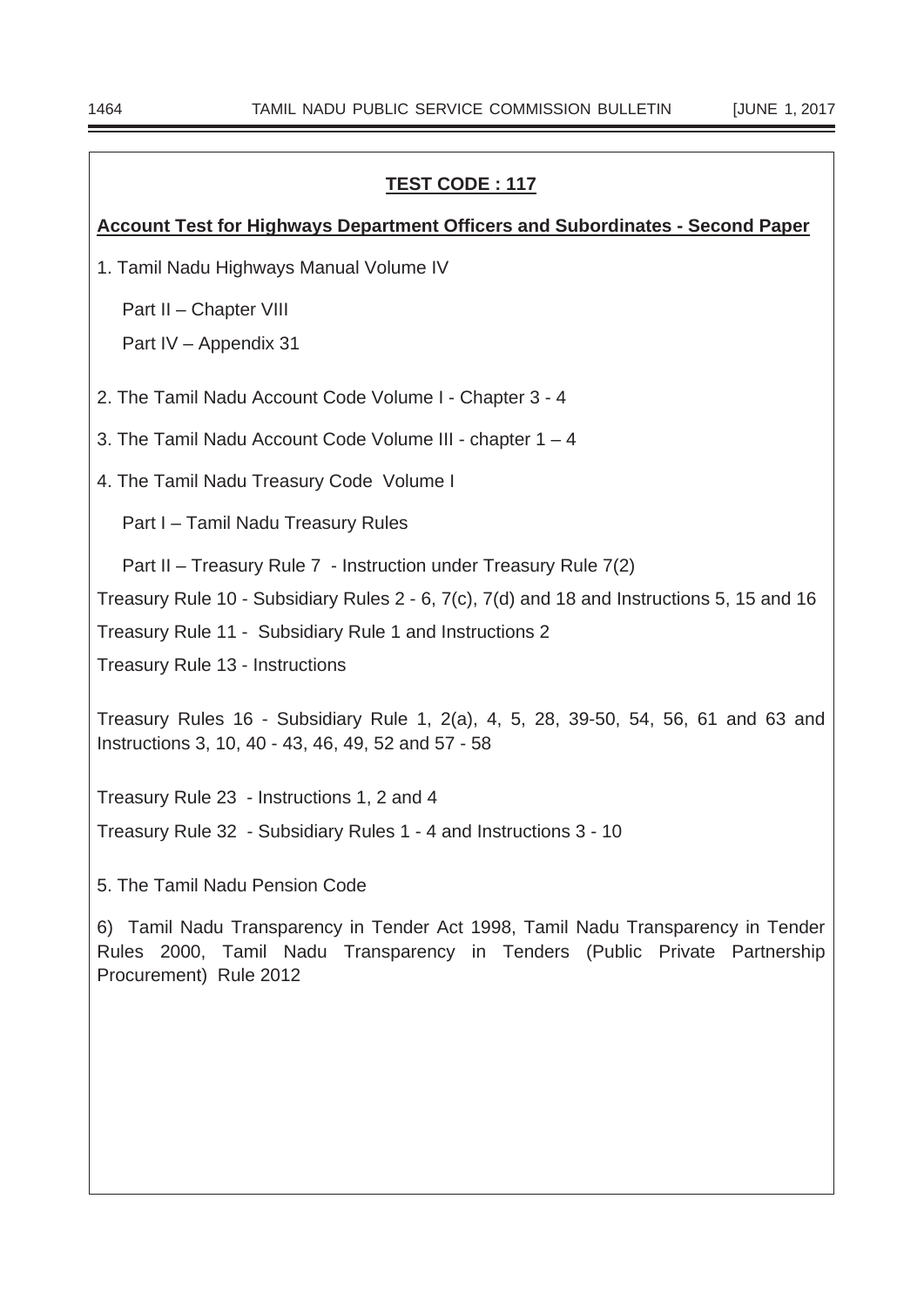## TEST CODE : 117

**Account Test for Highways Department Officers and Subordinates - Second Paper**

1. Tamil Nadu Highways Manual Volume IV

   Part II – Chapter VIII

   Part IV – Appendix 31

2. The Tamil Nadu Account Code Volume I - Chapter 3 - 4

3. The Tamil Nadu Account Code Volume III - chapter 1 – 4

4. The Tamil Nadu Treasury Code Volume I

   Part I – Tamil Nadu Treasury Rules

   Part II – Treasury Rule 7 - Instruction under Treasury Rule 7(2)

Treasury Rule 10 - Subsidiary Rules 2 - 6, 7(c), 7(d) and 18 and Instructions 5, 15 and 16

Treasury Rule 11 - Subsidiary Rule 1 and Instructions 2

Treasury Rule 13 - Instructions

Treasury Rules 16 - Subsidiary Rule 1, 2(a), 4, 5, 28, 39-50, 54, 56, 61 and 63 and Instructions 3, 10, 40 - 43, 46, 49, 52 and 57 - 58

Treasury Rule 23 - Instructions 1, 2 and 4

Treasury Rule 32 - Subsidiary Rules 1 - 4 and Instructions 3 - 10

5. The Tamil Nadu Pension Code

6) Tamil Nadu Transparency in Tender Act 1998, Tamil Nadu Transparency in Tender Rules 2000, Tamil Nadu Transparency in Tenders (Public Private Partnership Procurement) Rule 2012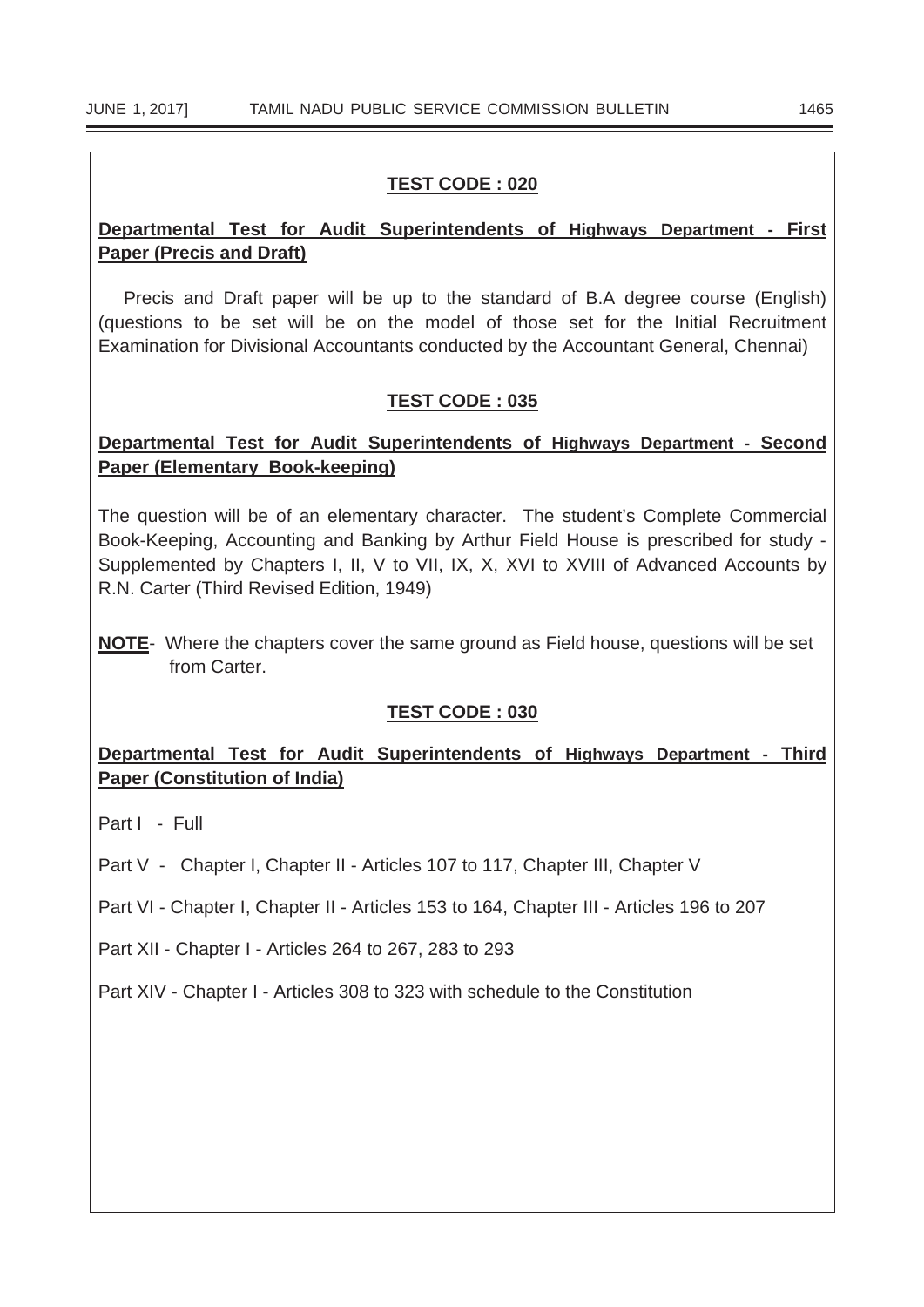### TEST CODE : 020

**Departmental Test for Audit Superintendents of Highways Department - First Paper (Precis and Draft)**

Precis and Draft paper will be up to the standard of B.A degree course (English) (questions to be set will be on the model of those set for the Initial Recruitment Examination for Divisional Accountants conducted by the Accountant General, Chennai)

### TEST CODE : 035

**Departmental Test for Audit Superintendents of Highways Department - Second Paper (Elementary Book-keeping)**

The question will be of an elementary character. The student's Complete Commercial Book-Keeping, Accounting and Banking by Arthur Field House is prescribed for study - Supplemented by Chapters I, II, V to VII, IX, X, XVI to XVIII of Advanced Accounts by R.N. Carter (Third Revised Edition, 1949)

**NOTE**- Where the chapters cover the same ground as Field house, questions will be set from Carter.

### TEST CODE : 030

**Departmental Test for Audit Superintendents of Highways Department - Third Paper (Constitution of India)**

Part I - Full

Part V - Chapter I, Chapter II - Articles 107 to 117, Chapter III, Chapter V

Part VI - Chapter I, Chapter II - Articles 153 to 164, Chapter III - Articles 196 to 207

Part XII - Chapter I - Articles 264 to 267, 283 to 293

Part XIV - Chapter I - Articles 308 to 323 with schedule to the Constitution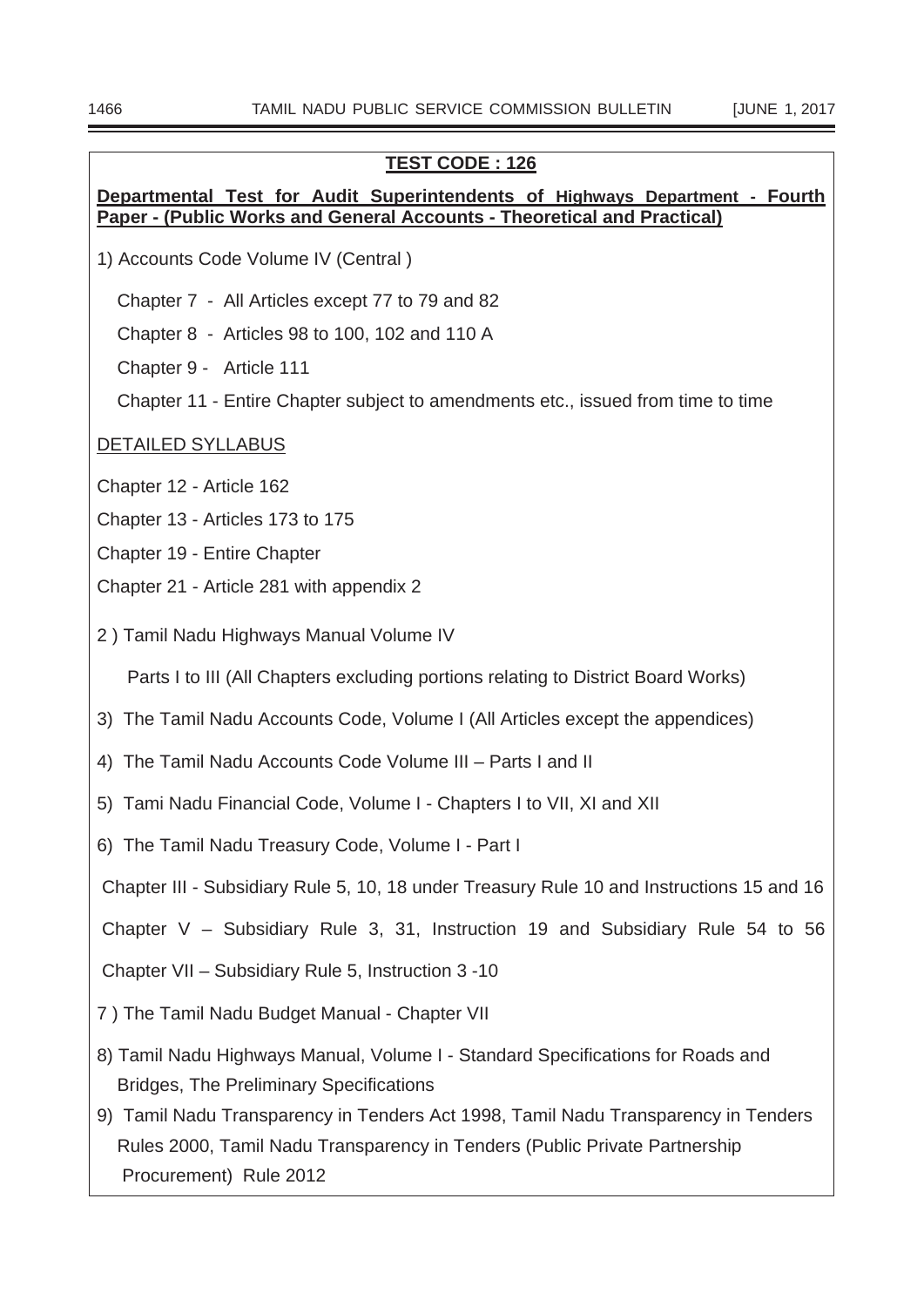**TEST CODE : 126**

**Departmental Test for Audit Superintendents of Highways Department - Fourth Paper - (Public Works and General Accounts - Theoretical and Practical)**

1) Accounts Code Volume IV (Central )

Chapter 7 - All Articles except 77 to 79 and 82

Chapter 8 - Articles 98 to 100, 102 and 110 A

Chapter 9 - Article 111

Chapter 11 - Entire Chapter subject to amendments etc., issued from time to time

DETAILED SYLLABUS

Chapter 12 - Article 162

Chapter 13 - Articles 173 to 175

Chapter 19 - Entire Chapter

Chapter 21 - Article 281 with appendix 2

2 ) Tamil Nadu Highways Manual Volume IV

Parts I to III (All Chapters excluding portions relating to District Board Works)

3) The Tamil Nadu Accounts Code, Volume I (All Articles except the appendices)

4) The Tamil Nadu Accounts Code Volume III – Parts I and II

5) Tami Nadu Financial Code, Volume I - Chapters I to VII, XI and XII

6) The Tamil Nadu Treasury Code, Volume I - Part I

Chapter III - Subsidiary Rule 5, 10, 18 under Treasury Rule 10 and Instructions 15 and 16

Chapter V – Subsidiary Rule 3, 31, Instruction 19 and Subsidiary Rule 54 to 56

Chapter VII – Subsidiary Rule 5, Instruction 3 -10

7 ) The Tamil Nadu Budget Manual - Chapter VII

8) Tamil Nadu Highways Manual, Volume I - Standard Specifications for Roads and Bridges, The Preliminary Specifications

9) Tamil Nadu Transparency in Tenders Act 1998, Tamil Nadu Transparency in Tenders Rules 2000, Tamil Nadu Transparency in Tenders (Public Private Partnership Procurement) Rule 2012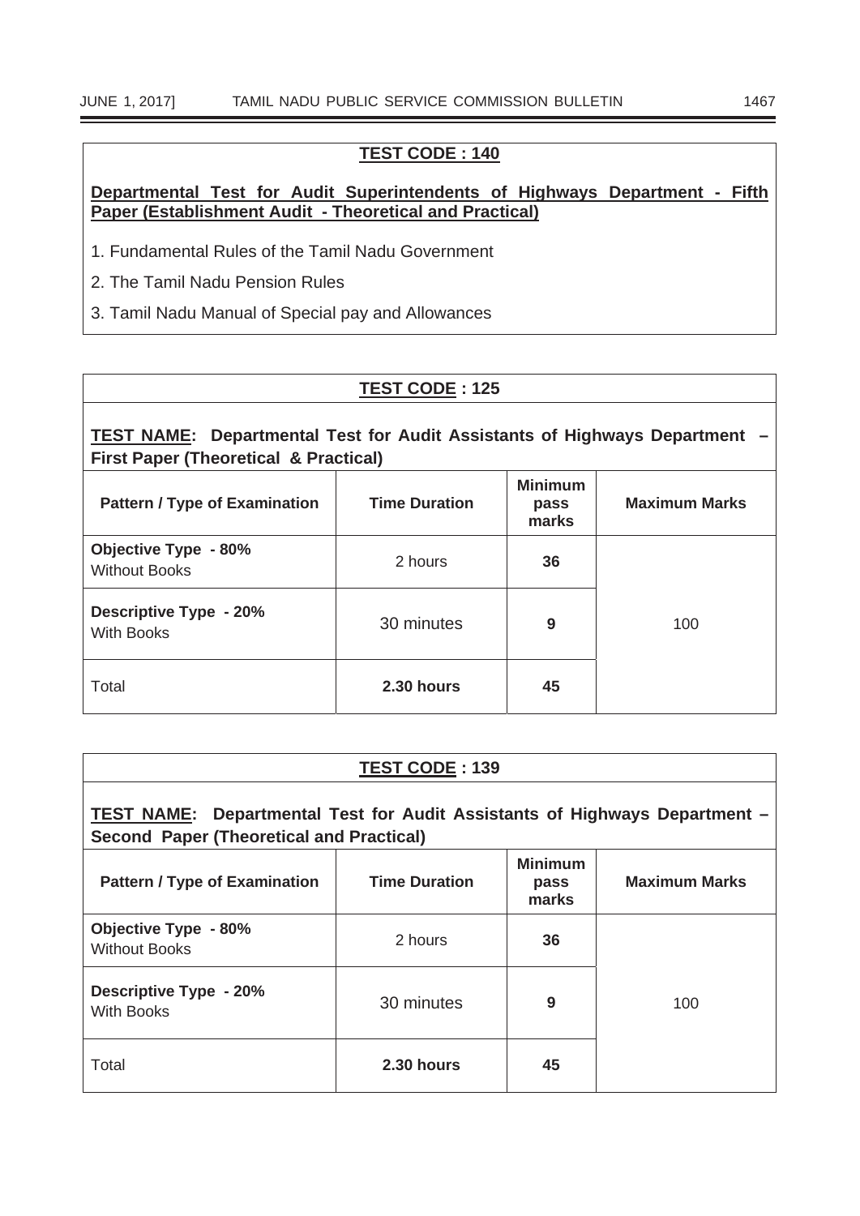**TEST CODE : 140**

**Departmental Test for Audit Superintendents of Highways Department - Fifth Paper (Establishment Audit - Theoretical and Practical)**

1. Fundamental Rules of the Tamil Nadu Government
2. The Tamil Nadu Pension Rules
3. Tamil Nadu Manual of Special pay and Allowances

**TEST CODE : 125**

**TEST NAME: Departmental Test for Audit Assistants of Highways Department – First Paper (Theoretical & Practical)**

| Pattern / Type of Examination | Time Duration | Minimum pass marks | Maximum Marks |
|---|---|---|---|
| **Objective Type - 80%** Without Books | 2 hours | **36** | 100 |
| **Descriptive Type - 20%** With Books | 30 minutes | **9** | |
| Total | **2.30 hours** | **45** | |

**TEST CODE : 139**

**TEST NAME: Departmental Test for Audit Assistants of Highways Department – Second Paper (Theoretical and Practical)**

| Pattern / Type of Examination | Time Duration | Minimum pass marks | Maximum Marks |
|---|---|---|---|
| **Objective Type - 80%** Without Books | 2 hours | **36** | 100 |
| **Descriptive Type - 20%** With Books | 30 minutes | **9** | |
| Total | **2.30 hours** | **45** | |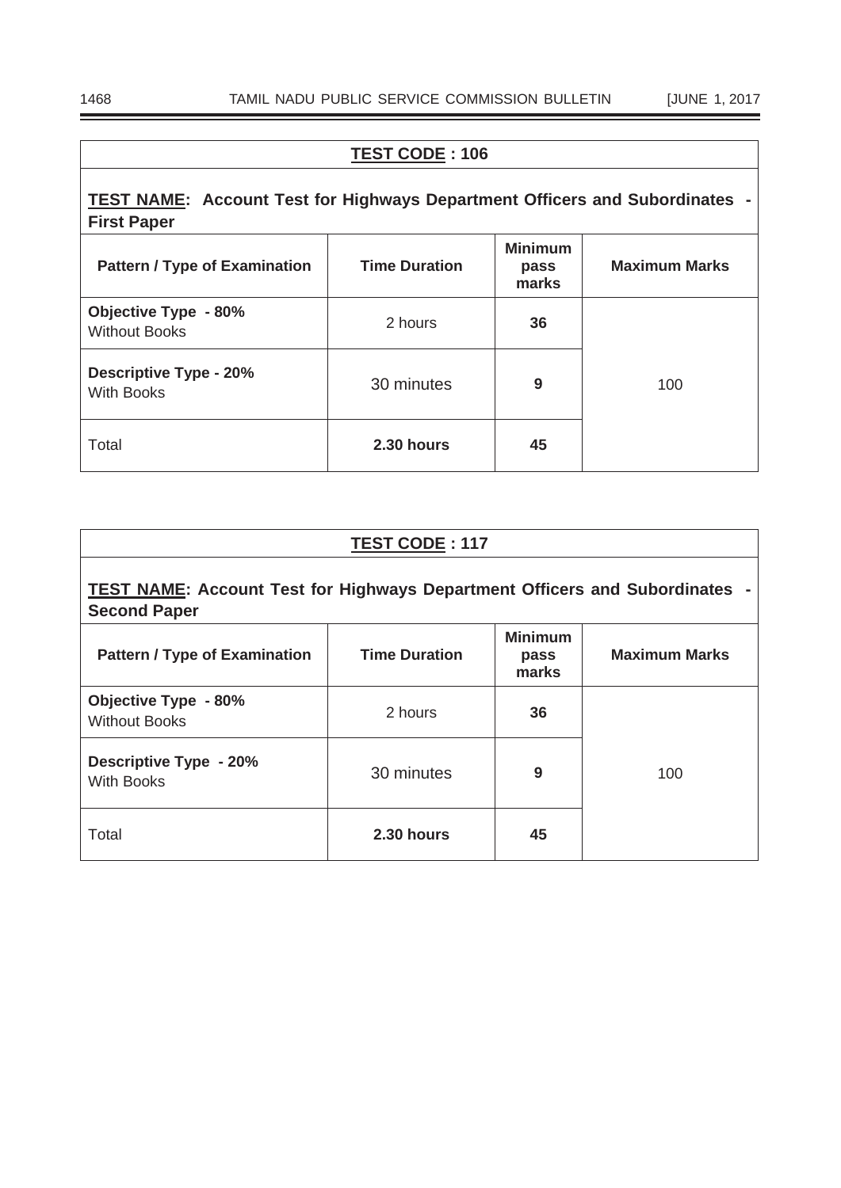**TEST CODE : 106**

**TEST NAME: Account Test for Highways Department Officers and Subordinates - First Paper**

| Pattern / Type of Examination | Time Duration | Minimum pass marks | Maximum Marks |
|---|---|---|---|
| **Objective Type - 80%** Without Books | 2 hours | **36** | 100 |
| **Descriptive Type - 20%** With Books | 30 minutes | **9** | |
| Total | **2.30 hours** | **45** | |

**TEST CODE : 117**

**TEST NAME: Account Test for Highways Department Officers and Subordinates - Second Paper**

| Pattern / Type of Examination | Time Duration | Minimum pass marks | Maximum Marks |
|---|---|---|---|
| **Objective Type - 80%** Without Books | 2 hours | **36** | 100 |
| **Descriptive Type - 20%** With Books | 30 minutes | **9** | |
| Total | **2.30 hours** | **45** | |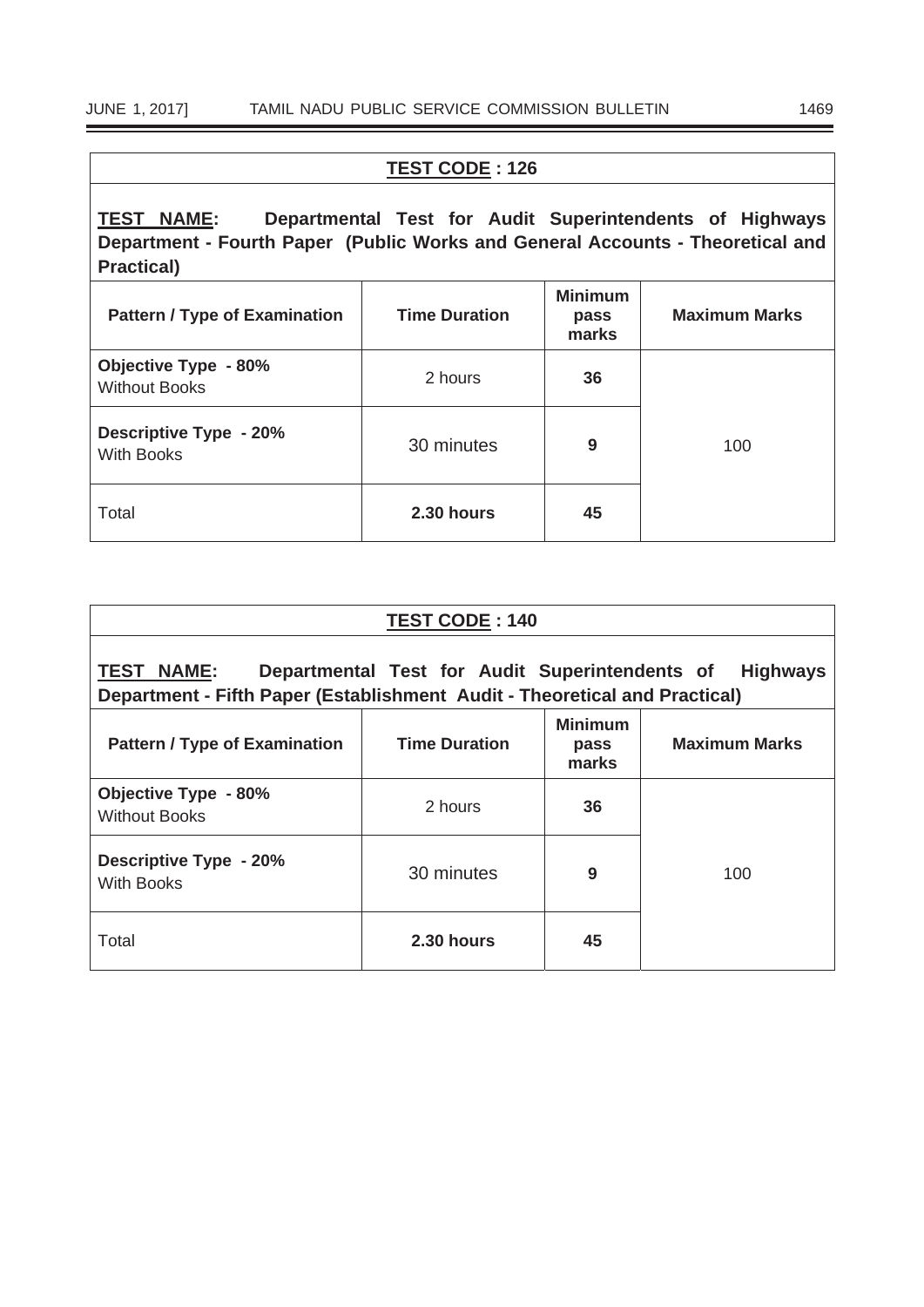| **TEST CODE : 126** | | | |
|---|---|---|---|
| **TEST NAME: Departmental Test for Audit Superintendents of Highways Department - Fourth Paper (Public Works and General Accounts - Theoretical and Practical)** | | | |
| **Pattern / Type of Examination** | **Time Duration** | **Minimum pass marks** | **Maximum Marks** |
| **Objective Type - 80%** Without Books | 2 hours | **36** | 100 |
| **Descriptive Type - 20%** With Books | 30 minutes | **9** | |
| Total | **2.30 hours** | **45** | |

| **TEST CODE : 140** | | | |
|---|---|---|---|
| **TEST NAME: Departmental Test for Audit Superintendents of Highways Department - Fifth Paper (Establishment Audit - Theoretical and Practical)** | | | |
| **Pattern / Type of Examination** | **Time Duration** | **Minimum pass marks** | **Maximum Marks** |
| **Objective Type - 80%** Without Books | 2 hours | **36** | 100 |
| **Descriptive Type - 20%** With Books | 30 minutes | **9** | |
| Total | **2.30 hours** | **45** | |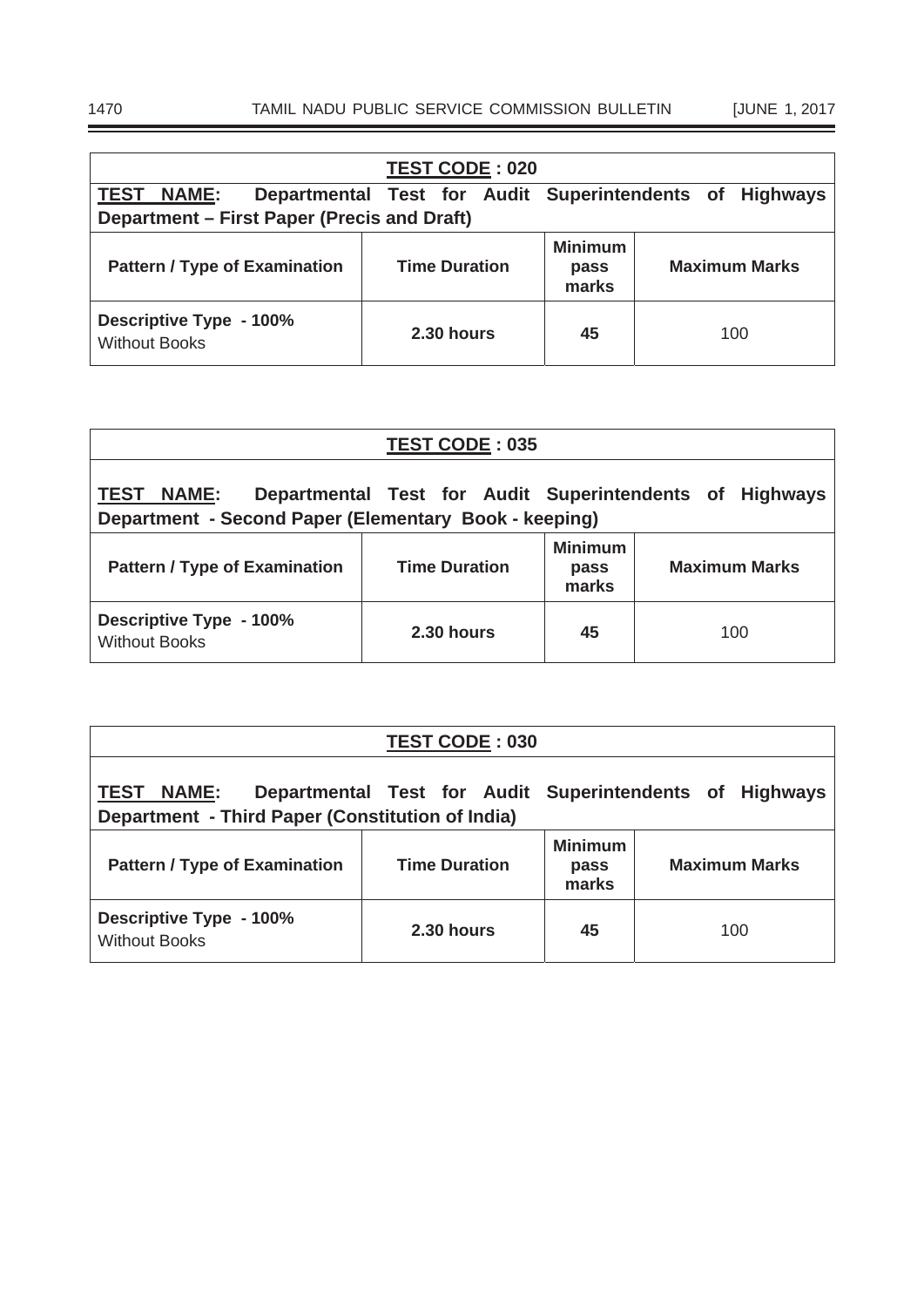| **TEST CODE : 020** | | | |
|---|---|---|---|
| **TEST NAME: Departmental Test for Audit Superintendents of Highways Department – First Paper (Precis and Draft)** | | | |
| **Pattern / Type of Examination** | **Time Duration** | **Minimum pass marks** | **Maximum Marks** |
| **Descriptive Type - 100%** Without Books | **2.30 hours** | **45** | 100 |

| **TEST CODE : 035** | | | |
|---|---|---|---|
| **TEST NAME: Departmental Test for Audit Superintendents of Highways Department - Second Paper (Elementary Book - keeping)** | | | |
| **Pattern / Type of Examination** | **Time Duration** | **Minimum pass marks** | **Maximum Marks** |
| **Descriptive Type - 100%** Without Books | **2.30 hours** | **45** | 100 |

| **TEST CODE : 030** | | | |
|---|---|---|---|
| **TEST NAME: Departmental Test for Audit Superintendents of Highways Department - Third Paper (Constitution of India)** | | | |
| **Pattern / Type of Examination** | **Time Duration** | **Minimum pass marks** | **Maximum Marks** |
| **Descriptive Type - 100%** Without Books | **2.30 hours** | **45** | 100 |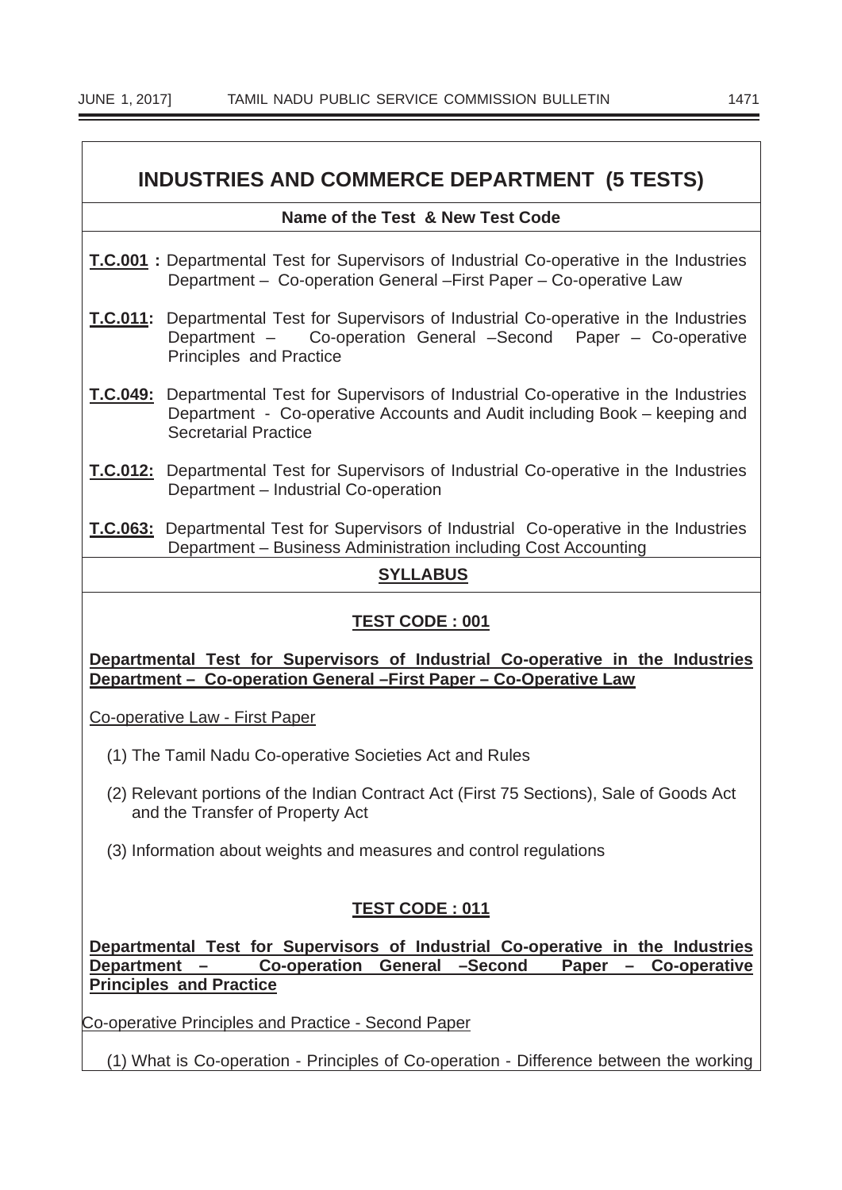# INDUSTRIES AND COMMERCE DEPARTMENT (5 TESTS)

**Name of the Test & New Test Code**

**T.C.001 :** Departmental Test for Supervisors of Industrial Co-operative in the Industries Department – Co-operation General –First Paper – Co-operative Law

**T.C.011:** Departmental Test for Supervisors of Industrial Co-operative in the Industries Department – Co-operation General –Second Paper – Co-operative Principles and Practice

**T.C.049:** Departmental Test for Supervisors of Industrial Co-operative in the Industries Department - Co-operative Accounts and Audit including Book – keeping and Secretarial Practice

**T.C.012:** Departmental Test for Supervisors of Industrial Co-operative in the Industries Department – Industrial Co-operation

**T.C.063:** Departmental Test for Supervisors of Industrial Co-operative in the Industries Department – Business Administration including Cost Accounting

## SYLLABUS

### TEST CODE : 001

**Departmental Test for Supervisors of Industrial Co-operative in the Industries Department – Co-operation General –First Paper – Co-Operative Law**

Co-operative Law - First Paper

(1) The Tamil Nadu Co-operative Societies Act and Rules

(2) Relevant portions of the Indian Contract Act (First 75 Sections), Sale of Goods Act and the Transfer of Property Act

(3) Information about weights and measures and control regulations

### TEST CODE : 011

**Departmental Test for Supervisors of Industrial Co-operative in the Industries Department – Co-operation General –Second Paper – Co-operative Principles and Practice**

Co-operative Principles and Practice - Second Paper

(1) What is Co-operation - Principles of Co-operation - Difference between the working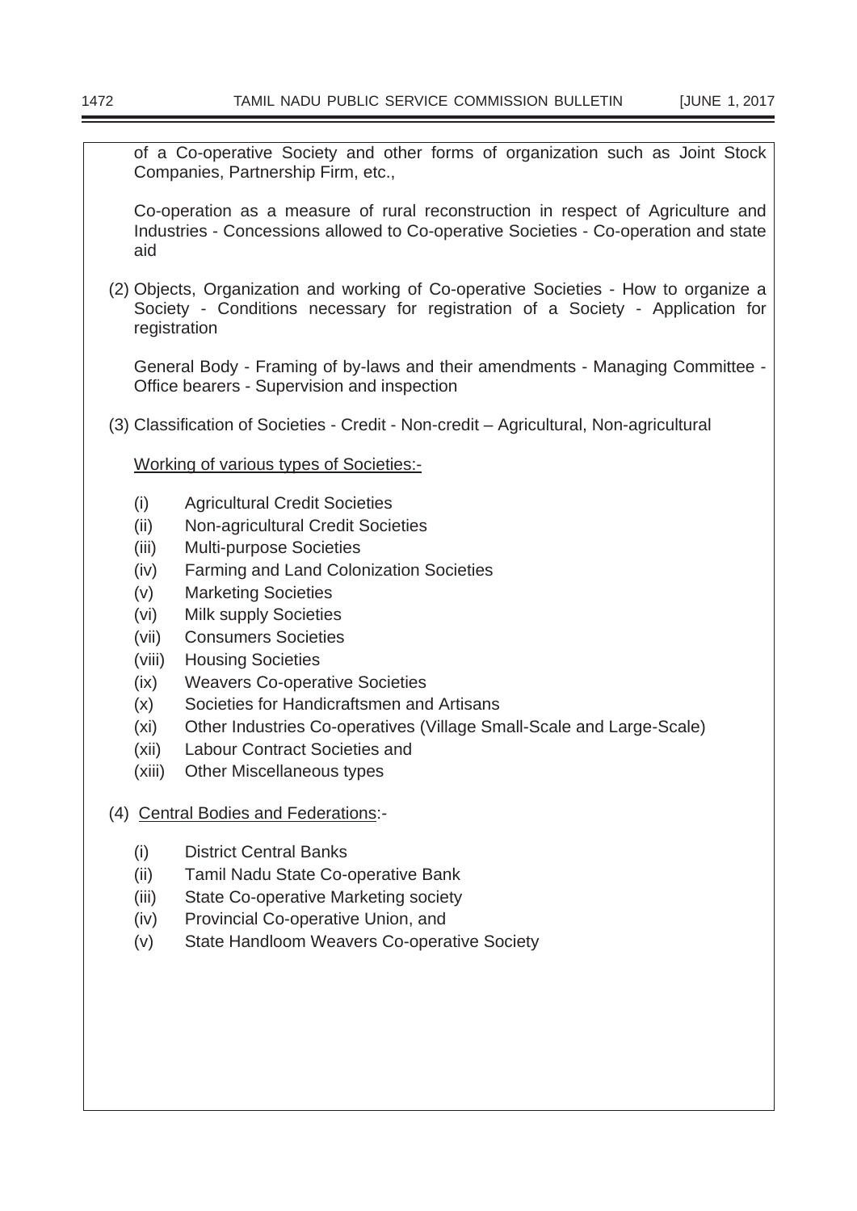of a Co-operative Society and other forms of organization such as Joint Stock Companies, Partnership Firm, etc.,

Co-operation as a measure of rural reconstruction in respect of Agriculture and Industries - Concessions allowed to Co-operative Societies - Co-operation and state aid

(2) Objects, Organization and working of Co-operative Societies - How to organize a Society - Conditions necessary for registration of a Society - Application for registration

General Body - Framing of by-laws and their amendments - Managing Committee - Office bearers - Supervision and inspection

(3) Classification of Societies - Credit - Non-credit – Agricultural, Non-agricultural

<u>Working of various types of Societies:-</u>

- (i) Agricultural Credit Societies
- (ii) Non-agricultural Credit Societies
- (iii) Multi-purpose Societies
- (iv) Farming and Land Colonization Societies
- (v) Marketing Societies
- (vi) Milk supply Societies
- (vii) Consumers Societies
- (viii) Housing Societies
- (ix) Weavers Co-operative Societies
- (x) Societies for Handicraftsmen and Artisans
- (xi) Other Industries Co-operatives (Village Small-Scale and Large-Scale)
- (xii) Labour Contract Societies and
- (xiii) Other Miscellaneous types

(4) <u>Central Bodies and Federations</u>:-

- (i) District Central Banks
- (ii) Tamil Nadu State Co-operative Bank
- (iii) State Co-operative Marketing society
- (iv) Provincial Co-operative Union, and
- (v) State Handloom Weavers Co-operative Society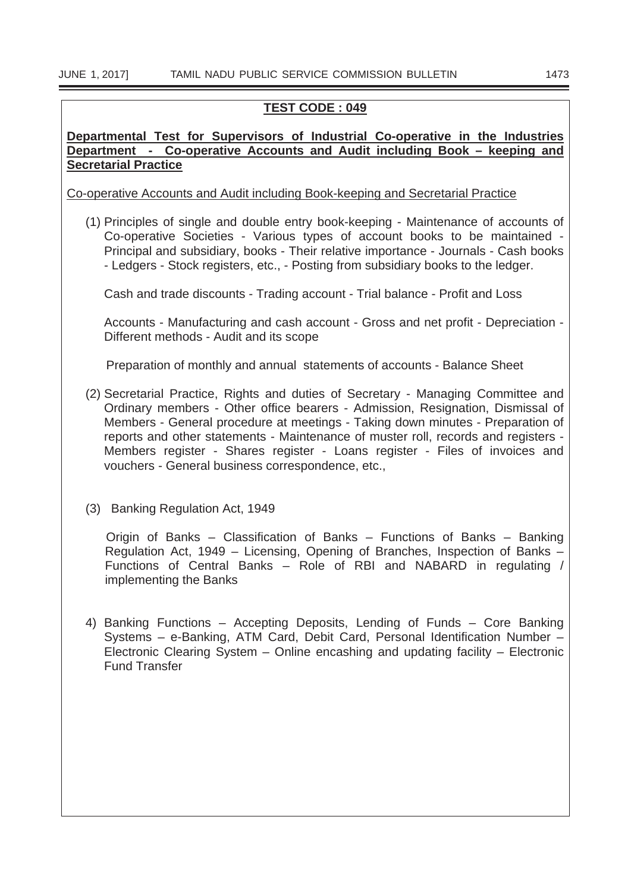## TEST CODE : 049

**Departmental Test for Supervisors of Industrial Co-operative in the Industries Department - Co-operative Accounts and Audit including Book – keeping and Secretarial Practice**

Co-operative Accounts and Audit including Book-keeping and Secretarial Practice

(1) Principles of single and double entry book-keeping - Maintenance of accounts of Co-operative Societies - Various types of account books to be maintained - Principal and subsidiary, books - Their relative importance - Journals - Cash books - Ledgers - Stock registers, etc., - Posting from subsidiary books to the ledger.

Cash and trade discounts - Trading account - Trial balance - Profit and Loss

Accounts - Manufacturing and cash account - Gross and net profit - Depreciation - Different methods - Audit and its scope

Preparation of monthly and annual statements of accounts - Balance Sheet

(2) Secretarial Practice, Rights and duties of Secretary - Managing Committee and Ordinary members - Other office bearers - Admission, Resignation, Dismissal of Members - General procedure at meetings - Taking down minutes - Preparation of reports and other statements - Maintenance of muster roll, records and registers - Members register - Shares register - Loans register - Files of invoices and vouchers - General business correspondence, etc.,

(3) Banking Regulation Act, 1949

Origin of Banks – Classification of Banks – Functions of Banks – Banking Regulation Act, 1949 – Licensing, Opening of Branches, Inspection of Banks – Functions of Central Banks – Role of RBI and NABARD in regulating / implementing the Banks

4) Banking Functions – Accepting Deposits, Lending of Funds – Core Banking Systems – e-Banking, ATM Card, Debit Card, Personal Identification Number – Electronic Clearing System – Online encashing and updating facility – Electronic Fund Transfer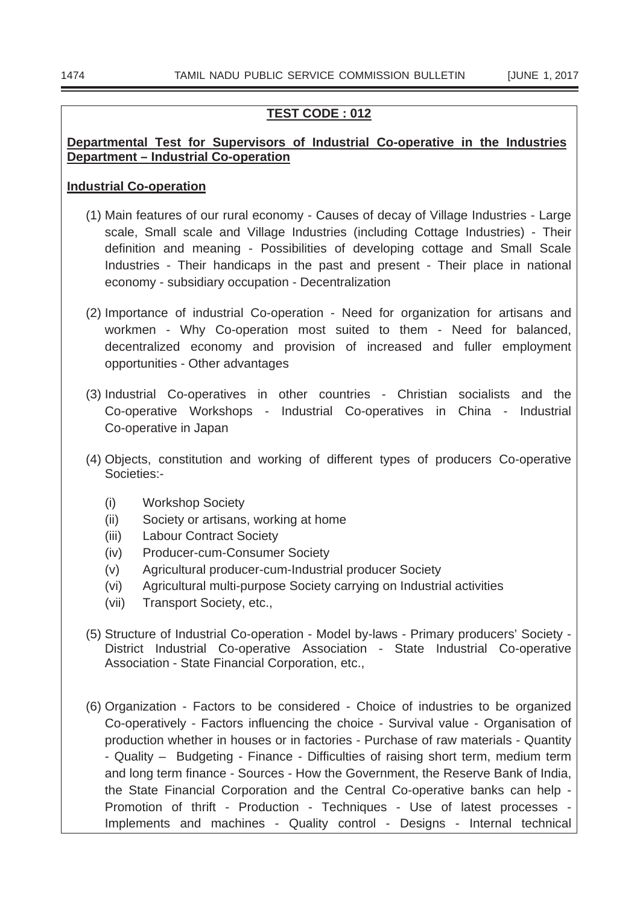**TEST CODE : 012**

**Departmental Test for Supervisors of Industrial Co-operative in the Industries Department – Industrial Co-operation**

**Industrial Co-operation**

(1) Main features of our rural economy - Causes of decay of Village Industries - Large scale, Small scale and Village Industries (including Cottage Industries) - Their definition and meaning - Possibilities of developing cottage and Small Scale Industries - Their handicaps in the past and present - Their place in national economy - subsidiary occupation - Decentralization

(2) Importance of industrial Co-operation - Need for organization for artisans and workmen - Why Co-operation most suited to them - Need for balanced, decentralized economy and provision of increased and fuller employment opportunities - Other advantages

(3) Industrial Co-operatives in other countries - Christian socialists and the Co-operative Workshops - Industrial Co-operatives in China - Industrial Co-operative in Japan

(4) Objects, constitution and working of different types of producers Co-operative Societies:-

- (i) Workshop Society
- (ii) Society or artisans, working at home
- (iii) Labour Contract Society
- (iv) Producer-cum-Consumer Society
- (v) Agricultural producer-cum-Industrial producer Society
- (vi) Agricultural multi-purpose Society carrying on Industrial activities
- (vii) Transport Society, etc.,

(5) Structure of Industrial Co-operation - Model by-laws - Primary producers' Society - District Industrial Co-operative Association - State Industrial Co-operative Association - State Financial Corporation, etc.,

(6) Organization - Factors to be considered - Choice of industries to be organized Co-operatively - Factors influencing the choice - Survival value - Organisation of production whether in houses or in factories - Purchase of raw materials - Quantity - Quality – Budgeting - Finance - Difficulties of raising short term, medium term and long term finance - Sources - How the Government, the Reserve Bank of India, the State Financial Corporation and the Central Co-operative banks can help - Promotion of thrift - Production - Techniques - Use of latest processes - Implements and machines - Quality control - Designs - Internal technical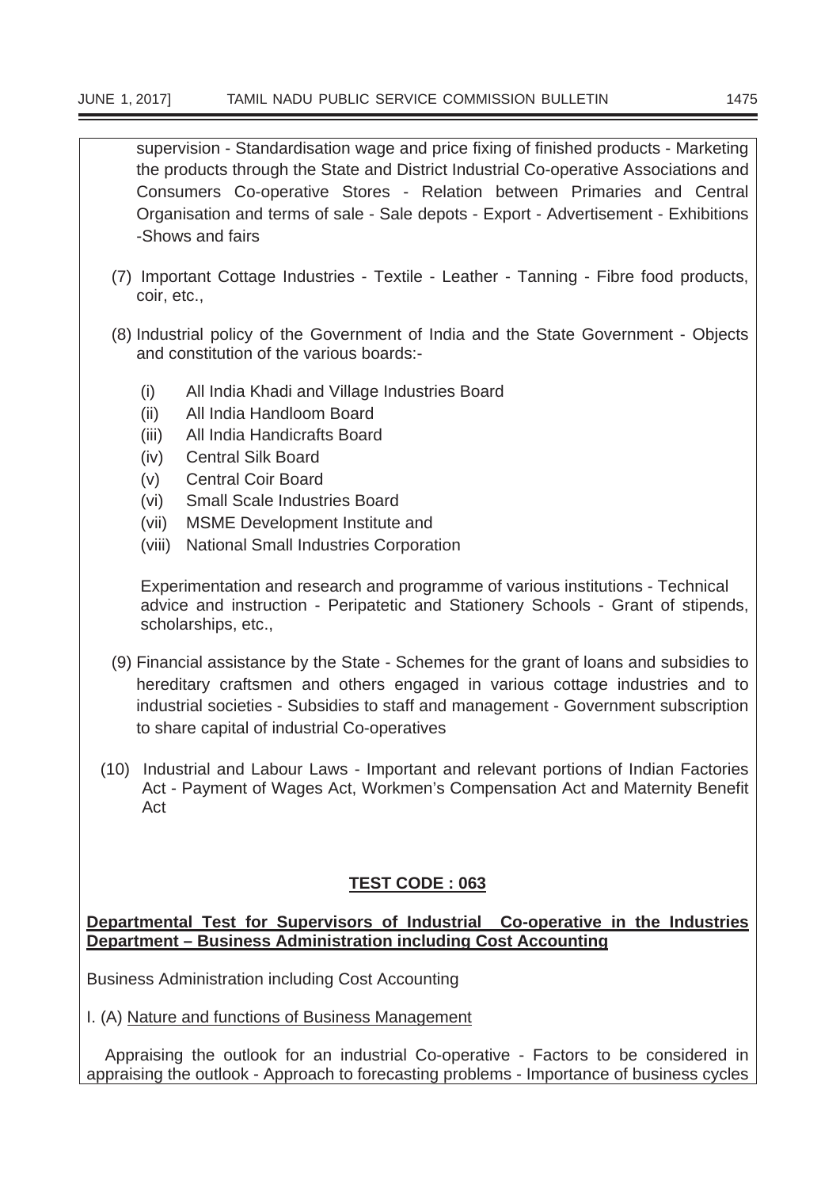supervision - Standardisation wage and price fixing of finished products - Marketing the products through the State and District Industrial Co-operative Associations and Consumers Co-operative Stores - Relation between Primaries and Central Organisation and terms of sale - Sale depots - Export - Advertisement - Exhibitions -Shows and fairs

(7) Important Cottage Industries - Textile - Leather - Tanning - Fibre food products, coir, etc.,

(8) Industrial policy of the Government of India and the State Government - Objects and constitution of the various boards:-

- (i) All India Khadi and Village Industries Board
- (ii) All India Handloom Board
- (iii) All India Handicrafts Board
- (iv) Central Silk Board
- (v) Central Coir Board
- (vi) Small Scale Industries Board
- (vii) MSME Development Institute and
- (viii) National Small Industries Corporation

Experimentation and research and programme of various institutions - Technical advice and instruction - Peripatetic and Stationery Schools - Grant of stipends, scholarships, etc.,

(9) Financial assistance by the State - Schemes for the grant of loans and subsidies to hereditary craftsmen and others engaged in various cottage industries and to industrial societies - Subsidies to staff and management - Government subscription to share capital of industrial Co-operatives

(10) Industrial and Labour Laws - Important and relevant portions of Indian Factories Act - Payment of Wages Act, Workmen's Compensation Act and Maternity Benefit Act

## TEST CODE : 063

**Departmental Test for Supervisors of Industrial Co-operative in the Industries Department – Business Administration including Cost Accounting**

Business Administration including Cost Accounting

I. (A) Nature and functions of Business Management

Appraising the outlook for an industrial Co-operative - Factors to be considered in appraising the outlook - Approach to forecasting problems - Importance of business cycles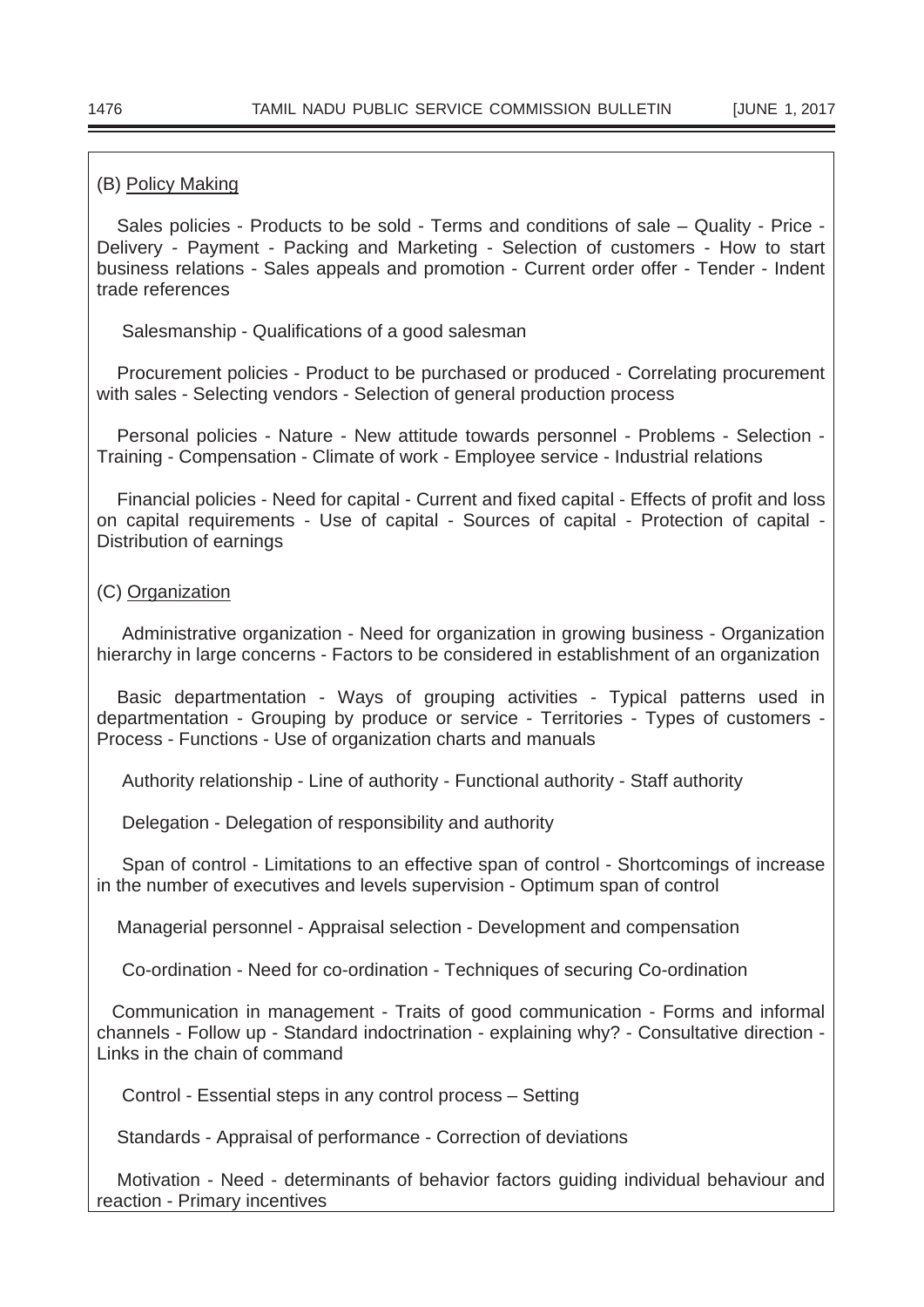(B) Policy Making

Sales policies - Products to be sold - Terms and conditions of sale – Quality - Price - Delivery - Payment - Packing and Marketing - Selection of customers - How to start business relations - Sales appeals and promotion - Current order offer - Tender - Indent trade references

Salesmanship - Qualifications of a good salesman

Procurement policies - Product to be purchased or produced - Correlating procurement with sales - Selecting vendors - Selection of general production process

Personal policies - Nature - New attitude towards personnel - Problems - Selection - Training - Compensation - Climate of work - Employee service - Industrial relations

Financial policies - Need for capital - Current and fixed capital - Effects of profit and loss on capital requirements - Use of capital - Sources of capital - Protection of capital - Distribution of earnings

(C) Organization

Administrative organization - Need for organization in growing business - Organization hierarchy in large concerns - Factors to be considered in establishment of an organization

Basic departmentation - Ways of grouping activities - Typical patterns used in departmentation - Grouping by produce or service - Territories - Types of customers - Process - Functions - Use of organization charts and manuals

Authority relationship - Line of authority - Functional authority - Staff authority

Delegation - Delegation of responsibility and authority

Span of control - Limitations to an effective span of control - Shortcomings of increase in the number of executives and levels supervision - Optimum span of control

Managerial personnel - Appraisal selection - Development and compensation

Co-ordination - Need for co-ordination - Techniques of securing Co-ordination

Communication in management - Traits of good communication - Forms and informal channels - Follow up - Standard indoctrination - explaining why? - Consultative direction - Links in the chain of command

Control - Essential steps in any control process – Setting

Standards - Appraisal of performance - Correction of deviations

Motivation - Need - determinants of behavior factors guiding individual behaviour and reaction - Primary incentives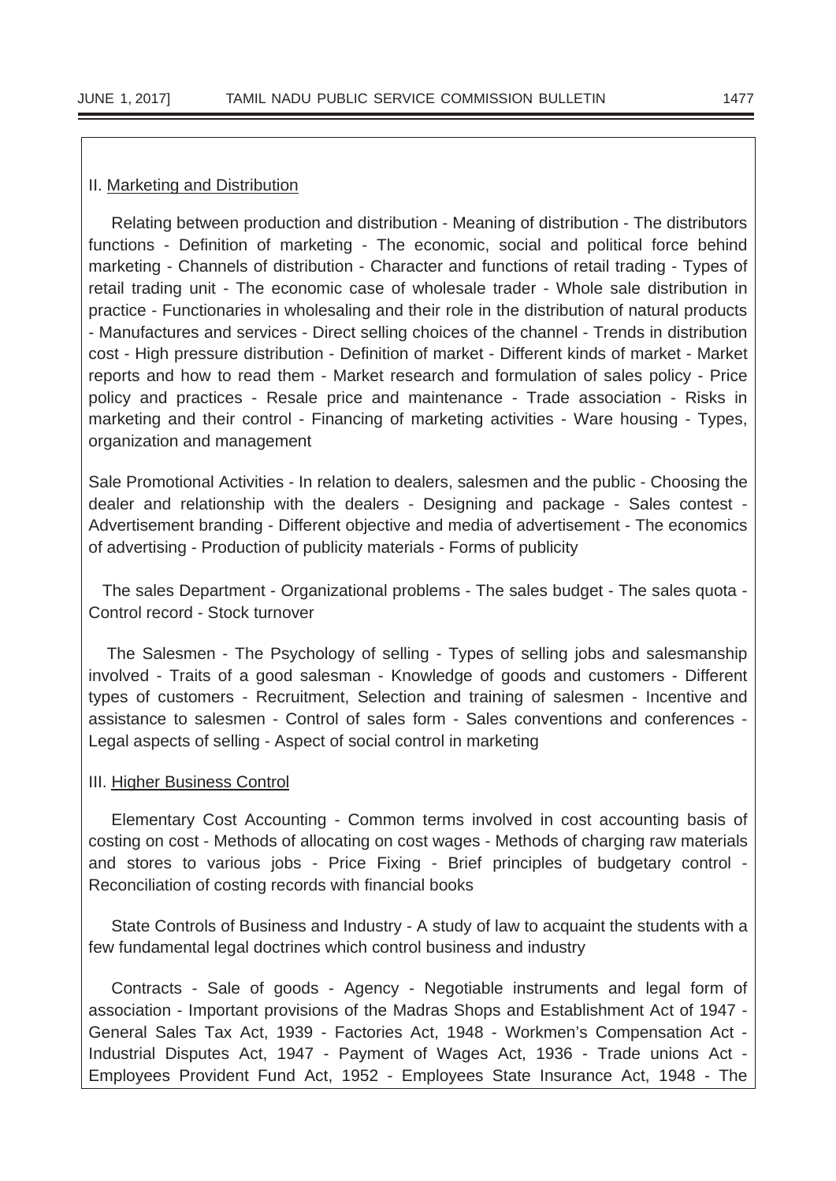II. <u>Marketing and Distribution</u>

Relating between production and distribution - Meaning of distribution - The distributors functions - Definition of marketing - The economic, social and political force behind marketing - Channels of distribution - Character and functions of retail trading - Types of retail trading unit - The economic case of wholesale trader - Whole sale distribution in practice - Functionaries in wholesaling and their role in the distribution of natural products - Manufactures and services - Direct selling choices of the channel - Trends in distribution cost - High pressure distribution - Definition of market - Different kinds of market - Market reports and how to read them - Market research and formulation of sales policy - Price policy and practices - Resale price and maintenance - Trade association - Risks in marketing and their control - Financing of marketing activities - Ware housing - Types, organization and management

Sale Promotional Activities - In relation to dealers, salesmen and the public - Choosing the dealer and relationship with the dealers - Designing and package - Sales contest - Advertisement branding - Different objective and media of advertisement - The economics of advertising - Production of publicity materials - Forms of publicity

The sales Department - Organizational problems - The sales budget - The sales quota - Control record - Stock turnover

The Salesmen - The Psychology of selling - Types of selling jobs and salesmanship involved - Traits of a good salesman - Knowledge of goods and customers - Different types of customers - Recruitment, Selection and training of salesmen - Incentive and assistance to salesmen - Control of sales form - Sales conventions and conferences - Legal aspects of selling - Aspect of social control in marketing

III. <u>Higher Business Control</u>

Elementary Cost Accounting - Common terms involved in cost accounting basis of costing on cost - Methods of allocating on cost wages - Methods of charging raw materials and stores to various jobs - Price Fixing - Brief principles of budgetary control - Reconciliation of costing records with financial books

State Controls of Business and Industry - A study of law to acquaint the students with a few fundamental legal doctrines which control business and industry

Contracts - Sale of goods - Agency - Negotiable instruments and legal form of association - Important provisions of the Madras Shops and Establishment Act of 1947 - General Sales Tax Act, 1939 - Factories Act, 1948 - Workmen's Compensation Act - Industrial Disputes Act, 1947 - Payment of Wages Act, 1936 - Trade unions Act - Employees Provident Fund Act, 1952 - Employees State Insurance Act, 1948 - The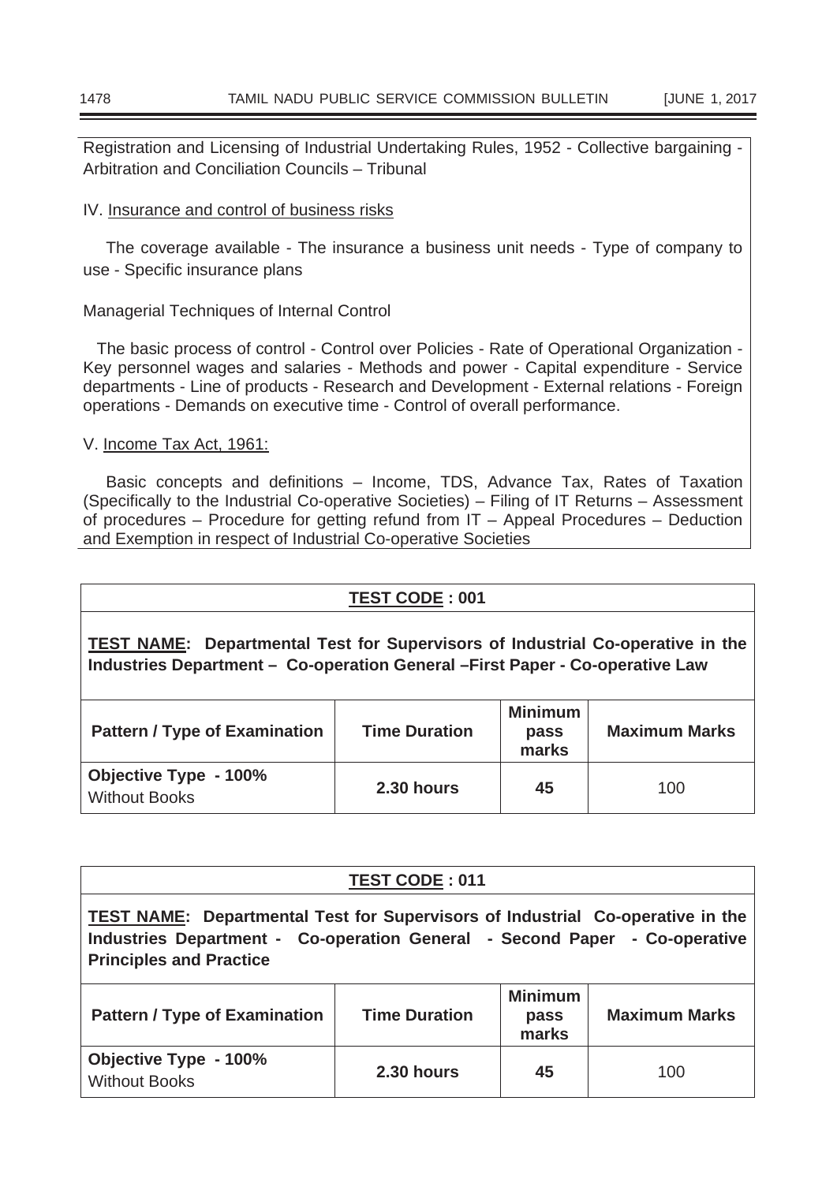Registration and Licensing of Industrial Undertaking Rules, 1952 - Collective bargaining - Arbitration and Conciliation Councils – Tribunal

IV. Insurance and control of business risks

The coverage available - The insurance a business unit needs - Type of company to use - Specific insurance plans

Managerial Techniques of Internal Control

The basic process of control - Control over Policies - Rate of Operational Organization - Key personnel wages and salaries - Methods and power - Capital expenditure - Service departments - Line of products - Research and Development - External relations - Foreign operations - Demands on executive time - Control of overall performance.

V. Income Tax Act, 1961:

Basic concepts and definitions – Income, TDS, Advance Tax, Rates of Taxation (Specifically to the Industrial Co-operative Societies) – Filing of IT Returns – Assessment of procedures – Procedure for getting refund from IT – Appeal Procedures – Deduction and Exemption in respect of Industrial Co-operative Societies

**TEST CODE : 001**

**TEST NAME: Departmental Test for Supervisors of Industrial Co-operative in the Industries Department – Co-operation General –First Paper - Co-operative Law**

| Pattern / Type of Examination | Time Duration | Minimum pass marks | Maximum Marks |
|---|---|---|---|
| **Objective Type - 100%** Without Books | **2.30 hours** | **45** | 100 |

**TEST CODE : 011**

**TEST NAME: Departmental Test for Supervisors of Industrial Co-operative in the Industries Department - Co-operation General - Second Paper - Co-operative Principles and Practice**

| Pattern / Type of Examination | Time Duration | Minimum pass marks | Maximum Marks |
|---|---|---|---|
| **Objective Type - 100%** Without Books | **2.30 hours** | **45** | 100 |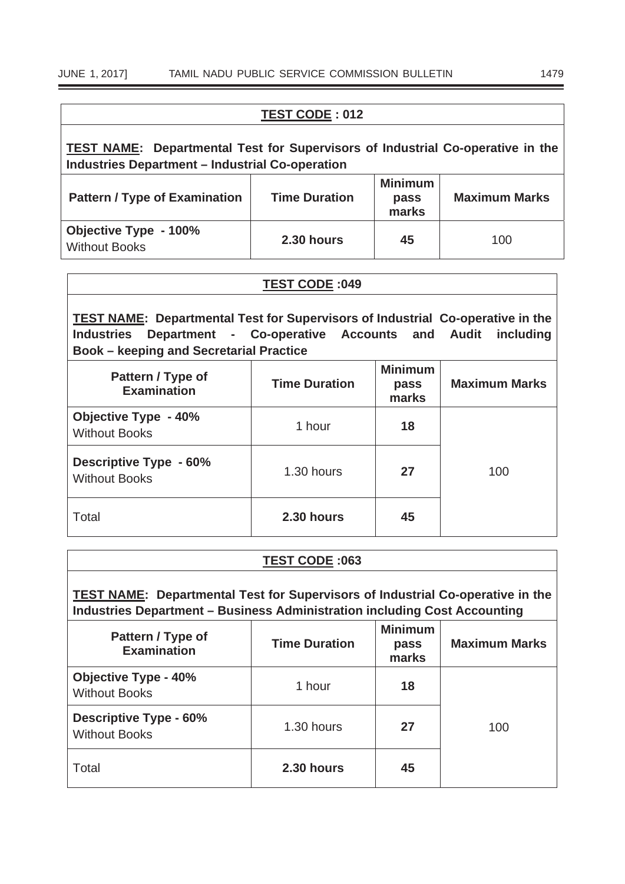| **TEST CODE : 012** | | | |
|---|---|---|---|
| **TEST NAME: Departmental Test for Supervisors of Industrial Co-operative in the Industries Department – Industrial Co-operation** | | | |
| **Pattern / Type of Examination** | **Time Duration** | **Minimum pass marks** | **Maximum Marks** |
| **Objective Type - 100%** Without Books | **2.30 hours** | **45** | 100 |

| **TEST CODE :049** | | | |
|---|---|---|---|
| **TEST NAME: Departmental Test for Supervisors of Industrial Co-operative in the Industries Department - Co-operative Accounts and Audit including Book – keeping and Secretarial Practice** | | | |
| **Pattern / Type of Examination** | **Time Duration** | **Minimum pass marks** | **Maximum Marks** |
| **Objective Type - 40%** Without Books | 1 hour | **18** | 100 |
| **Descriptive Type - 60%** Without Books | 1.30 hours | **27** | |
| Total | **2.30 hours** | **45** | |

| **TEST CODE :063** | | | |
|---|---|---|---|
| **TEST NAME: Departmental Test for Supervisors of Industrial Co-operative in the Industries Department – Business Administration including Cost Accounting** | | | |
| **Pattern / Type of Examination** | **Time Duration** | **Minimum pass marks** | **Maximum Marks** |
| **Objective Type - 40%** Without Books | 1 hour | **18** | 100 |
| **Descriptive Type - 60%** Without Books | 1.30 hours | **27** | |
| Total | **2.30 hours** | **45** | |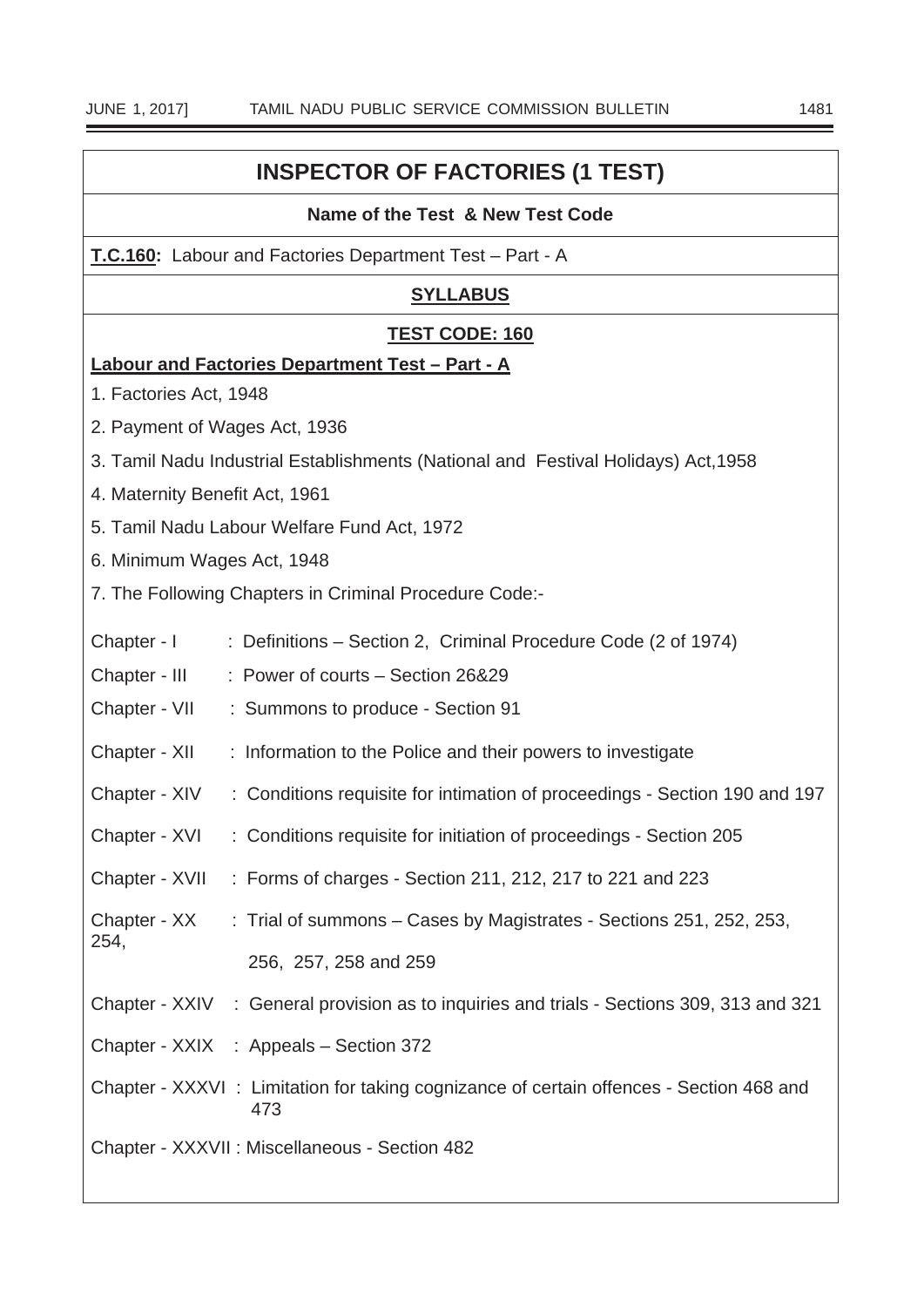# INSPECTOR OF FACTORIES (1 TEST)

**Name of the Test & New Test Code**

**T.C.160:** Labour and Factories Department Test – Part - A

## SYLLABUS

### TEST CODE: 160

**Labour and Factories Department Test – Part - A**

1. Factories Act, 1948
2. Payment of Wages Act, 1936
3. Tamil Nadu Industrial Establishments (National and Festival Holidays) Act,1958
4. Maternity Benefit Act, 1961
5. Tamil Nadu Labour Welfare Fund Act, 1972
6. Minimum Wages Act, 1948
7. The Following Chapters in Criminal Procedure Code:-

Chapter - I : Definitions – Section 2, Criminal Procedure Code (2 of 1974)

Chapter - III : Power of courts – Section 26&29

Chapter - VII : Summons to produce - Section 91

Chapter - XII : Information to the Police and their powers to investigate

Chapter - XIV : Conditions requisite for intimation of proceedings - Section 190 and 197

Chapter - XVI : Conditions requisite for initiation of proceedings - Section 205

Chapter - XVII : Forms of charges - Section 211, 212, 217 to 221 and 223

Chapter - XX : Trial of summons – Cases by Magistrates - Sections 251, 252, 253, 254, 256, 257, 258 and 259

Chapter - XXIV : General provision as to inquiries and trials - Sections 309, 313 and 321

Chapter - XXIX : Appeals – Section 372

Chapter - XXXVI : Limitation for taking cognizance of certain offences - Section 468 and 473

Chapter - XXXVII : Miscellaneous - Section 482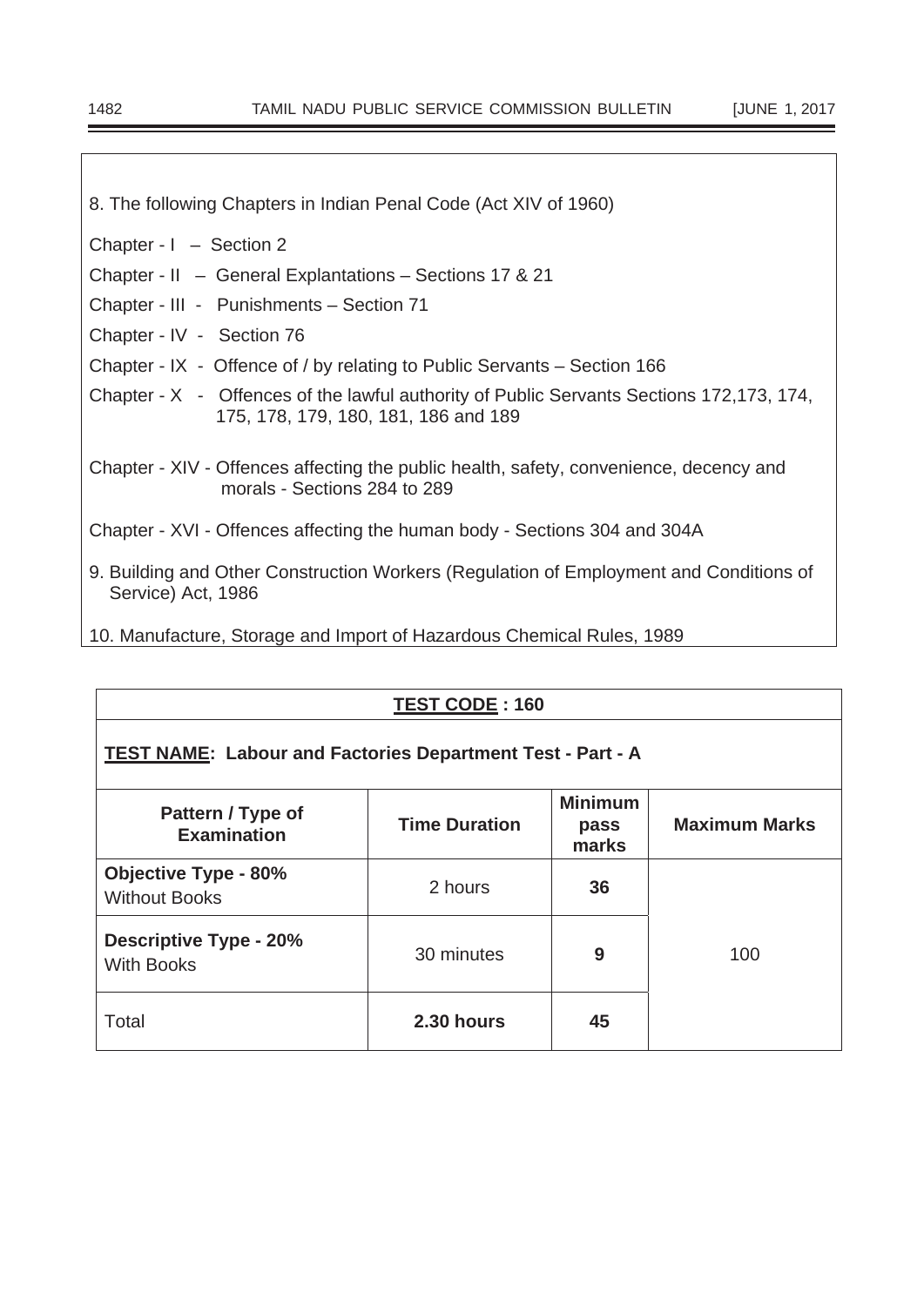8. The following Chapters in Indian Penal Code (Act XIV of 1960)

Chapter - I – Section 2

Chapter - II – General Explantations – Sections 17 & 21

Chapter - III - Punishments – Section 71

Chapter - IV - Section 76

Chapter - IX - Offence of / by relating to Public Servants – Section 166

Chapter - X - Offences of the lawful authority of Public Servants Sections 172,173, 174, 175, 178, 179, 180, 181, 186 and 189

Chapter - XIV - Offences affecting the public health, safety, convenience, decency and morals - Sections 284 to 289

Chapter - XVI - Offences affecting the human body - Sections 304 and 304A

9. Building and Other Construction Workers (Regulation of Employment and Conditions of Service) Act, 1986

10. Manufacture, Storage and Import of Hazardous Chemical Rules, 1989

**TEST CODE : 160**

**TEST NAME: Labour and Factories Department Test - Part - A**

| Pattern / Type of Examination | Time Duration | Minimum pass marks | Maximum Marks |
|---|---|---|---|
| **Objective Type - 80%** Without Books | 2 hours | **36** | 100 |
| **Descriptive Type - 20%** With Books | 30 minutes | **9** | |
| Total | **2.30 hours** | **45** | |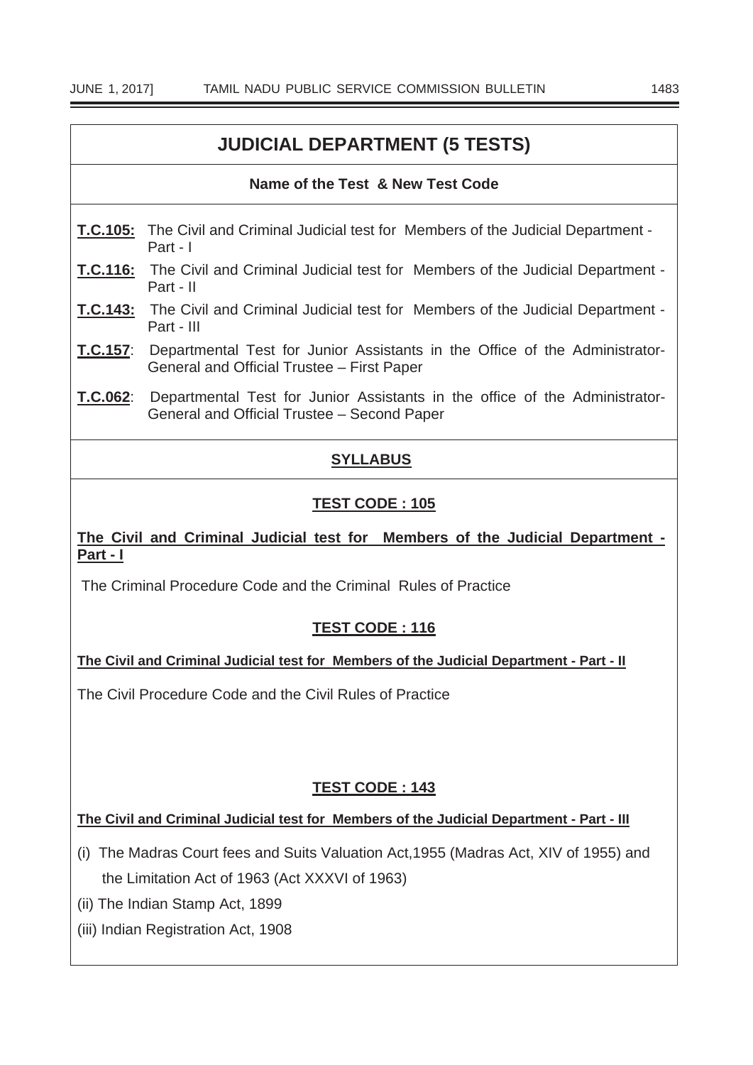# JUDICIAL DEPARTMENT (5 TESTS)

**Name of the Test & New Test Code**

**T.C.105:** The Civil and Criminal Judicial test for Members of the Judicial Department - Part - I

**T.C.116:** The Civil and Criminal Judicial test for Members of the Judicial Department - Part - II

**T.C.143:** The Civil and Criminal Judicial test for Members of the Judicial Department - Part - III

**T.C.157**: Departmental Test for Junior Assistants in the Office of the Administrator-General and Official Trustee – First Paper

**T.C.062**: Departmental Test for Junior Assistants in the office of the Administrator-General and Official Trustee – Second Paper

## SYLLABUS

### TEST CODE : 105

**The Civil and Criminal Judicial test for Members of the Judicial Department - Part - I**

The Criminal Procedure Code and the Criminal Rules of Practice

### TEST CODE : 116

**The Civil and Criminal Judicial test for Members of the Judicial Department - Part - II**

The Civil Procedure Code and the Civil Rules of Practice

### TEST CODE : 143

**The Civil and Criminal Judicial test for Members of the Judicial Department - Part - III**

(i) The Madras Court fees and Suits Valuation Act,1955 (Madras Act, XIV of 1955) and the Limitation Act of 1963 (Act XXXVI of 1963)

(ii) The Indian Stamp Act, 1899

(iii) Indian Registration Act, 1908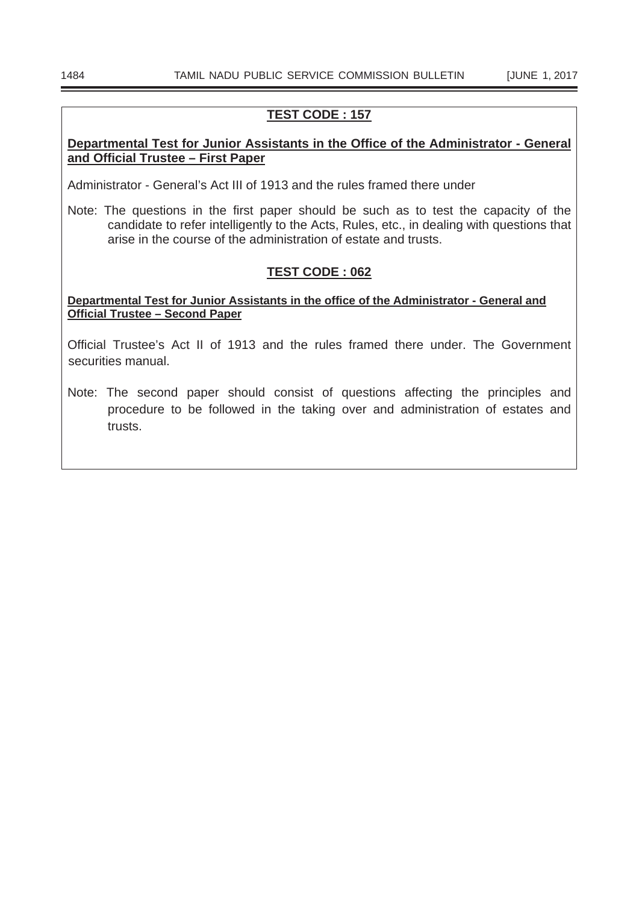## TEST CODE : 157

**Departmental Test for Junior Assistants in the Office of the Administrator - General and Official Trustee – First Paper**

Administrator - General's Act III of 1913 and the rules framed there under

Note: The questions in the first paper should be such as to test the capacity of the candidate to refer intelligently to the Acts, Rules, etc., in dealing with questions that arise in the course of the administration of estate and trusts.

## TEST CODE : 062

**Departmental Test for Junior Assistants in the office of the Administrator - General and Official Trustee – Second Paper**

Official Trustee's Act II of 1913 and the rules framed there under. The Government securities manual.

Note: The second paper should consist of questions affecting the principles and procedure to be followed in the taking over and administration of estates and trusts.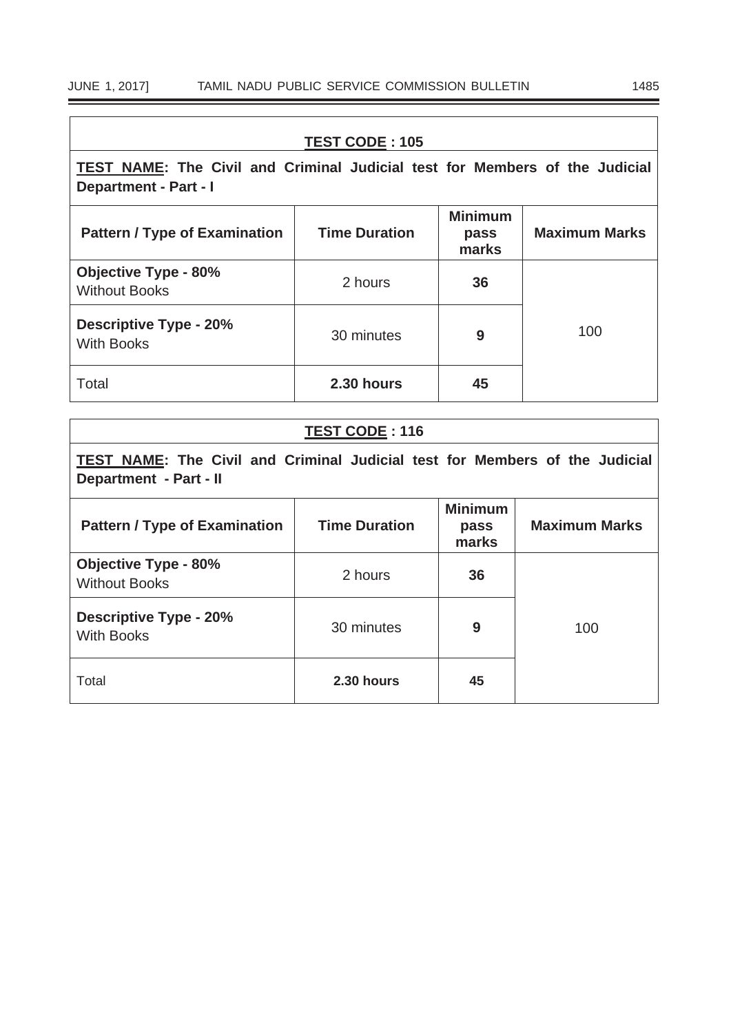| **TEST CODE : 105** | | | |
|---|---|---|---|
| **TEST NAME: The Civil and Criminal Judicial test for Members of the Judicial Department - Part - I** | | | |
| **Pattern / Type of Examination** | **Time Duration** | **Minimum pass marks** | **Maximum Marks** |
| **Objective Type - 80%** Without Books | 2 hours | **36** | 100 |
| **Descriptive Type - 20%** With Books | 30 minutes | **9** | |
| Total | **2.30 hours** | **45** | |

| **TEST CODE : 116** | | | |
|---|---|---|---|
| **TEST NAME: The Civil and Criminal Judicial test for Members of the Judicial Department - Part - II** | | | |
| **Pattern / Type of Examination** | **Time Duration** | **Minimum pass marks** | **Maximum Marks** |
| **Objective Type - 80%** Without Books | 2 hours | **36** | 100 |
| **Descriptive Type - 20%** With Books | 30 minutes | **9** | |
| Total | **2.30 hours** | **45** | |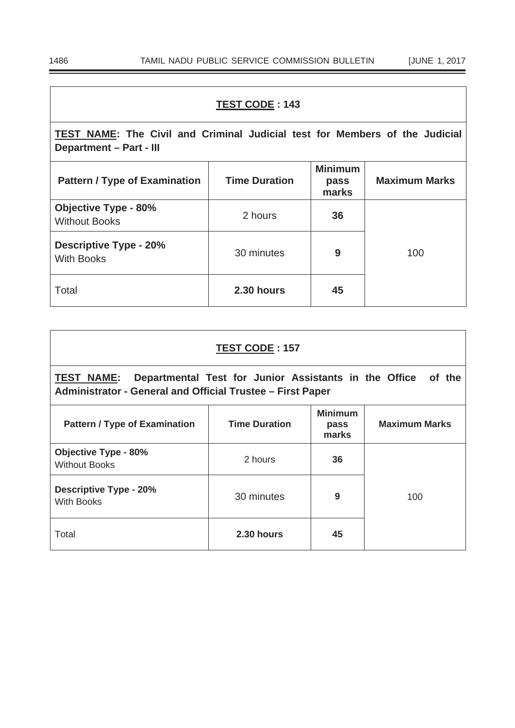**TEST CODE : 143**

**TEST NAME: The Civil and Criminal Judicial test for Members of the Judicial Department – Part - III**

| Pattern / Type of Examination | Time Duration | Minimum pass marks | Maximum Marks |
|---|---|---|---|
| **Objective Type - 80%** Without Books | 2 hours | **36** | 100 |
| **Descriptive Type - 20%** With Books | 30 minutes | **9** | |
| Total | **2.30 hours** | **45** | |

**TEST CODE : 157**

**TEST NAME: Departmental Test for Junior Assistants in the Office of the Administrator - General and Official Trustee – First Paper**

| Pattern / Type of Examination | Time Duration | Minimum pass marks | Maximum Marks |
|---|---|---|---|
| **Objective Type - 80%** Without Books | 2 hours | **36** | 100 |
| **Descriptive Type - 20%** With Books | 30 minutes | **9** | |
| Total | **2.30 hours** | **45** | |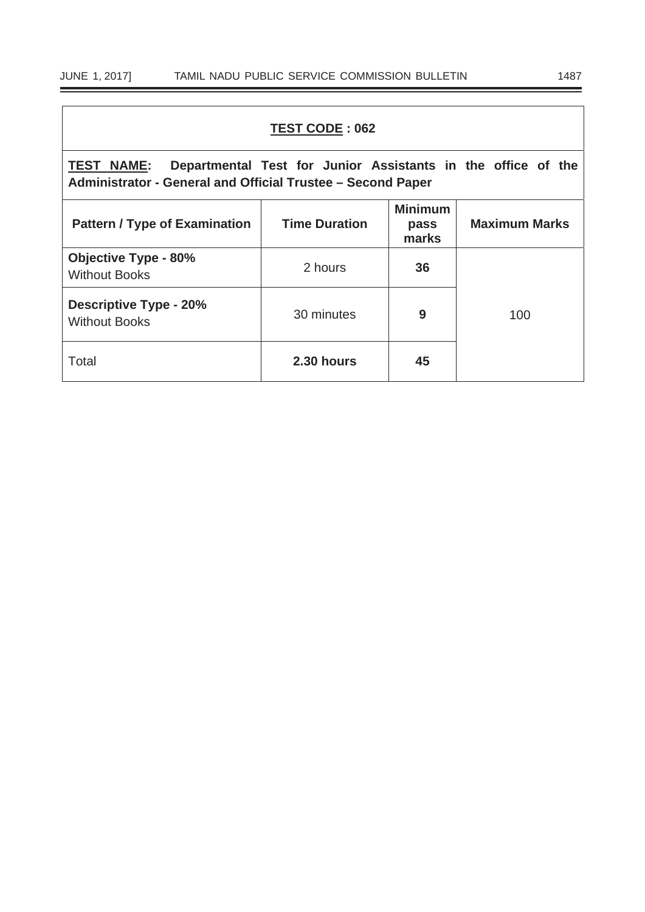**TEST CODE : 062**

**TEST NAME: Departmental Test for Junior Assistants in the office of the Administrator - General and Official Trustee – Second Paper**

| Pattern / Type of Examination | Time Duration | Minimum pass marks | Maximum Marks |
|---|---|---|---|
| **Objective Type - 80%** Without Books | 2 hours | **36** | 100 |
| **Descriptive Type - 20%** Without Books | 30 minutes | **9** | |
| Total | **2.30 hours** | **45** | |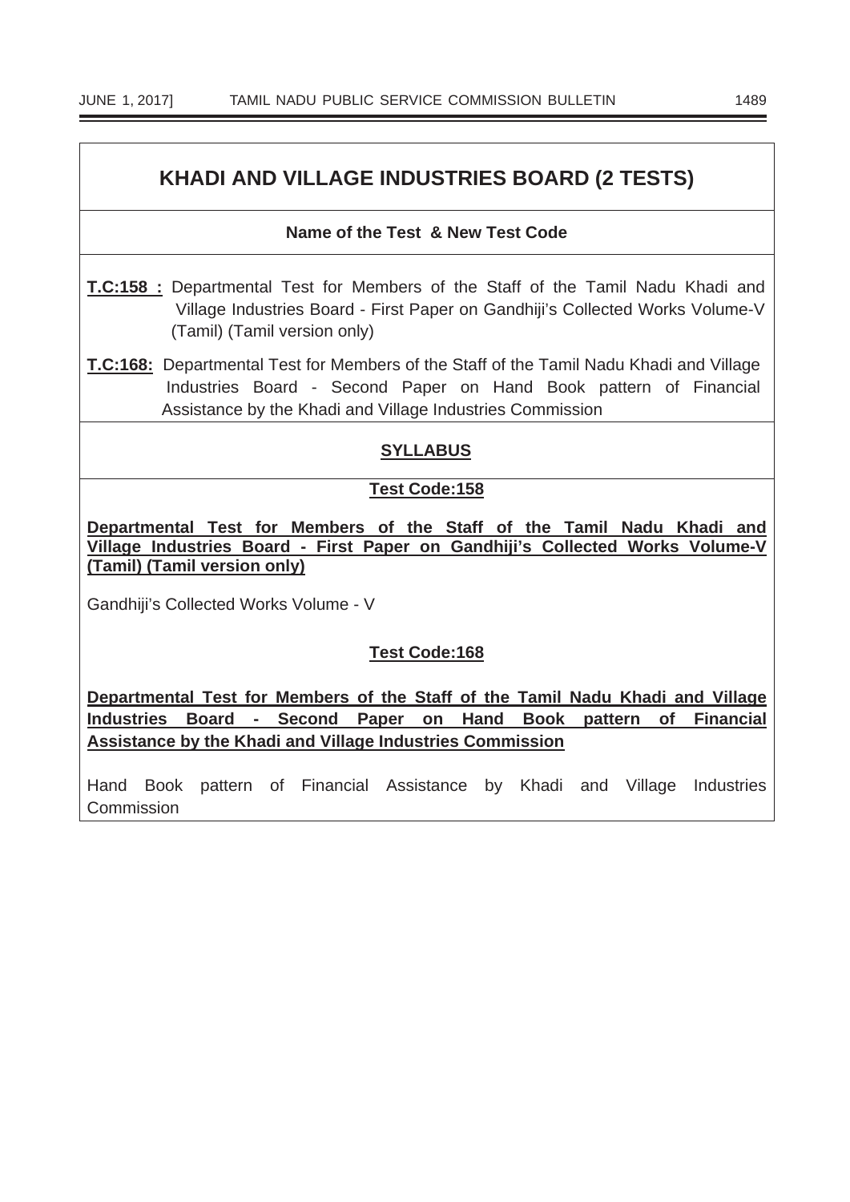# KHADI AND VILLAGE INDUSTRIES BOARD (2 TESTS)

**Name of the Test & New Test Code**

**T.C:158 :** Departmental Test for Members of the Staff of the Tamil Nadu Khadi and Village Industries Board - First Paper on Gandhiji's Collected Works Volume-V (Tamil) (Tamil version only)

**T.C:168:** Departmental Test for Members of the Staff of the Tamil Nadu Khadi and Village Industries Board - Second Paper on Hand Book pattern of Financial Assistance by the Khadi and Village Industries Commission

## SYLLABUS

### Test Code:158

**Departmental Test for Members of the Staff of the Tamil Nadu Khadi and Village Industries Board - First Paper on Gandhiji's Collected Works Volume-V (Tamil) (Tamil version only)**

Gandhiji's Collected Works Volume - V

### Test Code:168

**Departmental Test for Members of the Staff of the Tamil Nadu Khadi and Village Industries Board - Second Paper on Hand Book pattern of Financial Assistance by the Khadi and Village Industries Commission**

Hand Book pattern of Financial Assistance by Khadi and Village Industries Commission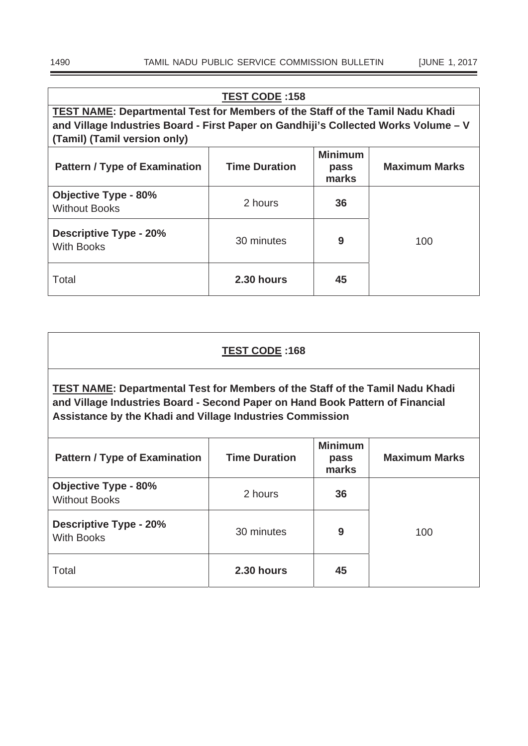**TEST CODE :158**

**TEST NAME: Departmental Test for Members of the Staff of the Tamil Nadu Khadi and Village Industries Board - First Paper on Gandhiji's Collected Works Volume – V (Tamil) (Tamil version only)**

| Pattern / Type of Examination | Time Duration | Minimum pass marks | Maximum Marks |
|---|---|---|---|
| **Objective Type - 80%** Without Books | 2 hours | **36** | 100 |
| **Descriptive Type - 20%** With Books | 30 minutes | **9** | |
| Total | **2.30 hours** | **45** | |

**TEST CODE :168**

**TEST NAME: Departmental Test for Members of the Staff of the Tamil Nadu Khadi and Village Industries Board - Second Paper on Hand Book Pattern of Financial Assistance by the Khadi and Village Industries Commission**

| Pattern / Type of Examination | Time Duration | Minimum pass marks | Maximum Marks |
|---|---|---|---|
| **Objective Type - 80%** Without Books | 2 hours | **36** | 100 |
| **Descriptive Type - 20%** With Books | 30 minutes | **9** | |
| Total | **2.30 hours** | **45** | |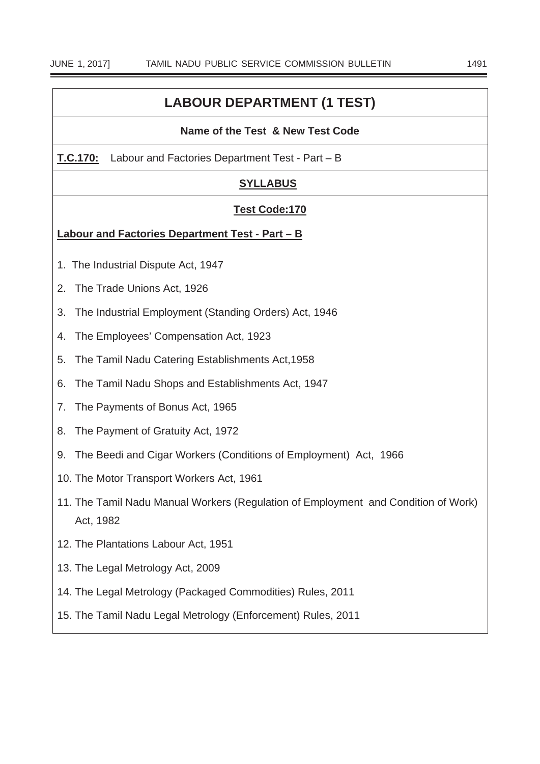## LABOUR DEPARTMENT (1 TEST)

**Name of the Test & New Test Code**

**T.C.170:** Labour and Factories Department Test - Part – B

**SYLLABUS**

**Test Code:170**

**Labour and Factories Department Test - Part – B**

1. The Industrial Dispute Act, 1947
2. The Trade Unions Act, 1926
3. The Industrial Employment (Standing Orders) Act, 1946
4. The Employees' Compensation Act, 1923
5. The Tamil Nadu Catering Establishments Act,1958
6. The Tamil Nadu Shops and Establishments Act, 1947
7. The Payments of Bonus Act, 1965
8. The Payment of Gratuity Act, 1972
9. The Beedi and Cigar Workers (Conditions of Employment) Act, 1966
10. The Motor Transport Workers Act, 1961
11. The Tamil Nadu Manual Workers (Regulation of Employment and Condition of Work) Act, 1982
12. The Plantations Labour Act, 1951
13. The Legal Metrology Act, 2009
14. The Legal Metrology (Packaged Commodities) Rules, 2011
15. The Tamil Nadu Legal Metrology (Enforcement) Rules, 2011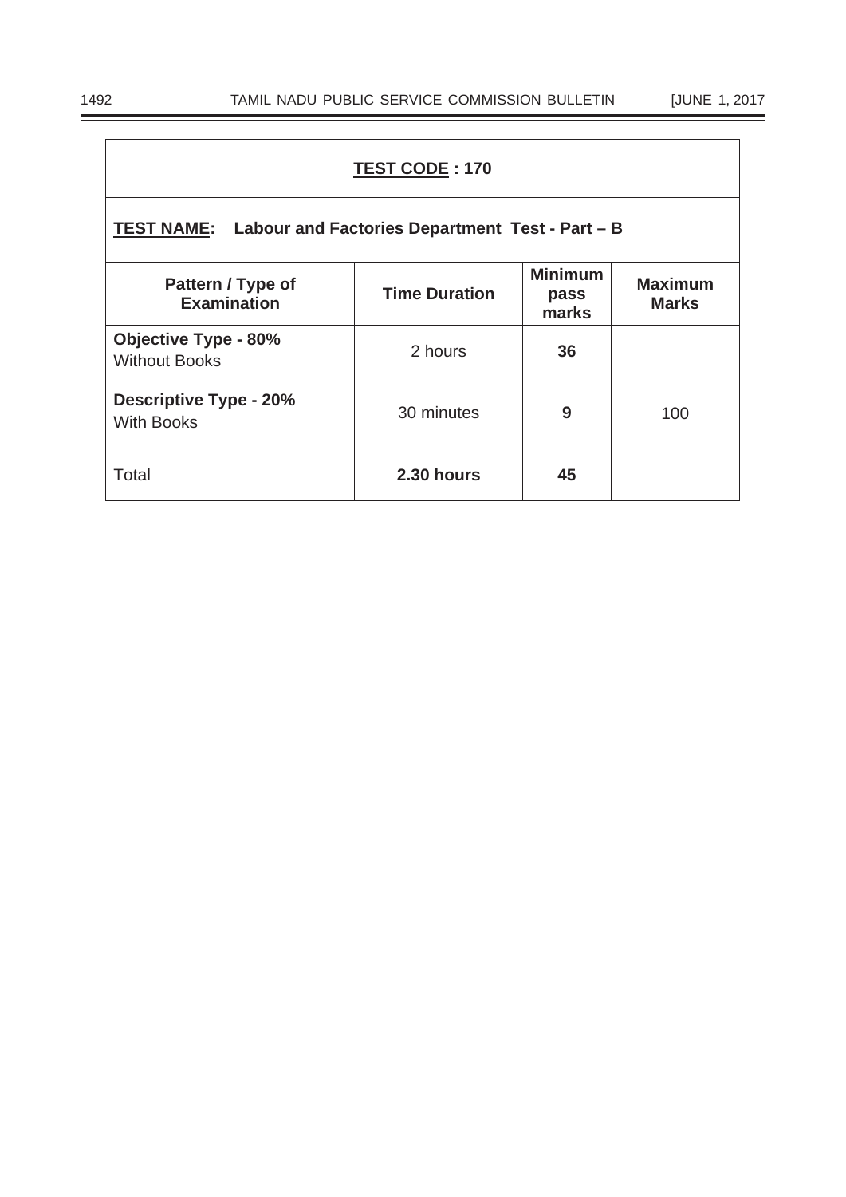**TEST CODE : 170**

**TEST NAME: Labour and Factories Department Test - Part – B**

| Pattern / Type of Examination | Time Duration | Minimum pass marks | Maximum Marks |
|---|---|---|---|
| **Objective Type - 80%** Without Books | 2 hours | **36** | 100 |
| **Descriptive Type - 20%** With Books | 30 minutes | **9** | |
| Total | **2.30 hours** | **45** | |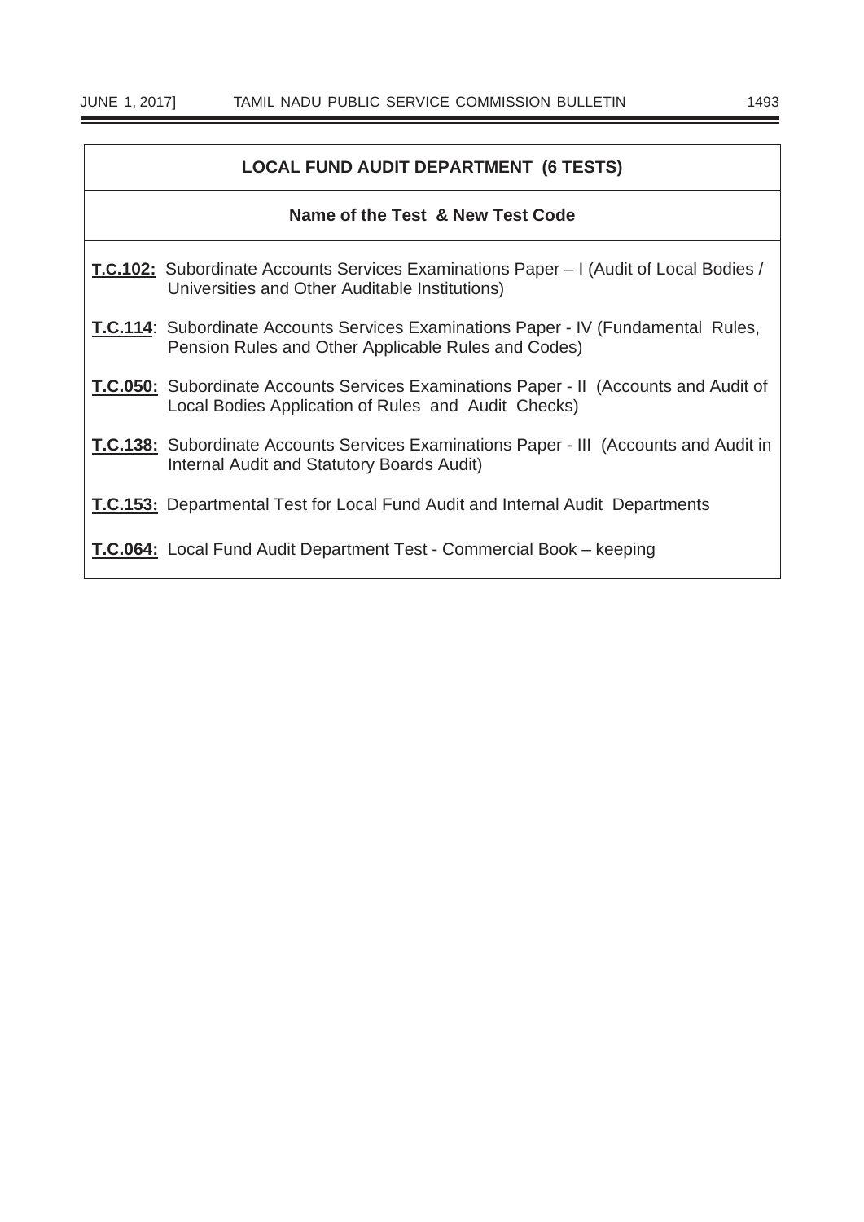| LOCAL FUND AUDIT DEPARTMENT (6 TESTS) |
|---|
| **Name of the Test & New Test Code** |
| **T.C.102:** Subordinate Accounts Services Examinations Paper – I (Audit of Local Bodies / Universities and Other Auditable Institutions) |
| **T.C.114**: Subordinate Accounts Services Examinations Paper - IV (Fundamental Rules, Pension Rules and Other Applicable Rules and Codes) |
| **T.C.050:** Subordinate Accounts Services Examinations Paper - II (Accounts and Audit of Local Bodies Application of Rules and Audit Checks) |
| **T.C.138:** Subordinate Accounts Services Examinations Paper - III (Accounts and Audit in Internal Audit and Statutory Boards Audit) |
| **T.C.153:** Departmental Test for Local Fund Audit and Internal Audit Departments |
| **T.C.064:** Local Fund Audit Department Test - Commercial Book – keeping |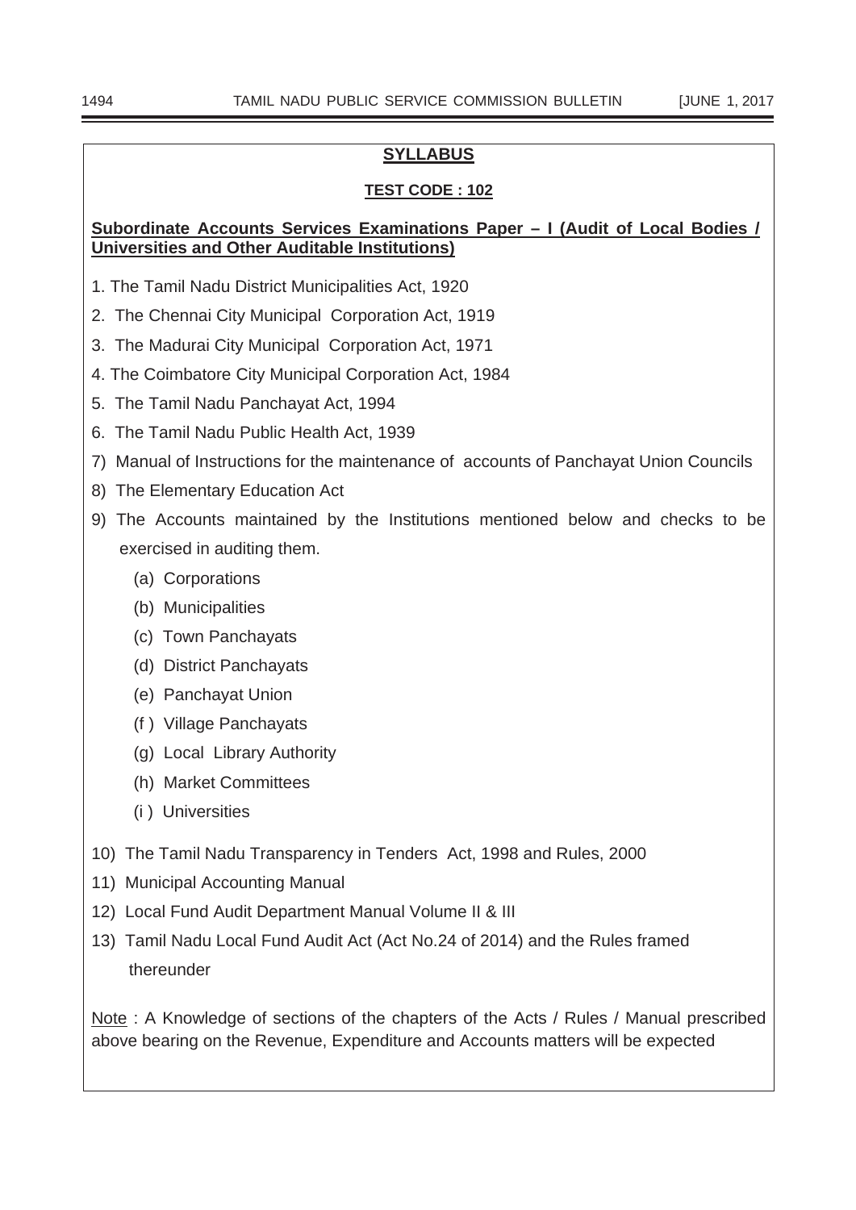## SYLLABUS

### TEST CODE : 102

**Subordinate Accounts Services Examinations Paper – I (Audit of Local Bodies / Universities and Other Auditable Institutions)**

1. The Tamil Nadu District Municipalities Act, 1920
2. The Chennai City Municipal Corporation Act, 1919
3. The Madurai City Municipal Corporation Act, 1971
4. The Coimbatore City Municipal Corporation Act, 1984
5. The Tamil Nadu Panchayat Act, 1994
6. The Tamil Nadu Public Health Act, 1939
7. Manual of Instructions for the maintenance of accounts of Panchayat Union Councils
8. The Elementary Education Act
9. The Accounts maintained by the Institutions mentioned below and checks to be exercised in auditing them.
   - (a) Corporations
   - (b) Municipalities
   - (c) Town Panchayats
   - (d) District Panchayats
   - (e) Panchayat Union
   - (f) Village Panchayats
   - (g) Local Library Authority
   - (h) Market Committees
   - (i) Universities
10. The Tamil Nadu Transparency in Tenders Act, 1998 and Rules, 2000
11. Municipal Accounting Manual
12. Local Fund Audit Department Manual Volume II & III
13. Tamil Nadu Local Fund Audit Act (Act No.24 of 2014) and the Rules framed thereunder

Note : A Knowledge of sections of the chapters of the Acts / Rules / Manual prescribed above bearing on the Revenue, Expenditure and Accounts matters will be expected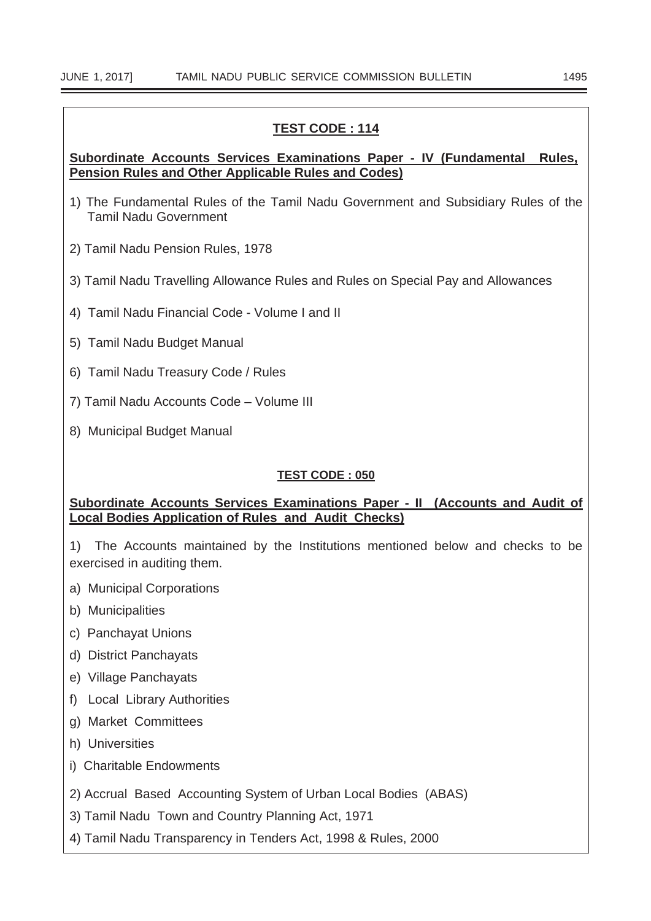**TEST CODE : 114**

**Subordinate Accounts Services Examinations Paper - IV (Fundamental Rules, Pension Rules and Other Applicable Rules and Codes)**

1) The Fundamental Rules of the Tamil Nadu Government and Subsidiary Rules of the Tamil Nadu Government

2) Tamil Nadu Pension Rules, 1978

3) Tamil Nadu Travelling Allowance Rules and Rules on Special Pay and Allowances

4) Tamil Nadu Financial Code - Volume I and II

5) Tamil Nadu Budget Manual

6) Tamil Nadu Treasury Code / Rules

7) Tamil Nadu Accounts Code – Volume III

8) Municipal Budget Manual

**TEST CODE : 050**

**Subordinate Accounts Services Examinations Paper - II (Accounts and Audit of Local Bodies Application of Rules and Audit Checks)**

1) The Accounts maintained by the Institutions mentioned below and checks to be exercised in auditing them.

a) Municipal Corporations

b) Municipalities

c) Panchayat Unions

d) District Panchayats

e) Village Panchayats

f) Local Library Authorities

g) Market Committees

h) Universities

i) Charitable Endowments

2) Accrual Based Accounting System of Urban Local Bodies (ABAS)

3) Tamil Nadu Town and Country Planning Act, 1971

4) Tamil Nadu Transparency in Tenders Act, 1998 & Rules, 2000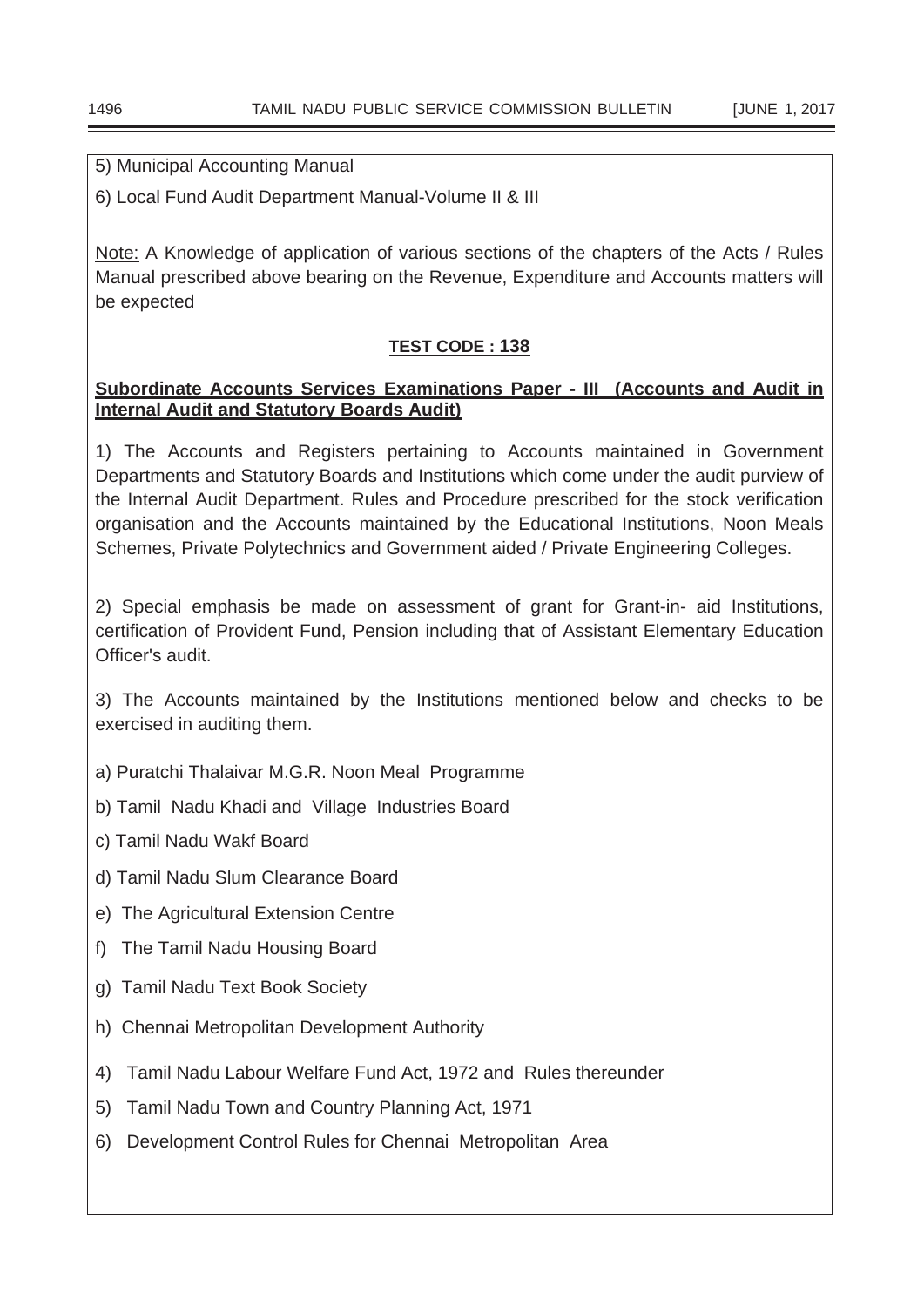5) Municipal Accounting Manual

6) Local Fund Audit Department Manual-Volume II & III

Note: A Knowledge of application of various sections of the chapters of the Acts / Rules Manual prescribed above bearing on the Revenue, Expenditure and Accounts matters will be expected

**TEST CODE : 138**

**Subordinate Accounts Services Examinations Paper - III (Accounts and Audit in Internal Audit and Statutory Boards Audit)**

1) The Accounts and Registers pertaining to Accounts maintained in Government Departments and Statutory Boards and Institutions which come under the audit purview of the Internal Audit Department. Rules and Procedure prescribed for the stock verification organisation and the Accounts maintained by the Educational Institutions, Noon Meals Schemes, Private Polytechnics and Government aided / Private Engineering Colleges.

2) Special emphasis be made on assessment of grant for Grant-in- aid Institutions, certification of Provident Fund, Pension including that of Assistant Elementary Education Officer's audit.

3) The Accounts maintained by the Institutions mentioned below and checks to be exercised in auditing them.

a) Puratchi Thalaivar M.G.R. Noon Meal Programme

b) Tamil Nadu Khadi and Village Industries Board

c) Tamil Nadu Wakf Board

d) Tamil Nadu Slum Clearance Board

e) The Agricultural Extension Centre

f) The Tamil Nadu Housing Board

g) Tamil Nadu Text Book Society

h) Chennai Metropolitan Development Authority

4) Tamil Nadu Labour Welfare Fund Act, 1972 and Rules thereunder

5) Tamil Nadu Town and Country Planning Act, 1971

6) Development Control Rules for Chennai Metropolitan Area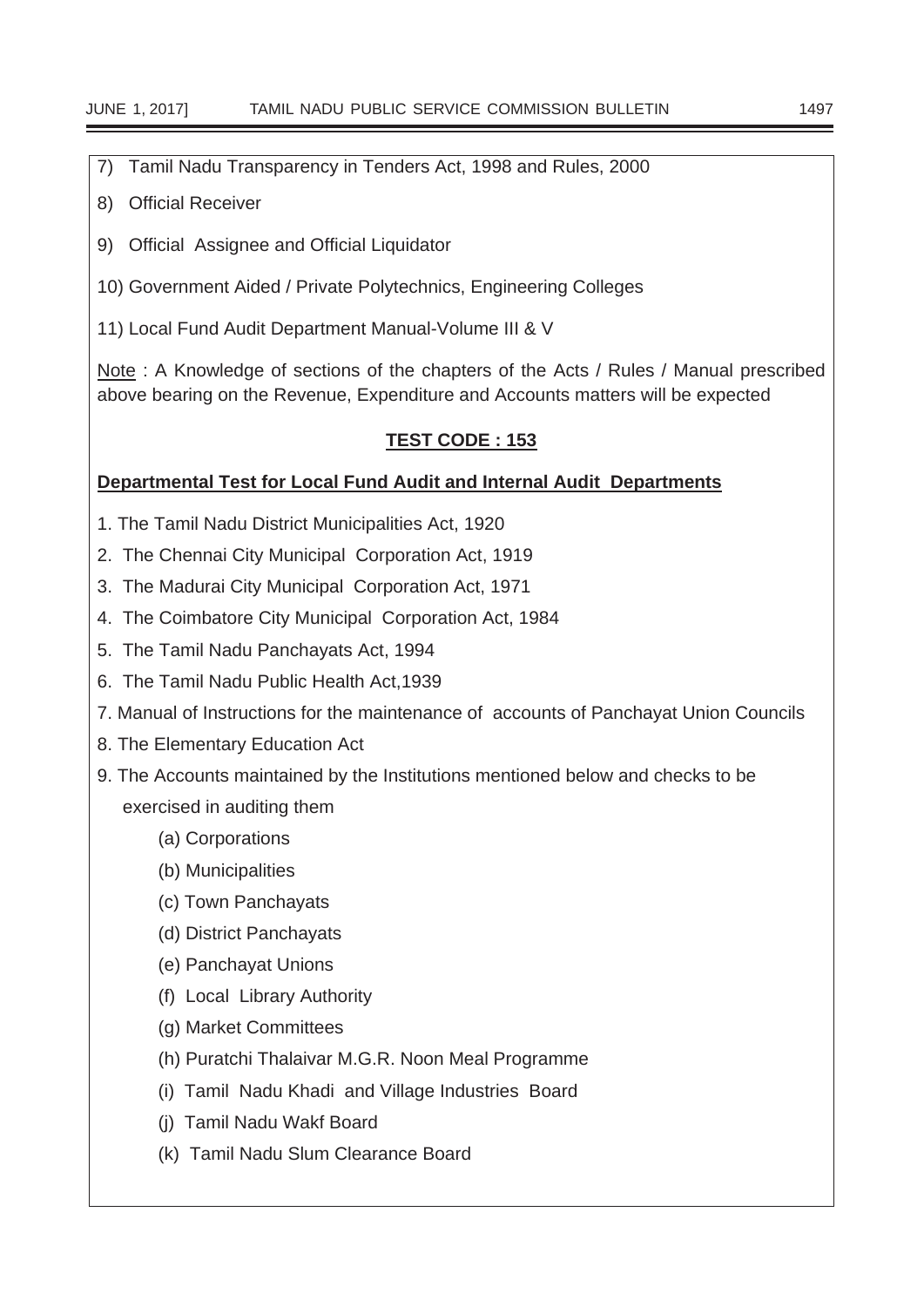7) Tamil Nadu Transparency in Tenders Act, 1998 and Rules, 2000

8) Official Receiver

9) Official Assignee and Official Liquidator

10) Government Aided / Private Polytechnics, Engineering Colleges

11) Local Fund Audit Department Manual-Volume III & V

Note : A Knowledge of sections of the chapters of the Acts / Rules / Manual prescribed above bearing on the Revenue, Expenditure and Accounts matters will be expected

## TEST CODE : 153

### Departmental Test for Local Fund Audit and Internal Audit Departments

1. The Tamil Nadu District Municipalities Act, 1920
2. The Chennai City Municipal Corporation Act, 1919
3. The Madurai City Municipal Corporation Act, 1971
4. The Coimbatore City Municipal Corporation Act, 1984
5. The Tamil Nadu Panchayats Act, 1994
6. The Tamil Nadu Public Health Act,1939
7. Manual of Instructions for the maintenance of accounts of Panchayat Union Councils
8. The Elementary Education Act
9. The Accounts maintained by the Institutions mentioned below and checks to be exercised in auditing them
   - (a) Corporations
   - (b) Municipalities
   - (c) Town Panchayats
   - (d) District Panchayats
   - (e) Panchayat Unions
   - (f) Local Library Authority
   - (g) Market Committees
   - (h) Puratchi Thalaivar M.G.R. Noon Meal Programme
   - (i) Tamil Nadu Khadi and Village Industries Board
   - (j) Tamil Nadu Wakf Board
   - (k) Tamil Nadu Slum Clearance Board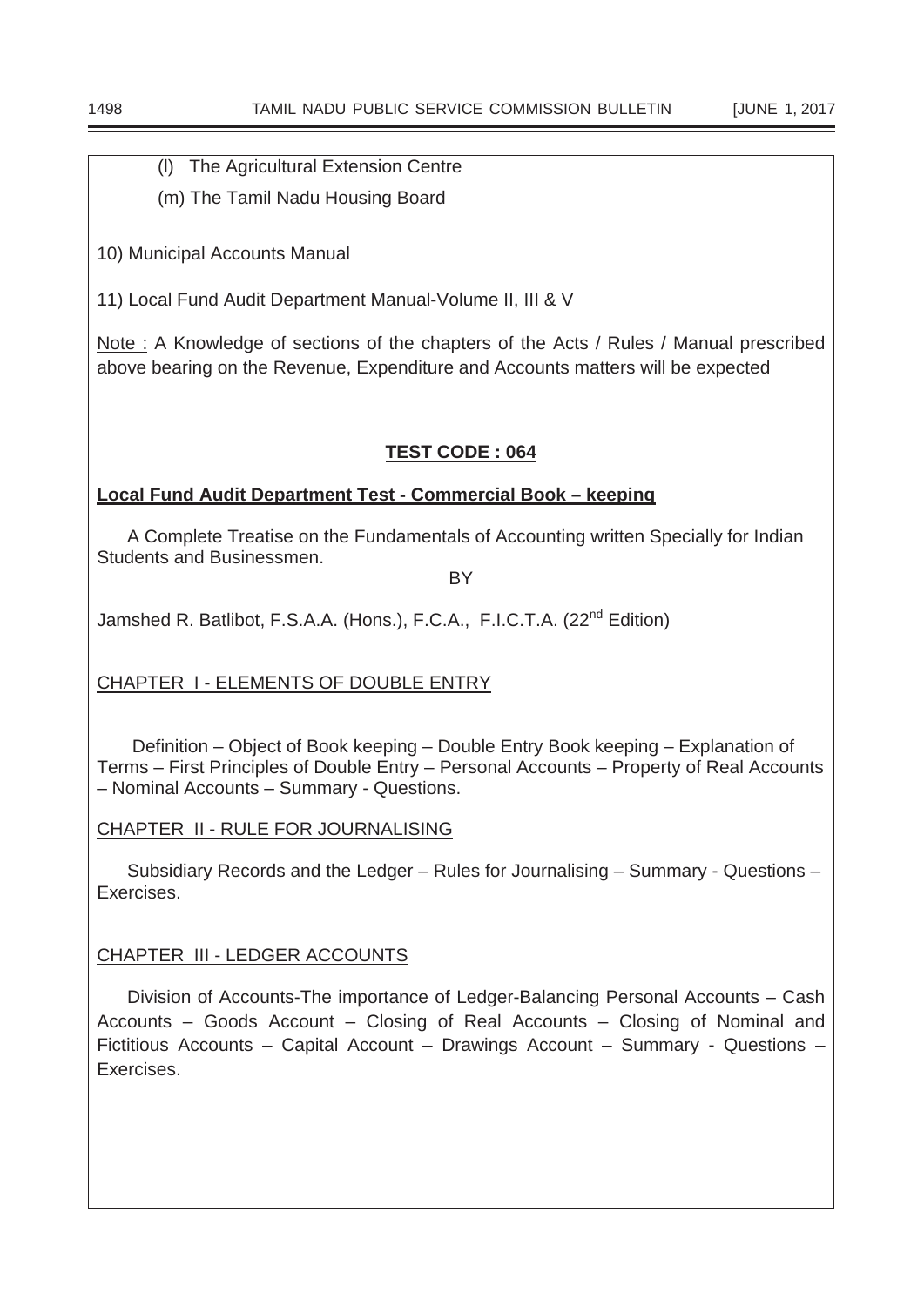(l) The Agricultural Extension Centre

(m) The Tamil Nadu Housing Board

10) Municipal Accounts Manual

11) Local Fund Audit Department Manual-Volume II, III & V

Note : A Knowledge of sections of the chapters of the Acts / Rules / Manual prescribed above bearing on the Revenue, Expenditure and Accounts matters will be expected

## TEST CODE : 064

**Local Fund Audit Department Test - Commercial Book – keeping**

A Complete Treatise on the Fundamentals of Accounting written Specially for Indian Students and Businessmen.

BY

Jamshed R. Batlibot, F.S.A.A. (Hons.), F.C.A., F.I.C.T.A. (22nd Edition)

CHAPTER I - ELEMENTS OF DOUBLE ENTRY

Definition – Object of Book keeping – Double Entry Book keeping – Explanation of Terms – First Principles of Double Entry – Personal Accounts – Property of Real Accounts – Nominal Accounts – Summary - Questions.

CHAPTER II - RULE FOR JOURNALISING

Subsidiary Records and the Ledger – Rules for Journalising – Summary - Questions – Exercises.

CHAPTER III - LEDGER ACCOUNTS

Division of Accounts-The importance of Ledger-Balancing Personal Accounts – Cash Accounts – Goods Account – Closing of Real Accounts – Closing of Nominal and Fictitious Accounts – Capital Account – Drawings Account – Summary - Questions – Exercises.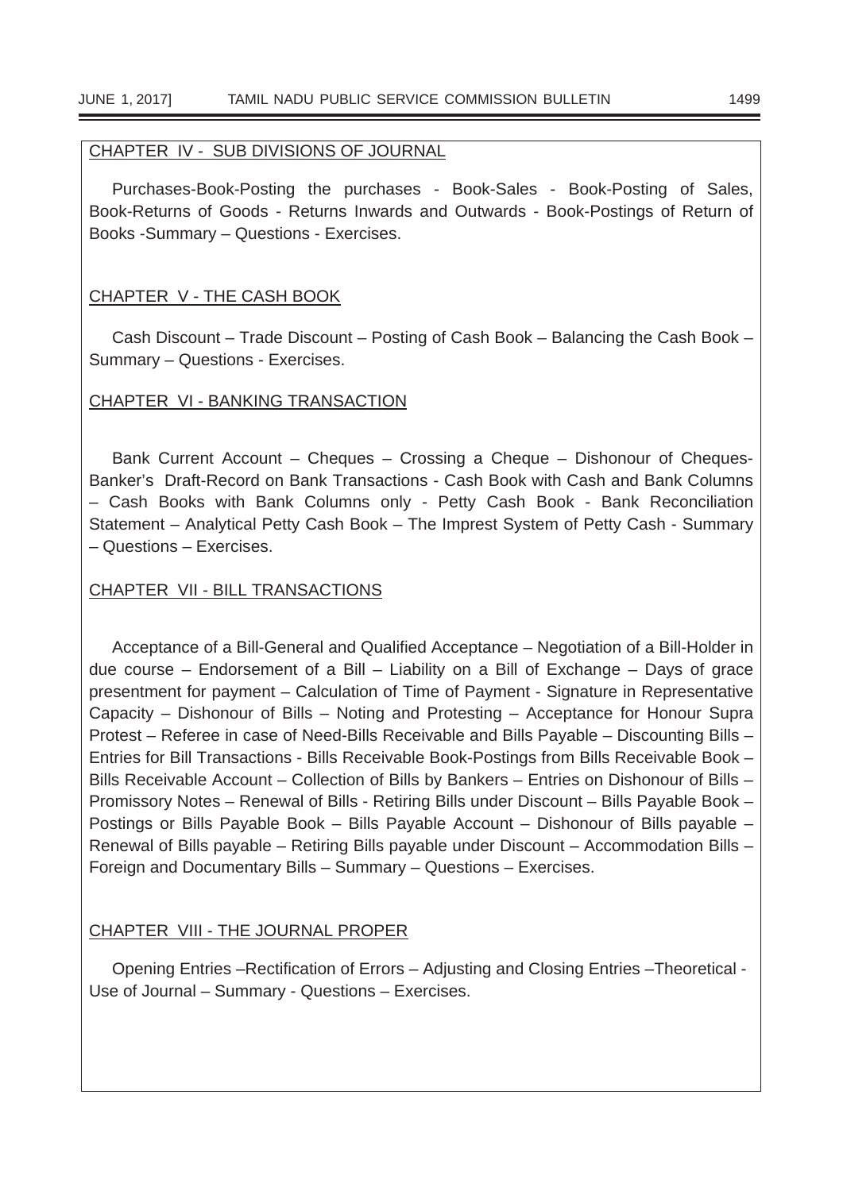CHAPTER IV - SUB DIVISIONS OF JOURNAL

Purchases-Book-Posting the purchases - Book-Sales - Book-Posting of Sales, Book-Returns of Goods - Returns Inwards and Outwards - Book-Postings of Return of Books -Summary – Questions - Exercises.

CHAPTER V - THE CASH BOOK

Cash Discount – Trade Discount – Posting of Cash Book – Balancing the Cash Book – Summary – Questions - Exercises.

CHAPTER VI - BANKING TRANSACTION

Bank Current Account – Cheques – Crossing a Cheque – Dishonour of Cheques-Banker's Draft-Record on Bank Transactions - Cash Book with Cash and Bank Columns – Cash Books with Bank Columns only - Petty Cash Book - Bank Reconciliation Statement – Analytical Petty Cash Book – The Imprest System of Petty Cash - Summary – Questions – Exercises.

CHAPTER VII - BILL TRANSACTIONS

Acceptance of a Bill-General and Qualified Acceptance – Negotiation of a Bill-Holder in due course – Endorsement of a Bill – Liability on a Bill of Exchange – Days of grace presentment for payment – Calculation of Time of Payment - Signature in Representative Capacity – Dishonour of Bills – Noting and Protesting – Acceptance for Honour Supra Protest – Referee in case of Need-Bills Receivable and Bills Payable – Discounting Bills – Entries for Bill Transactions - Bills Receivable Book-Postings from Bills Receivable Book – Bills Receivable Account – Collection of Bills by Bankers – Entries on Dishonour of Bills – Promissory Notes – Renewal of Bills - Retiring Bills under Discount – Bills Payable Book – Postings or Bills Payable Book – Bills Payable Account – Dishonour of Bills payable – Renewal of Bills payable – Retiring Bills payable under Discount – Accommodation Bills – Foreign and Documentary Bills – Summary – Questions – Exercises.

CHAPTER VIII - THE JOURNAL PROPER

Opening Entries –Rectification of Errors – Adjusting and Closing Entries –Theoretical - Use of Journal – Summary - Questions – Exercises.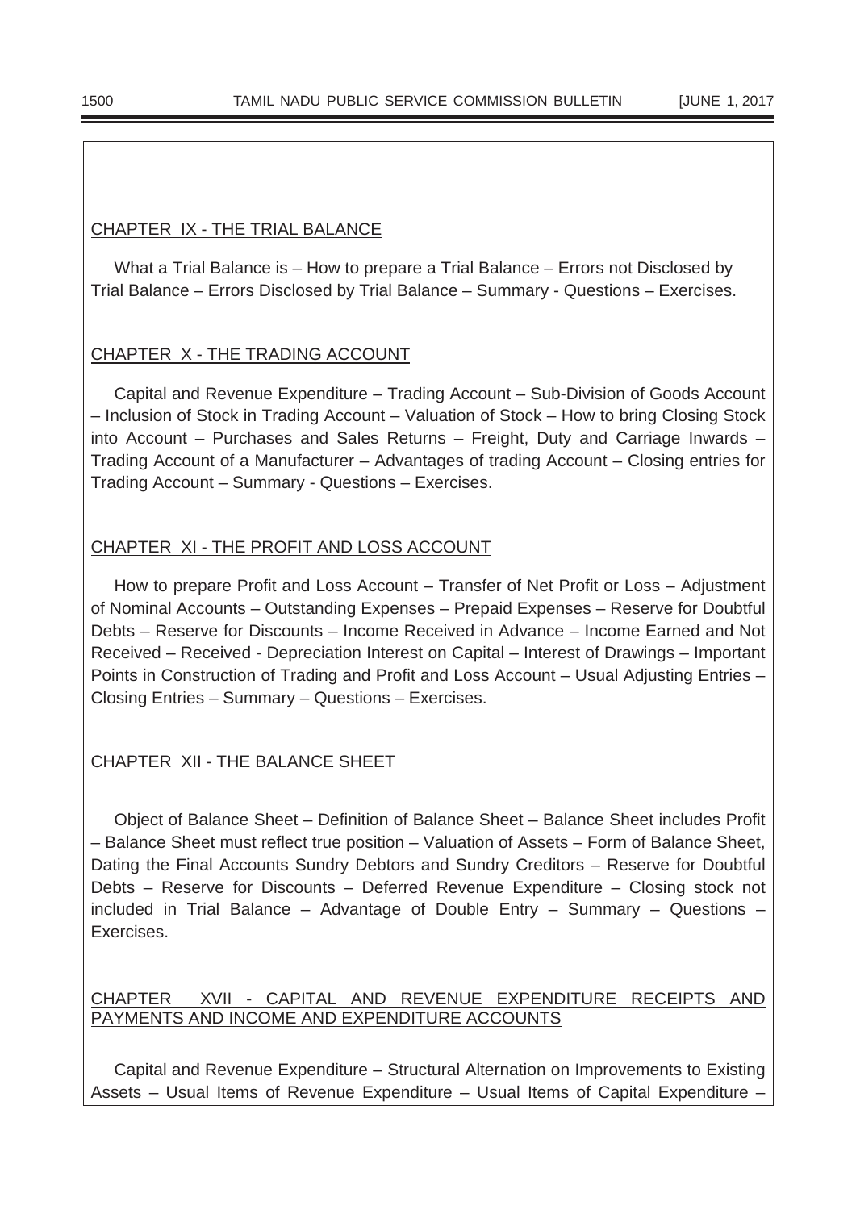CHAPTER IX - THE TRIAL BALANCE

What a Trial Balance is – How to prepare a Trial Balance – Errors not Disclosed by Trial Balance – Errors Disclosed by Trial Balance – Summary - Questions – Exercises.

CHAPTER X - THE TRADING ACCOUNT

Capital and Revenue Expenditure – Trading Account – Sub-Division of Goods Account – Inclusion of Stock in Trading Account – Valuation of Stock – How to bring Closing Stock into Account – Purchases and Sales Returns – Freight, Duty and Carriage Inwards – Trading Account of a Manufacturer – Advantages of trading Account – Closing entries for Trading Account – Summary - Questions – Exercises.

CHAPTER XI - THE PROFIT AND LOSS ACCOUNT

How to prepare Profit and Loss Account – Transfer of Net Profit or Loss – Adjustment of Nominal Accounts – Outstanding Expenses – Prepaid Expenses – Reserve for Doubtful Debts – Reserve for Discounts – Income Received in Advance – Income Earned and Not Received – Received - Depreciation Interest on Capital – Interest of Drawings – Important Points in Construction of Trading and Profit and Loss Account – Usual Adjusting Entries – Closing Entries – Summary – Questions – Exercises.

CHAPTER XII - THE BALANCE SHEET

Object of Balance Sheet – Definition of Balance Sheet – Balance Sheet includes Profit – Balance Sheet must reflect true position – Valuation of Assets – Form of Balance Sheet, Dating the Final Accounts Sundry Debtors and Sundry Creditors – Reserve for Doubtful Debts – Reserve for Discounts – Deferred Revenue Expenditure – Closing stock not included in Trial Balance – Advantage of Double Entry – Summary – Questions – Exercises.

CHAPTER XVII - CAPITAL AND REVENUE EXPENDITURE RECEIPTS AND PAYMENTS AND INCOME AND EXPENDITURE ACCOUNTS

Capital and Revenue Expenditure – Structural Alternation on Improvements to Existing Assets – Usual Items of Revenue Expenditure – Usual Items of Capital Expenditure –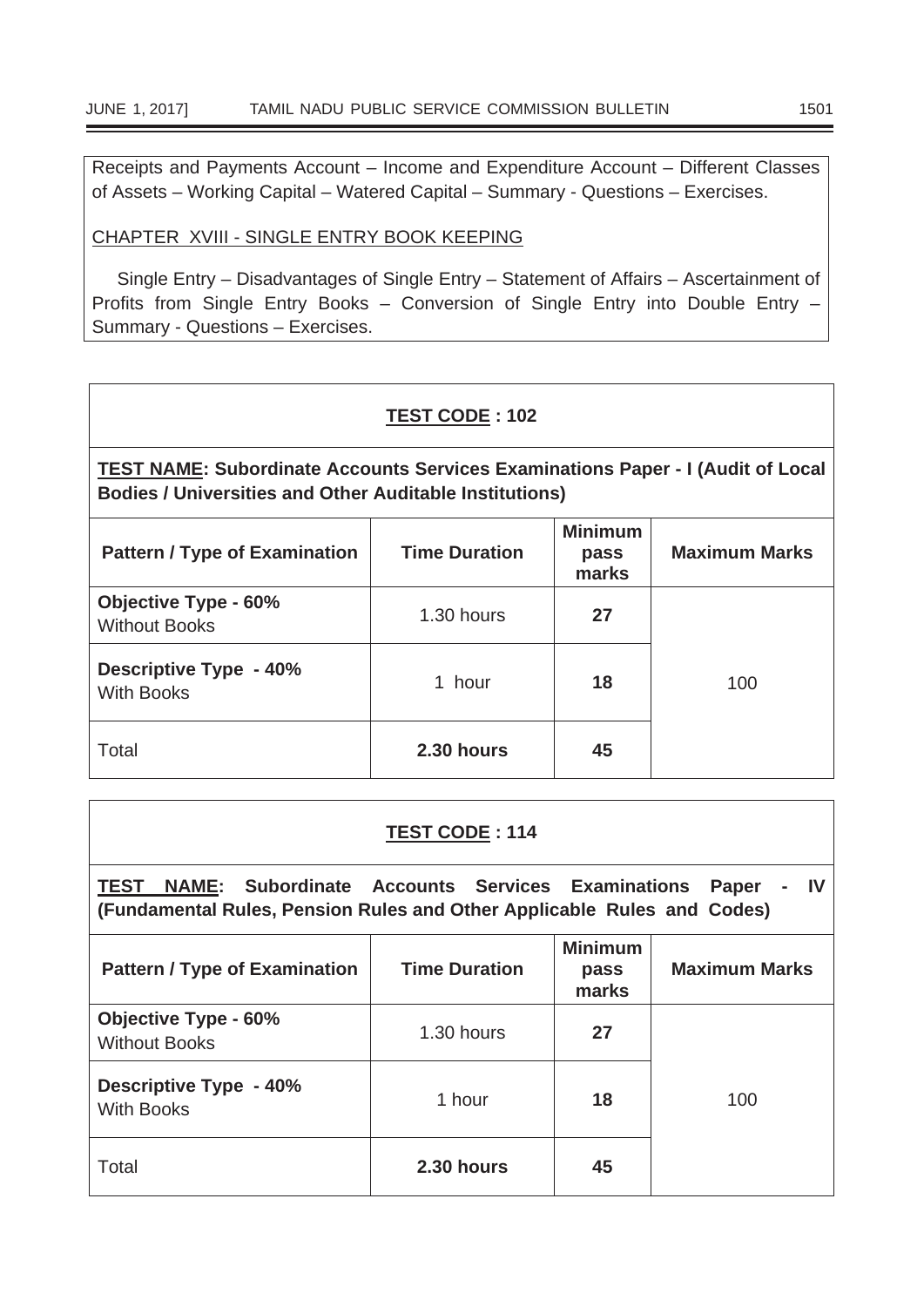Receipts and Payments Account – Income and Expenditure Account – Different Classes of Assets – Working Capital – Watered Capital – Summary - Questions – Exercises.

CHAPTER XVIII - SINGLE ENTRY BOOK KEEPING

Single Entry – Disadvantages of Single Entry – Statement of Affairs – Ascertainment of Profits from Single Entry Books – Conversion of Single Entry into Double Entry – Summary - Questions – Exercises.

**TEST CODE : 102**

**TEST NAME: Subordinate Accounts Services Examinations Paper - I (Audit of Local Bodies / Universities and Other Auditable Institutions)**

| Pattern / Type of Examination | Time Duration | Minimum pass marks | Maximum Marks |
|---|---|---|---|
| **Objective Type - 60%** Without Books | 1.30 hours | **27** | 100 |
| **Descriptive Type - 40%** With Books | 1 hour | **18** | |
| Total | **2.30 hours** | **45** | |

**TEST CODE : 114**

**TEST NAME: Subordinate Accounts Services Examinations Paper - IV (Fundamental Rules, Pension Rules and Other Applicable Rules and Codes)**

| Pattern / Type of Examination | Time Duration | Minimum pass marks | Maximum Marks |
|---|---|---|---|
| **Objective Type - 60%** Without Books | 1.30 hours | **27** | 100 |
| **Descriptive Type - 40%** With Books | 1 hour | **18** | |
| Total | **2.30 hours** | **45** | |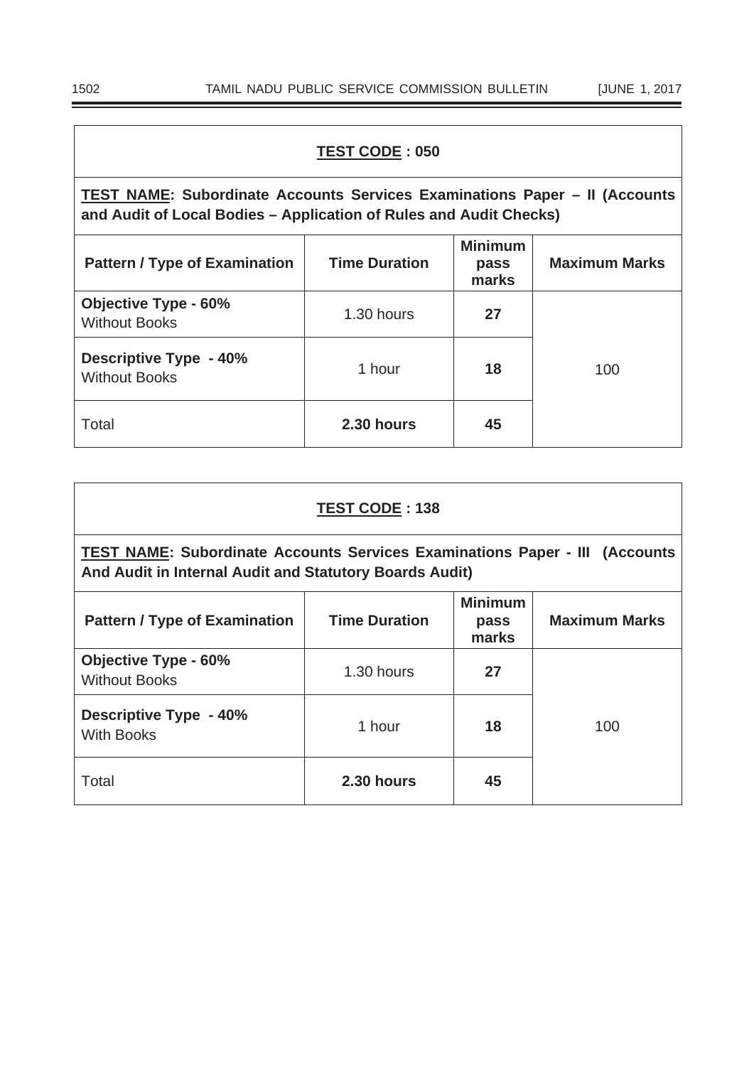**TEST CODE : 050**

**TEST NAME: Subordinate Accounts Services Examinations Paper – II (Accounts and Audit of Local Bodies – Application of Rules and Audit Checks)**

| Pattern / Type of Examination | Time Duration | Minimum pass marks | Maximum Marks |
|---|---|---|---|
| **Objective Type - 60%** Without Books | 1.30 hours | **27** | 100 |
| **Descriptive Type - 40%** Without Books | 1 hour | **18** | |
| Total | **2.30 hours** | **45** | |

**TEST CODE : 138**

**TEST NAME: Subordinate Accounts Services Examinations Paper - III (Accounts And Audit in Internal Audit and Statutory Boards Audit)**

| Pattern / Type of Examination | Time Duration | Minimum pass marks | Maximum Marks |
|---|---|---|---|
| **Objective Type - 60%** Without Books | 1.30 hours | **27** | 100 |
| **Descriptive Type - 40%** With Books | 1 hour | **18** | |
| Total | **2.30 hours** | **45** | |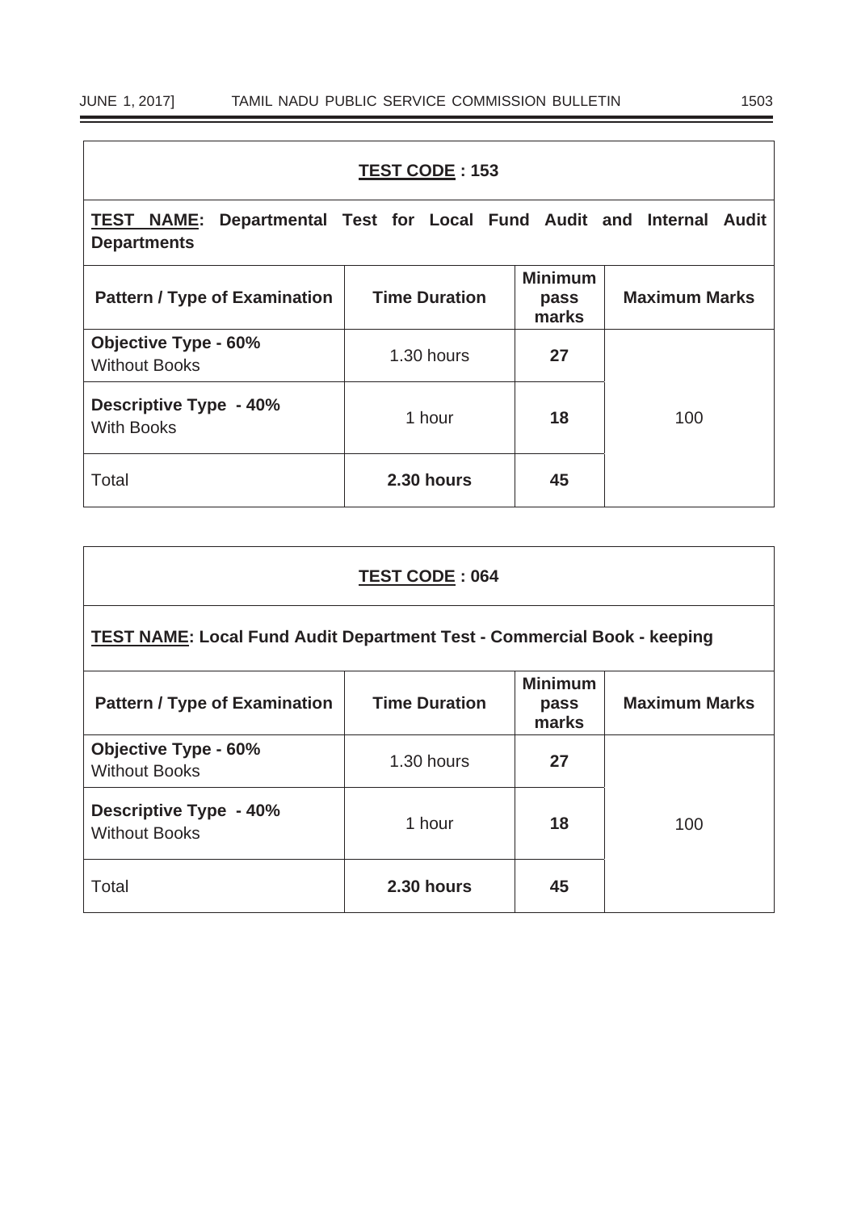| **TEST CODE : 153** | | | |
|---|---|---|---|
| **TEST NAME: Departmental Test for Local Fund Audit and Internal Audit Departments** | | | |
| **Pattern / Type of Examination** | **Time Duration** | **Minimum pass marks** | **Maximum Marks** |
| **Objective Type - 60%** Without Books | 1.30 hours | **27** | 100 |
| **Descriptive Type - 40%** With Books | 1 hour | **18** | |
| Total | **2.30 hours** | **45** | |

| **TEST CODE : 064** | | | |
|---|---|---|---|
| **TEST NAME: Local Fund Audit Department Test - Commercial Book - keeping** | | | |
| **Pattern / Type of Examination** | **Time Duration** | **Minimum pass marks** | **Maximum Marks** |
| **Objective Type - 60%** Without Books | 1.30 hours | **27** | 100 |
| **Descriptive Type - 40%** Without Books | 1 hour | **18** | |
| Total | **2.30 hours** | **45** | |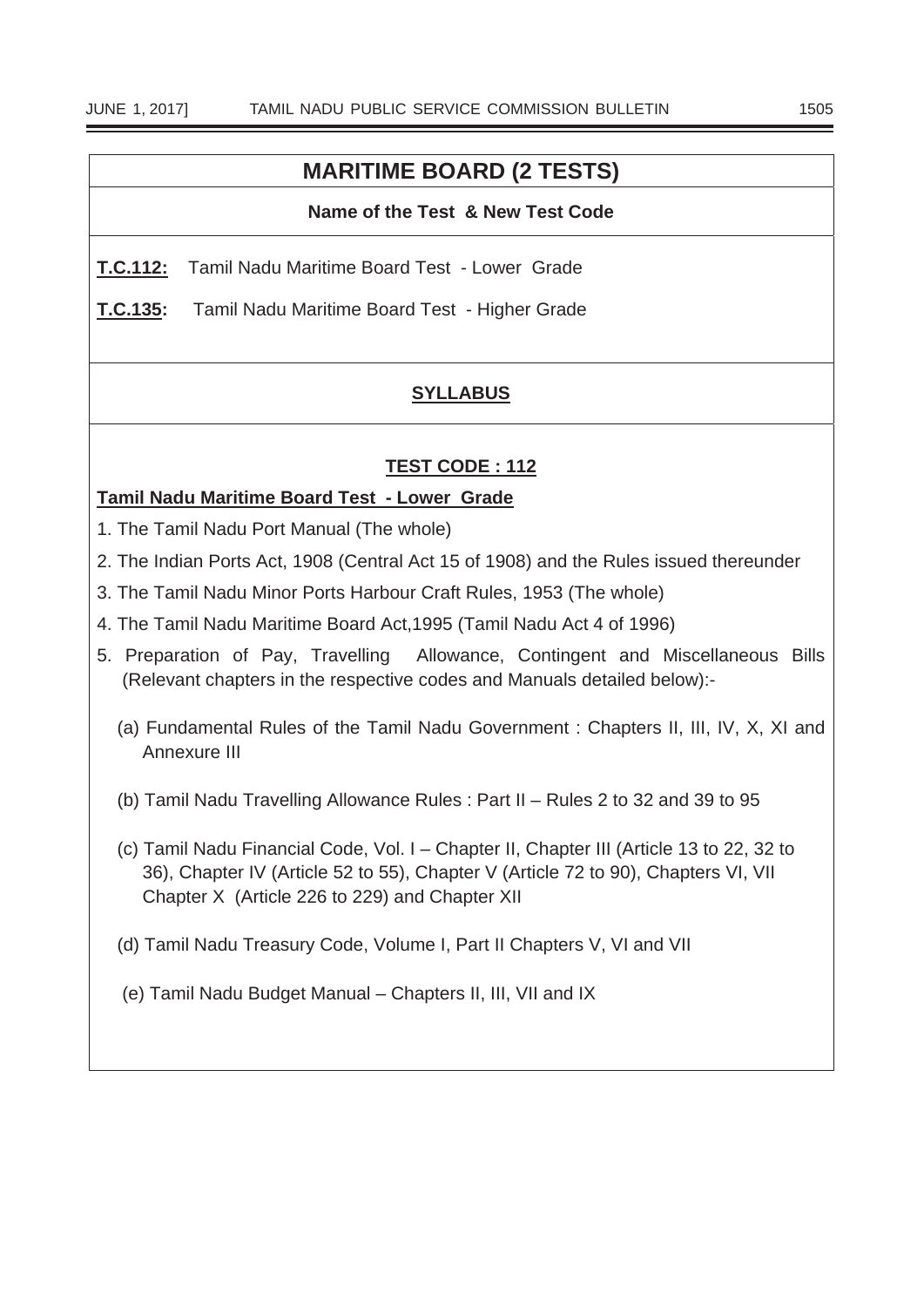# MARITIME BOARD (2 TESTS)

**Name of the Test & New Test Code**

**T.C.112:** Tamil Nadu Maritime Board Test - Lower Grade

**T.C.135:** Tamil Nadu Maritime Board Test - Higher Grade

## SYLLABUS

### TEST CODE : 112

**Tamil Nadu Maritime Board Test - Lower Grade**

1. The Tamil Nadu Port Manual (The whole)
2. The Indian Ports Act, 1908 (Central Act 15 of 1908) and the Rules issued thereunder
3. The Tamil Nadu Minor Ports Harbour Craft Rules, 1953 (The whole)
4. The Tamil Nadu Maritime Board Act,1995 (Tamil Nadu Act 4 of 1996)
5. Preparation of Pay, Travelling Allowance, Contingent and Miscellaneous Bills (Relevant chapters in the respective codes and Manuals detailed below):-

   (a) Fundamental Rules of the Tamil Nadu Government : Chapters II, III, IV, X, XI and Annexure III

   (b) Tamil Nadu Travelling Allowance Rules : Part II – Rules 2 to 32 and 39 to 95

   (c) Tamil Nadu Financial Code, Vol. I – Chapter II, Chapter III (Article 13 to 22, 32 to 36), Chapter IV (Article 52 to 55), Chapter V (Article 72 to 90), Chapters VI, VII Chapter X (Article 226 to 229) and Chapter XII

   (d) Tamil Nadu Treasury Code, Volume I, Part II Chapters V, VI and VII

   (e) Tamil Nadu Budget Manual – Chapters II, III, VII and IX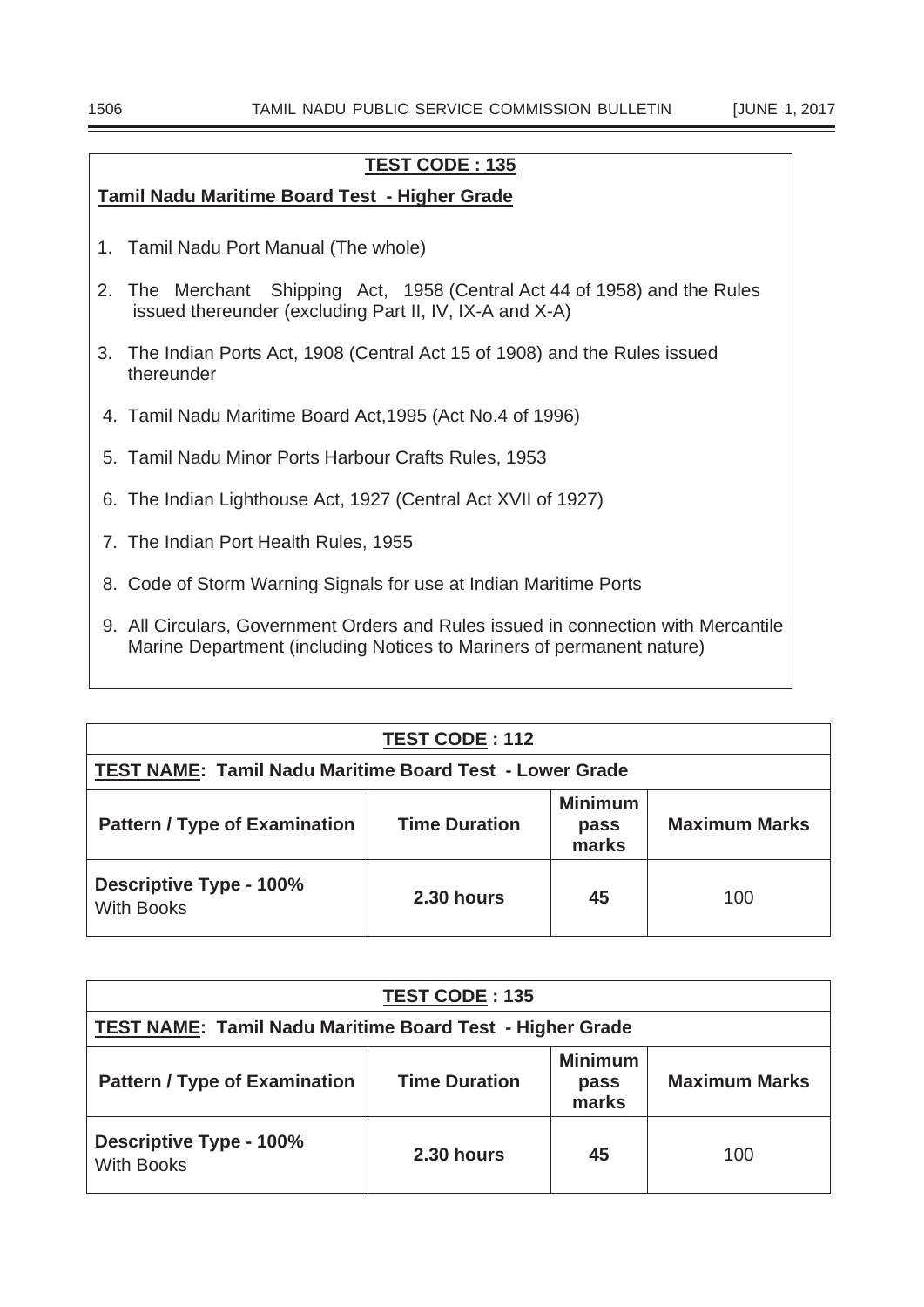**TEST CODE : 135**

**Tamil Nadu Maritime Board Test - Higher Grade**

1. Tamil Nadu Port Manual (The whole)
2. The Merchant Shipping Act, 1958 (Central Act 44 of 1958) and the Rules issued thereunder (excluding Part II, IV, IX-A and X-A)
3. The Indian Ports Act, 1908 (Central Act 15 of 1908) and the Rules issued thereunder
4. Tamil Nadu Maritime Board Act,1995 (Act No.4 of 1996)
5. Tamil Nadu Minor Ports Harbour Crafts Rules, 1953
6. The Indian Lighthouse Act, 1927 (Central Act XVII of 1927)
7. The Indian Port Health Rules, 1955
8. Code of Storm Warning Signals for use at Indian Maritime Ports
9. All Circulars, Government Orders and Rules issued in connection with Mercantile Marine Department (including Notices to Mariners of permanent nature)

| **TEST CODE : 112** | | | |
|---|---|---|---|
| **TEST NAME: Tamil Nadu Maritime Board Test - Lower Grade** | | | |
| **Pattern / Type of Examination** | **Time Duration** | **Minimum pass marks** | **Maximum Marks** |
| **Descriptive Type - 100%** With Books | **2.30 hours** | **45** | 100 |

| **TEST CODE : 135** | | | |
|---|---|---|---|
| **TEST NAME: Tamil Nadu Maritime Board Test - Higher Grade** | | | |
| **Pattern / Type of Examination** | **Time Duration** | **Minimum pass marks** | **Maximum Marks** |
| **Descriptive Type - 100%** With Books | **2.30 hours** | **45** | 100 |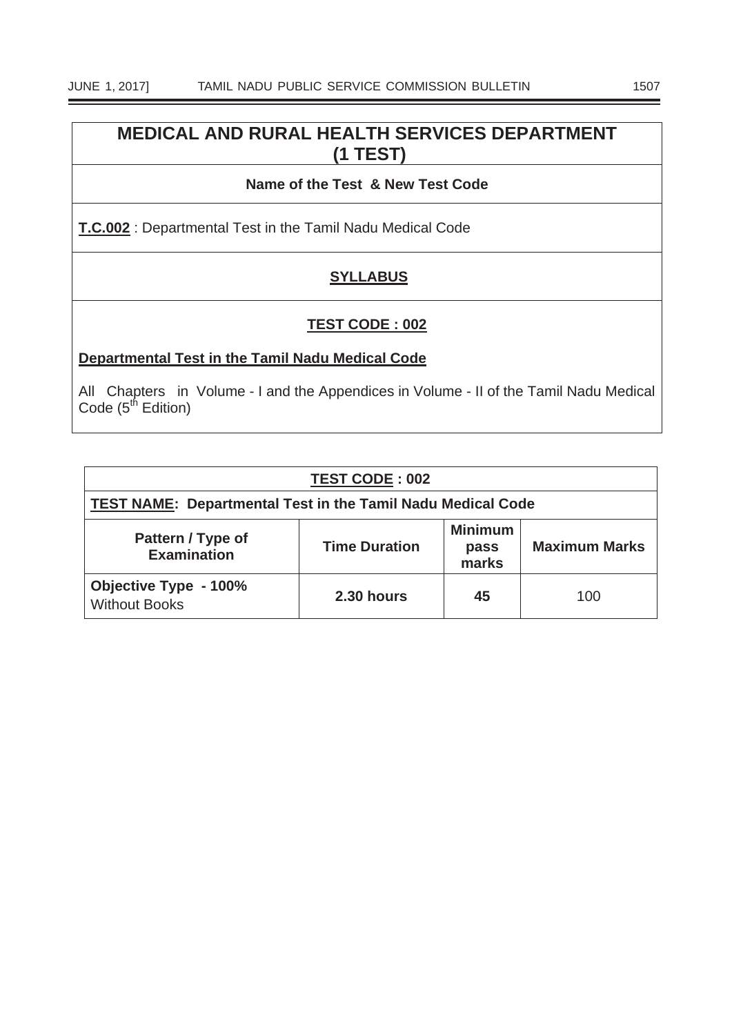# MEDICAL AND RURAL HEALTH SERVICES DEPARTMENT (1 TEST)

**Name of the Test & New Test Code**

**T.C.002** : Departmental Test in the Tamil Nadu Medical Code

## SYLLABUS

### TEST CODE : 002

**Departmental Test in the Tamil Nadu Medical Code**

All Chapters in Volume - I and the Appendices in Volume - II of the Tamil Nadu Medical Code ($5^{th}$ Edition)

| **TEST CODE : 002** | | | |
|---|---|---|---|
| **TEST NAME: Departmental Test in the Tamil Nadu Medical Code** | | | |
| **Pattern / Type of Examination** | **Time Duration** | **Minimum pass marks** | **Maximum Marks** |
| **Objective Type - 100%** Without Books | **2.30 hours** | **45** | 100 |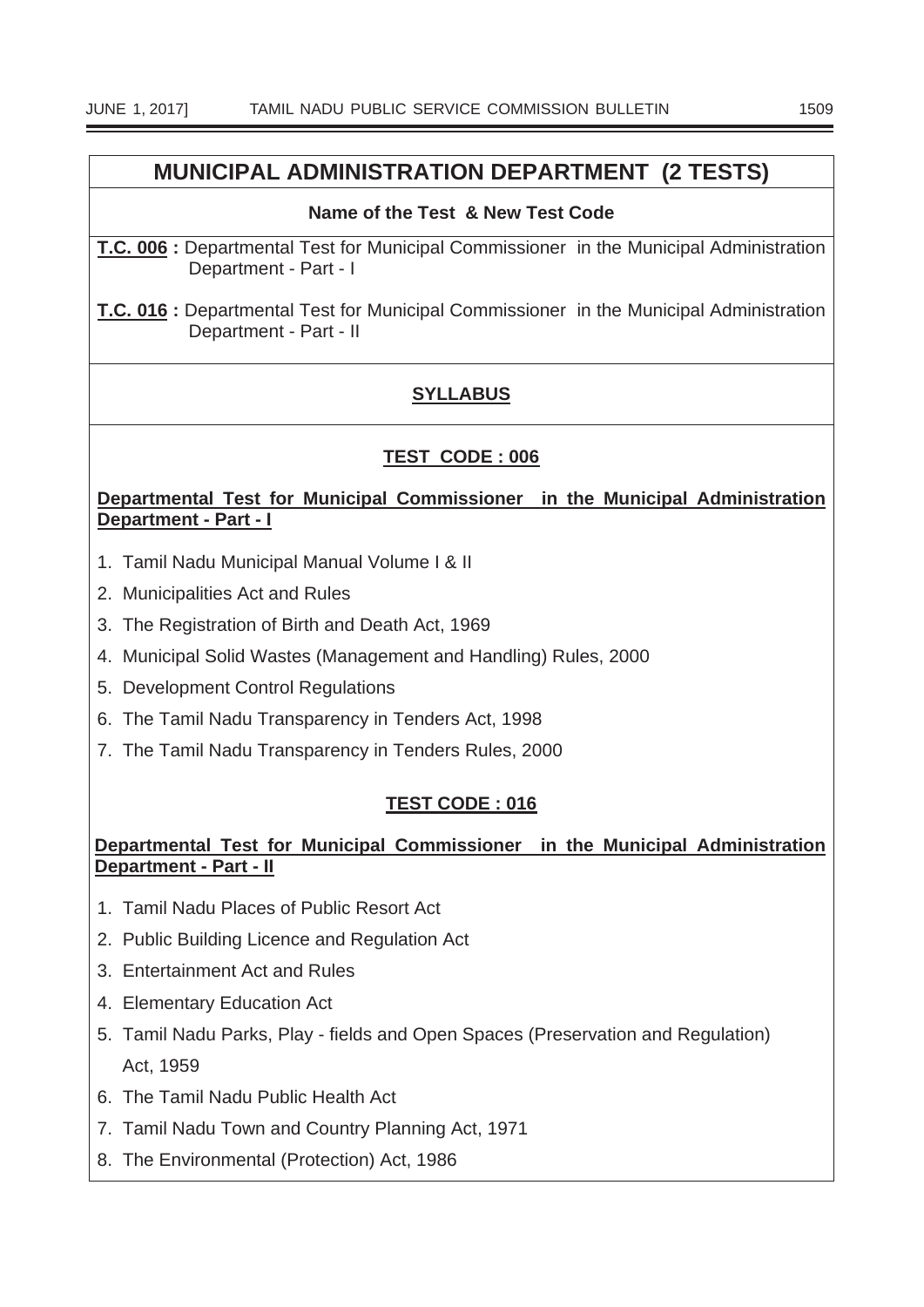# MUNICIPAL ADMINISTRATION DEPARTMENT (2 TESTS)

**Name of the Test & New Test Code**

**T.C. 006 :** Departmental Test for Municipal Commissioner in the Municipal Administration Department - Part - I

**T.C. 016 :** Departmental Test for Municipal Commissioner in the Municipal Administration Department - Part - II

## SYLLABUS

### TEST CODE : 006

**Departmental Test for Municipal Commissioner in the Municipal Administration Department - Part - I**

1. Tamil Nadu Municipal Manual Volume I & II
2. Municipalities Act and Rules
3. The Registration of Birth and Death Act, 1969
4. Municipal Solid Wastes (Management and Handling) Rules, 2000
5. Development Control Regulations
6. The Tamil Nadu Transparency in Tenders Act, 1998
7. The Tamil Nadu Transparency in Tenders Rules, 2000

### TEST CODE : 016

**Departmental Test for Municipal Commissioner in the Municipal Administration Department - Part - II**

1. Tamil Nadu Places of Public Resort Act
2. Public Building Licence and Regulation Act
3. Entertainment Act and Rules
4. Elementary Education Act
5. Tamil Nadu Parks, Play - fields and Open Spaces (Preservation and Regulation) Act, 1959
6. The Tamil Nadu Public Health Act
7. Tamil Nadu Town and Country Planning Act, 1971
8. The Environmental (Protection) Act, 1986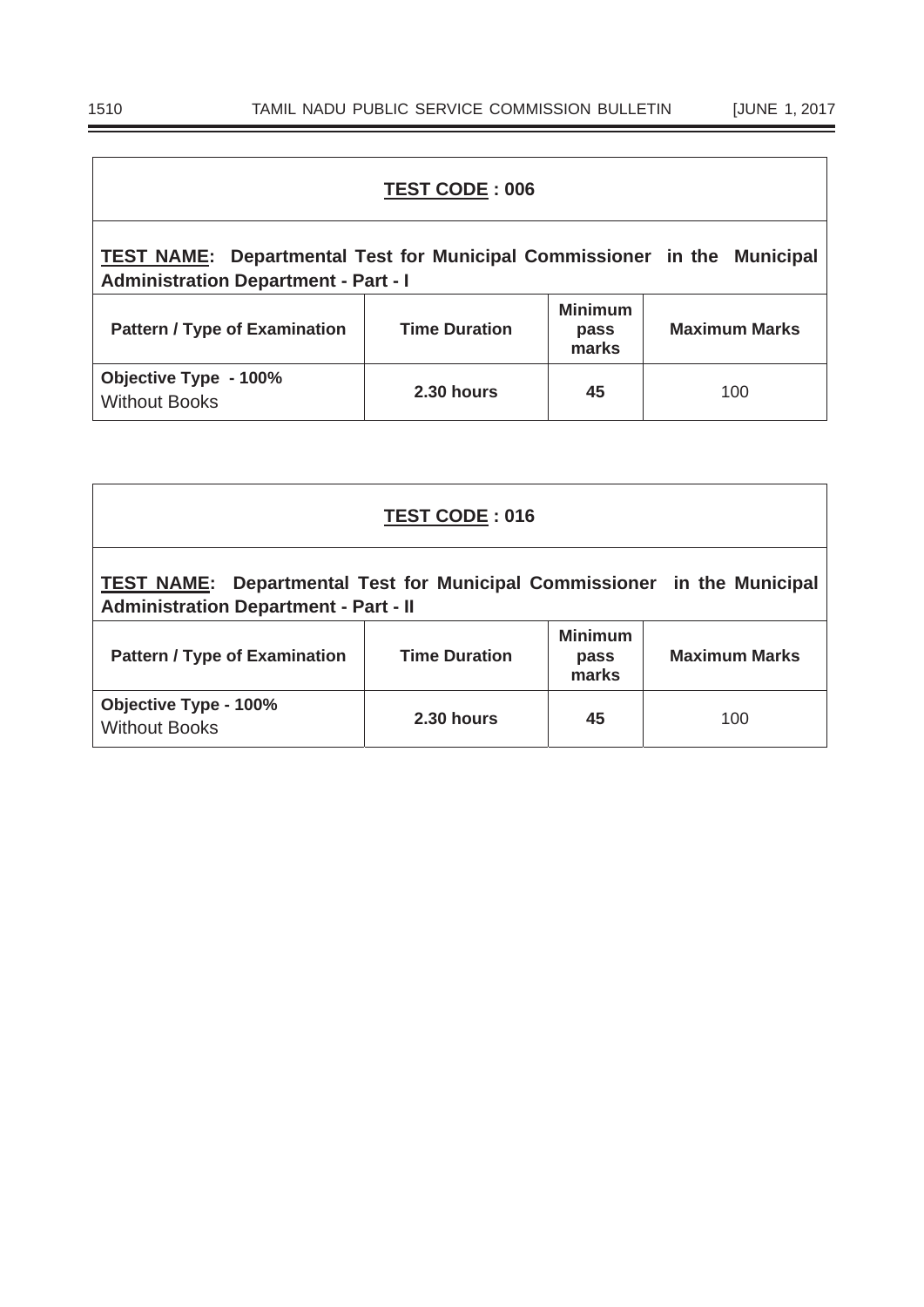**TEST CODE : 006**

**TEST NAME: Departmental Test for Municipal Commissioner in the Municipal Administration Department - Part - I**

| Pattern / Type of Examination | Time Duration | Minimum pass marks | Maximum Marks |
|---|---|---|---|
| **Objective Type - 100%** Without Books | **2.30 hours** | **45** | 100 |

**TEST CODE : 016**

**TEST NAME: Departmental Test for Municipal Commissioner in the Municipal Administration Department - Part - II**

| Pattern / Type of Examination | Time Duration | Minimum pass marks | Maximum Marks |
|---|---|---|---|
| **Objective Type - 100%** Without Books | **2.30 hours** | **45** | 100 |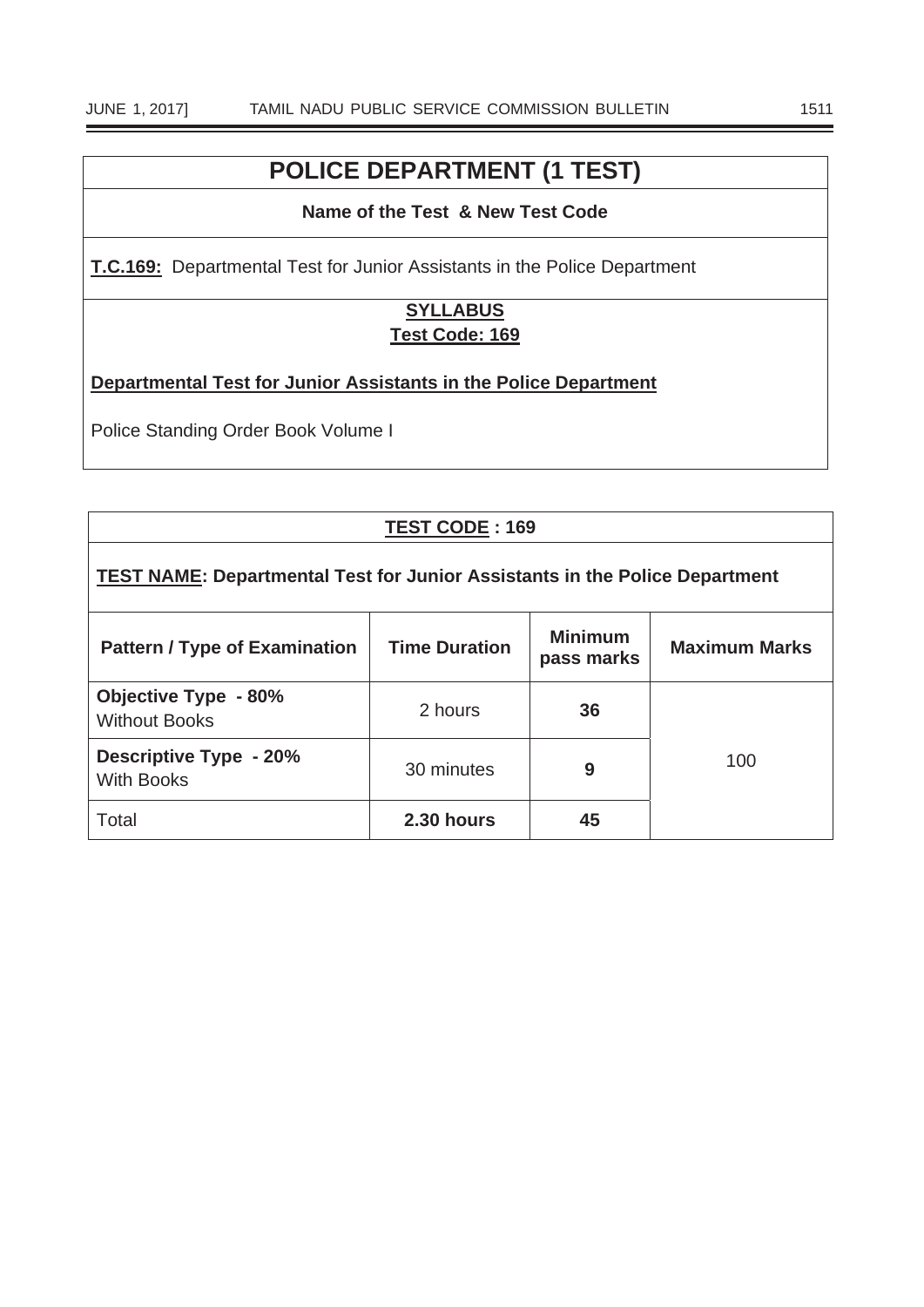# POLICE DEPARTMENT (1 TEST)

**Name of the Test & New Test Code**

**T.C.169:** Departmental Test for Junior Assistants in the Police Department

**SYLLABUS**

**Test Code: 169**

**Departmental Test for Junior Assistants in the Police Department**

Police Standing Order Book Volume I

**TEST CODE : 169**

**TEST NAME: Departmental Test for Junior Assistants in the Police Department**

| Pattern / Type of Examination | Time Duration | Minimum pass marks | Maximum Marks |
|---|---|---|---|
| **Objective Type - 80%** Without Books | 2 hours | **36** | 100 |
| **Descriptive Type - 20%** With Books | 30 minutes | **9** | |
| Total | **2.30 hours** | **45** | |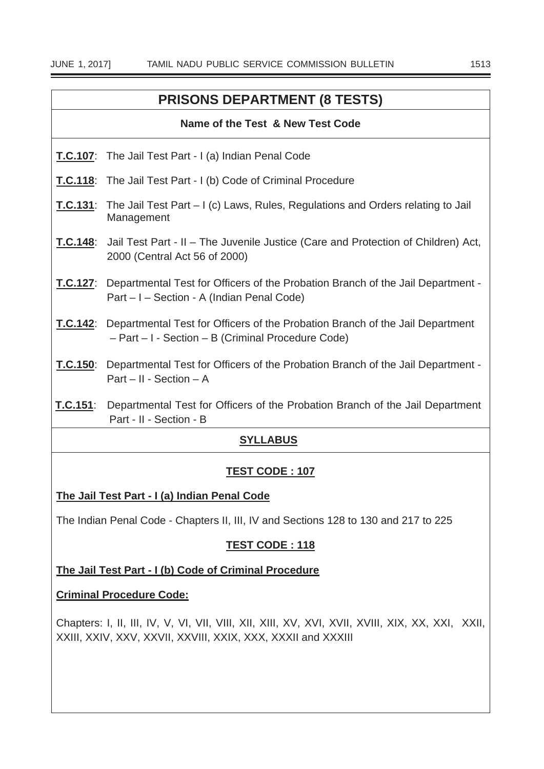## PRISONS DEPARTMENT (8 TESTS)

**Name of the Test & New Test Code**

**T.C.107**: The Jail Test Part - I (a) Indian Penal Code

**T.C.118**: The Jail Test Part - I (b) Code of Criminal Procedure

**T.C.131**: The Jail Test Part – I (c) Laws, Rules, Regulations and Orders relating to Jail Management

**T.C.148**: Jail Test Part - II – The Juvenile Justice (Care and Protection of Children) Act, 2000 (Central Act 56 of 2000)

**T.C.127**: Departmental Test for Officers of the Probation Branch of the Jail Department - Part – I – Section - A (Indian Penal Code)

**T.C.142**: Departmental Test for Officers of the Probation Branch of the Jail Department – Part – I - Section – B (Criminal Procedure Code)

**T.C.150**: Departmental Test for Officers of the Probation Branch of the Jail Department - Part – II - Section – A

**T.C.151**: Departmental Test for Officers of the Probation Branch of the Jail Department Part - II - Section - B

### SYLLABUS

#### TEST CODE : 107

**The Jail Test Part - I (a) Indian Penal Code**

The Indian Penal Code - Chapters II, III, IV and Sections 128 to 130 and 217 to 225

#### TEST CODE : 118

**The Jail Test Part - I (b) Code of Criminal Procedure**

**Criminal Procedure Code:**

Chapters: I, II, III, IV, V, VI, VII, VIII, XII, XIII, XV, XVI, XVII, XVIII, XIX, XX, XXI, XXII, XXIII, XXIV, XXV, XXVII, XXVIII, XXIX, XXX, XXXII and XXXIII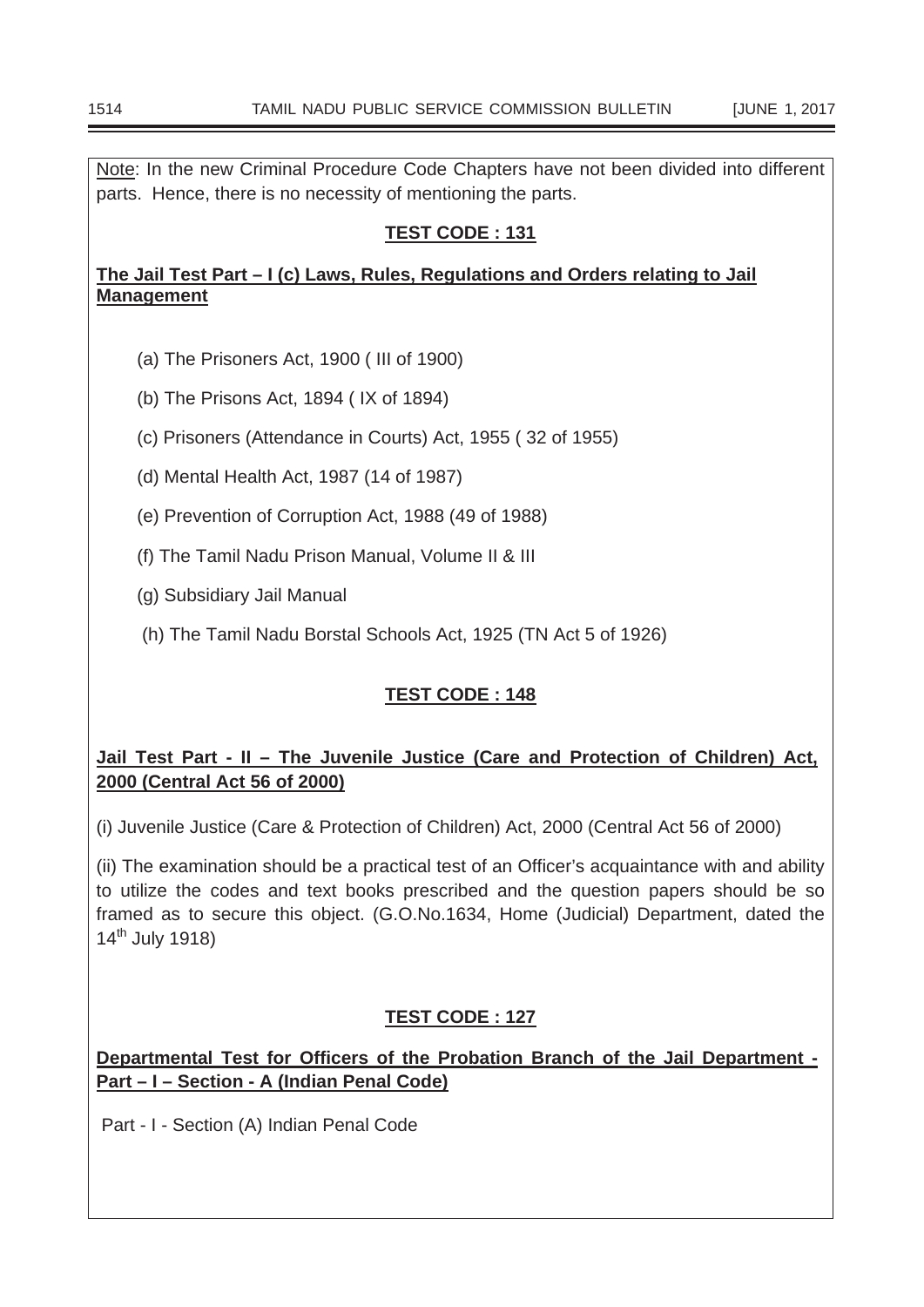<u>Note</u>: In the new Criminal Procedure Code Chapters have not been divided into different parts. Hence, there is no necessity of mentioning the parts.

**TEST CODE : 131**

**The Jail Test Part – I (c) Laws, Rules, Regulations and Orders relating to Jail Management**

(a) The Prisoners Act, 1900 ( III of 1900)

(b) The Prisons Act, 1894 ( IX of 1894)

(c) Prisoners (Attendance in Courts) Act, 1955 ( 32 of 1955)

(d) Mental Health Act, 1987 (14 of 1987)

(e) Prevention of Corruption Act, 1988 (49 of 1988)

(f) The Tamil Nadu Prison Manual, Volume II & III

(g) Subsidiary Jail Manual

(h) The Tamil Nadu Borstal Schools Act, 1925 (TN Act 5 of 1926)

**TEST CODE : 148**

**Jail Test Part - II – The Juvenile Justice (Care and Protection of Children) Act, 2000 (Central Act 56 of 2000)**

(i) Juvenile Justice (Care & Protection of Children) Act, 2000 (Central Act 56 of 2000)

(ii) The examination should be a practical test of an Officer's acquaintance with and ability to utilize the codes and text books prescribed and the question papers should be so framed as to secure this object. (G.O.No.1634, Home (Judicial) Department, dated the 14th July 1918)

**TEST CODE : 127**

**Departmental Test for Officers of the Probation Branch of the Jail Department - Part – I – Section - A (Indian Penal Code)**

Part - I - Section (A) Indian Penal Code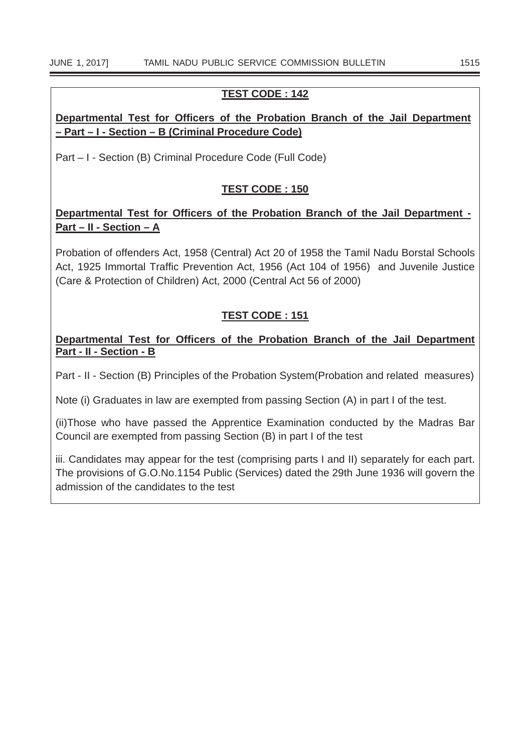**TEST CODE : 142**

**Departmental Test for Officers of the Probation Branch of the Jail Department – Part – I - Section – B (Criminal Procedure Code)**

Part – I - Section (B) Criminal Procedure Code (Full Code)

**TEST CODE : 150**

**Departmental Test for Officers of the Probation Branch of the Jail Department - Part – II - Section – A**

Probation of offenders Act, 1958 (Central) Act 20 of 1958 the Tamil Nadu Borstal Schools Act, 1925 Immortal Traffic Prevention Act, 1956 (Act 104 of 1956) and Juvenile Justice (Care & Protection of Children) Act, 2000 (Central Act 56 of 2000)

**TEST CODE : 151**

**Departmental Test for Officers of the Probation Branch of the Jail Department Part - II - Section - B**

Part - II - Section (B) Principles of the Probation System(Probation and related measures)

Note (i) Graduates in law are exempted from passing Section (A) in part I of the test.

(ii)Those who have passed the Apprentice Examination conducted by the Madras Bar Council are exempted from passing Section (B) in part I of the test

iii. Candidates may appear for the test (comprising parts I and II) separately for each part. The provisions of G.O.No.1154 Public (Services) dated the 29th June 1936 will govern the admission of the candidates to the test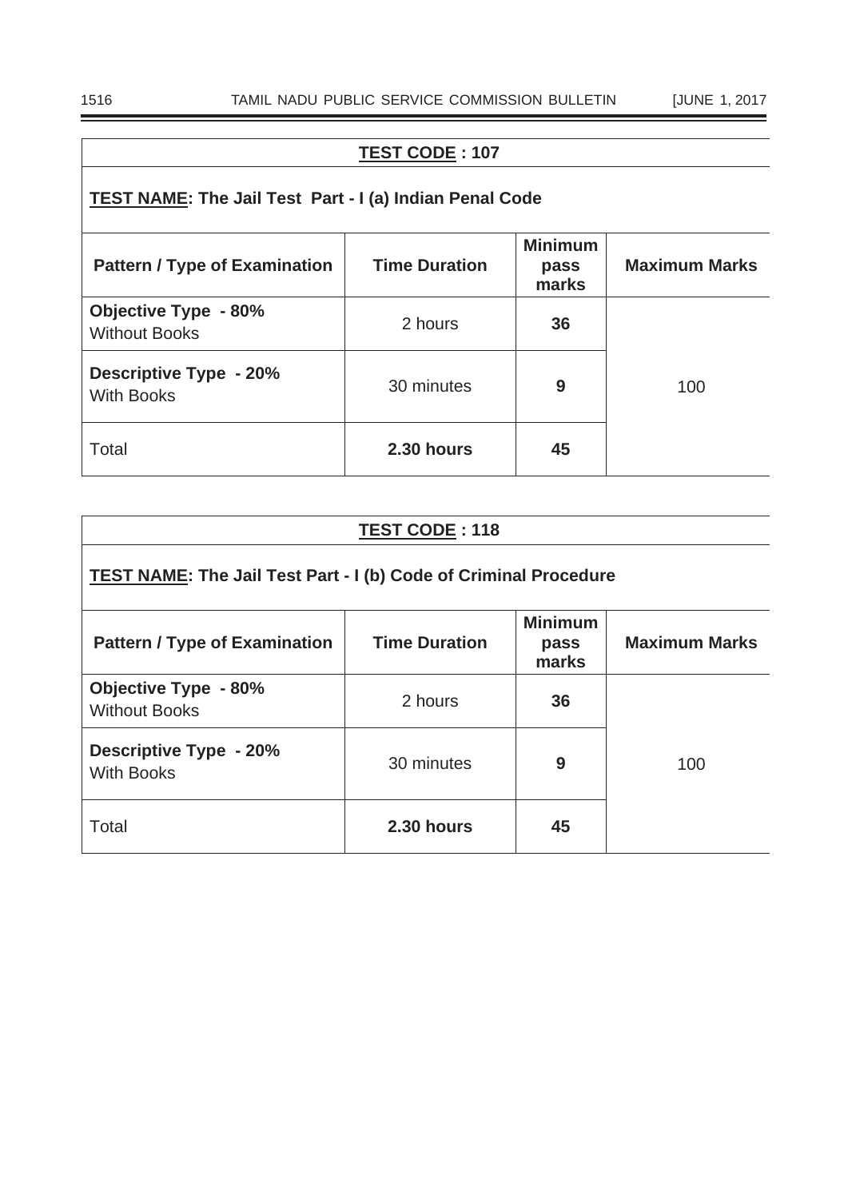**TEST CODE : 107**

**TEST NAME: The Jail Test Part - I (a) Indian Penal Code**

| Pattern / Type of Examination | Time Duration | Minimum pass marks | Maximum Marks |
|---|---|---|---|
| **Objective Type - 80%** Without Books | 2 hours | **36** | 100 |
| **Descriptive Type - 20%** With Books | 30 minutes | **9** | |
| Total | **2.30 hours** | **45** | |

**TEST CODE : 118**

**TEST NAME: The Jail Test Part - I (b) Code of Criminal Procedure**

| Pattern / Type of Examination | Time Duration | Minimum pass marks | Maximum Marks |
|---|---|---|---|
| **Objective Type - 80%** Without Books | 2 hours | **36** | 100 |
| **Descriptive Type - 20%** With Books | 30 minutes | **9** | |
| Total | **2.30 hours** | **45** | |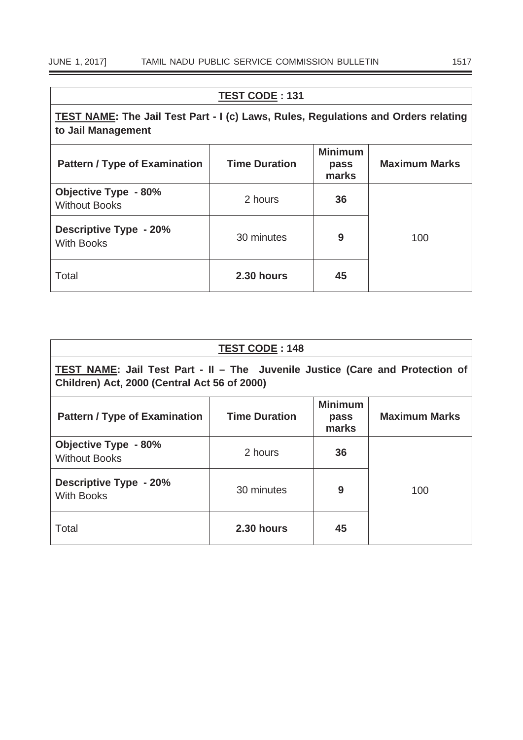| **TEST CODE : 131** | | | |
|---|---|---|---|
| **TEST NAME: The Jail Test Part - I (c) Laws, Rules, Regulations and Orders relating to Jail Management** | | | |
| **Pattern / Type of Examination** | **Time Duration** | **Minimum pass marks** | **Maximum Marks** |
| **Objective Type - 80%** Without Books | 2 hours | **36** | 100 |
| **Descriptive Type - 20%** With Books | 30 minutes | **9** | |
| Total | **2.30 hours** | **45** | |

| **TEST CODE : 148** | | | |
|---|---|---|---|
| **TEST NAME: Jail Test Part - II – The Juvenile Justice (Care and Protection of Children) Act, 2000 (Central Act 56 of 2000)** | | | |
| **Pattern / Type of Examination** | **Time Duration** | **Minimum pass marks** | **Maximum Marks** |
| **Objective Type - 80%** Without Books | 2 hours | **36** | 100 |
| **Descriptive Type - 20%** With Books | 30 minutes | **9** | |
| Total | **2.30 hours** | **45** | |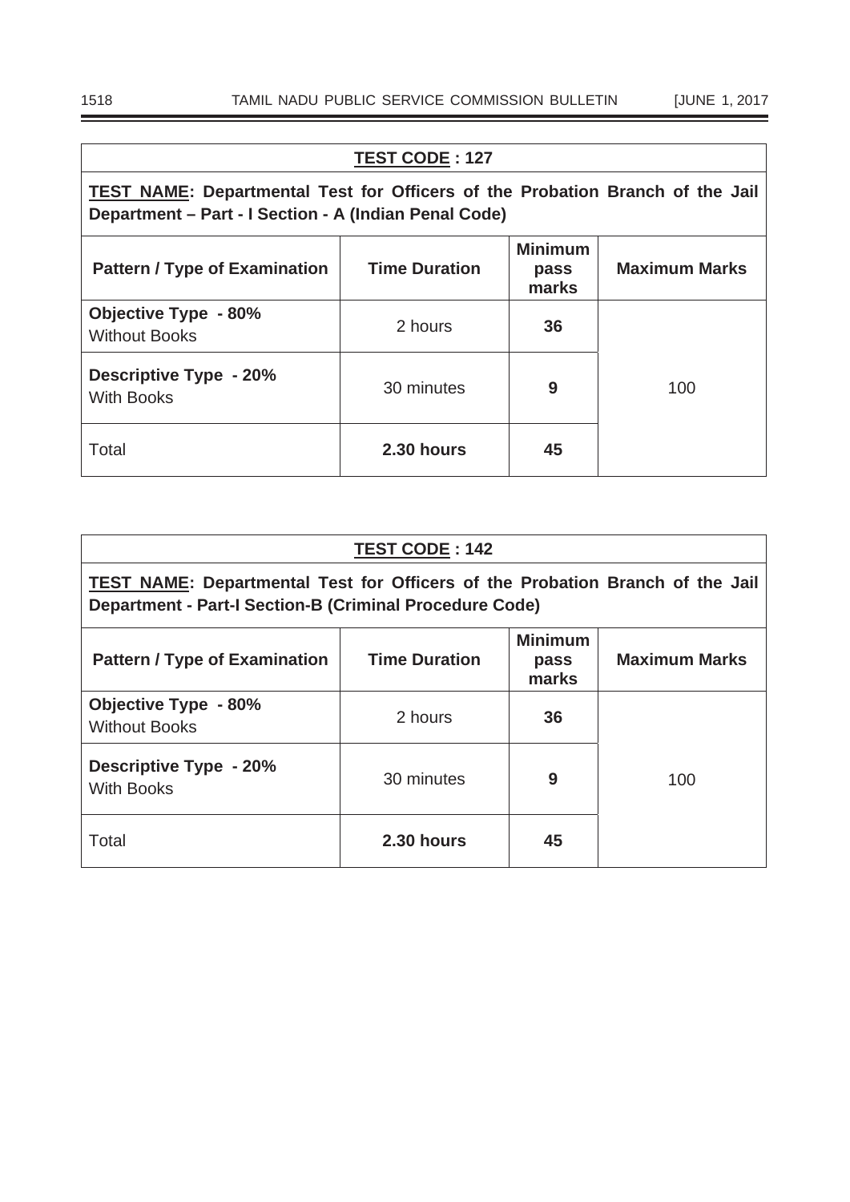**TEST CODE : 127**

**TEST NAME: Departmental Test for Officers of the Probation Branch of the Jail Department – Part - I Section - A (Indian Penal Code)**

| Pattern / Type of Examination | Time Duration | Minimum pass marks | Maximum Marks |
|---|---|---|---|
| **Objective Type - 80%** Without Books | 2 hours | **36** | 100 |
| **Descriptive Type - 20%** With Books | 30 minutes | **9** | |
| Total | **2.30 hours** | **45** | |

**TEST CODE : 142**

**TEST NAME: Departmental Test for Officers of the Probation Branch of the Jail Department - Part-I Section-B (Criminal Procedure Code)**

| Pattern / Type of Examination | Time Duration | Minimum pass marks | Maximum Marks |
|---|---|---|---|
| **Objective Type - 80%** Without Books | 2 hours | **36** | 100 |
| **Descriptive Type - 20%** With Books | 30 minutes | **9** | |
| Total | **2.30 hours** | **45** | |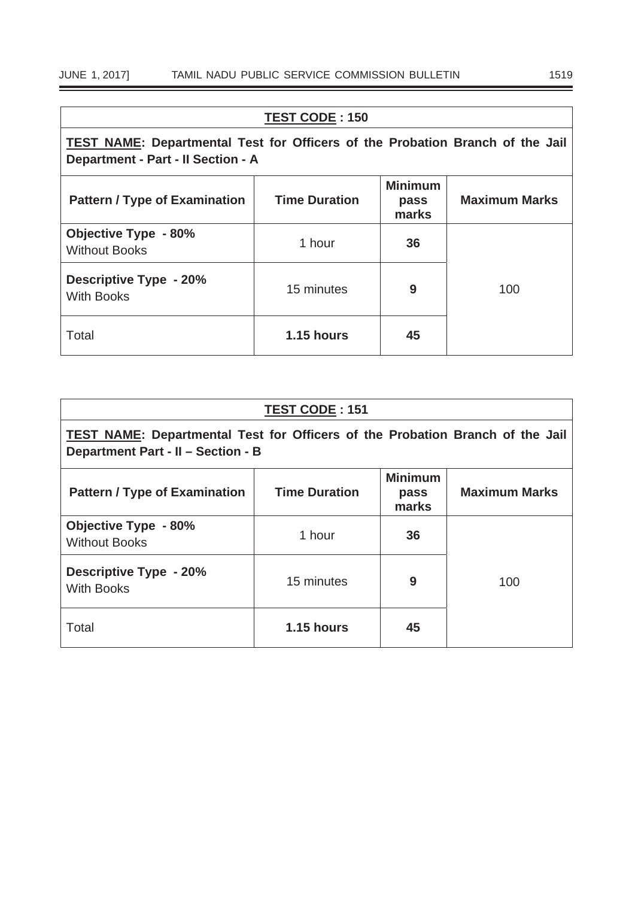**TEST CODE : 150**

**TEST NAME: Departmental Test for Officers of the Probation Branch of the Jail Department - Part - II Section - A**

| Pattern / Type of Examination | Time Duration | Minimum pass marks | Maximum Marks |
|---|---|---|---|
| **Objective Type - 80%** Without Books | 1 hour | **36** | 100 |
| **Descriptive Type - 20%** With Books | 15 minutes | **9** | |
| Total | **1.15 hours** | **45** | |

**TEST CODE : 151**

**TEST NAME: Departmental Test for Officers of the Probation Branch of the Jail Department Part - II – Section - B**

| Pattern / Type of Examination | Time Duration | Minimum pass marks | Maximum Marks |
|---|---|---|---|
| **Objective Type - 80%** Without Books | 1 hour | **36** | 100 |
| **Descriptive Type - 20%** With Books | 15 minutes | **9** | |
| Total | **1.15 hours** | **45** | |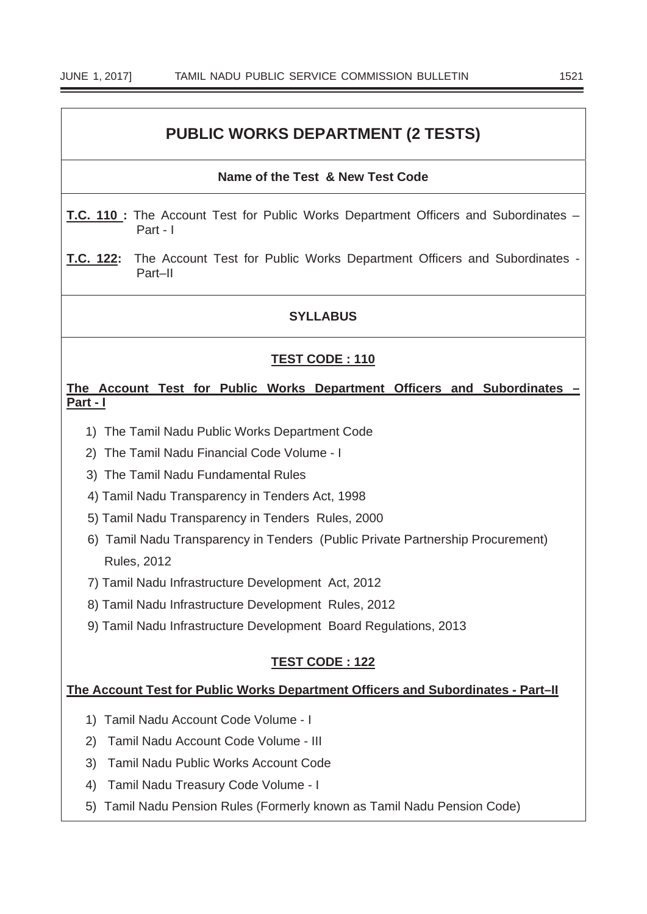## PUBLIC WORKS DEPARTMENT (2 TESTS)

**Name of the Test & New Test Code**

**T.C. 110 :** The Account Test for Public Works Department Officers and Subordinates – Part - I

**T.C. 122:** The Account Test for Public Works Department Officers and Subordinates - Part–II

**SYLLABUS**

**TEST CODE : 110**

**The Account Test for Public Works Department Officers and Subordinates – Part - I**

1) The Tamil Nadu Public Works Department Code
2) The Tamil Nadu Financial Code Volume - I
3) The Tamil Nadu Fundamental Rules
4) Tamil Nadu Transparency in Tenders Act, 1998
5) Tamil Nadu Transparency in Tenders Rules, 2000
6) Tamil Nadu Transparency in Tenders (Public Private Partnership Procurement) Rules, 2012
7) Tamil Nadu Infrastructure Development Act, 2012
8) Tamil Nadu Infrastructure Development Rules, 2012
9) Tamil Nadu Infrastructure Development Board Regulations, 2013

**TEST CODE : 122**

**The Account Test for Public Works Department Officers and Subordinates - Part–II**

1) Tamil Nadu Account Code Volume - I
2) Tamil Nadu Account Code Volume - III
3) Tamil Nadu Public Works Account Code
4) Tamil Nadu Treasury Code Volume - I
5) Tamil Nadu Pension Rules (Formerly known as Tamil Nadu Pension Code)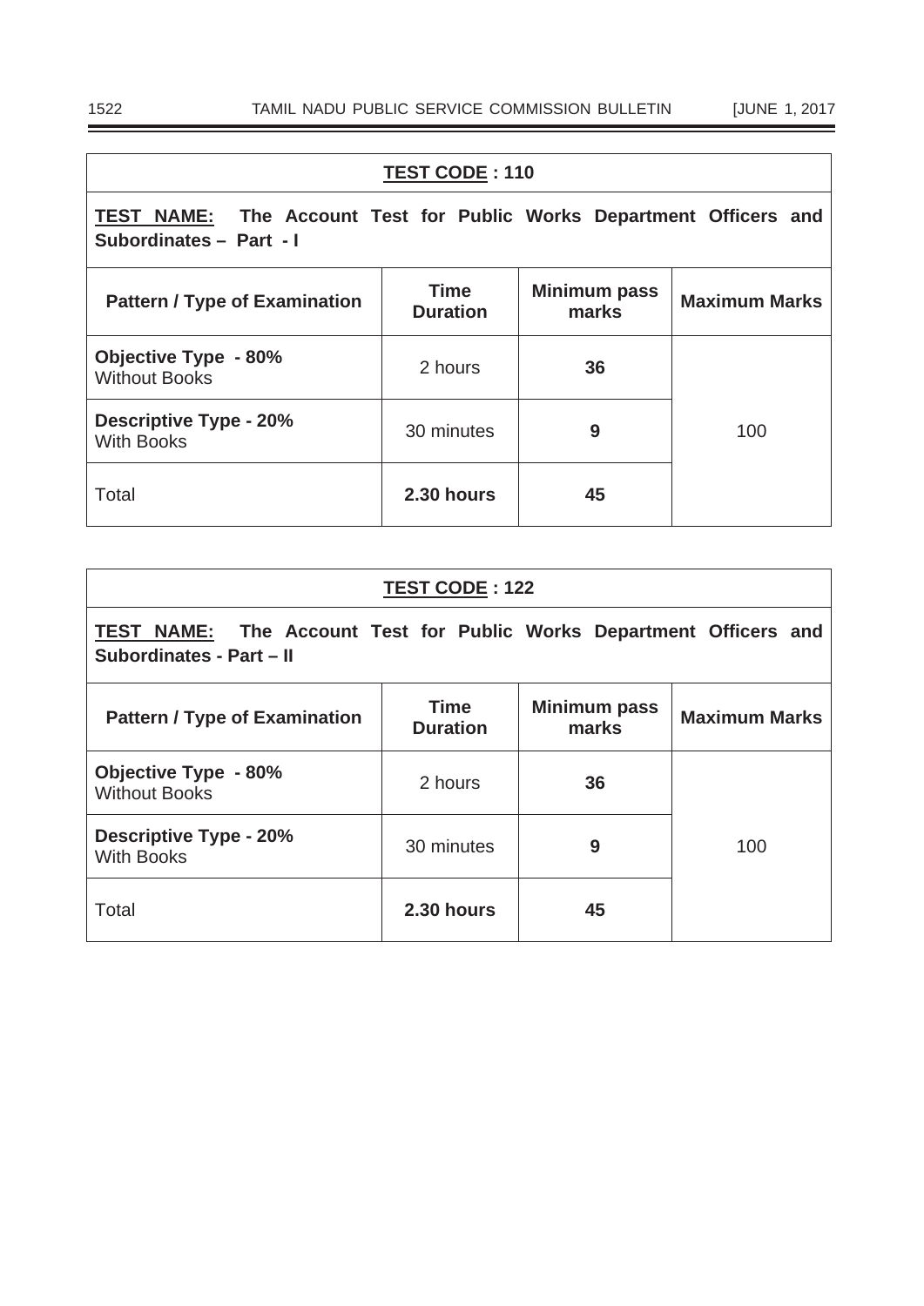**TEST CODE : 110**

**TEST NAME: The Account Test for Public Works Department Officers and Subordinates – Part - I**

| Pattern / Type of Examination | Time Duration | Minimum pass marks | Maximum Marks |
|---|---|---|---|
| **Objective Type - 80%** Without Books | 2 hours | **36** | 100 |
| **Descriptive Type - 20%** With Books | 30 minutes | **9** | |
| Total | **2.30 hours** | **45** | |

**TEST CODE : 122**

**TEST NAME: The Account Test for Public Works Department Officers and Subordinates - Part – II**

| Pattern / Type of Examination | Time Duration | Minimum pass marks | Maximum Marks |
|---|---|---|---|
| **Objective Type - 80%** Without Books | 2 hours | **36** | 100 |
| **Descriptive Type - 20%** With Books | 30 minutes | **9** | |
| Total | **2.30 hours** | **45** | |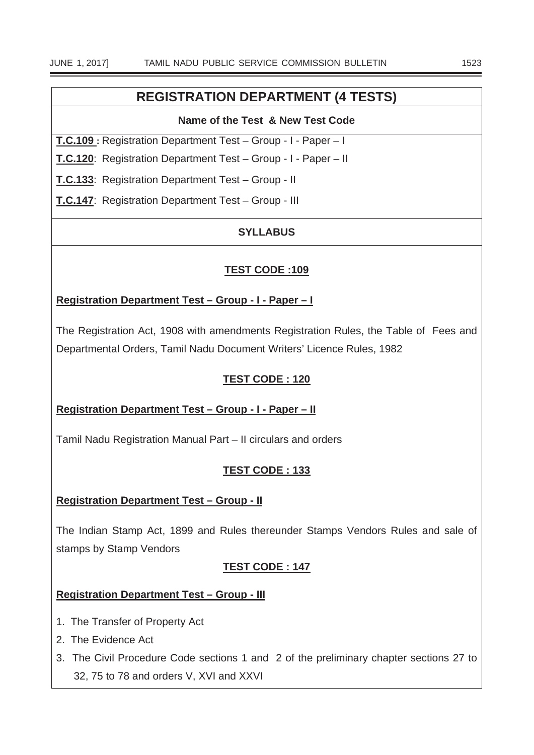## REGISTRATION DEPARTMENT (4 TESTS)

**Name of the Test & New Test Code**

**T.C.109 :** Registration Department Test – Group - I - Paper – I

**T.C.120**: Registration Department Test – Group - I - Paper – II

**T.C.133**: Registration Department Test – Group - II

**T.C.147**: Registration Department Test – Group - III

**SYLLABUS**

**TEST CODE :109**

**Registration Department Test – Group - I - Paper – I**

The Registration Act, 1908 with amendments Registration Rules, the Table of Fees and Departmental Orders, Tamil Nadu Document Writers' Licence Rules, 1982

**TEST CODE : 120**

**Registration Department Test – Group - I - Paper – II**

Tamil Nadu Registration Manual Part – II circulars and orders

**TEST CODE : 133**

**Registration Department Test – Group - II**

The Indian Stamp Act, 1899 and Rules thereunder Stamps Vendors Rules and sale of stamps by Stamp Vendors

**TEST CODE : 147**

**Registration Department Test – Group - III**

1. The Transfer of Property Act
2. The Evidence Act
3. The Civil Procedure Code sections 1 and 2 of the preliminary chapter sections 27 to 32, 75 to 78 and orders V, XVI and XXVI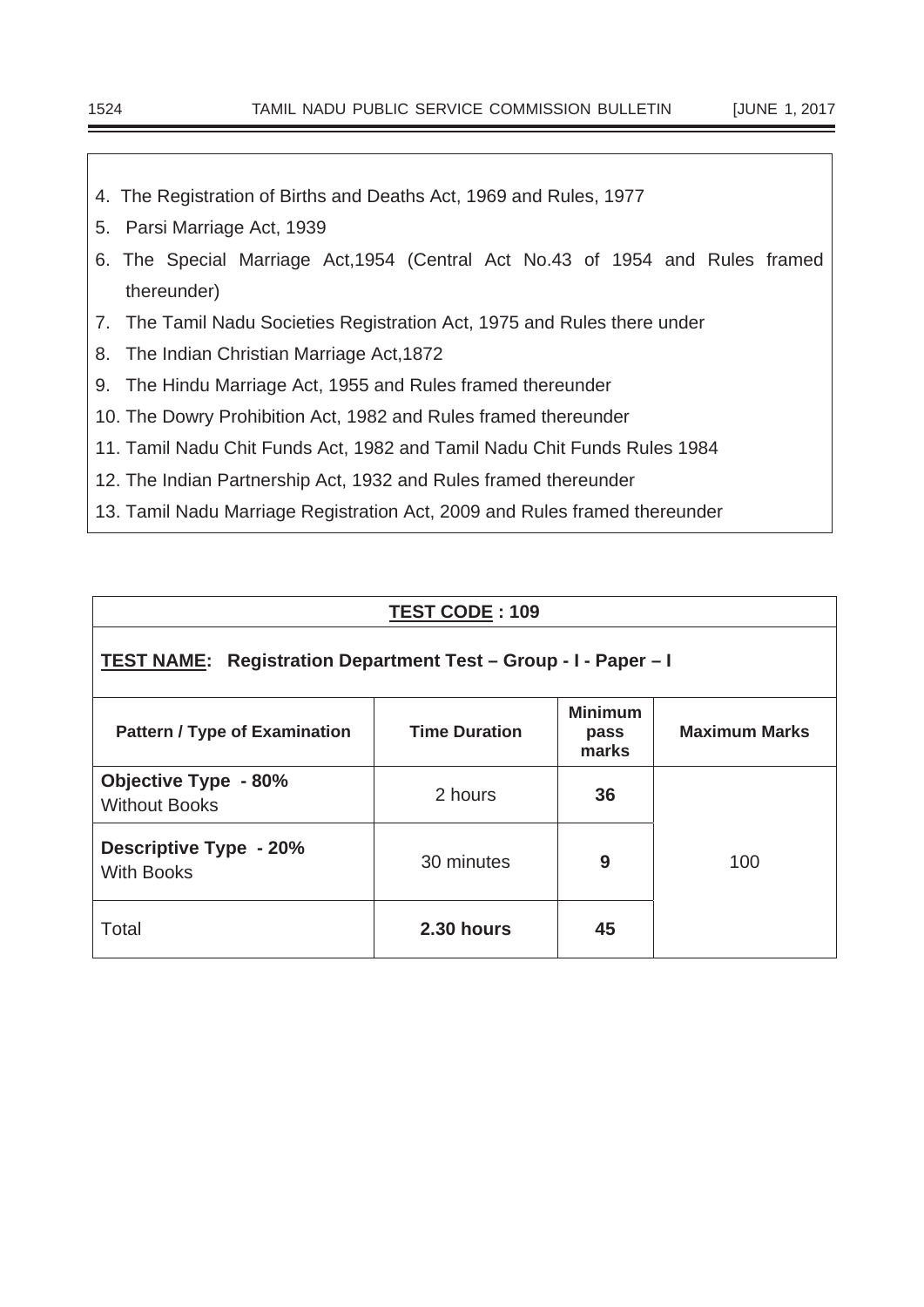4. The Registration of Births and Deaths Act, 1969 and Rules, 1977
5. Parsi Marriage Act, 1939
6. The Special Marriage Act,1954 (Central Act No.43 of 1954 and Rules framed thereunder)
7. The Tamil Nadu Societies Registration Act, 1975 and Rules there under
8. The Indian Christian Marriage Act,1872
9. The Hindu Marriage Act, 1955 and Rules framed thereunder
10. The Dowry Prohibition Act, 1982 and Rules framed thereunder
11. Tamil Nadu Chit Funds Act, 1982 and Tamil Nadu Chit Funds Rules 1984
12. The Indian Partnership Act, 1932 and Rules framed thereunder
13. Tamil Nadu Marriage Registration Act, 2009 and Rules framed thereunder

**TEST CODE : 109**

**TEST NAME: Registration Department Test – Group - I - Paper – I**

| Pattern / Type of Examination | Time Duration | Minimum pass marks | Maximum Marks |
|---|---|---|---|
| **Objective Type - 80%** Without Books | 2 hours | **36** | 100 |
| **Descriptive Type - 20%** With Books | 30 minutes | **9** | |
| Total | **2.30 hours** | **45** | |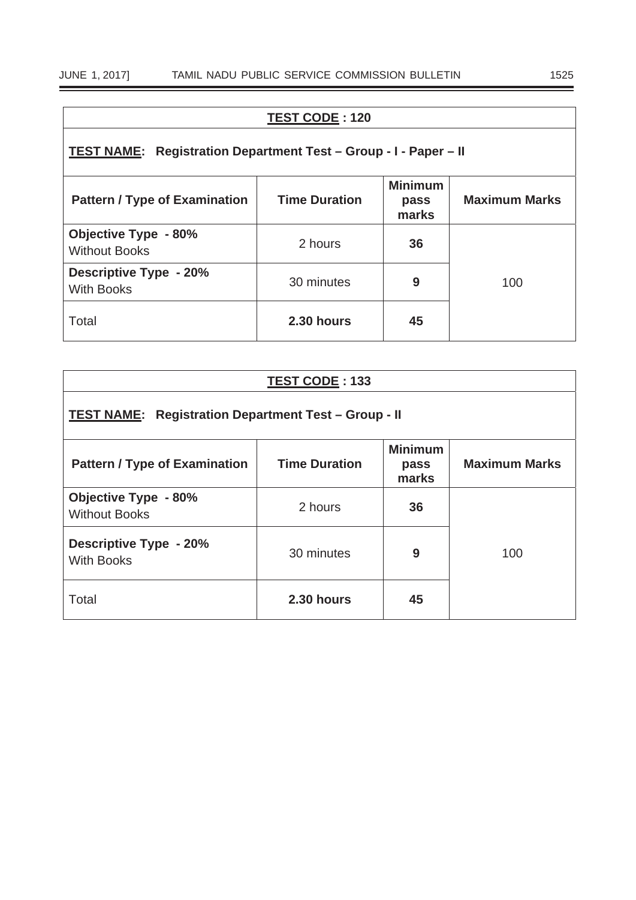| **TEST CODE : 120** | | | |
|---|---|---|---|
| **TEST NAME: Registration Department Test – Group - I - Paper – II** | | | |
| **Pattern / Type of Examination** | **Time Duration** | **Minimum pass marks** | **Maximum Marks** |
| **Objective Type - 80%** Without Books | 2 hours | **36** | 100 |
| **Descriptive Type - 20%** With Books | 30 minutes | **9** | |
| Total | **2.30 hours** | **45** | |

| **TEST CODE : 133** | | | |
|---|---|---|---|
| **TEST NAME: Registration Department Test – Group - II** | | | |
| **Pattern / Type of Examination** | **Time Duration** | **Minimum pass marks** | **Maximum Marks** |
| **Objective Type - 80%** Without Books | 2 hours | **36** | 100 |
| **Descriptive Type - 20%** With Books | 30 minutes | **9** | |
| Total | **2.30 hours** | **45** | |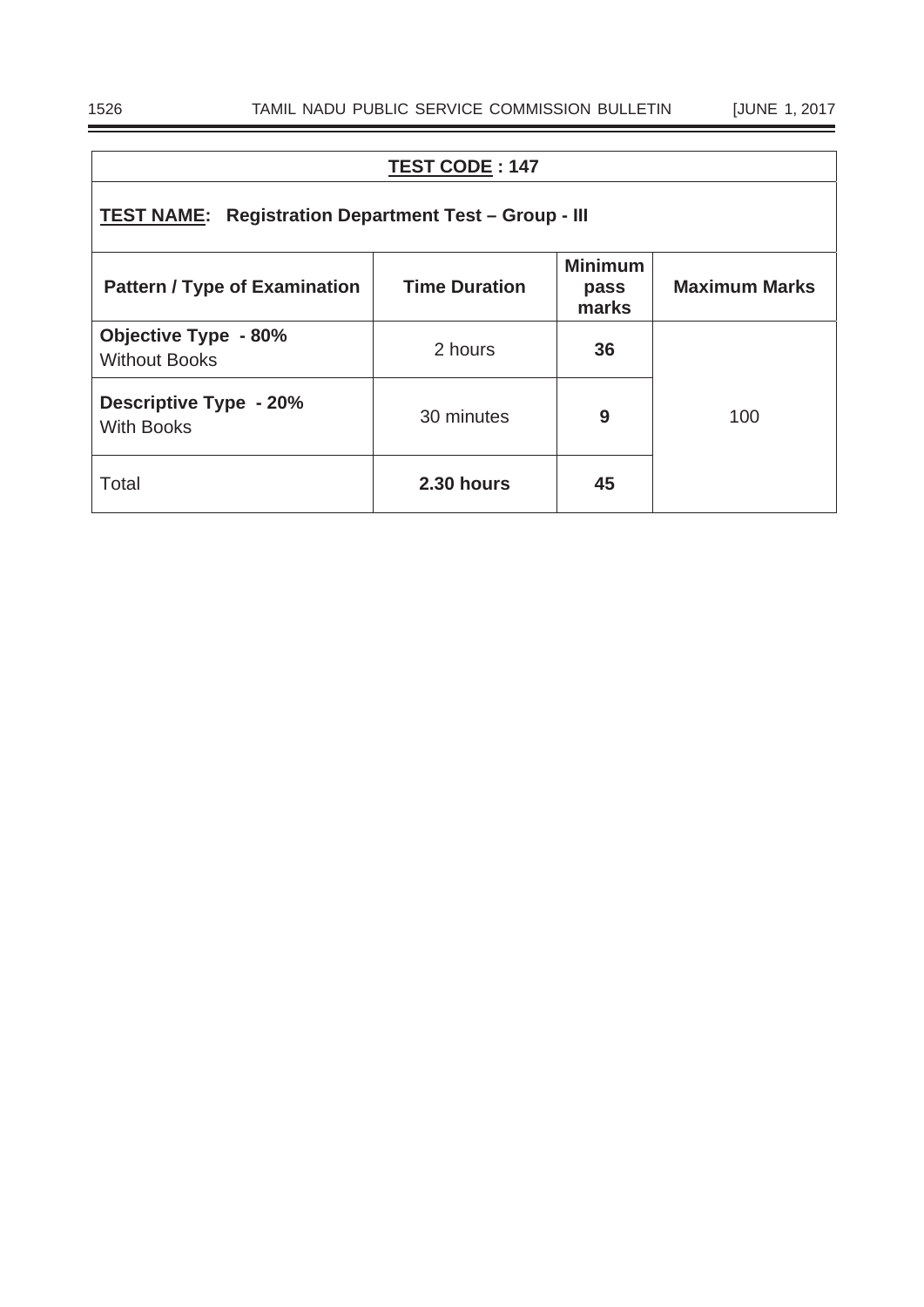**TEST CODE : 147**

**TEST NAME: Registration Department Test – Group - III**

| Pattern / Type of Examination | Time Duration | Minimum pass marks | Maximum Marks |
|---|---|---|---|
| **Objective Type - 80%** Without Books | 2 hours | **36** | 100 |
| **Descriptive Type - 20%** With Books | 30 minutes | **9** | |
| Total | **2.30 hours** | **45** | |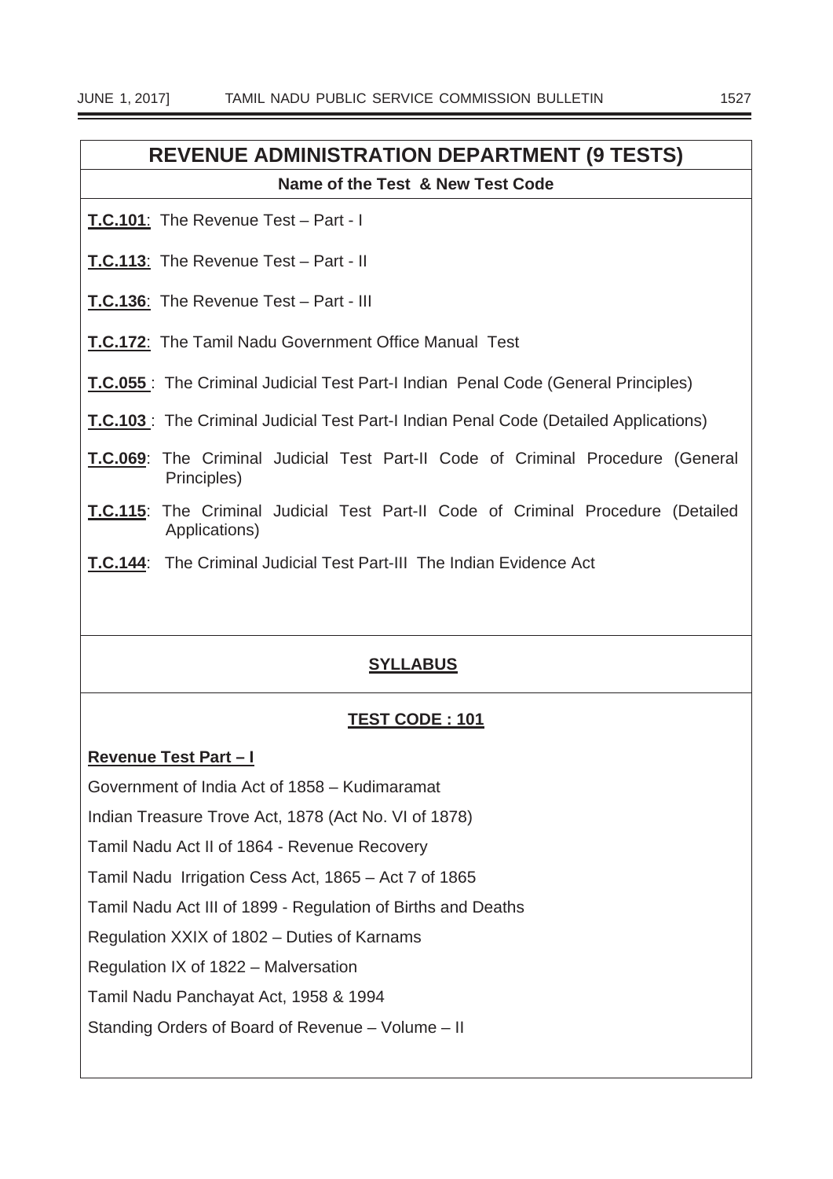## REVENUE ADMINISTRATION DEPARTMENT (9 TESTS)

**Name of the Test & New Test Code**

**T.C.101**: The Revenue Test – Part - I

**T.C.113**: The Revenue Test – Part - II

**T.C.136**: The Revenue Test – Part - III

**T.C.172**: The Tamil Nadu Government Office Manual Test

**T.C.055** : The Criminal Judicial Test Part-I Indian Penal Code (General Principles)

**T.C.103** : The Criminal Judicial Test Part-I Indian Penal Code (Detailed Applications)

**T.C.069**: The Criminal Judicial Test Part-II Code of Criminal Procedure (General Principles)

**T.C.115**: The Criminal Judicial Test Part-II Code of Criminal Procedure (Detailed Applications)

**T.C.144**: The Criminal Judicial Test Part-III The Indian Evidence Act

### SYLLABUS

#### TEST CODE : 101

**Revenue Test Part – I**

Government of India Act of 1858 – Kudimaramat

Indian Treasure Trove Act, 1878 (Act No. VI of 1878)

Tamil Nadu Act II of 1864 - Revenue Recovery

Tamil Nadu Irrigation Cess Act, 1865 – Act 7 of 1865

Tamil Nadu Act III of 1899 - Regulation of Births and Deaths

Regulation XXIX of 1802 – Duties of Karnams

Regulation IX of 1822 – Malversation

Tamil Nadu Panchayat Act, 1958 & 1994

Standing Orders of Board of Revenue – Volume – II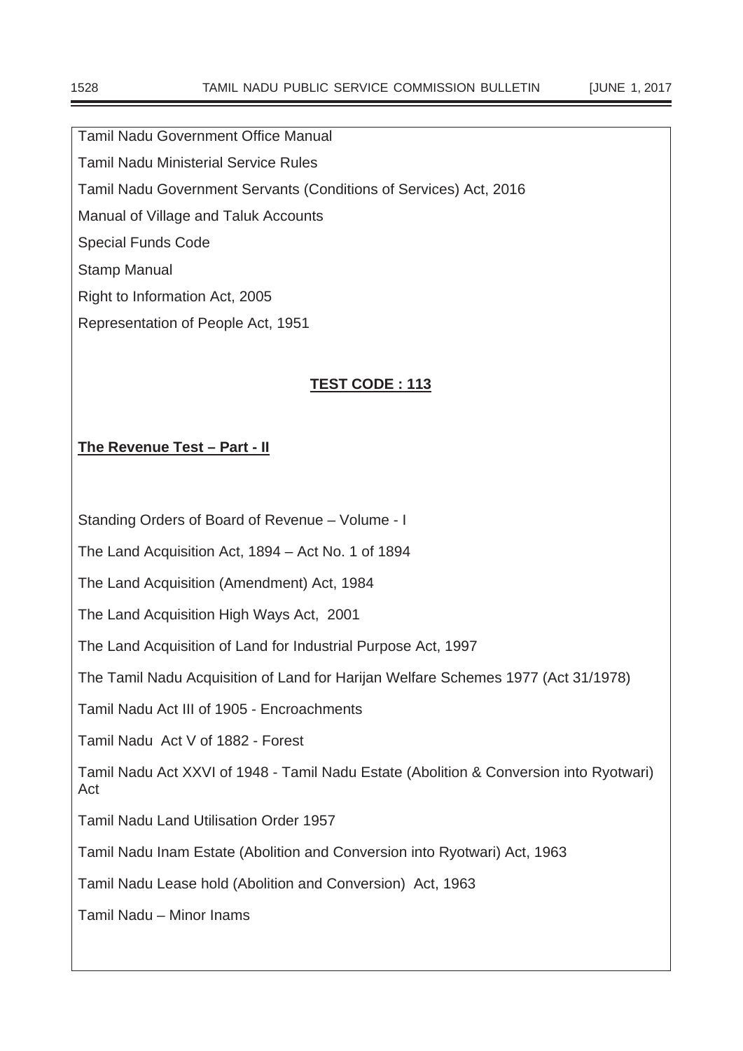Tamil Nadu Government Office Manual

Tamil Nadu Ministerial Service Rules

Tamil Nadu Government Servants (Conditions of Services) Act, 2016

Manual of Village and Taluk Accounts

Special Funds Code

Stamp Manual

Right to Information Act, 2005

Representation of People Act, 1951

## TEST CODE : 113

### The Revenue Test – Part - II

Standing Orders of Board of Revenue – Volume - I

The Land Acquisition Act, 1894 – Act No. 1 of 1894

The Land Acquisition (Amendment) Act, 1984

The Land Acquisition High Ways Act, 2001

The Land Acquisition of Land for Industrial Purpose Act, 1997

The Tamil Nadu Acquisition of Land for Harijan Welfare Schemes 1977 (Act 31/1978)

Tamil Nadu Act III of 1905 - Encroachments

Tamil Nadu Act V of 1882 - Forest

Tamil Nadu Act XXVI of 1948 - Tamil Nadu Estate (Abolition & Conversion into Ryotwari) Act

Tamil Nadu Land Utilisation Order 1957

Tamil Nadu Inam Estate (Abolition and Conversion into Ryotwari) Act, 1963

Tamil Nadu Lease hold (Abolition and Conversion) Act, 1963

Tamil Nadu – Minor Inams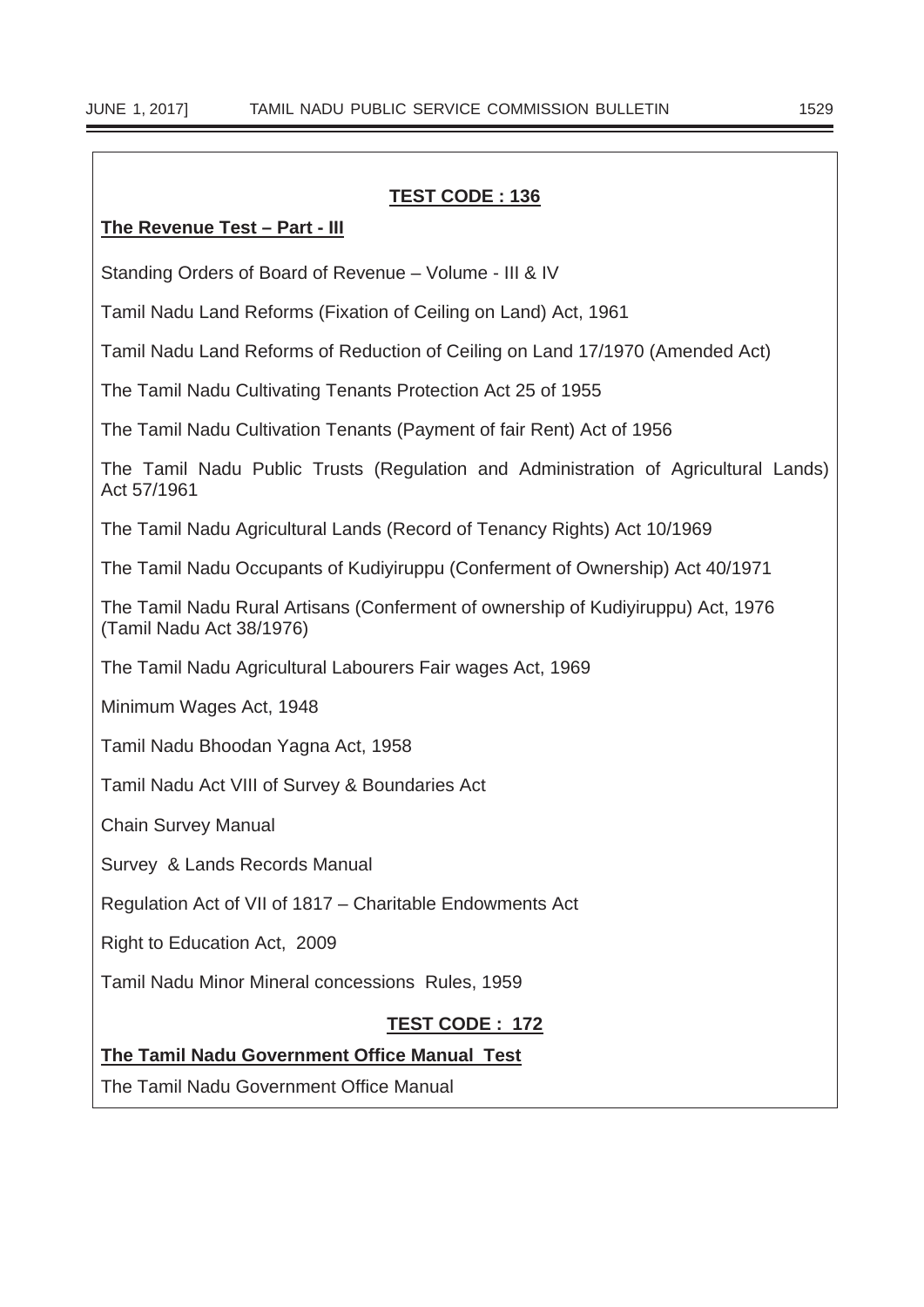**TEST CODE : 136**

**The Revenue Test – Part - III**

Standing Orders of Board of Revenue – Volume - III & IV

Tamil Nadu Land Reforms (Fixation of Ceiling on Land) Act, 1961

Tamil Nadu Land Reforms of Reduction of Ceiling on Land 17/1970 (Amended Act)

The Tamil Nadu Cultivating Tenants Protection Act 25 of 1955

The Tamil Nadu Cultivation Tenants (Payment of fair Rent) Act of 1956

The Tamil Nadu Public Trusts (Regulation and Administration of Agricultural Lands) Act 57/1961

The Tamil Nadu Agricultural Lands (Record of Tenancy Rights) Act 10/1969

The Tamil Nadu Occupants of Kudiyiruppu (Conferment of Ownership) Act 40/1971

The Tamil Nadu Rural Artisans (Conferment of ownership of Kudiyiruppu) Act, 1976 (Tamil Nadu Act 38/1976)

The Tamil Nadu Agricultural Labourers Fair wages Act, 1969

Minimum Wages Act, 1948

Tamil Nadu Bhoodan Yagna Act, 1958

Tamil Nadu Act VIII of Survey & Boundaries Act

Chain Survey Manual

Survey & Lands Records Manual

Regulation Act of VII of 1817 – Charitable Endowments Act

Right to Education Act, 2009

Tamil Nadu Minor Mineral concessions Rules, 1959

**TEST CODE : 172**

**The Tamil Nadu Government Office Manual Test**

The Tamil Nadu Government Office Manual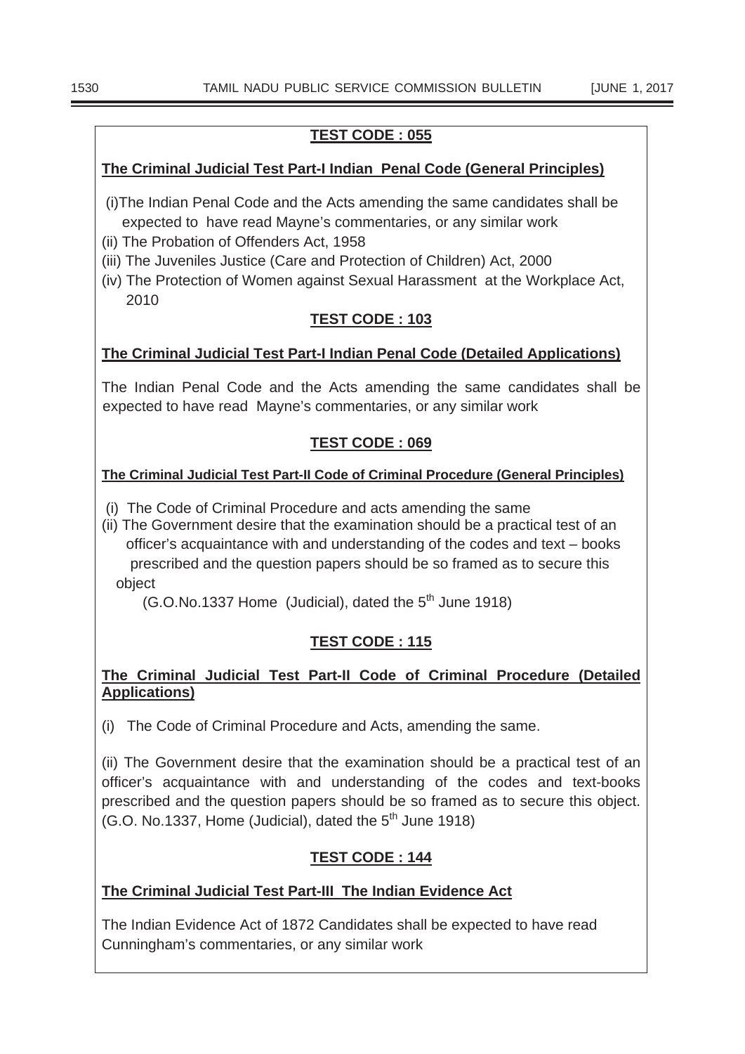## TEST CODE : 055

### The Criminal Judicial Test Part-I Indian Penal Code (General Principles)

(i) The Indian Penal Code and the Acts amending the same candidates shall be expected to have read Mayne's commentaries, or any similar work

(ii) The Probation of Offenders Act, 1958

(iii) The Juveniles Justice (Care and Protection of Children) Act, 2000

(iv) The Protection of Women against Sexual Harassment at the Workplace Act, 2010

## TEST CODE : 103

### The Criminal Judicial Test Part-I Indian Penal Code (Detailed Applications)

The Indian Penal Code and the Acts amending the same candidates shall be expected to have read Mayne's commentaries, or any similar work

## TEST CODE : 069

### The Criminal Judicial Test Part-II Code of Criminal Procedure (General Principles)

(i) The Code of Criminal Procedure and acts amending the same

(ii) The Government desire that the examination should be a practical test of an officer's acquaintance with and understanding of the codes and text – books prescribed and the question papers should be so framed as to secure this object

(G.O.No.1337 Home (Judicial), dated the 5th June 1918)

## TEST CODE : 115

### The Criminal Judicial Test Part-II Code of Criminal Procedure (Detailed Applications)

(i) The Code of Criminal Procedure and Acts, amending the same.

(ii) The Government desire that the examination should be a practical test of an officer's acquaintance with and understanding of the codes and text-books prescribed and the question papers should be so framed as to secure this object. (G.O. No.1337, Home (Judicial), dated the 5th June 1918)

## TEST CODE : 144

### The Criminal Judicial Test Part-III The Indian Evidence Act

The Indian Evidence Act of 1872 Candidates shall be expected to have read Cunningham's commentaries, or any similar work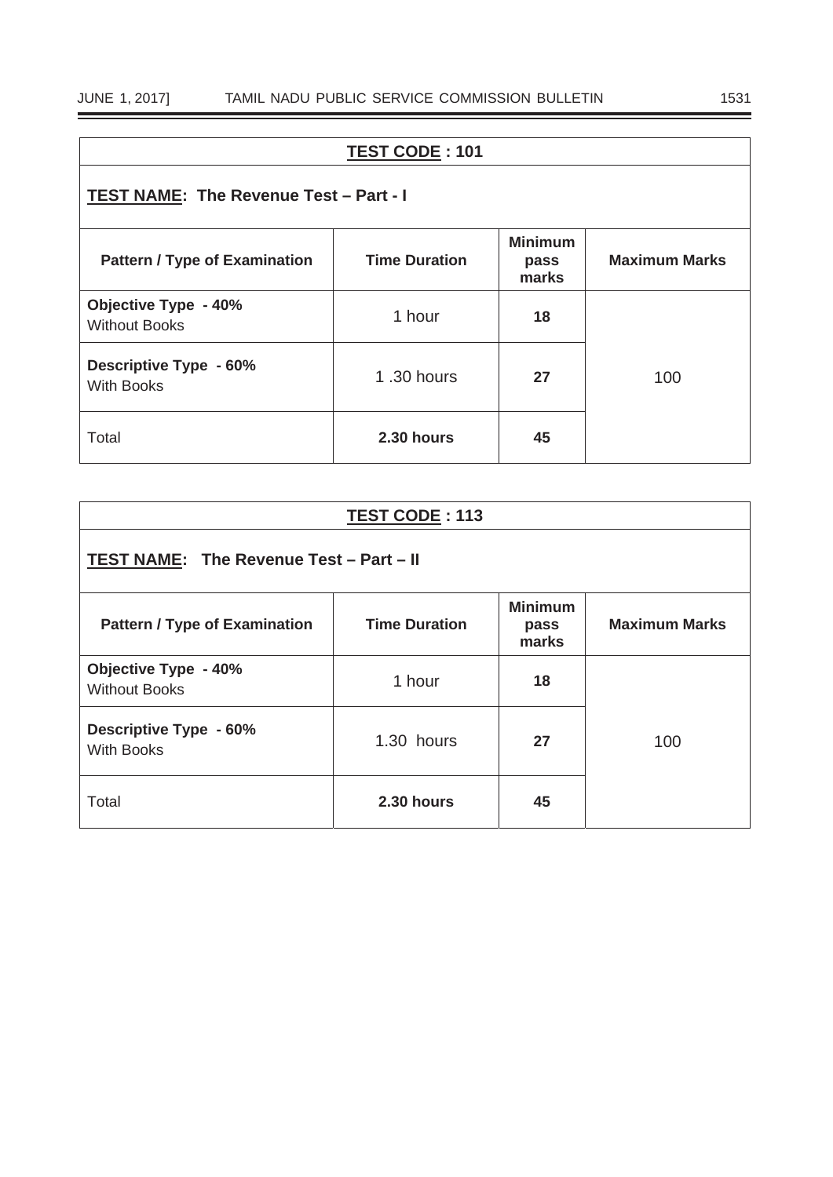| **TEST CODE : 101** | | | |
|---|---|---|---|
| **TEST NAME: The Revenue Test – Part - I** | | | |
| **Pattern / Type of Examination** | **Time Duration** | **Minimum pass marks** | **Maximum Marks** |
| **Objective Type - 40%** Without Books | 1 hour | **18** | 100 |
| **Descriptive Type - 60%** With Books | 1 .30 hours | **27** | |
| Total | **2.30 hours** | **45** | |

| **TEST CODE : 113** | | | |
|---|---|---|---|
| **TEST NAME: The Revenue Test – Part – II** | | | |
| **Pattern / Type of Examination** | **Time Duration** | **Minimum pass marks** | **Maximum Marks** |
| **Objective Type - 40%** Without Books | 1 hour | **18** | 100 |
| **Descriptive Type - 60%** With Books | 1.30 hours | **27** | |
| Total | **2.30 hours** | **45** | |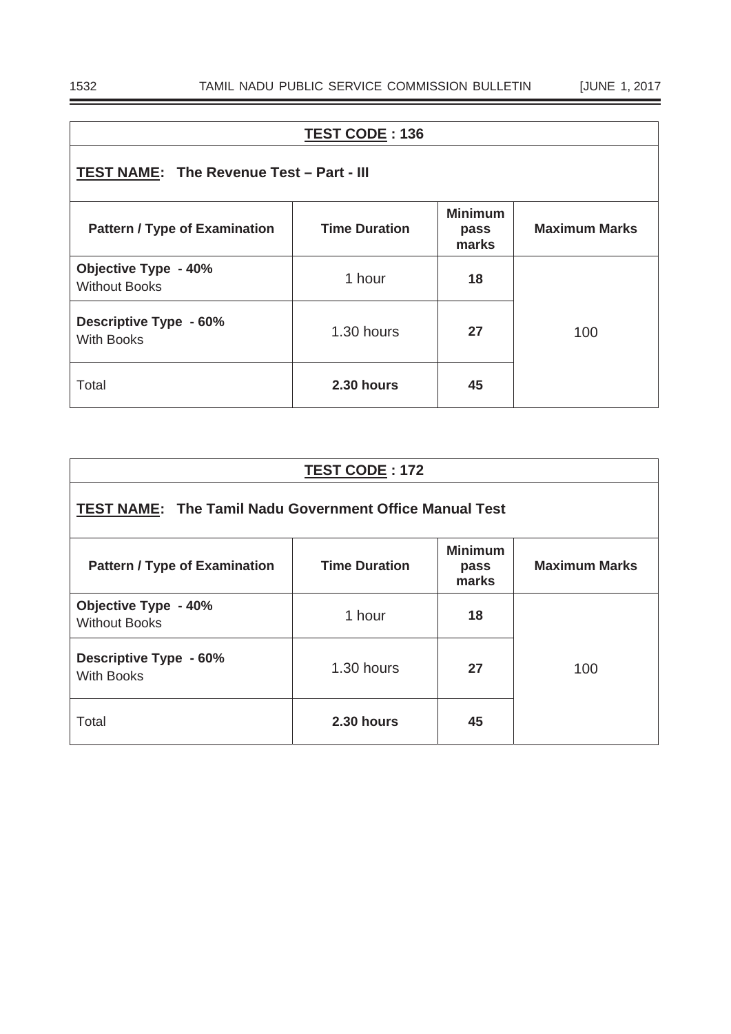| **TEST CODE : 136** | | | |
|---|---|---|---|
| **TEST NAME: The Revenue Test – Part - III** | | | |
| **Pattern / Type of Examination** | **Time Duration** | **Minimum pass marks** | **Maximum Marks** |
| **Objective Type - 40%** Without Books | 1 hour | **18** | 100 |
| **Descriptive Type - 60%** With Books | 1.30 hours | **27** | |
| Total | **2.30 hours** | **45** | |

| **TEST CODE : 172** | | | |
|---|---|---|---|
| **TEST NAME: The Tamil Nadu Government Office Manual Test** | | | |
| **Pattern / Type of Examination** | **Time Duration** | **Minimum pass marks** | **Maximum Marks** |
| **Objective Type - 40%** Without Books | 1 hour | **18** | 100 |
| **Descriptive Type - 60%** With Books | 1.30 hours | **27** | |
| Total | **2.30 hours** | **45** | |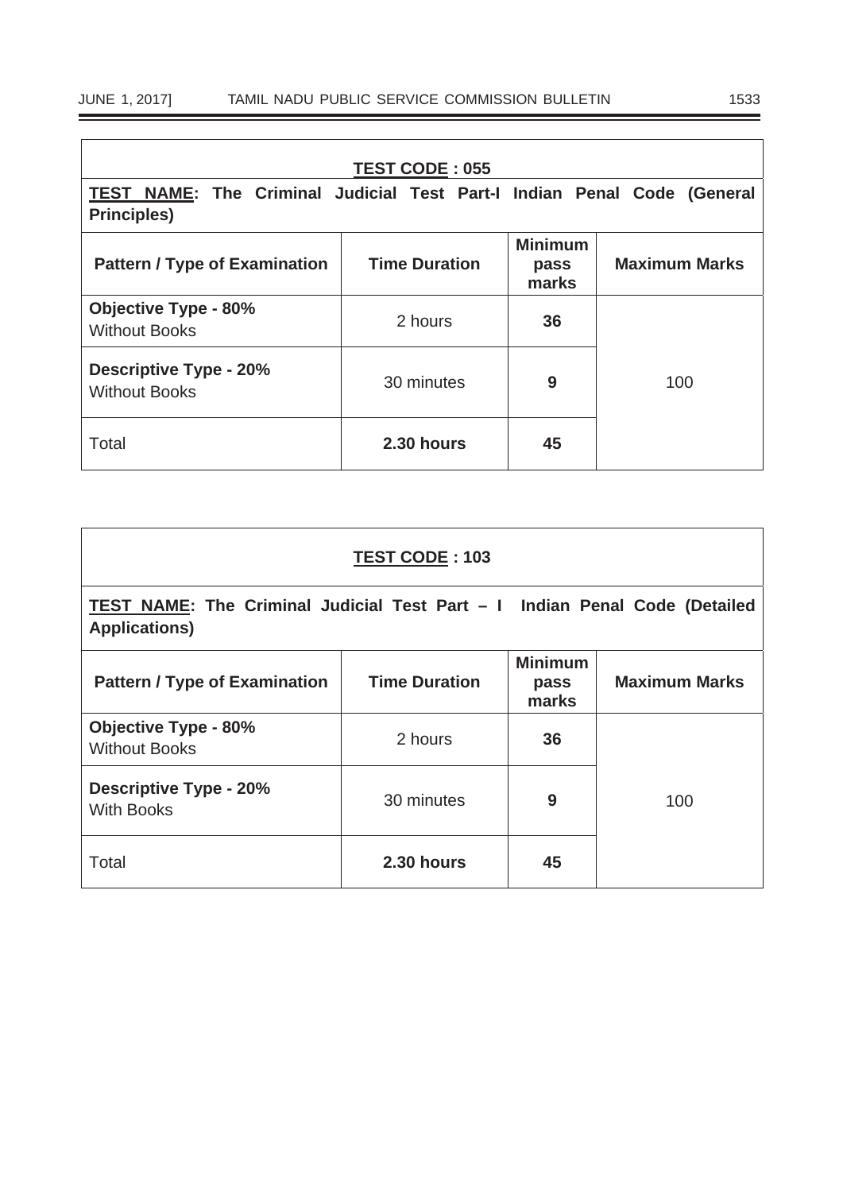**TEST CODE : 055**

**TEST NAME: The Criminal Judicial Test Part-I Indian Penal Code (General Principles)**

| Pattern / Type of Examination | Time Duration | Minimum pass marks | Maximum Marks |
|---|---|---|---|
| **Objective Type - 80%** Without Books | 2 hours | **36** | |
| **Descriptive Type - 20%** Without Books | 30 minutes | **9** | 100 |
| Total | **2.30 hours** | **45** | |

**TEST CODE : 103**

**TEST NAME: The Criminal Judicial Test Part – I Indian Penal Code (Detailed Applications)**

| Pattern / Type of Examination | Time Duration | Minimum pass marks | Maximum Marks |
|---|---|---|---|
| **Objective Type - 80%** Without Books | 2 hours | **36** | |
| **Descriptive Type - 20%** With Books | 30 minutes | **9** | 100 |
| Total | **2.30 hours** | **45** | |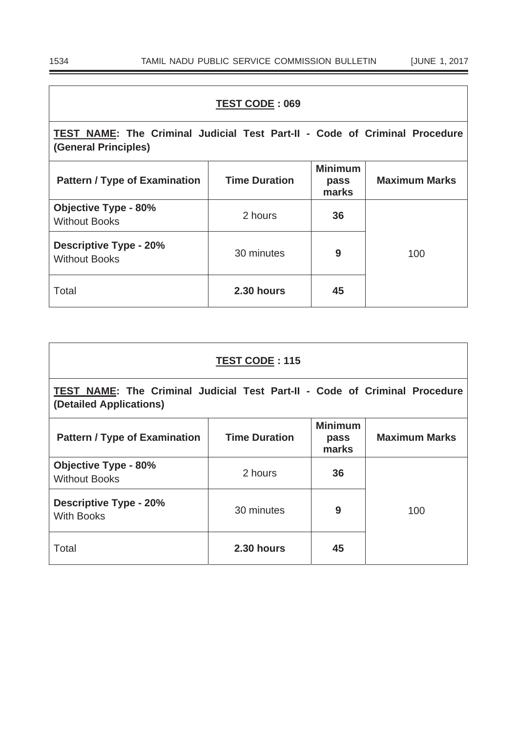**TEST CODE : 069**

**TEST NAME: The Criminal Judicial Test Part-II - Code of Criminal Procedure (General Principles)**

| Pattern / Type of Examination | Time Duration | Minimum pass marks | Maximum Marks |
|---|---|---|---|
| **Objective Type - 80%** Without Books | 2 hours | **36** | 100 |
| **Descriptive Type - 20%** Without Books | 30 minutes | **9** | |
| Total | **2.30 hours** | **45** | |

**TEST CODE : 115**

**TEST NAME: The Criminal Judicial Test Part-II - Code of Criminal Procedure (Detailed Applications)**

| Pattern / Type of Examination | Time Duration | Minimum pass marks | Maximum Marks |
|---|---|---|---|
| **Objective Type - 80%** Without Books | 2 hours | **36** | 100 |
| **Descriptive Type - 20%** With Books | 30 minutes | **9** | |
| Total | **2.30 hours** | **45** | |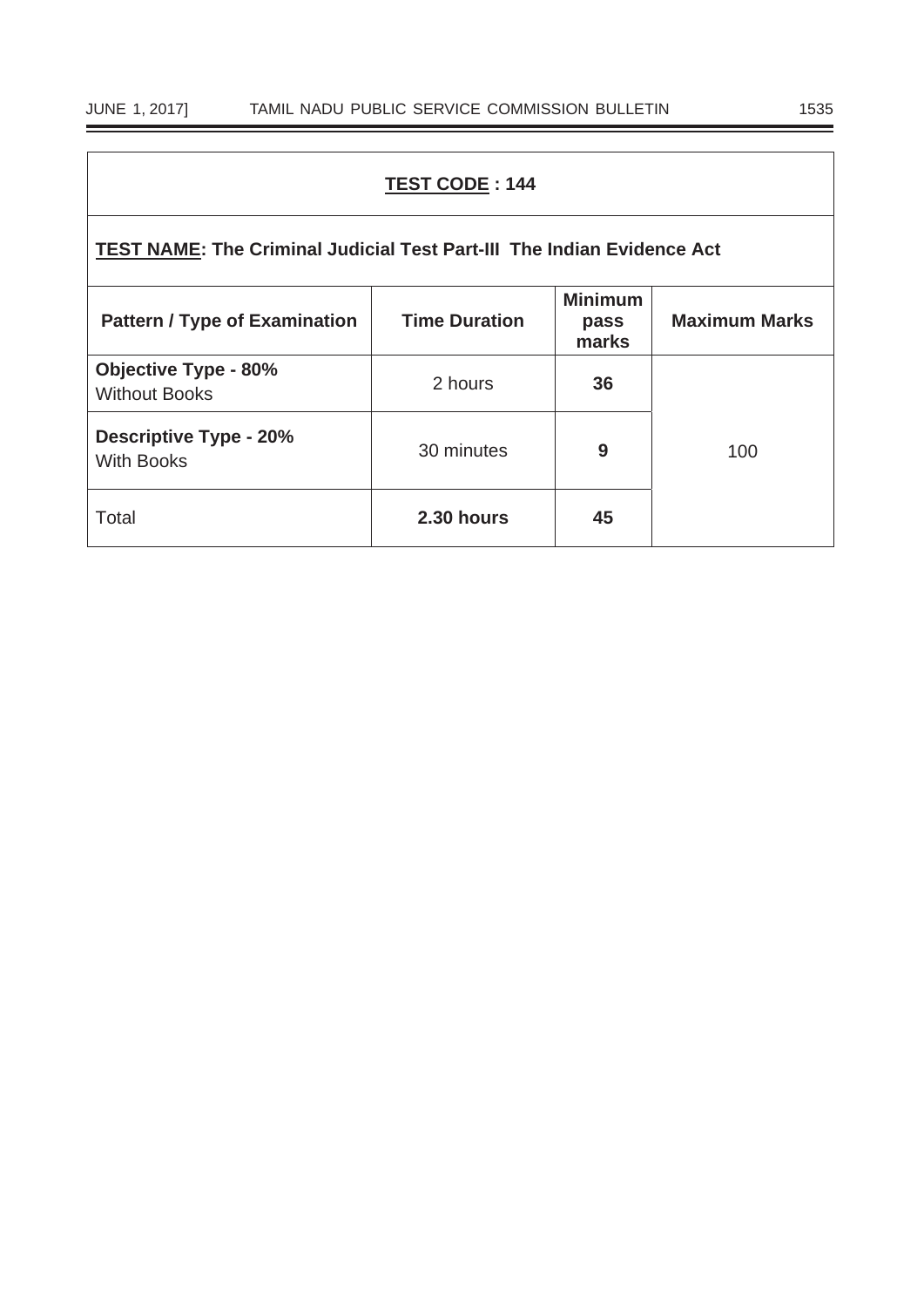**<u>TEST CODE</u> : 144**

**<u>TEST NAME</u>: The Criminal Judicial Test Part-III The Indian Evidence Act**

| Pattern / Type of Examination | Time Duration | Minimum pass marks | Maximum Marks |
|---|---|---|---|
| **Objective Type - 80%** Without Books | 2 hours | **36** | 100 |
| **Descriptive Type - 20%** With Books | 30 minutes | **9** | |
| Total | **2.30 hours** | **45** | |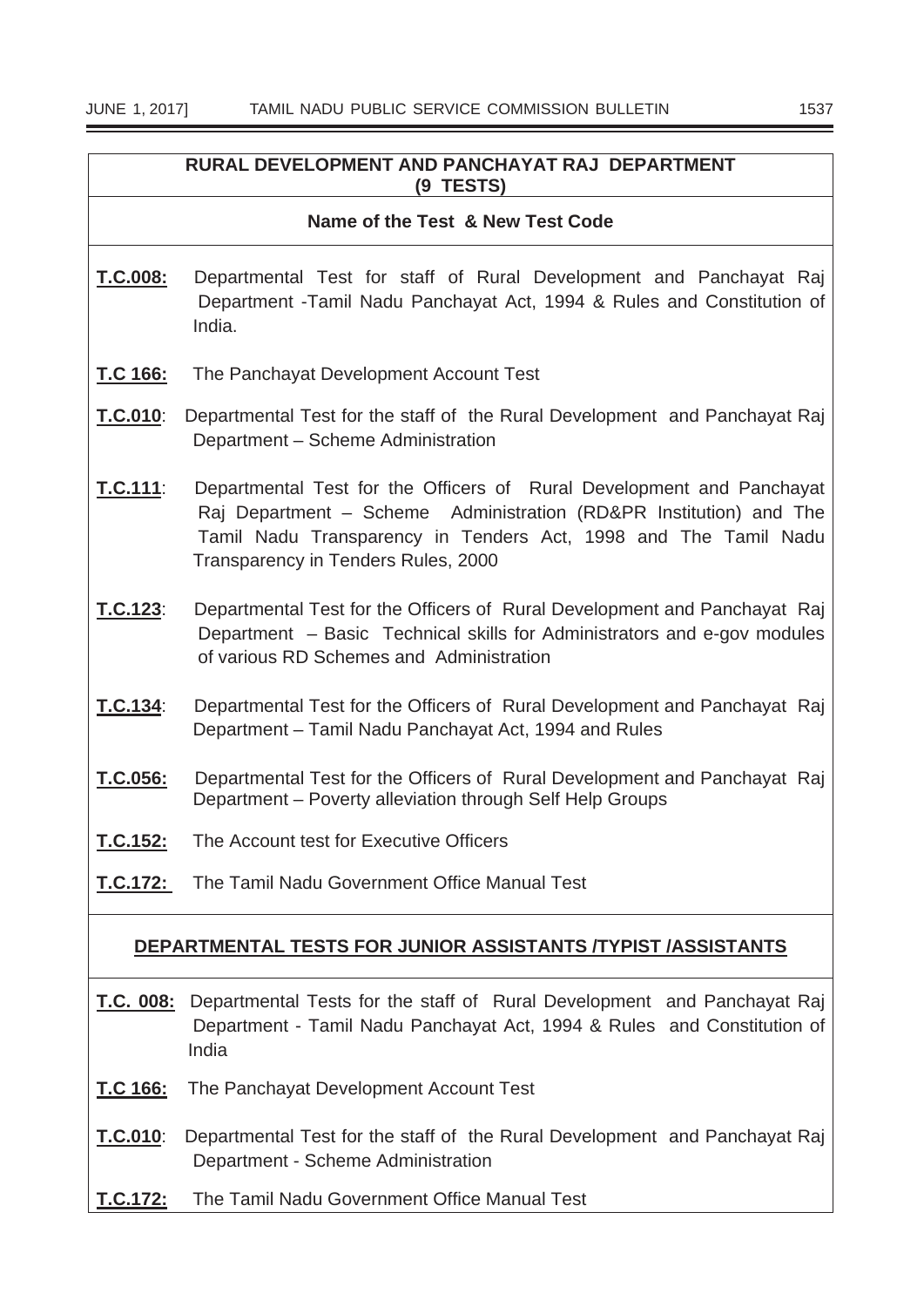## RURAL DEVELOPMENT AND PANCHAYAT RAJ DEPARTMENT (9 TESTS)

### Name of the Test & New Test Code

**T.C.008:** Departmental Test for staff of Rural Development and Panchayat Raj Department -Tamil Nadu Panchayat Act, 1994 & Rules and Constitution of India.

**T.C 166:** The Panchayat Development Account Test

**T.C.010**: Departmental Test for the staff of the Rural Development and Panchayat Raj Department – Scheme Administration

**T.C.111**: Departmental Test for the Officers of Rural Development and Panchayat Raj Department – Scheme Administration (RD&PR Institution) and The Tamil Nadu Transparency in Tenders Act, 1998 and The Tamil Nadu Transparency in Tenders Rules, 2000

**T.C.123**: Departmental Test for the Officers of Rural Development and Panchayat Raj Department – Basic Technical skills for Administrators and e-gov modules of various RD Schemes and Administration

**T.C.134**: Departmental Test for the Officers of Rural Development and Panchayat Raj Department – Tamil Nadu Panchayat Act, 1994 and Rules

**T.C.056:** Departmental Test for the Officers of Rural Development and Panchayat Raj Department – Poverty alleviation through Self Help Groups

**T.C.152:** The Account test for Executive Officers

**T.C.172:** The Tamil Nadu Government Office Manual Test

### DEPARTMENTAL TESTS FOR JUNIOR ASSISTANTS /TYPIST /ASSISTANTS

**T.C. 008:** Departmental Tests for the staff of Rural Development and Panchayat Raj Department - Tamil Nadu Panchayat Act, 1994 & Rules and Constitution of India

**T.C 166:** The Panchayat Development Account Test

**T.C.010**: Departmental Test for the staff of the Rural Development and Panchayat Raj Department - Scheme Administration

**T.C.172:** The Tamil Nadu Government Office Manual Test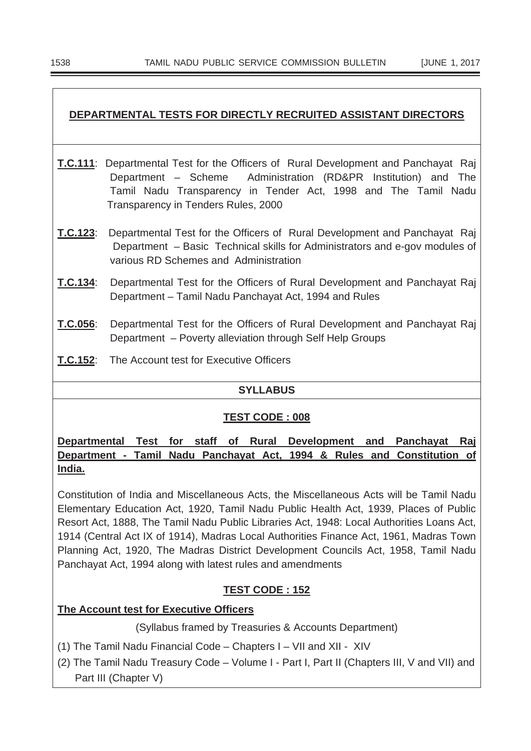## DEPARTMENTAL TESTS FOR DIRECTLY RECRUITED ASSISTANT DIRECTORS

**T.C.111**: Departmental Test for the Officers of Rural Development and Panchayat Raj Department – Scheme Administration (RD&PR Institution) and The Tamil Nadu Transparency in Tender Act, 1998 and The Tamil Nadu Transparency in Tenders Rules, 2000

**T.C.123**: Departmental Test for the Officers of Rural Development and Panchayat Raj Department – Basic Technical skills for Administrators and e-gov modules of various RD Schemes and Administration

**T.C.134**: Departmental Test for the Officers of Rural Development and Panchayat Raj Department – Tamil Nadu Panchayat Act, 1994 and Rules

**T.C.056**: Departmental Test for the Officers of Rural Development and Panchayat Raj Department – Poverty alleviation through Self Help Groups

**T.C.152**: The Account test for Executive Officers

## SYLLABUS

### TEST CODE : 008

**Departmental Test for staff of Rural Development and Panchayat Raj Department - Tamil Nadu Panchayat Act, 1994 & Rules and Constitution of India.**

Constitution of India and Miscellaneous Acts, the Miscellaneous Acts will be Tamil Nadu Elementary Education Act, 1920, Tamil Nadu Public Health Act, 1939, Places of Public Resort Act, 1888, The Tamil Nadu Public Libraries Act, 1948: Local Authorities Loans Act, 1914 (Central Act IX of 1914), Madras Local Authorities Finance Act, 1961, Madras Town Planning Act, 1920, The Madras District Development Councils Act, 1958, Tamil Nadu Panchayat Act, 1994 along with latest rules and amendments

### TEST CODE : 152

**The Account test for Executive Officers**

(Syllabus framed by Treasuries & Accounts Department)

(1) The Tamil Nadu Financial Code – Chapters I – VII and XII - XIV

(2) The Tamil Nadu Treasury Code – Volume I - Part I, Part II (Chapters III, V and VII) and Part III (Chapter V)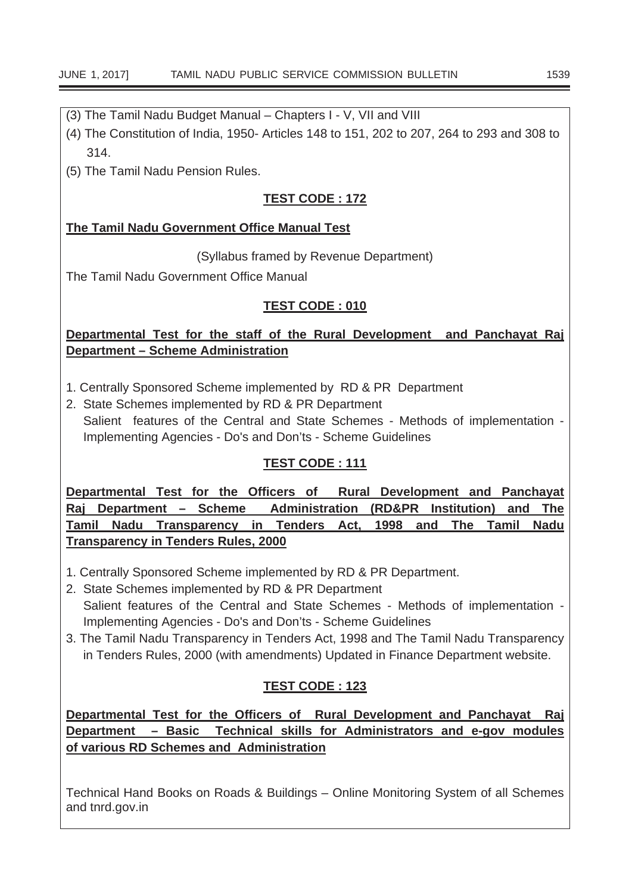(3) The Tamil Nadu Budget Manual – Chapters I - V, VII and VIII

(4) The Constitution of India, 1950- Articles 148 to 151, 202 to 207, 264 to 293 and 308 to 314.

(5) The Tamil Nadu Pension Rules.

**TEST CODE : 172**

**The Tamil Nadu Government Office Manual Test**

(Syllabus framed by Revenue Department)

The Tamil Nadu Government Office Manual

**TEST CODE : 010**

**Departmental Test for the staff of the Rural Development and Panchayat Raj Department – Scheme Administration**

1. Centrally Sponsored Scheme implemented by RD & PR Department
2. State Schemes implemented by RD & PR Department
   Salient features of the Central and State Schemes - Methods of implementation - Implementing Agencies - Do's and Don'ts - Scheme Guidelines

**TEST CODE : 111**

**Departmental Test for the Officers of Rural Development and Panchayat Raj Department – Scheme Administration (RD&PR Institution) and The Tamil Nadu Transparency in Tenders Act, 1998 and The Tamil Nadu Transparency in Tenders Rules, 2000**

1. Centrally Sponsored Scheme implemented by RD & PR Department.
2. State Schemes implemented by RD & PR Department
   Salient features of the Central and State Schemes - Methods of implementation - Implementing Agencies - Do's and Don'ts - Scheme Guidelines
3. The Tamil Nadu Transparency in Tenders Act, 1998 and The Tamil Nadu Transparency in Tenders Rules, 2000 (with amendments) Updated in Finance Department website.

**TEST CODE : 123**

**Departmental Test for the Officers of Rural Development and Panchayat Raj Department – Basic Technical skills for Administrators and e-gov modules of various RD Schemes and Administration**

Technical Hand Books on Roads & Buildings – Online Monitoring System of all Schemes and tnrd.gov.in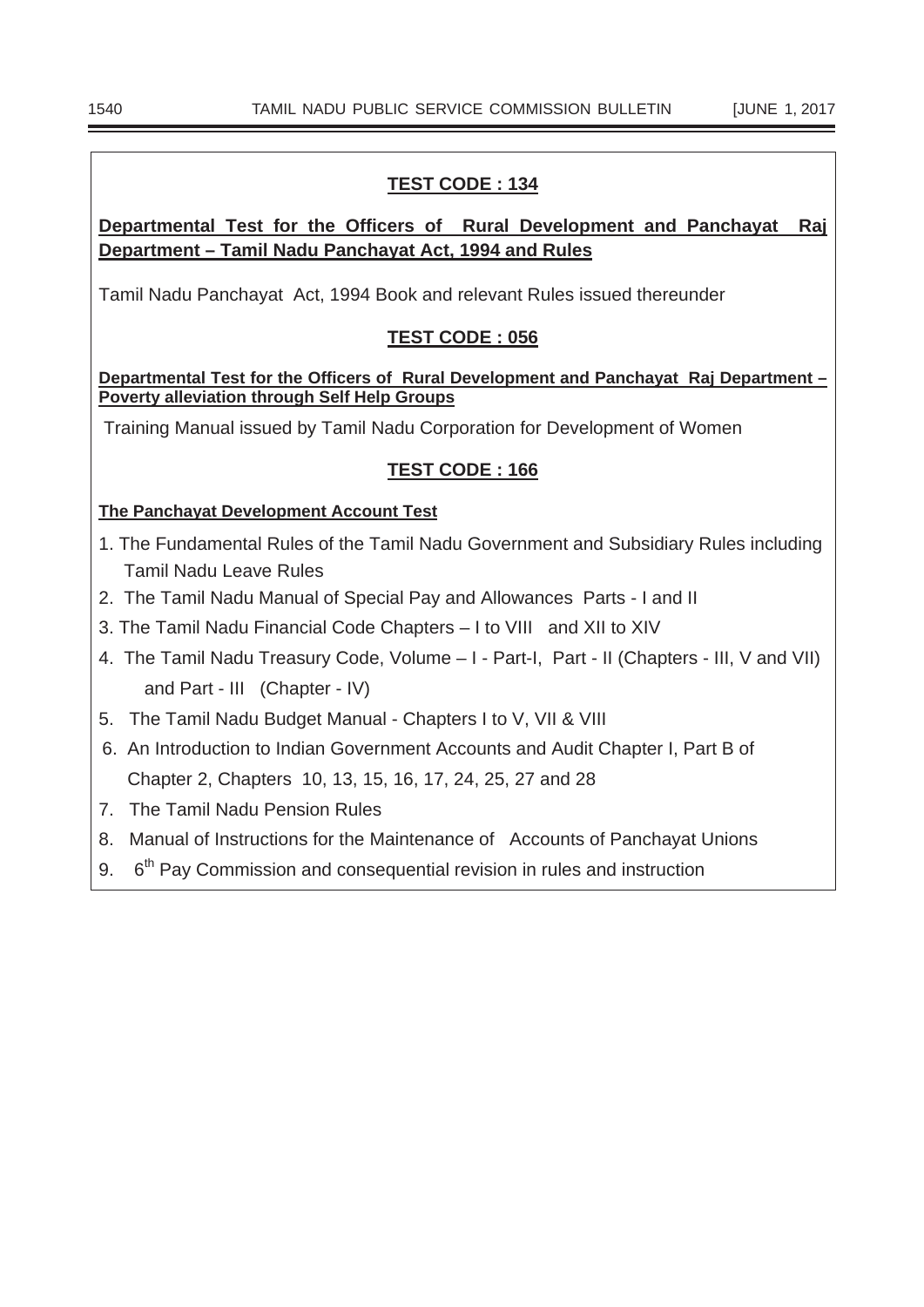## TEST CODE : 134

**Departmental Test for the Officers of Rural Development and Panchayat Raj Department – Tamil Nadu Panchayat Act, 1994 and Rules**

Tamil Nadu Panchayat Act, 1994 Book and relevant Rules issued thereunder

## TEST CODE : 056

**Departmental Test for the Officers of Rural Development and Panchayat Raj Department – Poverty alleviation through Self Help Groups**

Training Manual issued by Tamil Nadu Corporation for Development of Women

## TEST CODE : 166

**The Panchayat Development Account Test**

1. The Fundamental Rules of the Tamil Nadu Government and Subsidiary Rules including Tamil Nadu Leave Rules
2. The Tamil Nadu Manual of Special Pay and Allowances Parts - I and II
3. The Tamil Nadu Financial Code Chapters – I to VIII and XII to XIV
4. The Tamil Nadu Treasury Code, Volume – I - Part-I, Part - II (Chapters - III, V and VII) and Part - III (Chapter - IV)
5. The Tamil Nadu Budget Manual - Chapters I to V, VII & VIII
6. An Introduction to Indian Government Accounts and Audit Chapter I, Part B of Chapter 2, Chapters 10, 13, 15, 16, 17, 24, 25, 27 and 28
7. The Tamil Nadu Pension Rules
8. Manual of Instructions for the Maintenance of Accounts of Panchayat Unions
9. $6^{th}$ Pay Commission and consequential revision in rules and instruction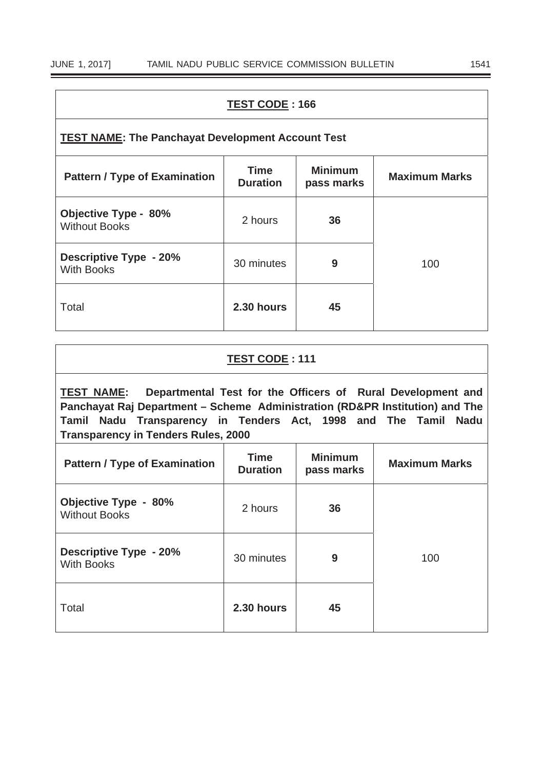**TEST CODE : 166**

**TEST NAME: The Panchayat Development Account Test**

| Pattern / Type of Examination | Time Duration | Minimum pass marks | Maximum Marks |
|---|---|---|---|
| **Objective Type - 80%** Without Books | 2 hours | **36** | 100 |
| **Descriptive Type - 20%** With Books | 30 minutes | **9** | |
| Total | **2.30 hours** | **45** | |

**TEST CODE : 111**

**TEST NAME: Departmental Test for the Officers of Rural Development and Panchayat Raj Department – Scheme Administration (RD&PR Institution) and The Tamil Nadu Transparency in Tenders Act, 1998 and The Tamil Nadu Transparency in Tenders Rules, 2000**

| Pattern / Type of Examination | Time Duration | Minimum pass marks | Maximum Marks |
|---|---|---|---|
| **Objective Type - 80%** Without Books | 2 hours | **36** | 100 |
| **Descriptive Type - 20%** With Books | 30 minutes | **9** | |
| Total | **2.30 hours** | **45** | |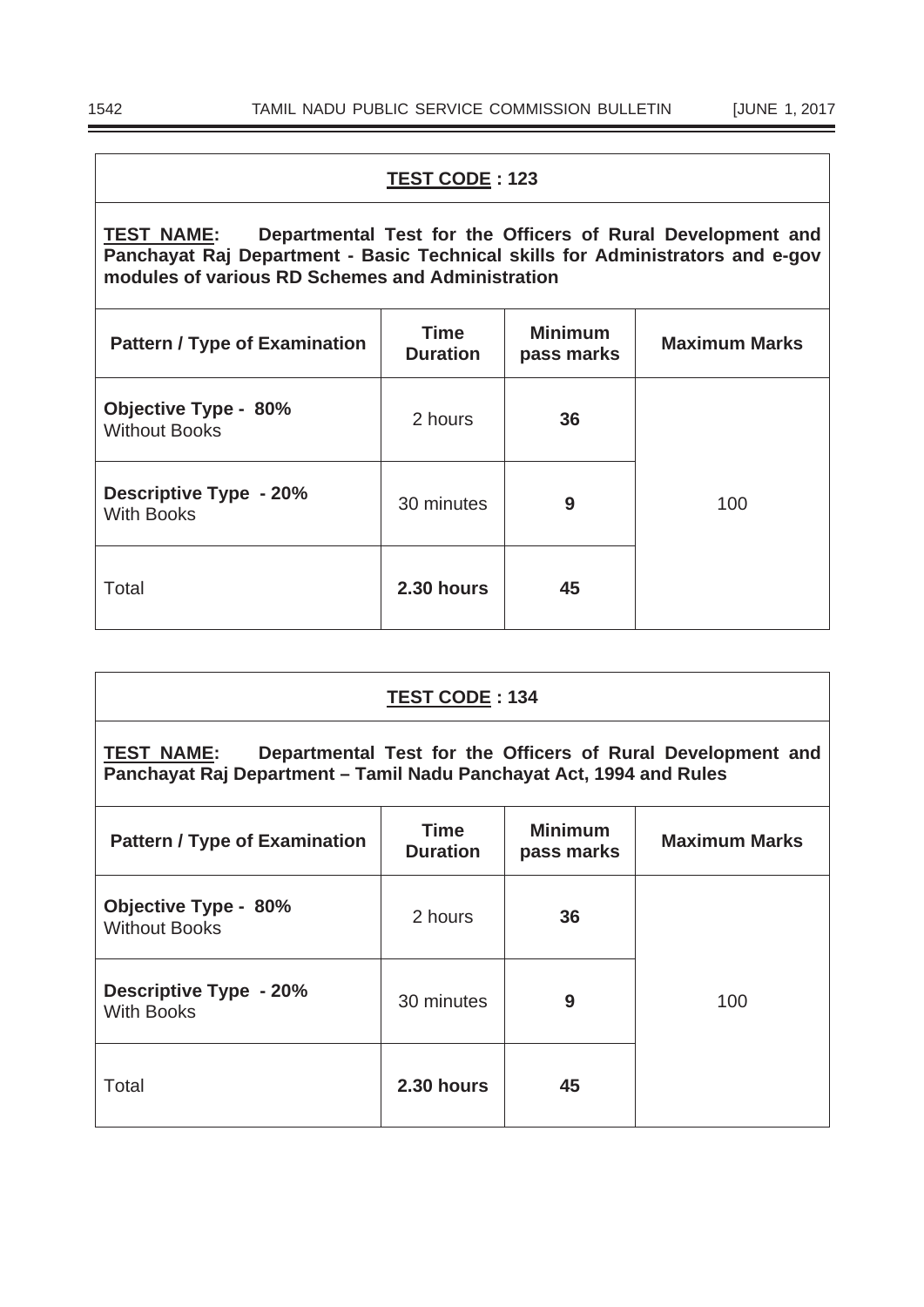**TEST CODE : 123**

**TEST NAME: Departmental Test for the Officers of Rural Development and Panchayat Raj Department - Basic Technical skills for Administrators and e-gov modules of various RD Schemes and Administration**

| Pattern / Type of Examination | Time Duration | Minimum pass marks | Maximum Marks |
|---|---|---|---|
| **Objective Type - 80%** Without Books | 2 hours | **36** | 100 |
| **Descriptive Type - 20%** With Books | 30 minutes | **9** | |
| Total | **2.30 hours** | **45** | |

**TEST CODE : 134**

**TEST NAME: Departmental Test for the Officers of Rural Development and Panchayat Raj Department – Tamil Nadu Panchayat Act, 1994 and Rules**

| Pattern / Type of Examination | Time Duration | Minimum pass marks | Maximum Marks |
|---|---|---|---|
| **Objective Type - 80%** Without Books | 2 hours | **36** | 100 |
| **Descriptive Type - 20%** With Books | 30 minutes | **9** | |
| Total | **2.30 hours** | **45** | |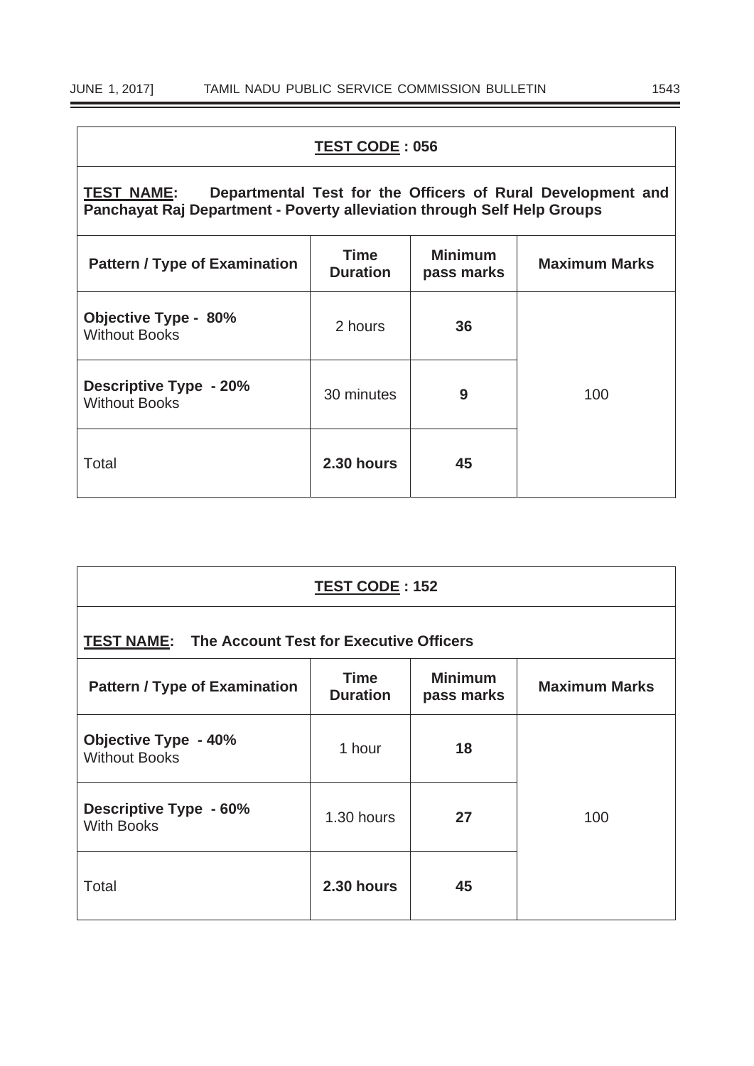| **TEST CODE : 056** | | | |
|---|---|---|---|
| **TEST NAME: Departmental Test for the Officers of Rural Development and Panchayat Raj Department - Poverty alleviation through Self Help Groups** | | | |
| **Pattern / Type of Examination** | **Time Duration** | **Minimum pass marks** | **Maximum Marks** |
| **Objective Type - 80%** Without Books | 2 hours | **36** | 100 |
| **Descriptive Type - 20%** Without Books | 30 minutes | **9** | |
| Total | **2.30 hours** | **45** | |

| **TEST CODE : 152** | | | |
|---|---|---|---|
| **TEST NAME: The Account Test for Executive Officers** | | | |
| **Pattern / Type of Examination** | **Time Duration** | **Minimum pass marks** | **Maximum Marks** |
| **Objective Type - 40%** Without Books | 1 hour | **18** | 100 |
| **Descriptive Type - 60%** With Books | 1.30 hours | **27** | |
| Total | **2.30 hours** | **45** | |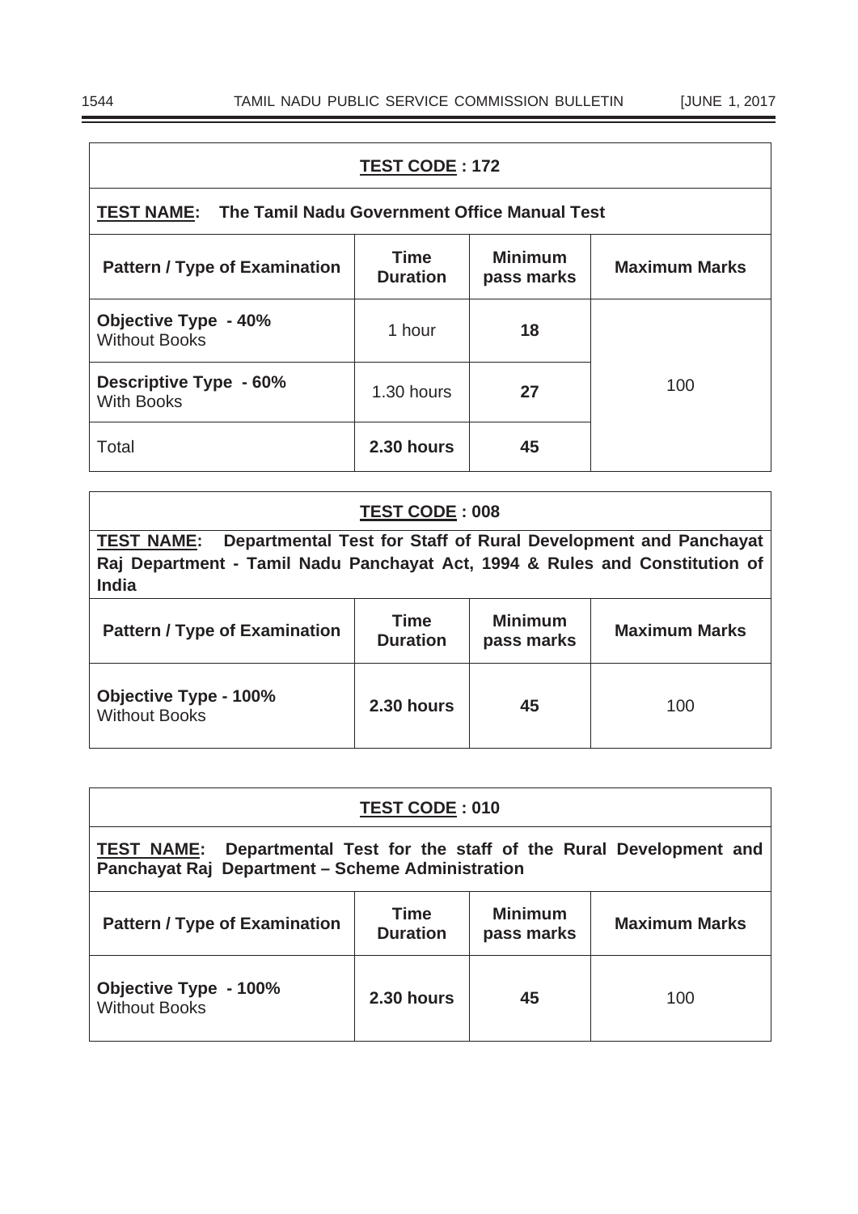| **TEST CODE : 172** | | | |
|---|---|---|---|
| **TEST NAME: The Tamil Nadu Government Office Manual Test** | | | |
| **Pattern / Type of Examination** | **Time Duration** | **Minimum pass marks** | **Maximum Marks** |
| **Objective Type - 40%** Without Books | 1 hour | **18** | 100 |
| **Descriptive Type - 60%** With Books | 1.30 hours | **27** | |
| Total | **2.30 hours** | **45** | |

| **TEST CODE : 008** | | | |
|---|---|---|---|
| **TEST NAME: Departmental Test for Staff of Rural Development and Panchayat Raj Department - Tamil Nadu Panchayat Act, 1994 & Rules and Constitution of India** | | | |
| **Pattern / Type of Examination** | **Time Duration** | **Minimum pass marks** | **Maximum Marks** |
| **Objective Type - 100%** Without Books | **2.30 hours** | **45** | 100 |

| **TEST CODE : 010** | | | |
|---|---|---|---|
| **TEST NAME: Departmental Test for the staff of the Rural Development and Panchayat Raj Department – Scheme Administration** | | | |
| **Pattern / Type of Examination** | **Time Duration** | **Minimum pass marks** | **Maximum Marks** |
| **Objective Type - 100%** Without Books | **2.30 hours** | **45** | 100 |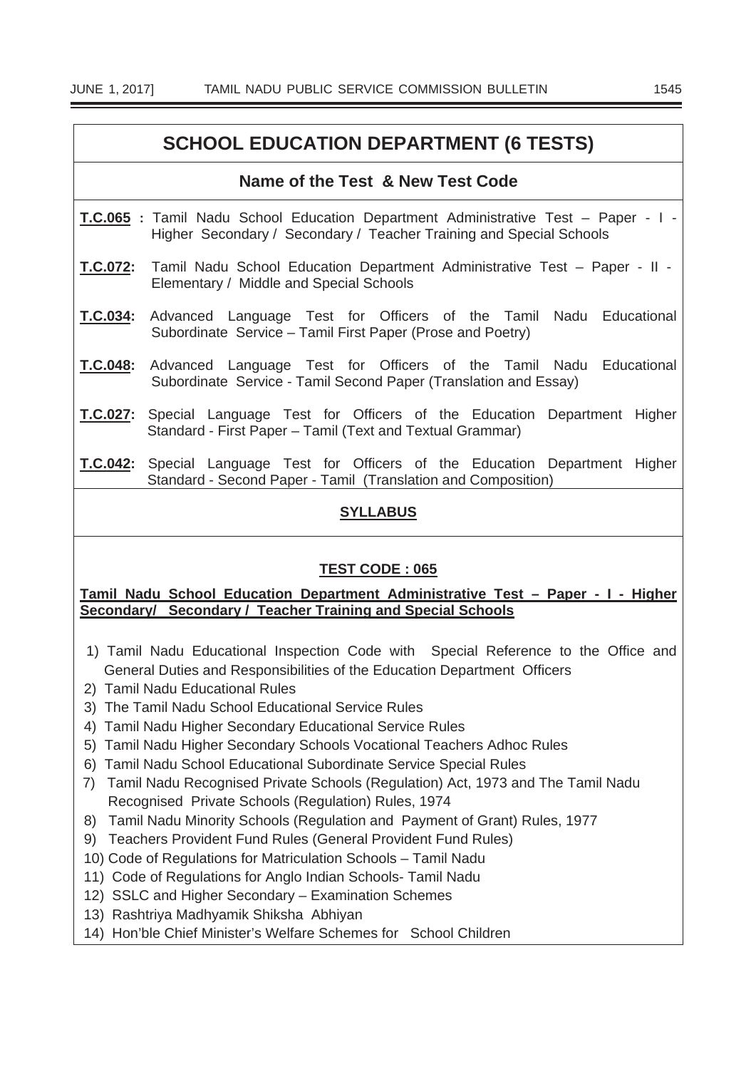## SCHOOL EDUCATION DEPARTMENT (6 TESTS)

### Name of the Test & New Test Code

**T.C.065 :** Tamil Nadu School Education Department Administrative Test – Paper - I - Higher Secondary / Secondary / Teacher Training and Special Schools

**T.C.072:** Tamil Nadu School Education Department Administrative Test – Paper - II - Elementary / Middle and Special Schools

**T.C.034:** Advanced Language Test for Officers of the Tamil Nadu Educational Subordinate Service – Tamil First Paper (Prose and Poetry)

**T.C.048:** Advanced Language Test for Officers of the Tamil Nadu Educational Subordinate Service - Tamil Second Paper (Translation and Essay)

**T.C.027:** Special Language Test for Officers of the Education Department Higher Standard - First Paper – Tamil (Text and Textual Grammar)

**T.C.042:** Special Language Test for Officers of the Education Department Higher Standard - Second Paper - Tamil (Translation and Composition)

### SYLLABUS

#### TEST CODE : 065

**Tamil Nadu School Education Department Administrative Test – Paper - I - Higher Secondary/ Secondary / Teacher Training and Special Schools**

1) Tamil Nadu Educational Inspection Code with Special Reference to the Office and General Duties and Responsibilities of the Education Department Officers
2) Tamil Nadu Educational Rules
3) The Tamil Nadu School Educational Service Rules
4) Tamil Nadu Higher Secondary Educational Service Rules
5) Tamil Nadu Higher Secondary Schools Vocational Teachers Adhoc Rules
6) Tamil Nadu School Educational Subordinate Service Special Rules
7) Tamil Nadu Recognised Private Schools (Regulation) Act, 1973 and The Tamil Nadu Recognised Private Schools (Regulation) Rules, 1974
8) Tamil Nadu Minority Schools (Regulation and Payment of Grant) Rules, 1977
9) Teachers Provident Fund Rules (General Provident Fund Rules)
10) Code of Regulations for Matriculation Schools – Tamil Nadu
11) Code of Regulations for Anglo Indian Schools- Tamil Nadu
12) SSLC and Higher Secondary – Examination Schemes
13) Rashtriya Madhyamik Shiksha Abhiyan
14) Hon'ble Chief Minister's Welfare Schemes for School Children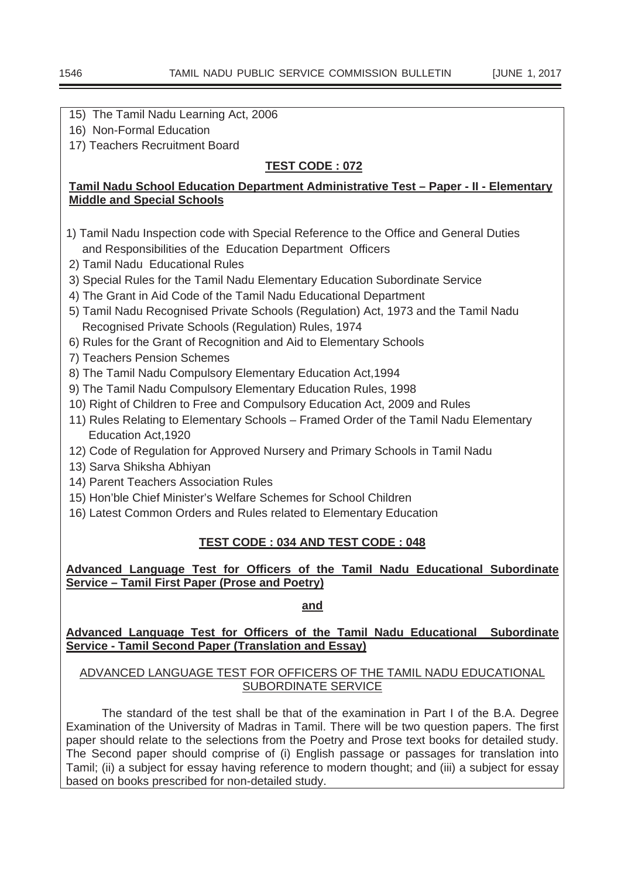15) The Tamil Nadu Learning Act, 2006

16) Non-Formal Education

17) Teachers Recruitment Board

**TEST CODE : 072**

**Tamil Nadu School Education Department Administrative Test – Paper - II - Elementary Middle and Special Schools**

1) Tamil Nadu Inspection code with Special Reference to the Office and General Duties and Responsibilities of the Education Department Officers

2) Tamil Nadu Educational Rules

3) Special Rules for the Tamil Nadu Elementary Education Subordinate Service

4) The Grant in Aid Code of the Tamil Nadu Educational Department

5) Tamil Nadu Recognised Private Schools (Regulation) Act, 1973 and the Tamil Nadu Recognised Private Schools (Regulation) Rules, 1974

6) Rules for the Grant of Recognition and Aid to Elementary Schools

7) Teachers Pension Schemes

8) The Tamil Nadu Compulsory Elementary Education Act,1994

9) The Tamil Nadu Compulsory Elementary Education Rules, 1998

10) Right of Children to Free and Compulsory Education Act, 2009 and Rules

11) Rules Relating to Elementary Schools – Framed Order of the Tamil Nadu Elementary Education Act,1920

12) Code of Regulation for Approved Nursery and Primary Schools in Tamil Nadu

13) Sarva Shiksha Abhiyan

14) Parent Teachers Association Rules

15) Hon'ble Chief Minister's Welfare Schemes for School Children

16) Latest Common Orders and Rules related to Elementary Education

**TEST CODE : 034 AND TEST CODE : 048**

**Advanced Language Test for Officers of the Tamil Nadu Educational Subordinate Service – Tamil First Paper (Prose and Poetry)**

**and**

**Advanced Language Test for Officers of the Tamil Nadu Educational Subordinate Service - Tamil Second Paper (Translation and Essay)**

ADVANCED LANGUAGE TEST FOR OFFICERS OF THE TAMIL NADU EDUCATIONAL SUBORDINATE SERVICE

The standard of the test shall be that of the examination in Part I of the B.A. Degree Examination of the University of Madras in Tamil. There will be two question papers. The first paper should relate to the selections from the Poetry and Prose text books for detailed study. The Second paper should comprise of (i) English passage or passages for translation into Tamil; (ii) a subject for essay having reference to modern thought; and (iii) a subject for essay based on books prescribed for non-detailed study.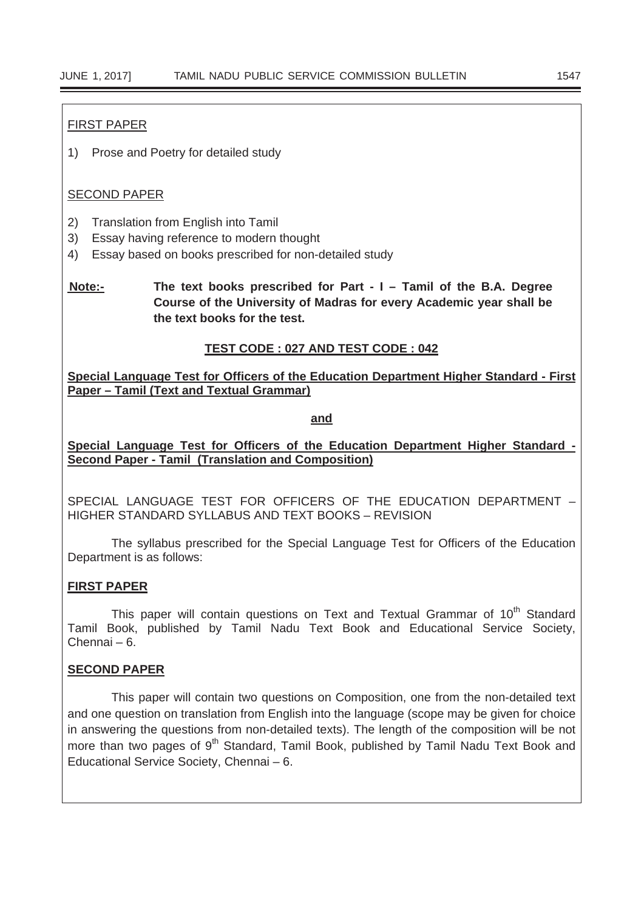FIRST PAPER

1) Prose and Poetry for detailed study

SECOND PAPER

2) Translation from English into Tamil
3) Essay having reference to modern thought
4) Essay based on books prescribed for non-detailed study

**Note:-** **The text books prescribed for Part - I – Tamil of the B.A. Degree Course of the University of Madras for every Academic year shall be the text books for the test.**

**TEST CODE : 027 AND TEST CODE : 042**

**Special Language Test for Officers of the Education Department Higher Standard - First Paper – Tamil (Text and Textual Grammar)**

**and**

**Special Language Test for Officers of the Education Department Higher Standard - Second Paper - Tamil (Translation and Composition)**

SPECIAL LANGUAGE TEST FOR OFFICERS OF THE EDUCATION DEPARTMENT – HIGHER STANDARD SYLLABUS AND TEXT BOOKS – REVISION

The syllabus prescribed for the Special Language Test for Officers of the Education Department is as follows:

**FIRST PAPER**

This paper will contain questions on Text and Textual Grammar of 10th Standard Tamil Book, published by Tamil Nadu Text Book and Educational Service Society, Chennai – 6.

**SECOND PAPER**

This paper will contain two questions on Composition, one from the non-detailed text and one question on translation from English into the language (scope may be given for choice in answering the questions from non-detailed texts). The length of the composition will be not more than two pages of 9th Standard, Tamil Book, published by Tamil Nadu Text Book and Educational Service Society, Chennai – 6.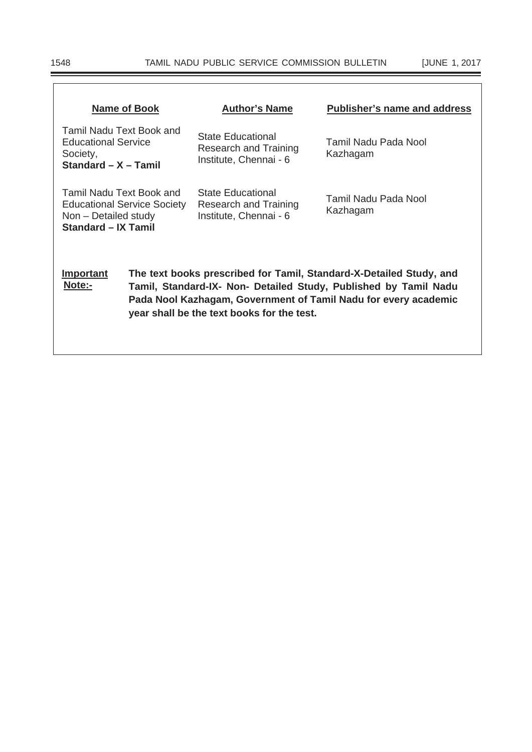| Name of Book | Author's Name | Publisher's name and address |
|---|---|---|
| Tamil Nadu Text Book and Educational Service Society, **Standard – X – Tamil** | State Educational Research and Training Institute, Chennai - 6 | Tamil Nadu Pada Nool Kazhagam |
| Tamil Nadu Text Book and Educational Service Society Non – Detailed study **Standard – IX Tamil** | State Educational Research and Training Institute, Chennai - 6 | Tamil Nadu Pada Nool Kazhagam |

**Important Note:-** **The text books prescribed for Tamil, Standard-X-Detailed Study, and Tamil, Standard-IX- Non- Detailed Study, Published by Tamil Nadu Pada Nool Kazhagam, Government of Tamil Nadu for every academic year shall be the text books for the test.**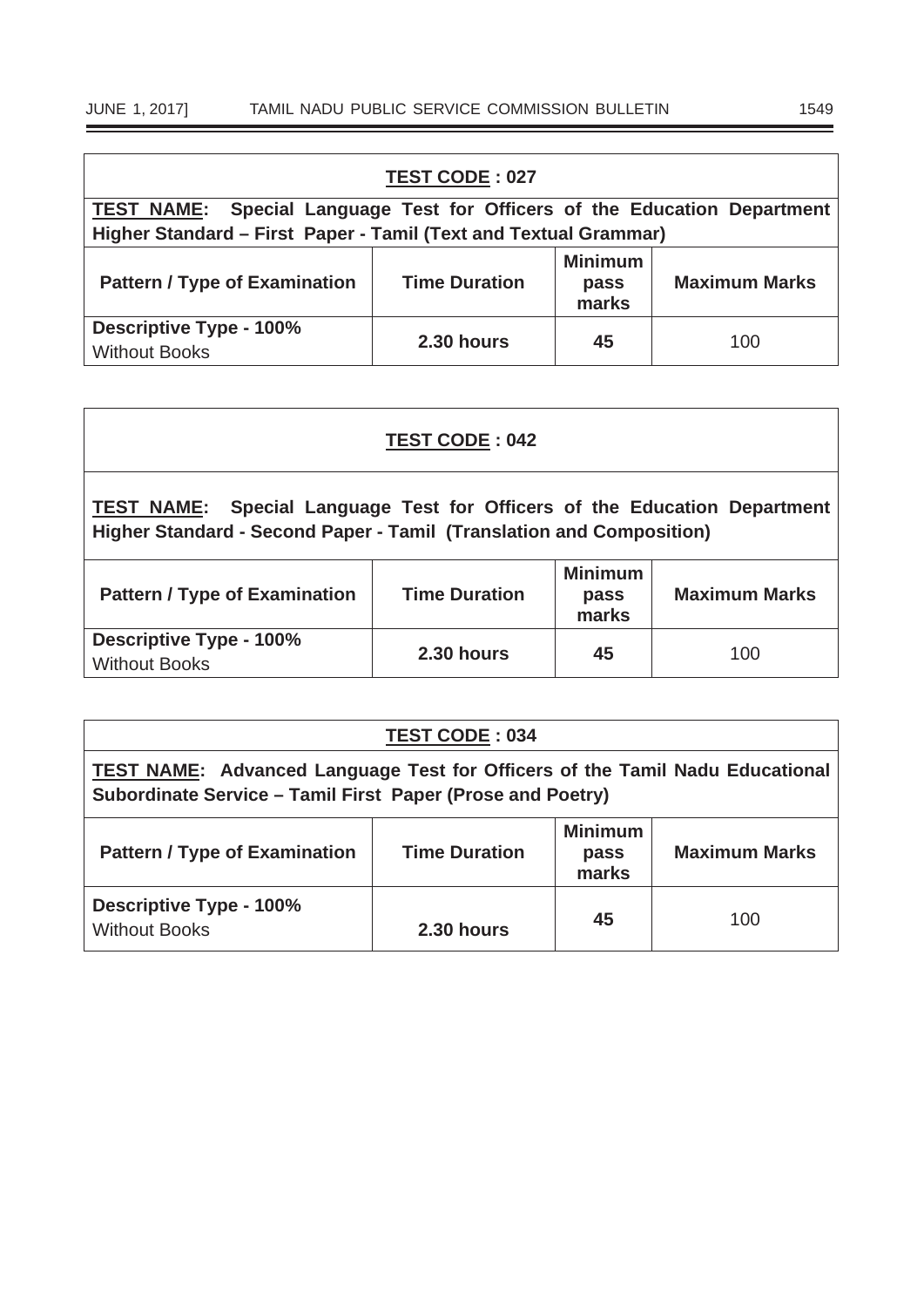| **TEST CODE : 027** | | | |
|---|---|---|---|
| **TEST NAME: Special Language Test for Officers of the Education Department Higher Standard – First Paper - Tamil (Text and Textual Grammar)** | | | |
| **Pattern / Type of Examination** | **Time Duration** | **Minimum pass marks** | **Maximum Marks** |
| **Descriptive Type - 100%** Without Books | **2.30 hours** | **45** | 100 |

| **TEST CODE : 042** | | | |
|---|---|---|---|
| **TEST NAME: Special Language Test for Officers of the Education Department Higher Standard - Second Paper - Tamil (Translation and Composition)** | | | |
| **Pattern / Type of Examination** | **Time Duration** | **Minimum pass marks** | **Maximum Marks** |
| **Descriptive Type - 100%** Without Books | **2.30 hours** | **45** | 100 |

| **TEST CODE : 034** | | | |
|---|---|---|---|
| **TEST NAME: Advanced Language Test for Officers of the Tamil Nadu Educational Subordinate Service – Tamil First Paper (Prose and Poetry)** | | | |
| **Pattern / Type of Examination** | **Time Duration** | **Minimum pass marks** | **Maximum Marks** |
| **Descriptive Type - 100%** Without Books | **2.30 hours** | **45** | 100 |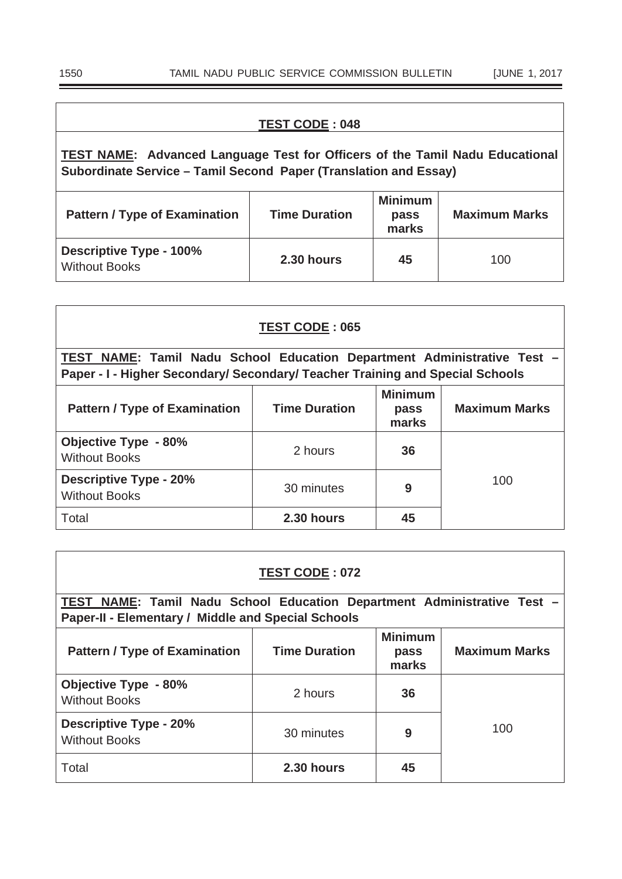**TEST CODE : 048**

**TEST NAME: Advanced Language Test for Officers of the Tamil Nadu Educational Subordinate Service – Tamil Second Paper (Translation and Essay)**

| Pattern / Type of Examination | Time Duration | Minimum pass marks | Maximum Marks |
|---|---|---|---|
| **Descriptive Type - 100%** Without Books | **2.30 hours** | **45** | 100 |

**TEST CODE : 065**

**TEST NAME: Tamil Nadu School Education Department Administrative Test – Paper - I - Higher Secondary/ Secondary/ Teacher Training and Special Schools**

| Pattern / Type of Examination | Time Duration | Minimum pass marks | Maximum Marks |
|---|---|---|---|
| **Objective Type - 80%** Without Books | 2 hours | **36** | 100 |
| **Descriptive Type - 20%** Without Books | 30 minutes | **9** | |
| Total | **2.30 hours** | **45** | |

**TEST CODE : 072**

**TEST NAME: Tamil Nadu School Education Department Administrative Test – Paper-II - Elementary / Middle and Special Schools**

| Pattern / Type of Examination | Time Duration | Minimum pass marks | Maximum Marks |
|---|---|---|---|
| **Objective Type - 80%** Without Books | 2 hours | **36** | 100 |
| **Descriptive Type - 20%** Without Books | 30 minutes | **9** | |
| Total | **2.30 hours** | **45** | |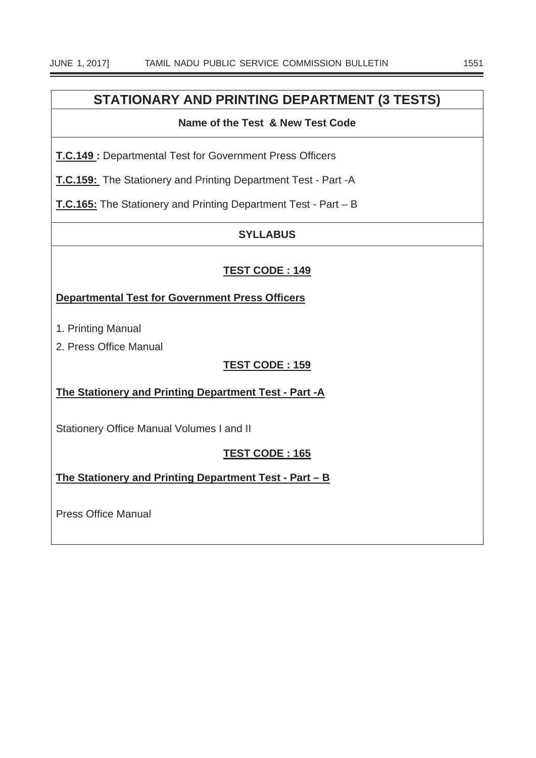## STATIONARY AND PRINTING DEPARTMENT (3 TESTS)

**Name of the Test & New Test Code**

**T.C.149 :** Departmental Test for Government Press Officers

**T.C.159:** The Stationery and Printing Department Test - Part -A

**T.C.165:** The Stationery and Printing Department Test - Part – B

**SYLLABUS**

**TEST CODE : 149**

**Departmental Test for Government Press Officers**

1. Printing Manual
2. Press Office Manual

**TEST CODE : 159**

**The Stationery and Printing Department Test - Part -A**

Stationery Office Manual Volumes I and II

**TEST CODE : 165**

**The Stationery and Printing Department Test - Part – B**

Press Office Manual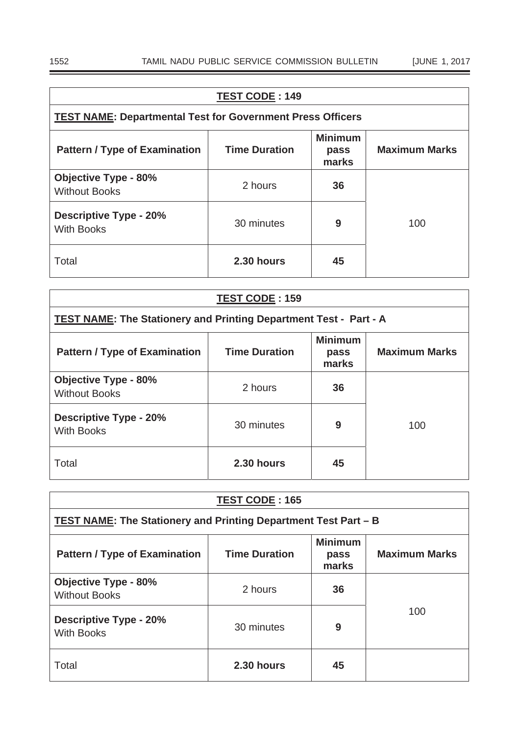| TEST CODE : 149 | | | |
|---|---|---|---|
| **TEST NAME: Departmental Test for Government Press Officers** | | | |
| **Pattern / Type of Examination** | **Time Duration** | **Minimum pass marks** | **Maximum Marks** |
| **Objective Type - 80%** Without Books | 2 hours | **36** | 100 |
| **Descriptive Type - 20%** With Books | 30 minutes | **9** | |
| Total | **2.30 hours** | **45** | |

| TEST CODE : 159 | | | |
|---|---|---|---|
| **TEST NAME: The Stationery and Printing Department Test - Part - A** | | | |
| **Pattern / Type of Examination** | **Time Duration** | **Minimum pass marks** | **Maximum Marks** |
| **Objective Type - 80%** Without Books | 2 hours | **36** | 100 |
| **Descriptive Type - 20%** With Books | 30 minutes | **9** | |
| Total | **2.30 hours** | **45** | |

| TEST CODE : 165 | | | |
|---|---|---|---|
| **TEST NAME: The Stationery and Printing Department Test Part – B** | | | |
| **Pattern / Type of Examination** | **Time Duration** | **Minimum pass marks** | **Maximum Marks** |
| **Objective Type - 80%** Without Books | 2 hours | **36** | 100 |
| **Descriptive Type - 20%** With Books | 30 minutes | **9** | |
| Total | **2.30 hours** | **45** | |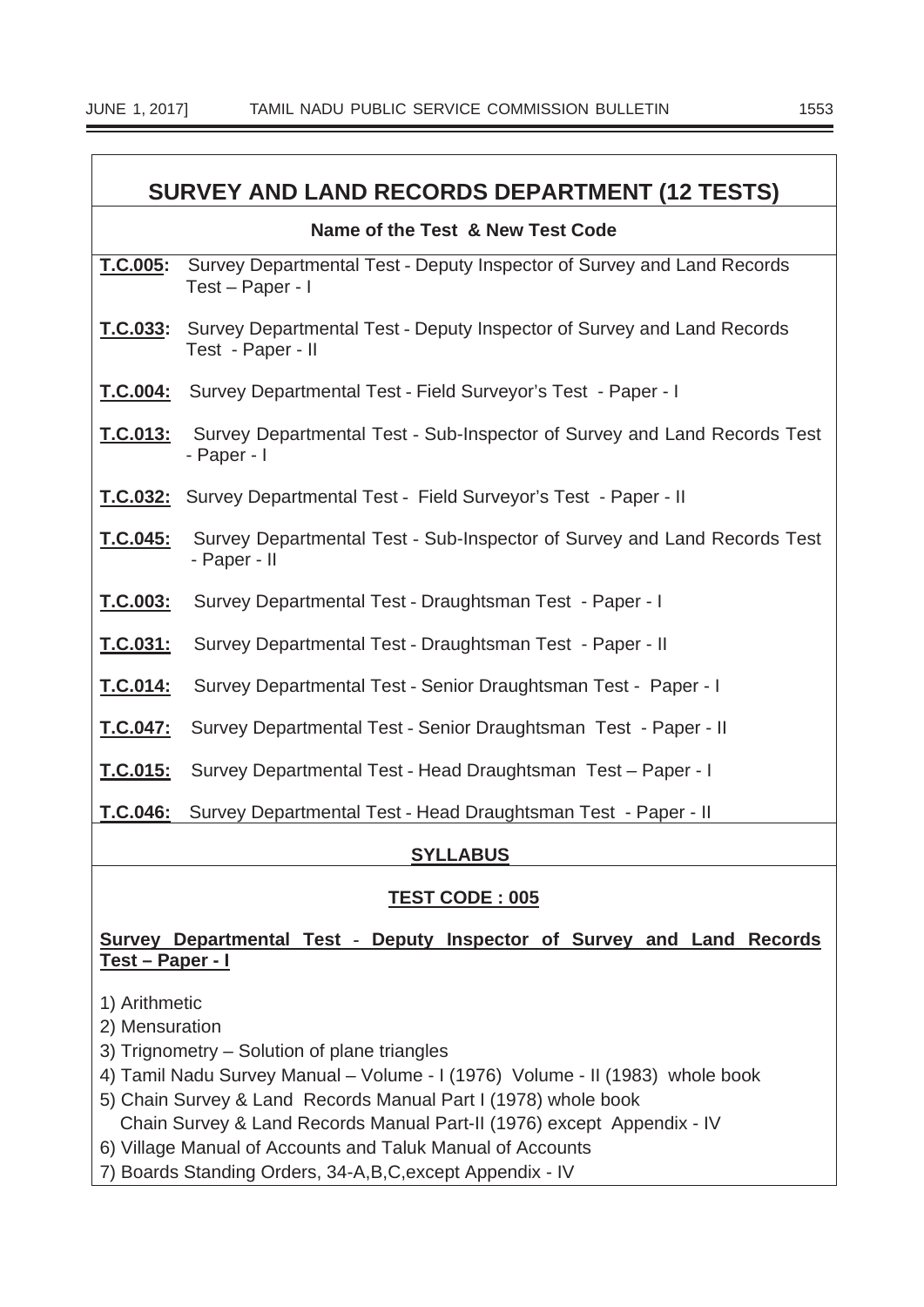## SURVEY AND LAND RECORDS DEPARTMENT (12 TESTS)

**Name of the Test & New Test Code**

**T.C.005:** Survey Departmental Test - Deputy Inspector of Survey and Land Records Test – Paper - I

**T.C.033:** Survey Departmental Test - Deputy Inspector of Survey and Land Records Test - Paper - II

**T.C.004:** Survey Departmental Test - Field Surveyor's Test - Paper - I

**T.C.013:** Survey Departmental Test - Sub-Inspector of Survey and Land Records Test - Paper - I

**T.C.032:** Survey Departmental Test - Field Surveyor's Test - Paper - II

**T.C.045:** Survey Departmental Test - Sub-Inspector of Survey and Land Records Test - Paper - II

**T.C.003:** Survey Departmental Test - Draughtsman Test - Paper - I

**T.C.031:** Survey Departmental Test - Draughtsman Test - Paper - II

**T.C.014:** Survey Departmental Test - Senior Draughtsman Test - Paper - I

**T.C.047:** Survey Departmental Test - Senior Draughtsman Test - Paper - II

**T.C.015:** Survey Departmental Test - Head Draughtsman Test – Paper - I

**T.C.046:** Survey Departmental Test - Head Draughtsman Test - Paper - II

### SYLLABUS

#### TEST CODE : 005

**Survey Departmental Test - Deputy Inspector of Survey and Land Records Test – Paper - I**

1) Arithmetic
2) Mensuration
3) Trignometry – Solution of plane triangles
4) Tamil Nadu Survey Manual – Volume - I (1976) Volume - II (1983) whole book
5) Chain Survey & Land Records Manual Part I (1978) whole book
   Chain Survey & Land Records Manual Part-II (1976) except Appendix - IV
6) Village Manual of Accounts and Taluk Manual of Accounts
7) Boards Standing Orders, 34-A,B,C,except Appendix - IV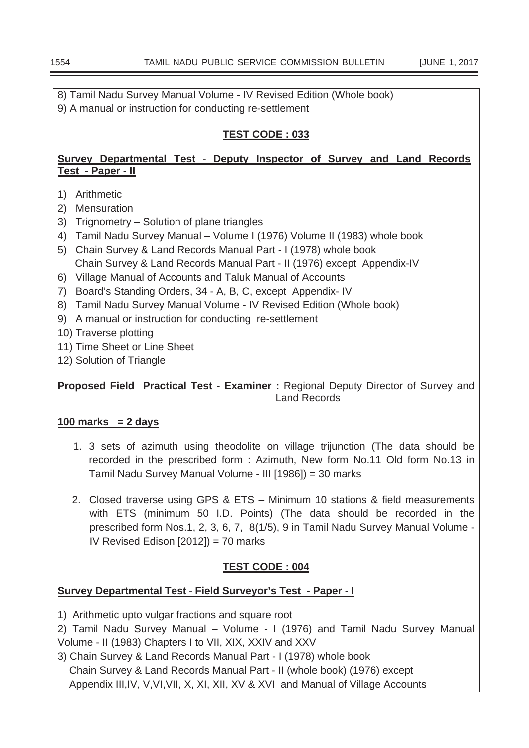8) Tamil Nadu Survey Manual Volume - IV Revised Edition (Whole book)
9) A manual or instruction for conducting re-settlement

## TEST CODE : 033

**Survey Departmental Test - Deputy Inspector of Survey and Land Records Test - Paper - II**

1) Arithmetic
2) Mensuration
3) Trignometry – Solution of plane triangles
4) Tamil Nadu Survey Manual – Volume I (1976) Volume II (1983) whole book
5) Chain Survey & Land Records Manual Part - I (1978) whole book
   Chain Survey & Land Records Manual Part - II (1976) except Appendix-IV
6) Village Manual of Accounts and Taluk Manual of Accounts
7) Board's Standing Orders, 34 - A, B, C, except Appendix- IV
8) Tamil Nadu Survey Manual Volume - IV Revised Edition (Whole book)
9) A manual or instruction for conducting re-settlement
10) Traverse plotting
11) Time Sheet or Line Sheet
12) Solution of Triangle

**Proposed Field Practical Test - Examiner :** Regional Deputy Director of Survey and Land Records

**100 marks = 2 days**

1. 3 sets of azimuth using theodolite on village trijunction (The data should be recorded in the prescribed form : Azimuth, New form No.11 Old form No.13 in Tamil Nadu Survey Manual Volume - III [1986]) = 30 marks

2. Closed traverse using GPS & ETS – Minimum 10 stations & field measurements with ETS (minimum 50 I.D. Points) (The data should be recorded in the prescribed form Nos.1, 2, 3, 6, 7, 8(1/5), 9 in Tamil Nadu Survey Manual Volume - IV Revised Edison [2012]) = 70 marks

## TEST CODE : 004

**Survey Departmental Test - Field Surveyor's Test - Paper - I**

1) Arithmetic upto vulgar fractions and square root
2) Tamil Nadu Survey Manual – Volume - I (1976) and Tamil Nadu Survey Manual Volume - II (1983) Chapters I to VII, XIX, XXIV and XXV
3) Chain Survey & Land Records Manual Part - I (1978) whole book
   Chain Survey & Land Records Manual Part - II (whole book) (1976) except Appendix III,IV, V,VI,VII, X, XI, XII, XV & XVI and Manual of Village Accounts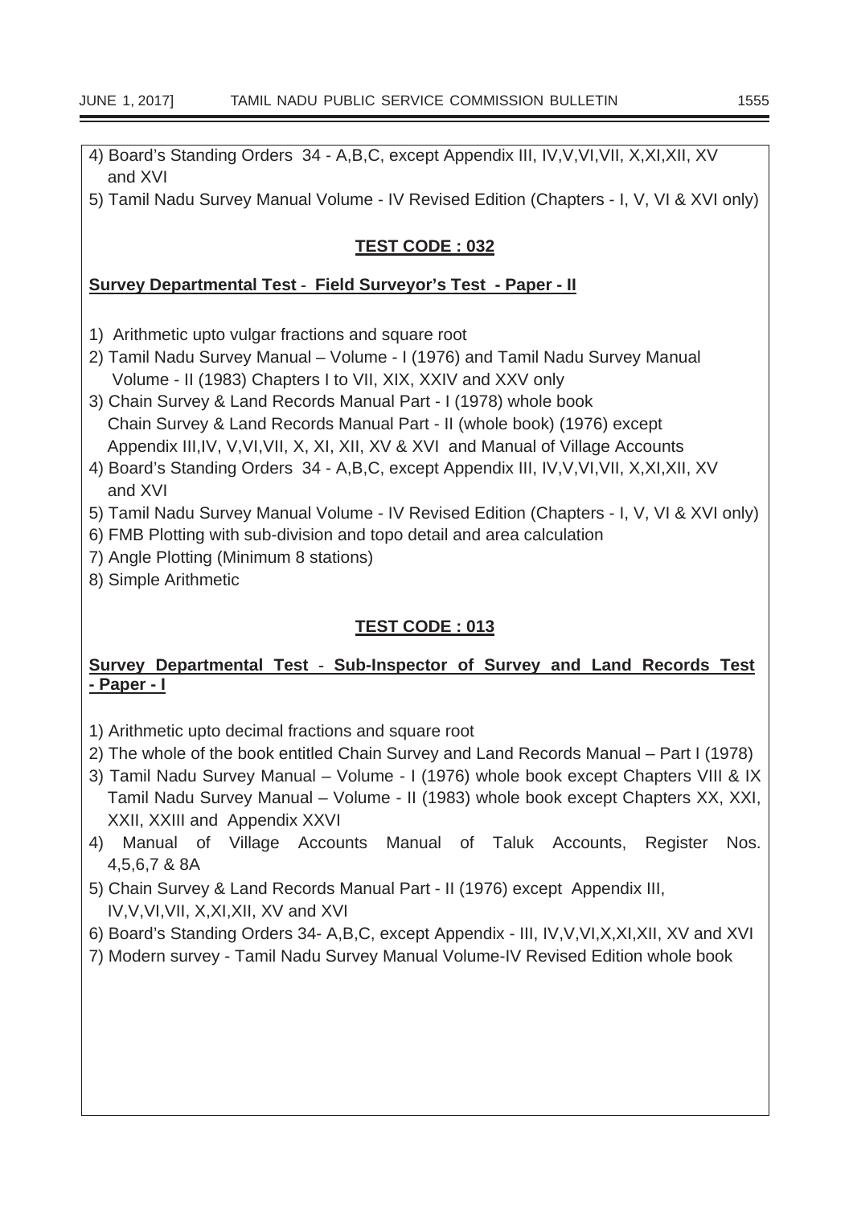4) Board's Standing Orders 34 - A,B,C, except Appendix III, IV,V,VI,VII, X,XI,XII, XV and XVI

5) Tamil Nadu Survey Manual Volume - IV Revised Edition (Chapters - I, V, VI & XVI only)

## **TEST CODE : 032**

**Survey Departmental Test - Field Surveyor's Test - Paper - II**

1) Arithmetic upto vulgar fractions and square root
2) Tamil Nadu Survey Manual – Volume - I (1976) and Tamil Nadu Survey Manual Volume - II (1983) Chapters I to VII, XIX, XXIV and XXV only
3) Chain Survey & Land Records Manual Part - I (1978) whole book
   Chain Survey & Land Records Manual Part - II (whole book) (1976) except Appendix III,IV, V,VI,VII, X, XI, XII, XV & XVI and Manual of Village Accounts
4) Board's Standing Orders 34 - A,B,C, except Appendix III, IV,V,VI,VII, X,XI,XII, XV and XVI
5) Tamil Nadu Survey Manual Volume - IV Revised Edition (Chapters - I, V, VI & XVI only)
6) FMB Plotting with sub-division and topo detail and area calculation
7) Angle Plotting (Minimum 8 stations)
8) Simple Arithmetic

## **TEST CODE : 013**

**Survey Departmental Test - Sub-Inspector of Survey and Land Records Test - Paper - I**

1) Arithmetic upto decimal fractions and square root
2) The whole of the book entitled Chain Survey and Land Records Manual – Part I (1978)
3) Tamil Nadu Survey Manual – Volume - I (1976) whole book except Chapters VIII & IX
   Tamil Nadu Survey Manual – Volume - II (1983) whole book except Chapters XX, XXI, XXII, XXIII and Appendix XXVI
4) Manual of Village Accounts Manual of Taluk Accounts, Register Nos. 4,5,6,7 & 8A
5) Chain Survey & Land Records Manual Part - II (1976) except Appendix III, IV,V,VI,VII, X,XI,XII, XV and XVI
6) Board's Standing Orders 34- A,B,C, except Appendix - III, IV,V,VI,X,XI,XII, XV and XVI
7) Modern survey - Tamil Nadu Survey Manual Volume-IV Revised Edition whole book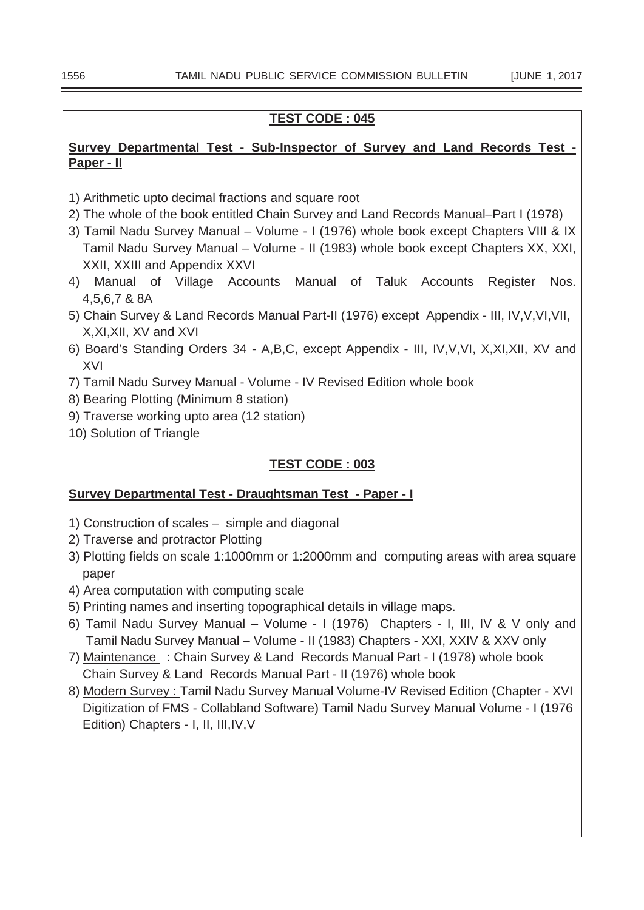## TEST CODE : 045

**Survey Departmental Test - Sub-Inspector of Survey and Land Records Test - Paper - II**

1) Arithmetic upto decimal fractions and square root
2) The whole of the book entitled Chain Survey and Land Records Manual–Part I (1978)
3) Tamil Nadu Survey Manual – Volume - I (1976) whole book except Chapters VIII & IX Tamil Nadu Survey Manual – Volume - II (1983) whole book except Chapters XX, XXI, XXII, XXIII and Appendix XXVI
4) Manual of Village Accounts Manual of Taluk Accounts Register Nos. 4,5,6,7 & 8A
5) Chain Survey & Land Records Manual Part-II (1976) except Appendix - III, IV,V,VI,VII, X,XI,XII, XV and XVI
6) Board's Standing Orders 34 - A,B,C, except Appendix - III, IV,V,VI, X,XI,XII, XV and XVI
7) Tamil Nadu Survey Manual - Volume - IV Revised Edition whole book
8) Bearing Plotting (Minimum 8 station)
9) Traverse working upto area (12 station)
10) Solution of Triangle

## TEST CODE : 003

**Survey Departmental Test - Draughtsman Test - Paper - I**

1) Construction of scales – simple and diagonal
2) Traverse and protractor Plotting
3) Plotting fields on scale 1:1000mm or 1:2000mm and computing areas with area square paper
4) Area computation with computing scale
5) Printing names and inserting topographical details in village maps.
6) Tamil Nadu Survey Manual – Volume - I (1976) Chapters - I, III, IV & V only and Tamil Nadu Survey Manual – Volume - II (1983) Chapters - XXI, XXIV & XXV only
7) Maintenance : Chain Survey & Land Records Manual Part - I (1978) whole book Chain Survey & Land Records Manual Part - II (1976) whole book
8) Modern Survey : Tamil Nadu Survey Manual Volume-IV Revised Edition (Chapter - XVI Digitization of FMS - Collabland Software) Tamil Nadu Survey Manual Volume - I (1976 Edition) Chapters - I, II, III,IV,V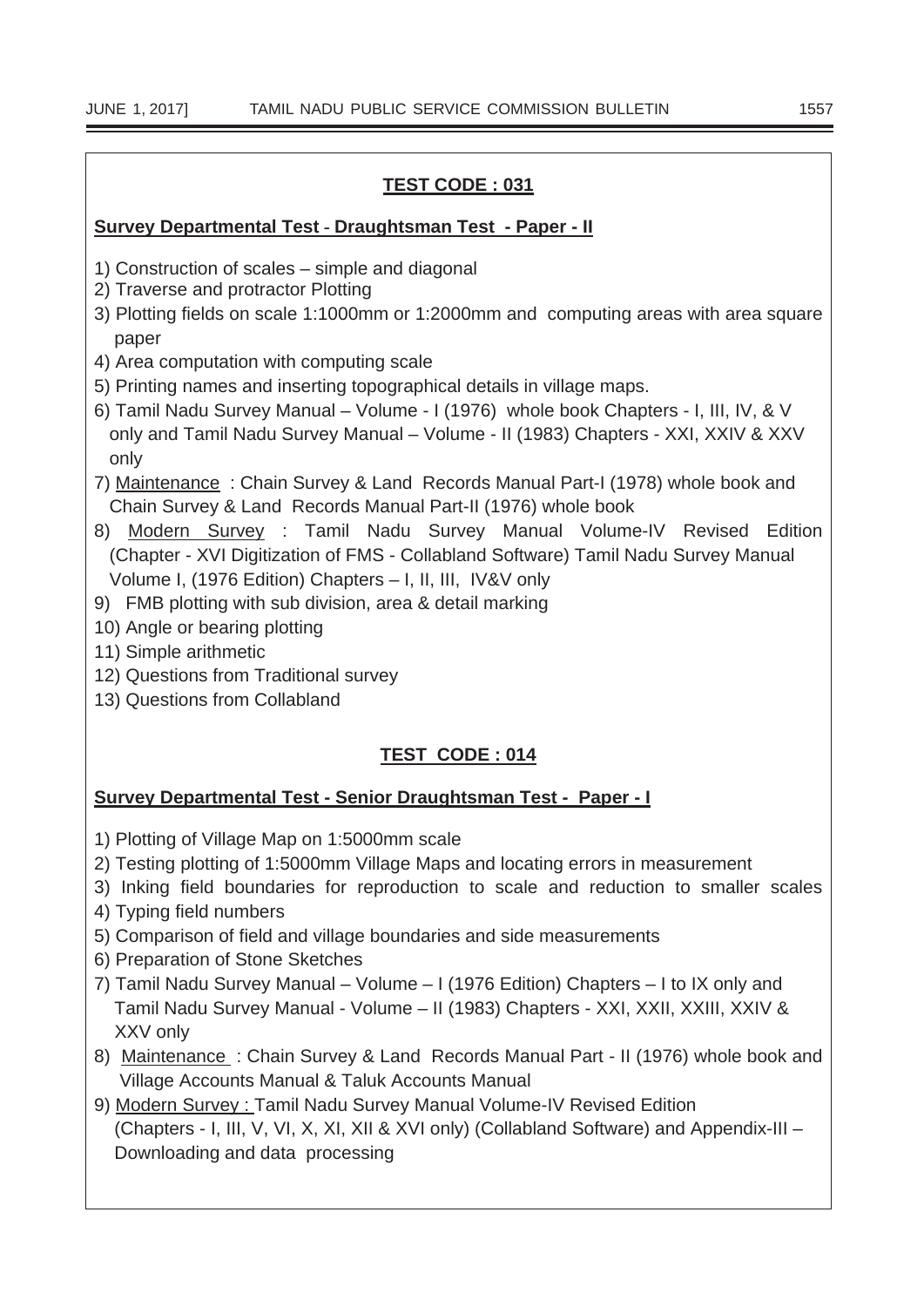## TEST CODE : 031

**Survey Departmental Test - Draughtsman Test - Paper - II**

1) Construction of scales – simple and diagonal
2) Traverse and protractor Plotting
3) Plotting fields on scale 1:1000mm or 1:2000mm and computing areas with area square paper
4) Area computation with computing scale
5) Printing names and inserting topographical details in village maps.
6) Tamil Nadu Survey Manual – Volume - I (1976) whole book Chapters - I, III, IV, & V only and Tamil Nadu Survey Manual – Volume - II (1983) Chapters - XXI, XXIV & XXV only
7) Maintenance : Chain Survey & Land Records Manual Part-I (1978) whole book and Chain Survey & Land Records Manual Part-II (1976) whole book
8) Modern Survey : Tamil Nadu Survey Manual Volume-IV Revised Edition (Chapter - XVI Digitization of FMS - Collabland Software) Tamil Nadu Survey Manual Volume I, (1976 Edition) Chapters – I, II, III, IV&V only
9) FMB plotting with sub division, area & detail marking
10) Angle or bearing plotting
11) Simple arithmetic
12) Questions from Traditional survey
13) Questions from Collabland

## TEST CODE : 014

**Survey Departmental Test - Senior Draughtsman Test - Paper - I**

1) Plotting of Village Map on 1:5000mm scale
2) Testing plotting of 1:5000mm Village Maps and locating errors in measurement
3) Inking field boundaries for reproduction to scale and reduction to smaller scales
4) Typing field numbers
5) Comparison of field and village boundaries and side measurements
6) Preparation of Stone Sketches
7) Tamil Nadu Survey Manual – Volume – I (1976 Edition) Chapters – I to IX only and Tamil Nadu Survey Manual - Volume – II (1983) Chapters - XXI, XXII, XXIII, XXIV & XXV only
8) Maintenance : Chain Survey & Land Records Manual Part - II (1976) whole book and Village Accounts Manual & Taluk Accounts Manual
9) Modern Survey : Tamil Nadu Survey Manual Volume-IV Revised Edition (Chapters - I, III, V, VI, X, XI, XII & XVI only) (Collabland Software) and Appendix-III – Downloading and data processing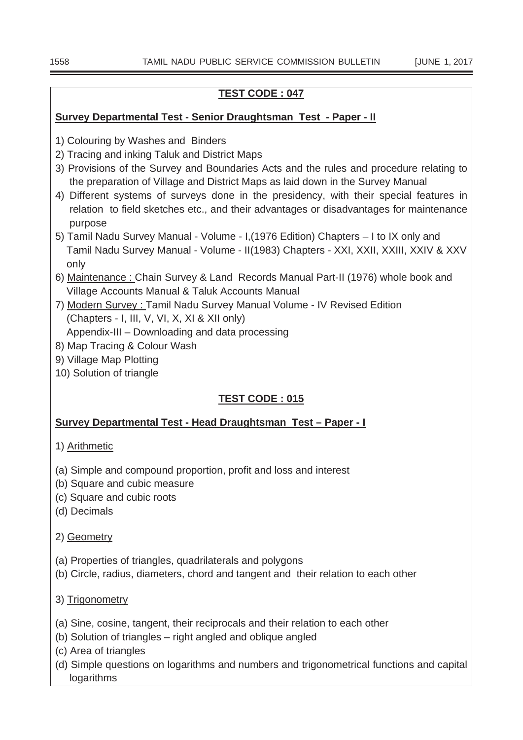## TEST CODE : 047

### Survey Departmental Test - Senior Draughtsman Test - Paper - II

1) Colouring by Washes and Binders
2) Tracing and inking Taluk and District Maps
3) Provisions of the Survey and Boundaries Acts and the rules and procedure relating to the preparation of Village and District Maps as laid down in the Survey Manual
4) Different systems of surveys done in the presidency, with their special features in relation to field sketches etc., and their advantages or disadvantages for maintenance purpose
5) Tamil Nadu Survey Manual - Volume - I,(1976 Edition) Chapters – I to IX only and Tamil Nadu Survey Manual - Volume - II(1983) Chapters - XXI, XXII, XXIII, XXIV & XXV only
6) <u>Maintenance :</u> Chain Survey & Land Records Manual Part-II (1976) whole book and Village Accounts Manual & Taluk Accounts Manual
7) <u>Modern Survey :</u> Tamil Nadu Survey Manual Volume - IV Revised Edition (Chapters - I, III, V, VI, X, XI & XII only)
   Appendix-III – Downloading and data processing
8) Map Tracing & Colour Wash
9) Village Map Plotting
10) Solution of triangle

## TEST CODE : 015

### Survey Departmental Test - Head Draughtsman Test – Paper - I

1) <u>Arithmetic</u>

(a) Simple and compound proportion, profit and loss and interest
(b) Square and cubic measure
(c) Square and cubic roots
(d) Decimals

2) <u>Geometry</u>

(a) Properties of triangles, quadrilaterals and polygons
(b) Circle, radius, diameters, chord and tangent and their relation to each other

3) <u>Trigonometry</u>

(a) Sine, cosine, tangent, their reciprocals and their relation to each other
(b) Solution of triangles – right angled and oblique angled
(c) Area of triangles
(d) Simple questions on logarithms and numbers and trigonometrical functions and capital logarithms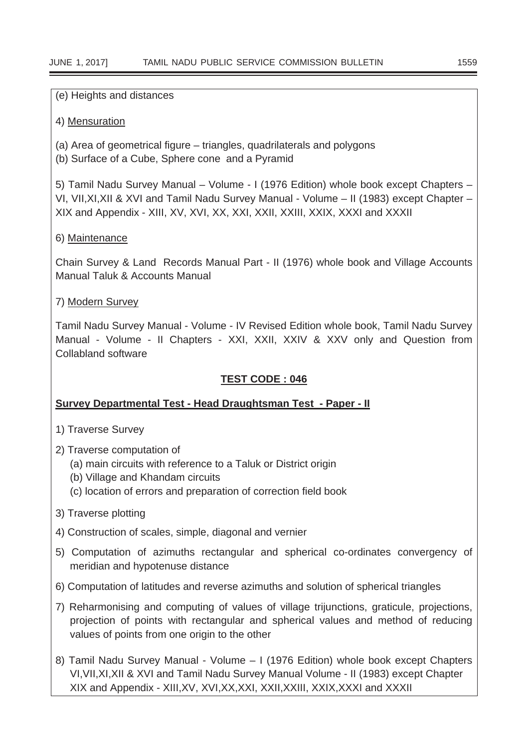(e) Heights and distances

4) Mensuration

(a) Area of geometrical figure – triangles, quadrilaterals and polygons
(b) Surface of a Cube, Sphere cone and a Pyramid

5) Tamil Nadu Survey Manual – Volume - I (1976 Edition) whole book except Chapters – VI, VII,XI,XII & XVI and Tamil Nadu Survey Manual - Volume – II (1983) except Chapter – XIX and Appendix - XIII, XV, XVI, XX, XXI, XXII, XXIII, XXIX, XXXI and XXXII

6) Maintenance

Chain Survey & Land Records Manual Part - II (1976) whole book and Village Accounts Manual Taluk & Accounts Manual

7) Modern Survey

Tamil Nadu Survey Manual - Volume - IV Revised Edition whole book, Tamil Nadu Survey Manual - Volume - II Chapters - XXI, XXII, XXIV & XXV only and Question from Collabland software

## TEST CODE : 046

**Survey Departmental Test - Head Draughtsman Test - Paper - II**

1) Traverse Survey

2) Traverse computation of
   (a) main circuits with reference to a Taluk or District origin
   (b) Village and Khandam circuits
   (c) location of errors and preparation of correction field book

3) Traverse plotting

4) Construction of scales, simple, diagonal and vernier

5) Computation of azimuths rectangular and spherical co-ordinates convergency of meridian and hypotenuse distance

6) Computation of latitudes and reverse azimuths and solution of spherical triangles

7) Reharmonising and computing of values of village trijunctions, graticule, projections, projection of points with rectangular and spherical values and method of reducing values of points from one origin to the other

8) Tamil Nadu Survey Manual - Volume – I (1976 Edition) whole book except Chapters VI,VII,XI,XII & XVI and Tamil Nadu Survey Manual Volume - II (1983) except Chapter XIX and Appendix - XIII,XV, XVI,XX,XXI, XXII,XXIII, XXIX,XXXI and XXXII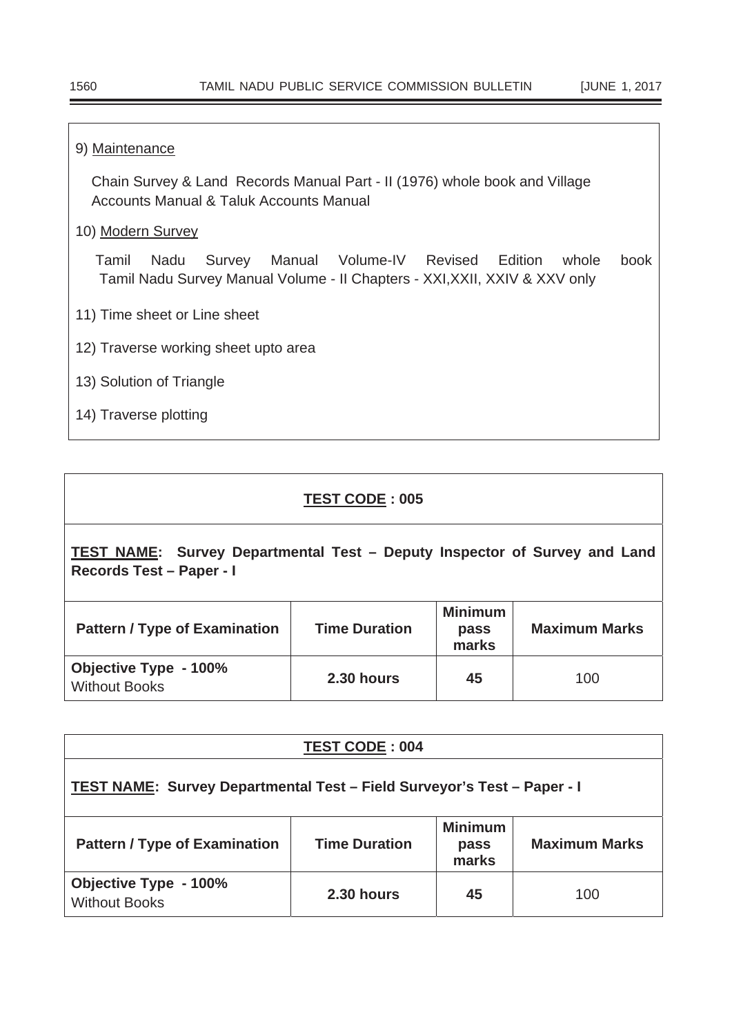9) Maintenance

Chain Survey & Land Records Manual Part - II (1976) whole book and Village Accounts Manual & Taluk Accounts Manual

10) Modern Survey

Tamil Nadu Survey Manual Volume-IV Revised Edition whole book
Tamil Nadu Survey Manual Volume - II Chapters - XXI,XXII, XXIV & XXV only

11) Time sheet or Line sheet

12) Traverse working sheet upto area

13) Solution of Triangle

14) Traverse plotting

**TEST CODE : 005**

**TEST NAME: Survey Departmental Test – Deputy Inspector of Survey and Land Records Test – Paper - I**

| Pattern / Type of Examination | Time Duration | Minimum pass marks | Maximum Marks |
|---|---|---|---|
| **Objective Type - 100%** Without Books | **2.30 hours** | **45** | 100 |

**TEST CODE : 004**

**TEST NAME: Survey Departmental Test – Field Surveyor's Test – Paper - I**

| Pattern / Type of Examination | Time Duration | Minimum pass marks | Maximum Marks |
|---|---|---|---|
| **Objective Type - 100%** Without Books | **2.30 hours** | **45** | 100 |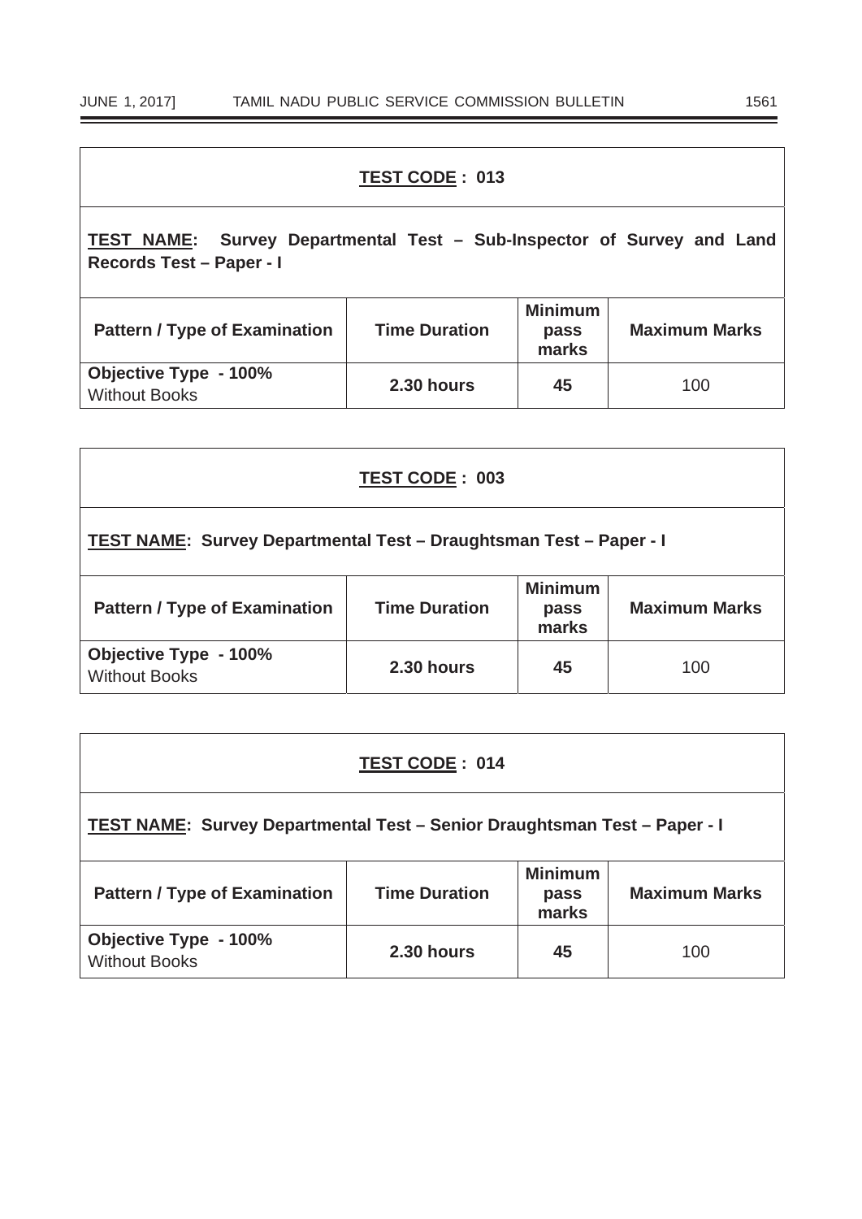**TEST CODE : 013**

**TEST NAME: Survey Departmental Test – Sub-Inspector of Survey and Land Records Test – Paper - I**

| Pattern / Type of Examination | Time Duration | Minimum pass marks | Maximum Marks |
|---|---|---|---|
| **Objective Type - 100%** Without Books | **2.30 hours** | **45** | 100 |

**TEST CODE : 003**

**TEST NAME: Survey Departmental Test – Draughtsman Test – Paper - I**

| Pattern / Type of Examination | Time Duration | Minimum pass marks | Maximum Marks |
|---|---|---|---|
| **Objective Type - 100%** Without Books | **2.30 hours** | **45** | 100 |

**TEST CODE : 014**

**TEST NAME: Survey Departmental Test – Senior Draughtsman Test – Paper - I**

| Pattern / Type of Examination | Time Duration | Minimum pass marks | Maximum Marks |
|---|---|---|---|
| **Objective Type - 100%** Without Books | **2.30 hours** | **45** | 100 |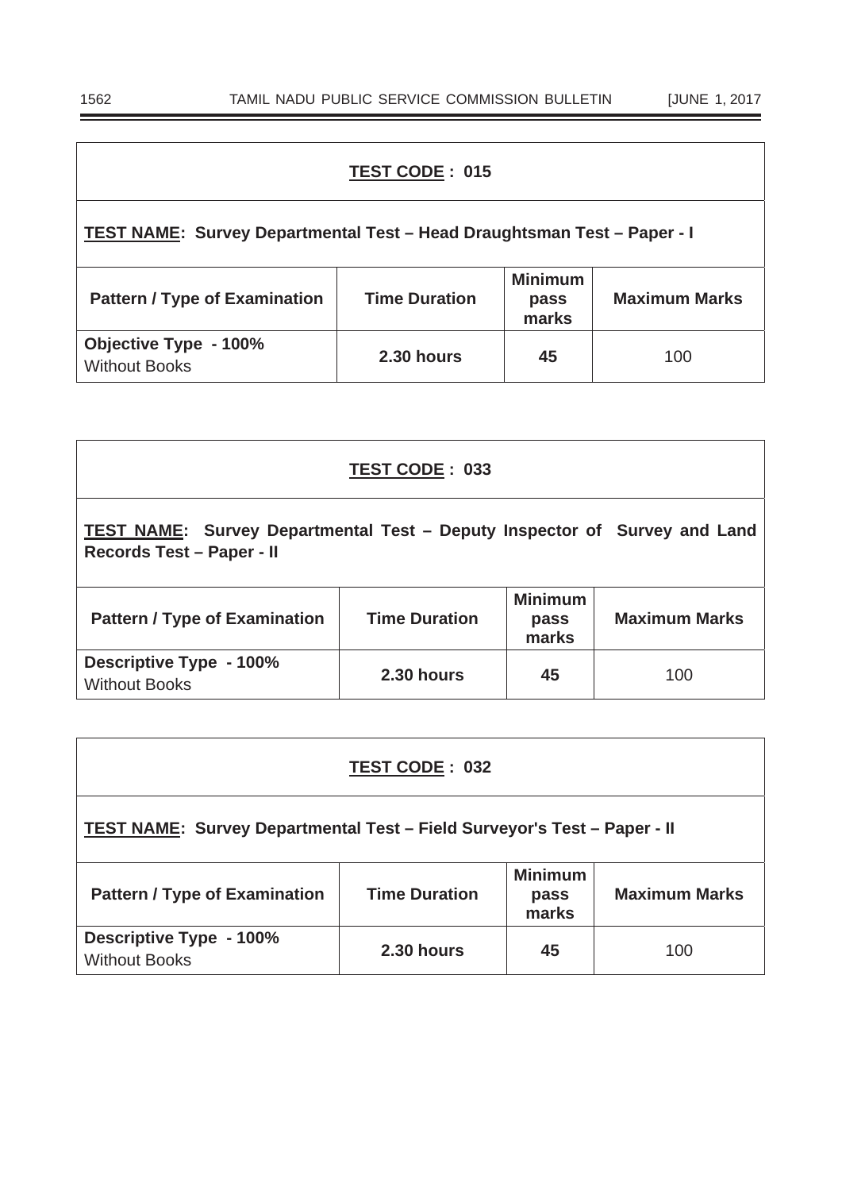**TEST CODE : 015**

**TEST NAME: Survey Departmental Test – Head Draughtsman Test – Paper - I**

| Pattern / Type of Examination | Time Duration | Minimum pass marks | Maximum Marks |
|---|---|---|---|
| **Objective Type - 100%** Without Books | **2.30 hours** | **45** | 100 |

**TEST CODE : 033**

**TEST NAME: Survey Departmental Test – Deputy Inspector of Survey and Land Records Test – Paper - II**

| Pattern / Type of Examination | Time Duration | Minimum pass marks | Maximum Marks |
|---|---|---|---|
| **Descriptive Type - 100%** Without Books | **2.30 hours** | **45** | 100 |

**TEST CODE : 032**

**TEST NAME: Survey Departmental Test – Field Surveyor's Test – Paper - II**

| Pattern / Type of Examination | Time Duration | Minimum pass marks | Maximum Marks |
|---|---|---|---|
| **Descriptive Type - 100%** Without Books | **2.30 hours** | **45** | 100 |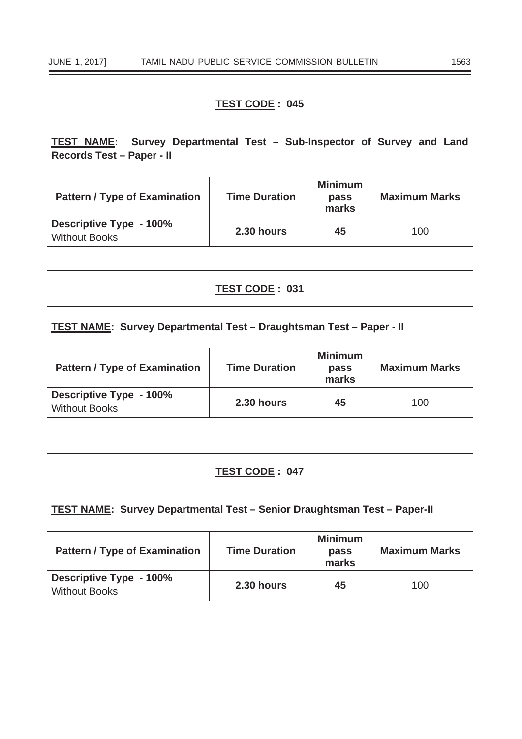**TEST CODE : 045**

**TEST NAME: Survey Departmental Test – Sub-Inspector of Survey and Land Records Test – Paper - II**

| Pattern / Type of Examination | Time Duration | Minimum pass marks | Maximum Marks |
|---|---|---|---|
| **Descriptive Type - 100%** Without Books | **2.30 hours** | **45** | 100 |

**TEST CODE : 031**

**TEST NAME: Survey Departmental Test – Draughtsman Test – Paper - II**

| Pattern / Type of Examination | Time Duration | Minimum pass marks | Maximum Marks |
|---|---|---|---|
| **Descriptive Type - 100%** Without Books | **2.30 hours** | **45** | 100 |

**TEST CODE : 047**

**TEST NAME: Survey Departmental Test – Senior Draughtsman Test – Paper-II**

| Pattern / Type of Examination | Time Duration | Minimum pass marks | Maximum Marks |
|---|---|---|---|
| **Descriptive Type - 100%** Without Books | **2.30 hours** | **45** | 100 |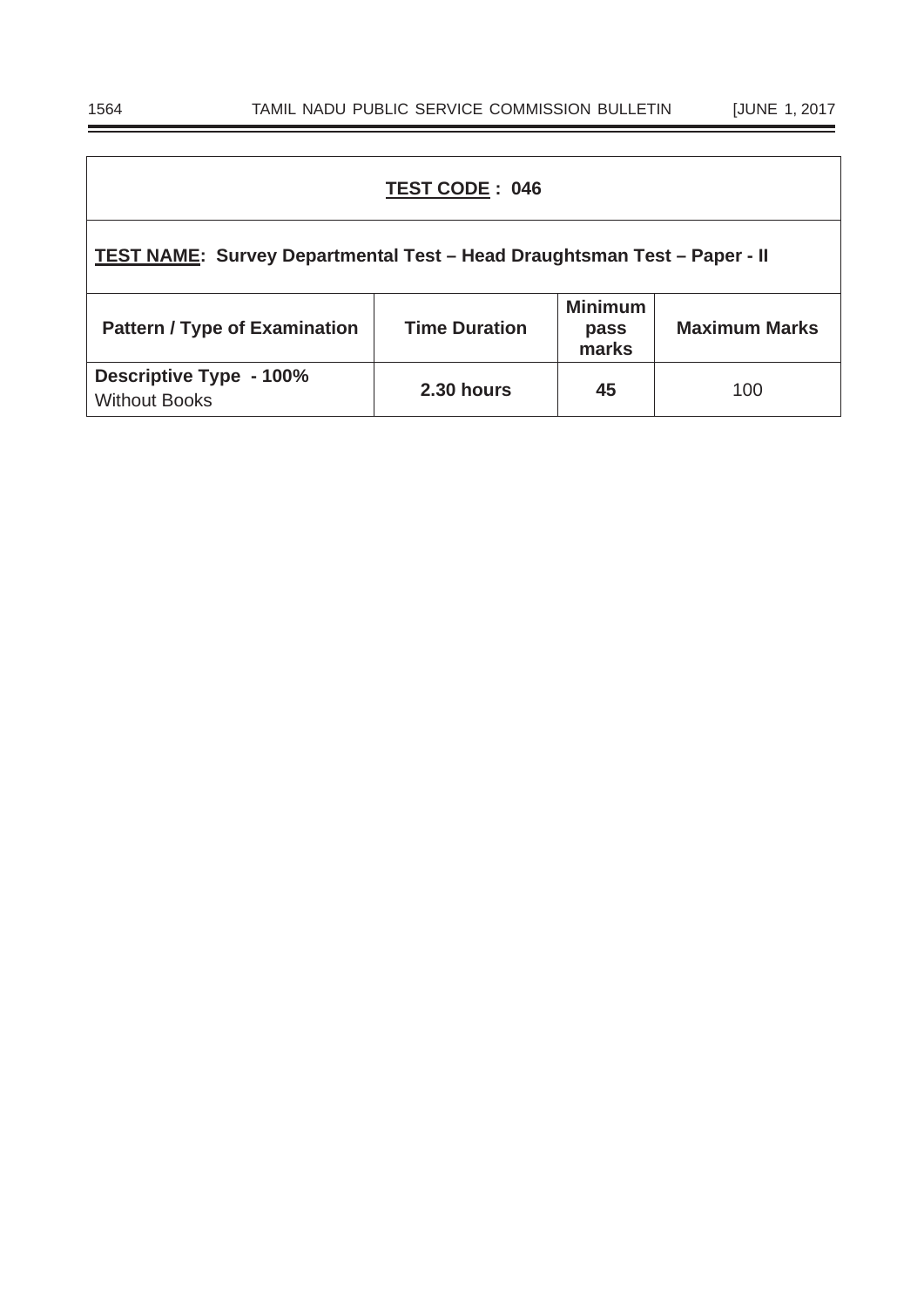**TEST CODE : 046**

**TEST NAME: Survey Departmental Test – Head Draughtsman Test – Paper - II**

| Pattern / Type of Examination | Time Duration | Minimum pass marks | Maximum Marks |
|---|---|---|---|
| **Descriptive Type - 100%** Without Books | **2.30 hours** | **45** | 100 |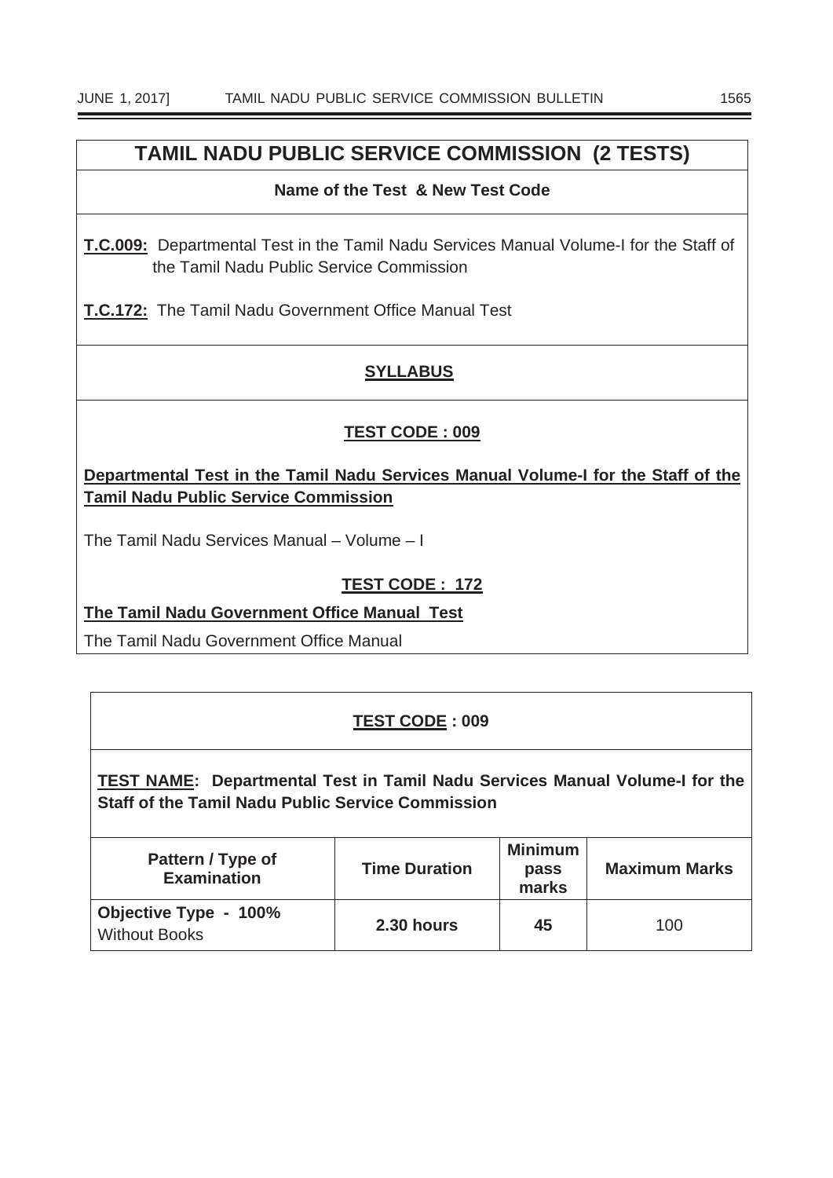# TAMIL NADU PUBLIC SERVICE COMMISSION (2 TESTS)

**Name of the Test & New Test Code**

**T.C.009:** Departmental Test in the Tamil Nadu Services Manual Volume-I for the Staff of the Tamil Nadu Public Service Commission

**T.C.172:** The Tamil Nadu Government Office Manual Test

## SYLLABUS

### TEST CODE : 009

**Departmental Test in the Tamil Nadu Services Manual Volume-I for the Staff of the Tamil Nadu Public Service Commission**

The Tamil Nadu Services Manual – Volume – I

### TEST CODE : 172

**The Tamil Nadu Government Office Manual Test**

The Tamil Nadu Government Office Manual

### TEST CODE : 009

**TEST NAME: Departmental Test in Tamil Nadu Services Manual Volume-I for the Staff of the Tamil Nadu Public Service Commission**

| Pattern / Type of Examination | Time Duration | Minimum pass marks | Maximum Marks |
|---|---|---|---|
| **Objective Type - 100%** Without Books | **2.30 hours** | **45** | 100 |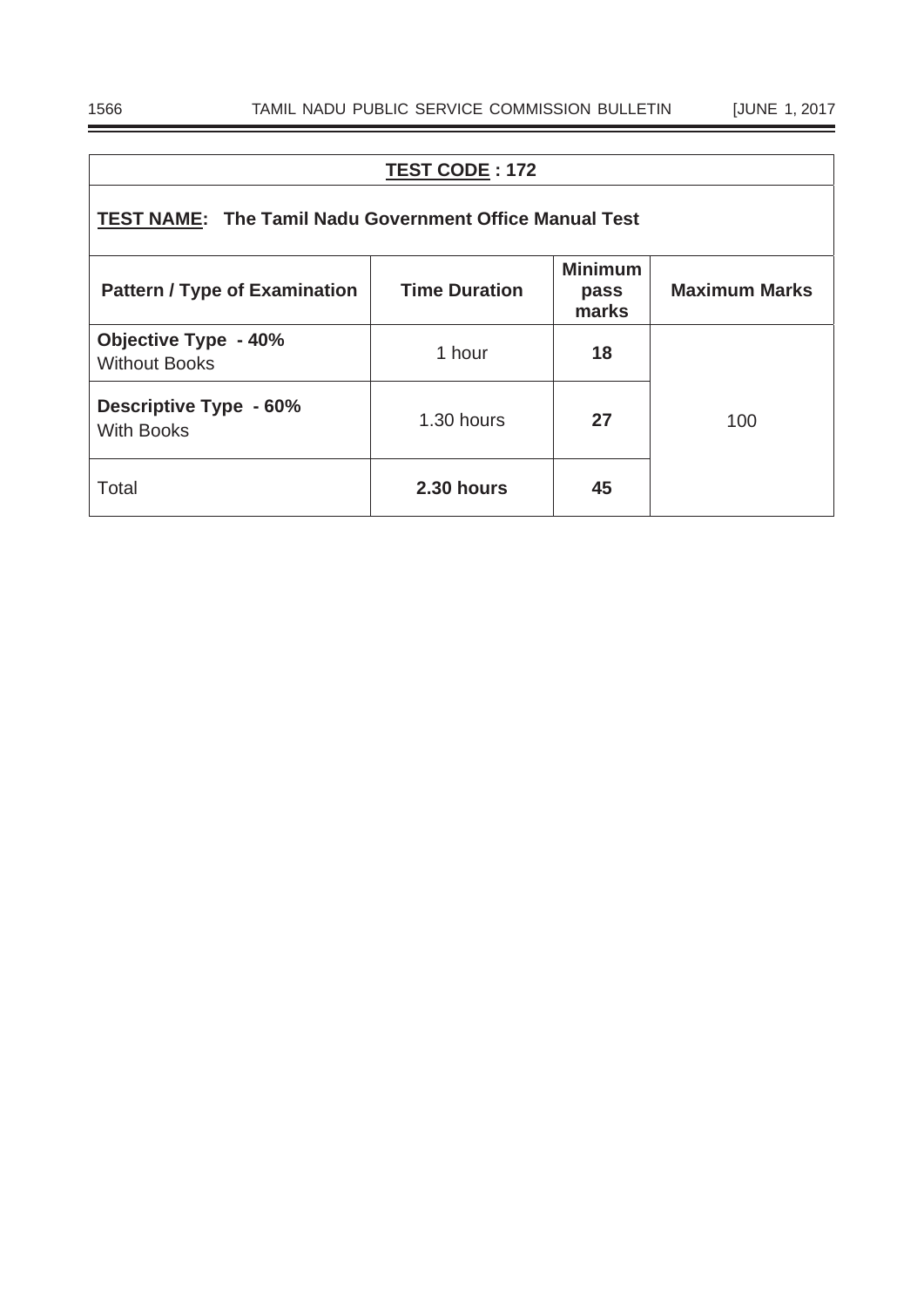**TEST CODE : 172**

**TEST NAME: The Tamil Nadu Government Office Manual Test**

| Pattern / Type of Examination | Time Duration | Minimum pass marks | Maximum Marks |
|---|---|---|---|
| **Objective Type - 40%** Without Books | 1 hour | **18** | 100 |
| **Descriptive Type - 60%** With Books | 1.30 hours | **27** | |
| Total | **2.30 hours** | **45** | |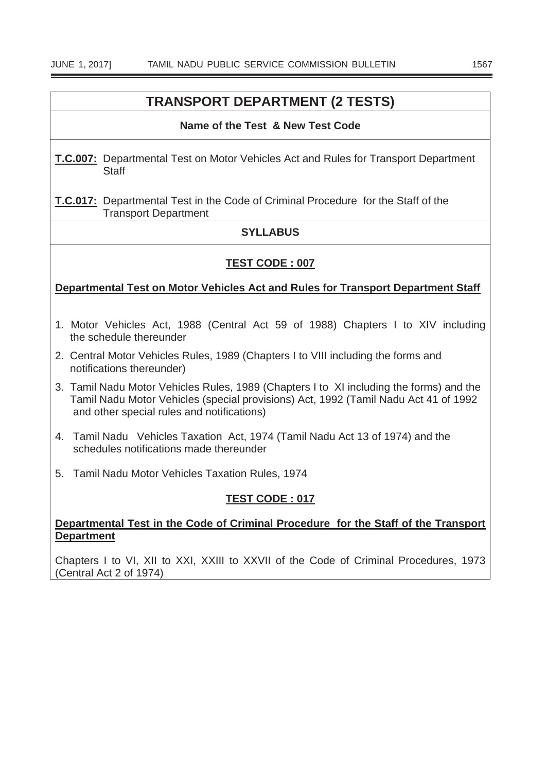## TRANSPORT DEPARTMENT (2 TESTS)

**Name of the Test & New Test Code**

**T.C.007:** Departmental Test on Motor Vehicles Act and Rules for Transport Department Staff

**T.C.017:** Departmental Test in the Code of Criminal Procedure for the Staff of the Transport Department

**SYLLABUS**

### TEST CODE : 007

**Departmental Test on Motor Vehicles Act and Rules for Transport Department Staff**

1. Motor Vehicles Act, 1988 (Central Act 59 of 1988) Chapters I to XIV including the schedule thereunder
2. Central Motor Vehicles Rules, 1989 (Chapters I to VIII including the forms and notifications thereunder)
3. Tamil Nadu Motor Vehicles Rules, 1989 (Chapters I to XI including the forms) and the Tamil Nadu Motor Vehicles (special provisions) Act, 1992 (Tamil Nadu Act 41 of 1992 and other special rules and notifications)
4. Tamil Nadu Vehicles Taxation Act, 1974 (Tamil Nadu Act 13 of 1974) and the schedules notifications made thereunder
5. Tamil Nadu Motor Vehicles Taxation Rules, 1974

### TEST CODE : 017

**Departmental Test in the Code of Criminal Procedure for the Staff of the Transport Department**

Chapters I to VI, XII to XXI, XXIII to XXVII of the Code of Criminal Procedures, 1973 (Central Act 2 of 1974)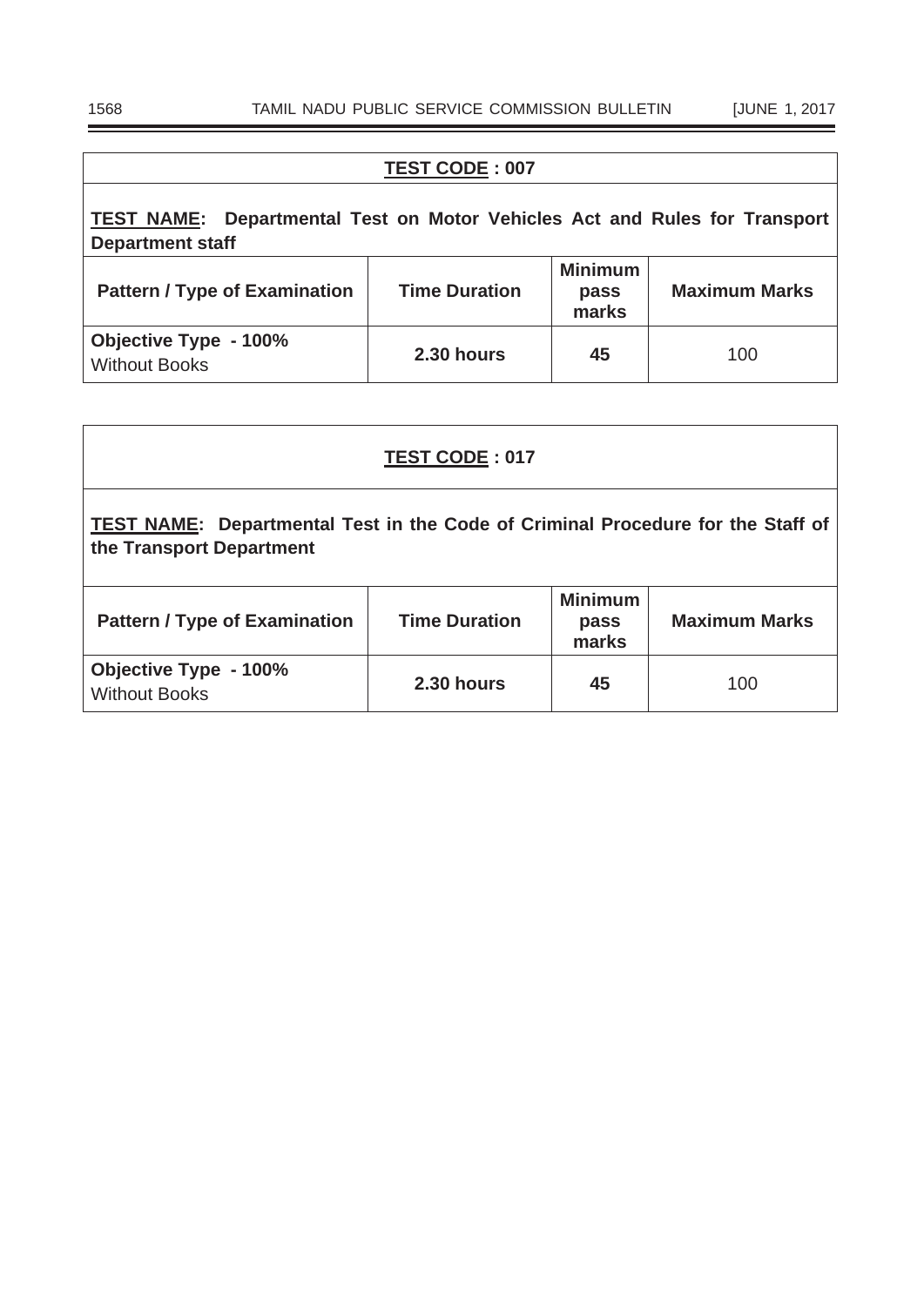**TEST CODE : 007**

**TEST NAME: Departmental Test on Motor Vehicles Act and Rules for Transport Department staff**

| Pattern / Type of Examination | Time Duration | Minimum pass marks | Maximum Marks |
|---|---|---|---|
| **Objective Type - 100%** Without Books | **2.30 hours** | **45** | 100 |

**TEST CODE : 017**

**TEST NAME: Departmental Test in the Code of Criminal Procedure for the Staff of the Transport Department**

| Pattern / Type of Examination | Time Duration | Minimum pass marks | Maximum Marks |
|---|---|---|---|
| **Objective Type - 100%** Without Books | **2.30 hours** | **45** | 100 |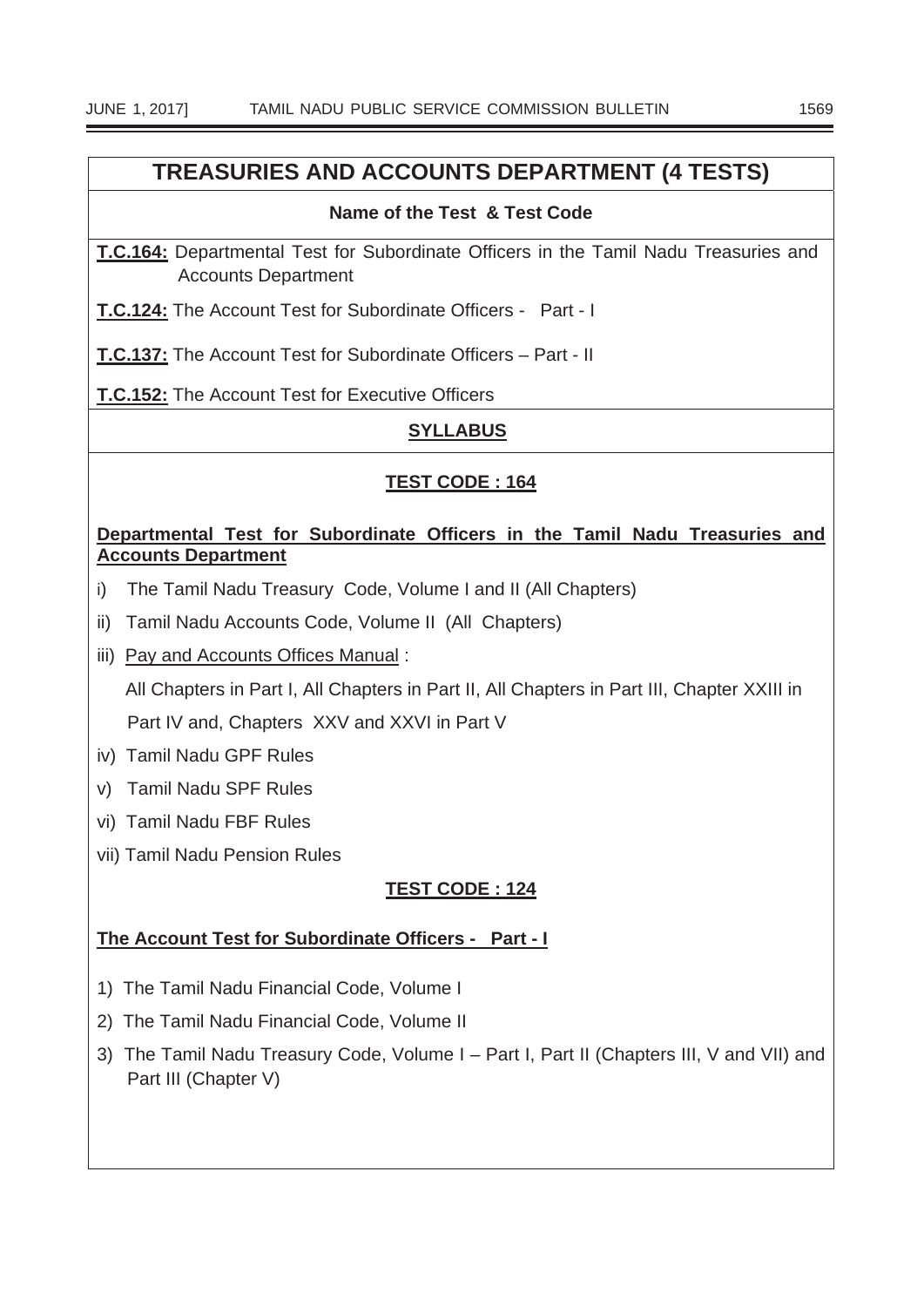# TREASURIES AND ACCOUNTS DEPARTMENT (4 TESTS)

**Name of the Test & Test Code**

**T.C.164:** Departmental Test for Subordinate Officers in the Tamil Nadu Treasuries and Accounts Department

**T.C.124:** The Account Test for Subordinate Officers - Part - I

**T.C.137:** The Account Test for Subordinate Officers – Part - II

**T.C.152:** The Account Test for Executive Officers

## SYLLABUS

### TEST CODE : 164

**Departmental Test for Subordinate Officers in the Tamil Nadu Treasuries and Accounts Department**

i) The Tamil Nadu Treasury Code, Volume I and II (All Chapters)

ii) Tamil Nadu Accounts Code, Volume II (All Chapters)

iii) Pay and Accounts Offices Manual :

All Chapters in Part I, All Chapters in Part II, All Chapters in Part III, Chapter XXIII in Part IV and, Chapters XXV and XXVI in Part V

iv) Tamil Nadu GPF Rules

v) Tamil Nadu SPF Rules

vi) Tamil Nadu FBF Rules

vii) Tamil Nadu Pension Rules

### TEST CODE : 124

**The Account Test for Subordinate Officers - Part - I**

1) The Tamil Nadu Financial Code, Volume I

2) The Tamil Nadu Financial Code, Volume II

3) The Tamil Nadu Treasury Code, Volume I – Part I, Part II (Chapters III, V and VII) and Part III (Chapter V)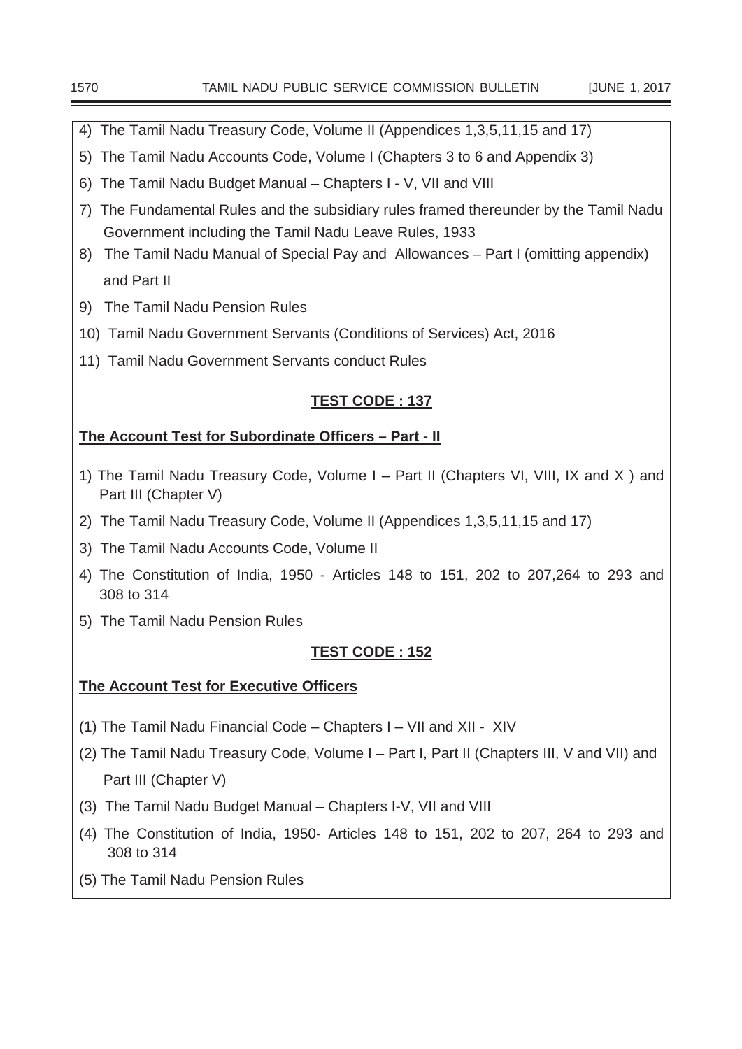4) The Tamil Nadu Treasury Code, Volume II (Appendices 1,3,5,11,15 and 17)

5) The Tamil Nadu Accounts Code, Volume I (Chapters 3 to 6 and Appendix 3)

6) The Tamil Nadu Budget Manual – Chapters I - V, VII and VIII

7) The Fundamental Rules and the subsidiary rules framed thereunder by the Tamil Nadu Government including the Tamil Nadu Leave Rules, 1933

8) The Tamil Nadu Manual of Special Pay and Allowances – Part I (omitting appendix) and Part II

9) The Tamil Nadu Pension Rules

10) Tamil Nadu Government Servants (Conditions of Services) Act, 2016

11) Tamil Nadu Government Servants conduct Rules

**TEST CODE : 137**

**The Account Test for Subordinate Officers – Part - II**

1) The Tamil Nadu Treasury Code, Volume I – Part II (Chapters VI, VIII, IX and X ) and Part III (Chapter V)

2) The Tamil Nadu Treasury Code, Volume II (Appendices 1,3,5,11,15 and 17)

3) The Tamil Nadu Accounts Code, Volume II

4) The Constitution of India, 1950 - Articles 148 to 151, 202 to 207,264 to 293 and 308 to 314

5) The Tamil Nadu Pension Rules

**TEST CODE : 152**

**The Account Test for Executive Officers**

(1) The Tamil Nadu Financial Code – Chapters I – VII and XII - XIV

(2) The Tamil Nadu Treasury Code, Volume I – Part I, Part II (Chapters III, V and VII) and Part III (Chapter V)

(3) The Tamil Nadu Budget Manual – Chapters I-V, VII and VIII

(4) The Constitution of India, 1950- Articles 148 to 151, 202 to 207, 264 to 293 and 308 to 314

(5) The Tamil Nadu Pension Rules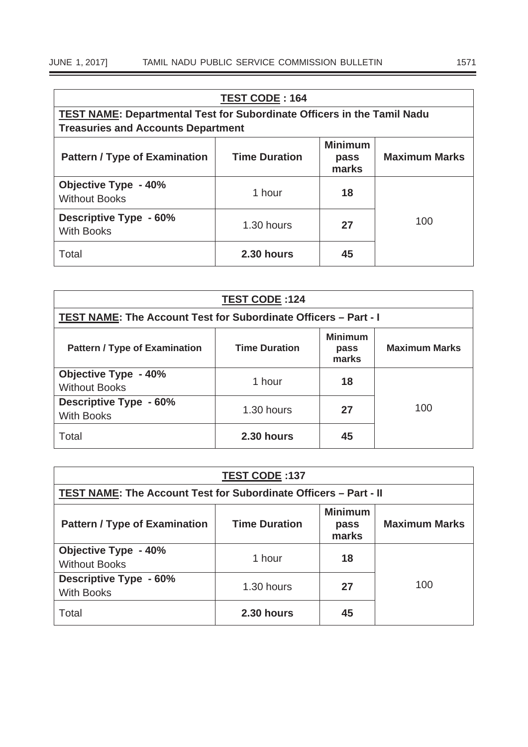| **TEST CODE : 164** | | | |
|---|---|---|---|
| **TEST NAME: Departmental Test for Subordinate Officers in the Tamil Nadu Treasuries and Accounts Department** | | | |
| **Pattern / Type of Examination** | **Time Duration** | **Minimum pass marks** | **Maximum Marks** |
| **Objective Type - 40%** Without Books | 1 hour | **18** | 100 |
| **Descriptive Type - 60%** With Books | 1.30 hours | **27** | |
| Total | **2.30 hours** | **45** | |

| **TEST CODE :124** | | | |
|---|---|---|---|
| **TEST NAME: The Account Test for Subordinate Officers – Part - I** | | | |
| **Pattern / Type of Examination** | **Time Duration** | **Minimum pass marks** | **Maximum Marks** |
| **Objective Type - 40%** Without Books | 1 hour | **18** | 100 |
| **Descriptive Type - 60%** With Books | 1.30 hours | **27** | |
| Total | **2.30 hours** | **45** | |

| **TEST CODE :137** | | | |
|---|---|---|---|
| **TEST NAME: The Account Test for Subordinate Officers – Part - II** | | | |
| **Pattern / Type of Examination** | **Time Duration** | **Minimum pass marks** | **Maximum Marks** |
| **Objective Type - 40%** Without Books | 1 hour | **18** | 100 |
| **Descriptive Type - 60%** With Books | 1.30 hours | **27** | |
| Total | **2.30 hours** | **45** | |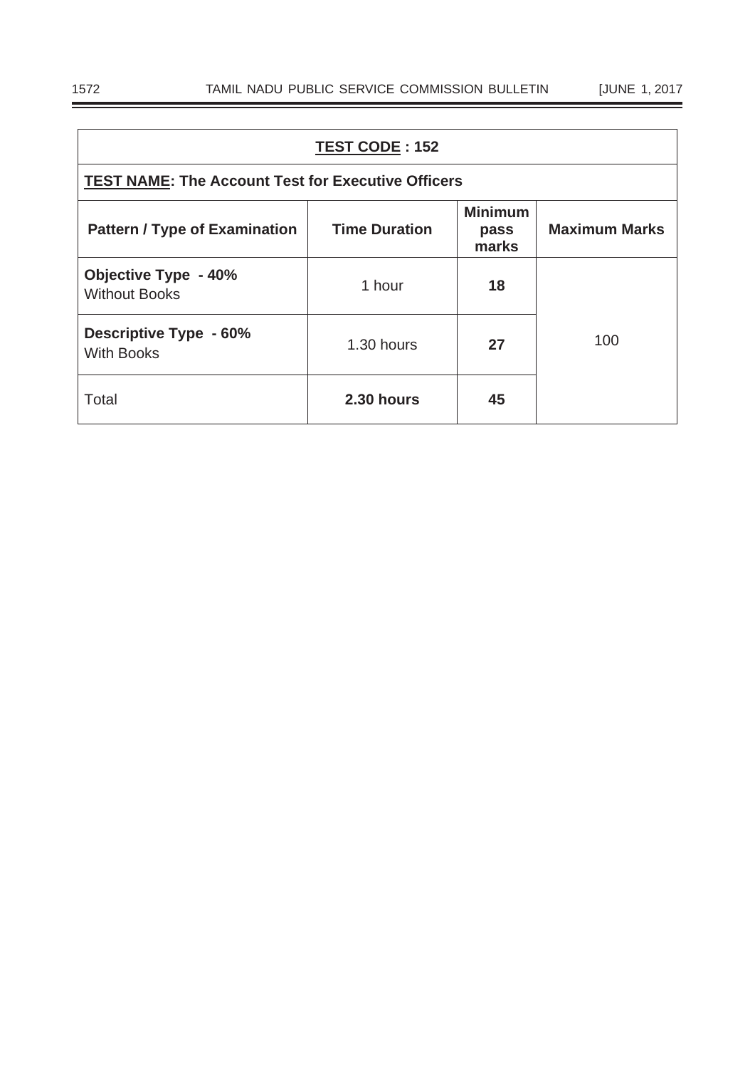| **TEST CODE : 152** | | | |
|---|---|---|---|
| **TEST NAME: The Account Test for Executive Officers** | | | |
| **Pattern / Type of Examination** | **Time Duration** | **Minimum pass marks** | **Maximum Marks** |
| **Objective Type - 40%** Without Books | 1 hour | **18** | 100 |
| **Descriptive Type - 60%** With Books | 1.30 hours | **27** | |
| Total | **2.30 hours** | **45** | |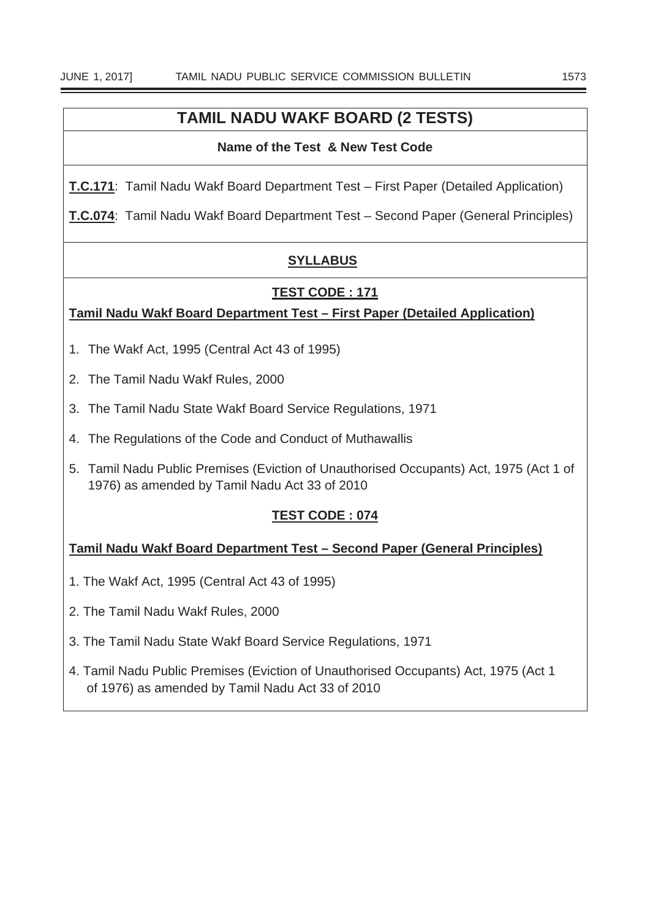## TAMIL NADU WAKF BOARD (2 TESTS)

**Name of the Test & New Test Code**

**T.C.171**: Tamil Nadu Wakf Board Department Test – First Paper (Detailed Application)

**T.C.074**: Tamil Nadu Wakf Board Department Test – Second Paper (General Principles)

### SYLLABUS

**TEST CODE : 171**

**Tamil Nadu Wakf Board Department Test – First Paper (Detailed Application)**

1. The Wakf Act, 1995 (Central Act 43 of 1995)
2. The Tamil Nadu Wakf Rules, 2000
3. The Tamil Nadu State Wakf Board Service Regulations, 1971
4. The Regulations of the Code and Conduct of Muthawallis
5. Tamil Nadu Public Premises (Eviction of Unauthorised Occupants) Act, 1975 (Act 1 of 1976) as amended by Tamil Nadu Act 33 of 2010

**TEST CODE : 074**

**Tamil Nadu Wakf Board Department Test – Second Paper (General Principles)**

1. The Wakf Act, 1995 (Central Act 43 of 1995)
2. The Tamil Nadu Wakf Rules, 2000
3. The Tamil Nadu State Wakf Board Service Regulations, 1971
4. Tamil Nadu Public Premises (Eviction of Unauthorised Occupants) Act, 1975 (Act 1 of 1976) as amended by Tamil Nadu Act 33 of 2010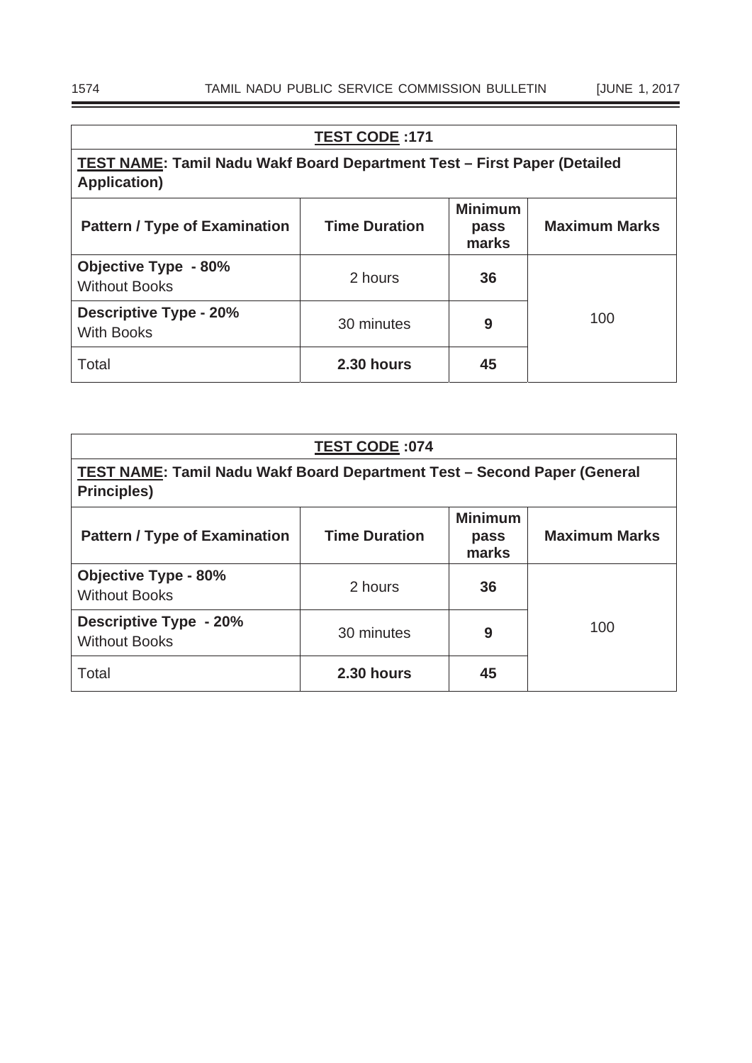| **TEST CODE :171** | | | |
|---|---|---|---|
| **TEST NAME: Tamil Nadu Wakf Board Department Test – First Paper (Detailed Application)** | | | |
| **Pattern / Type of Examination** | **Time Duration** | **Minimum pass marks** | **Maximum Marks** |
| **Objective Type - 80%** Without Books | 2 hours | **36** | 100 |
| **Descriptive Type - 20%** With Books | 30 minutes | **9** | |
| Total | **2.30 hours** | **45** | |

| **TEST CODE :074** | | | |
|---|---|---|---|
| **TEST NAME: Tamil Nadu Wakf Board Department Test – Second Paper (General Principles)** | | | |
| **Pattern / Type of Examination** | **Time Duration** | **Minimum pass marks** | **Maximum Marks** |
| **Objective Type - 80%** Without Books | 2 hours | **36** | 100 |
| **Descriptive Type - 20%** Without Books | 30 minutes | **9** | |
| Total | **2.30 hours** | **45** | |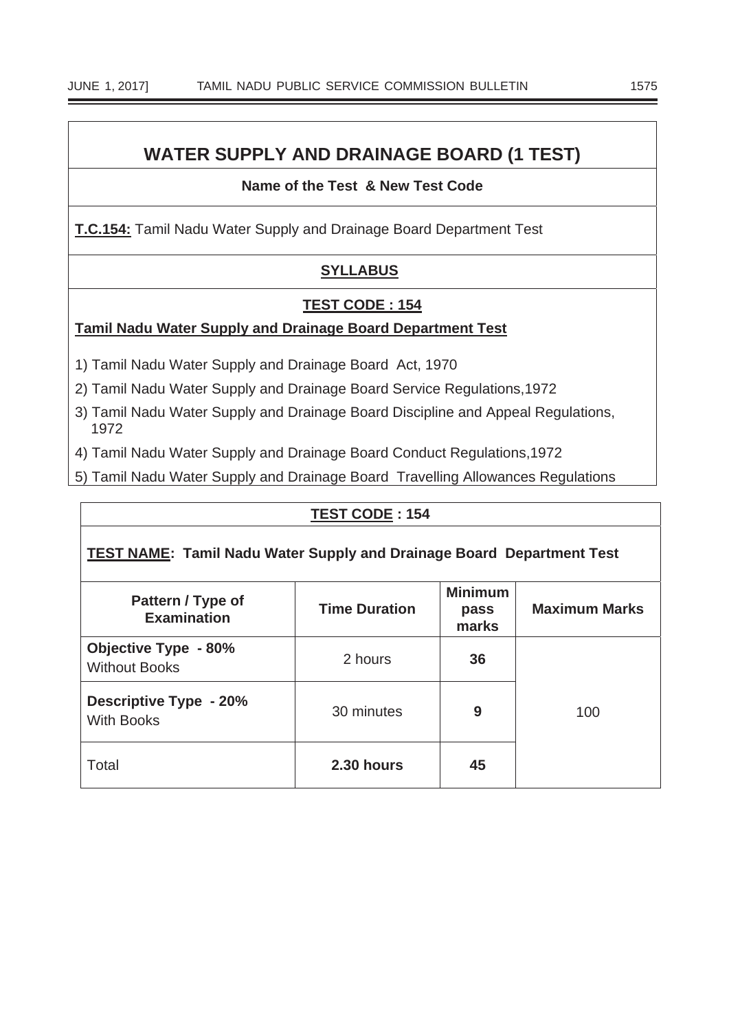## WATER SUPPLY AND DRAINAGE BOARD (1 TEST)

**Name of the Test & New Test Code**

**T.C.154:** Tamil Nadu Water Supply and Drainage Board Department Test

### SYLLABUS

**TEST CODE : 154**

**Tamil Nadu Water Supply and Drainage Board Department Test**

1) Tamil Nadu Water Supply and Drainage Board Act, 1970
2) Tamil Nadu Water Supply and Drainage Board Service Regulations,1972
3) Tamil Nadu Water Supply and Drainage Board Discipline and Appeal Regulations, 1972
4) Tamil Nadu Water Supply and Drainage Board Conduct Regulations,1972
5) Tamil Nadu Water Supply and Drainage Board Travelling Allowances Regulations

**TEST CODE : 154**

**TEST NAME: Tamil Nadu Water Supply and Drainage Board Department Test**

| Pattern / Type of Examination | Time Duration | Minimum pass marks | Maximum Marks |
|---|---|---|---|
| **Objective Type - 80%** Without Books | 2 hours | **36** | 100 |
| **Descriptive Type - 20%** With Books | 30 minutes | **9** | |
| Total | **2.30 hours** | **45** | |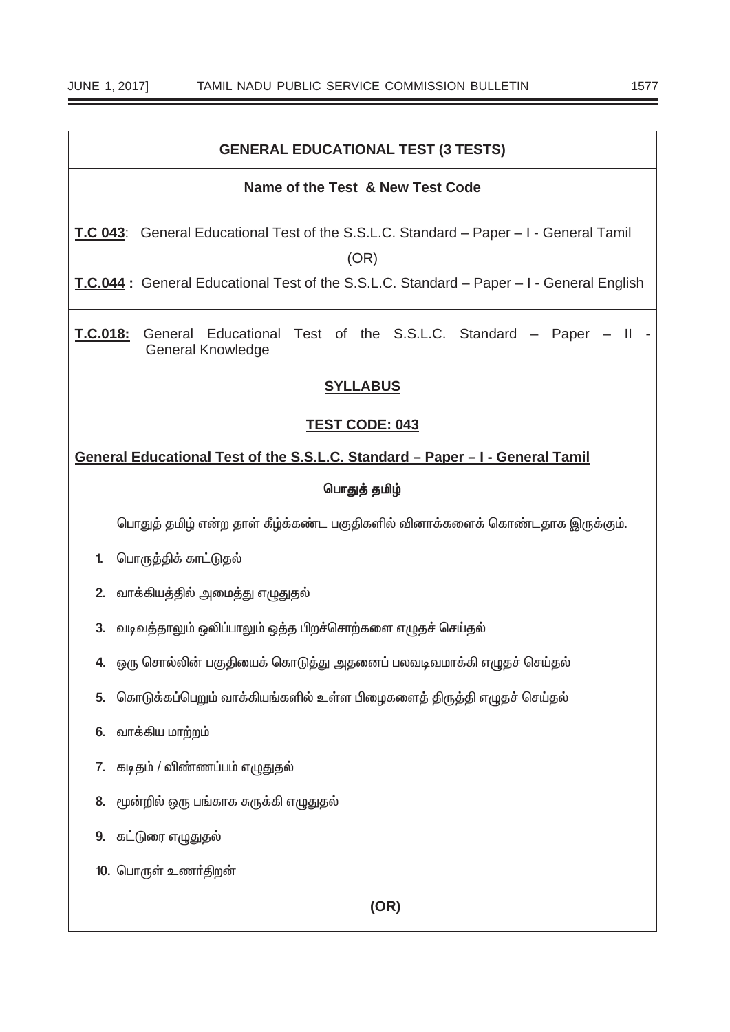## GENERAL EDUCATIONAL TEST (3 TESTS)

**Name of the Test & New Test Code**

**T.C 043**: General Educational Test of the S.S.L.C. Standard – Paper – I - General Tamil

(OR)

**T.C.044 :** General Educational Test of the S.S.L.C. Standard – Paper – I - General English

**T.C.018:** General Educational Test of the S.S.L.C. Standard – Paper – II - General Knowledge

### SYLLABUS

### TEST CODE: 043

**General Educational Test of the S.S.L.C. Standard – Paper – I - General Tamil**

**பொதுத் தமிழ்**

பொதுத் தமிழ் என்ற தாள் கீழ்க்கண்ட பகுதிகளில் வினாக்களைக் கொண்டதாக இருக்கும்.

1. பொருத்திக் காட்டுதல்
2. வாக்கியத்தில் அமைத்து எழுதுதல்
3. வடிவத்தாலும் ஒலிப்பாலும் ஒத்த பிறச்சொற்களை எழுதச் செய்தல்
4. ஒரு சொல்லின் பகுதியைக் கொடுத்து அதனைப் பலவடிவமாக்கி எழுதச் செய்தல்
5. கொடுக்கப்பெறும் வாக்கியங்களில் உள்ள பிழைகளைத் திருத்தி எழுதச் செய்தல்
6. வாக்கிய மாற்றம்
7. கடிதம் / விண்ணப்பம் எழுதுதல்
8. மூன்றில் ஒரு பங்காக சுருக்கி எழுதுதல்
9. கட்டுரை எழுதுதல்
10. பொருள் உணர்திறன்

**(OR)**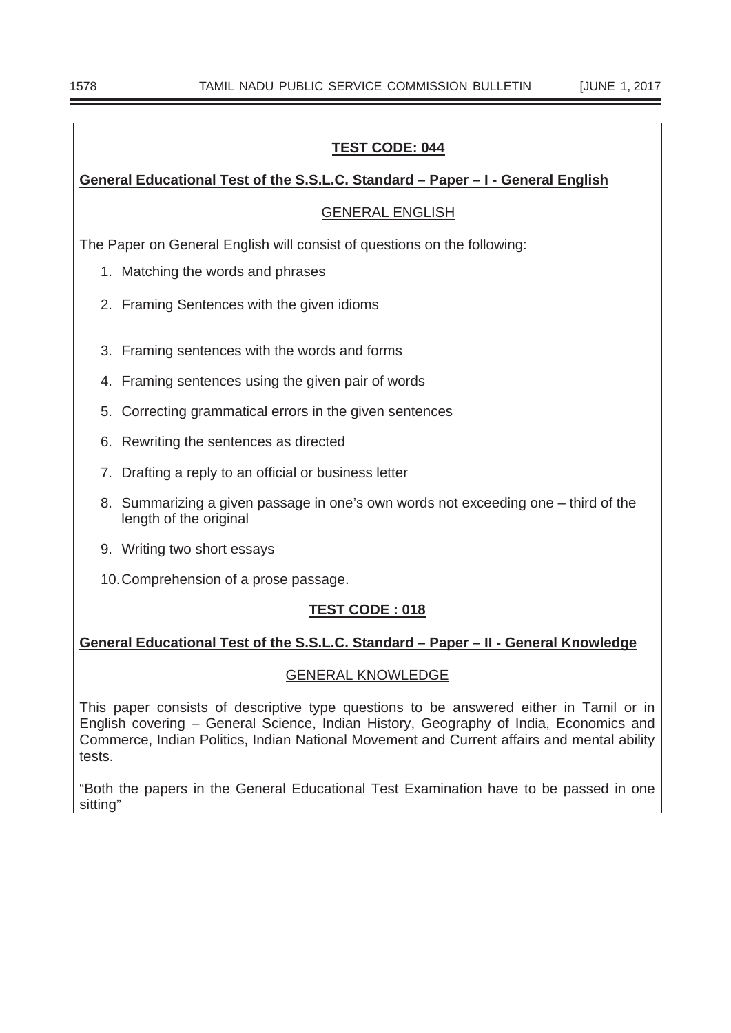## TEST CODE: 044

**General Educational Test of the S.S.L.C. Standard – Paper – I - General English**

### GENERAL ENGLISH

The Paper on General English will consist of questions on the following:

1. Matching the words and phrases
2. Framing Sentences with the given idioms
3. Framing sentences with the words and forms
4. Framing sentences using the given pair of words
5. Correcting grammatical errors in the given sentences
6. Rewriting the sentences as directed
7. Drafting a reply to an official or business letter
8. Summarizing a given passage in one's own words not exceeding one – third of the length of the original
9. Writing two short essays
10. Comprehension of a prose passage.

## TEST CODE : 018

**General Educational Test of the S.S.L.C. Standard – Paper – II - General Knowledge**

### GENERAL KNOWLEDGE

This paper consists of descriptive type questions to be answered either in Tamil or in English covering – General Science, Indian History, Geography of India, Economics and Commerce, Indian Politics, Indian National Movement and Current affairs and mental ability tests.

"Both the papers in the General Educational Test Examination have to be passed in one sitting"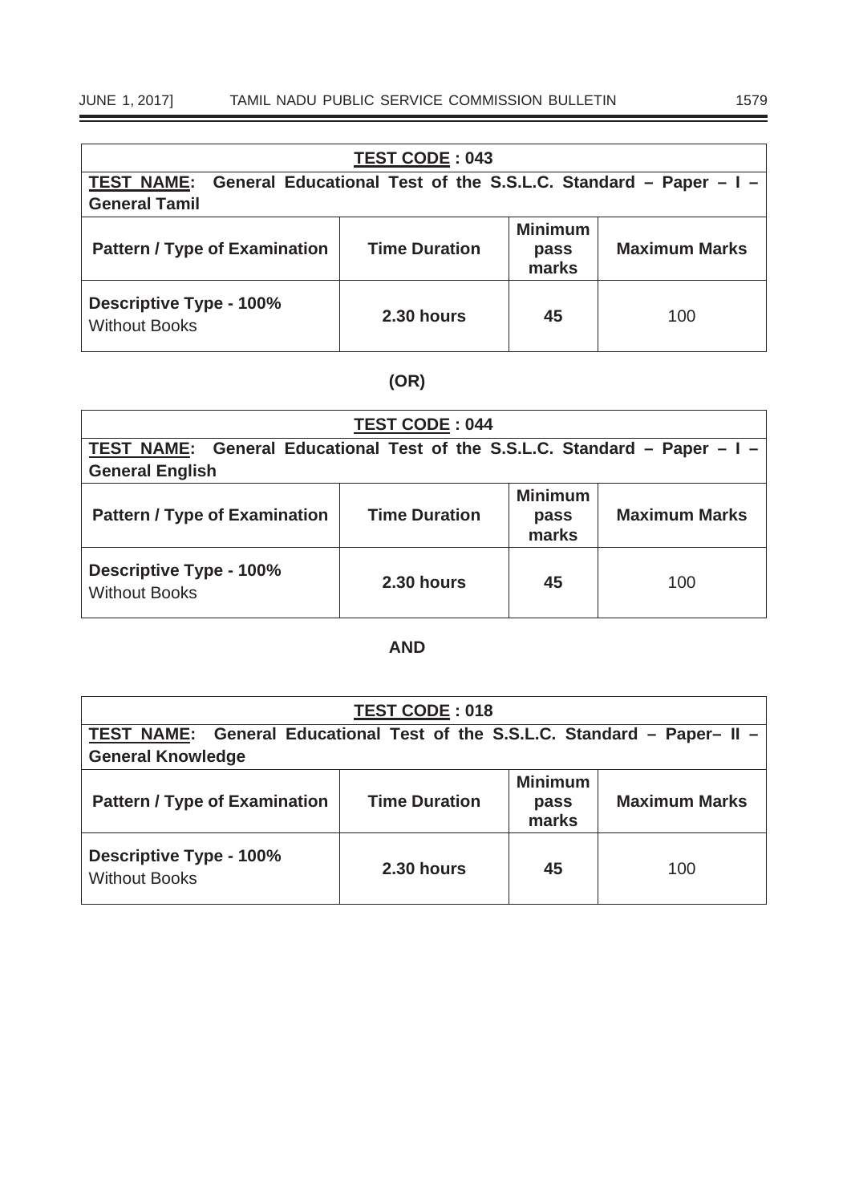| **TEST CODE : 043** | | | |
|---|---|---|---|
| **TEST NAME: General Educational Test of the S.S.L.C. Standard – Paper – I – General Tamil** | | | |
| **Pattern / Type of Examination** | **Time Duration** | **Minimum pass marks** | **Maximum Marks** |
| **Descriptive Type - 100%** Without Books | **2.30 hours** | **45** | 100 |

**(OR)**

| **TEST CODE : 044** | | | |
|---|---|---|---|
| **TEST NAME: General Educational Test of the S.S.L.C. Standard – Paper – I – General English** | | | |
| **Pattern / Type of Examination** | **Time Duration** | **Minimum pass marks** | **Maximum Marks** |
| **Descriptive Type - 100%** Without Books | **2.30 hours** | **45** | 100 |

**AND**

| **TEST CODE : 018** | | | |
|---|---|---|---|
| **TEST NAME: General Educational Test of the S.S.L.C. Standard – Paper– II – General Knowledge** | | | |
| **Pattern / Type of Examination** | **Time Duration** | **Minimum pass marks** | **Maximum Marks** |
| **Descriptive Type - 100%** Without Books | **2.30 hours** | **45** | 100 |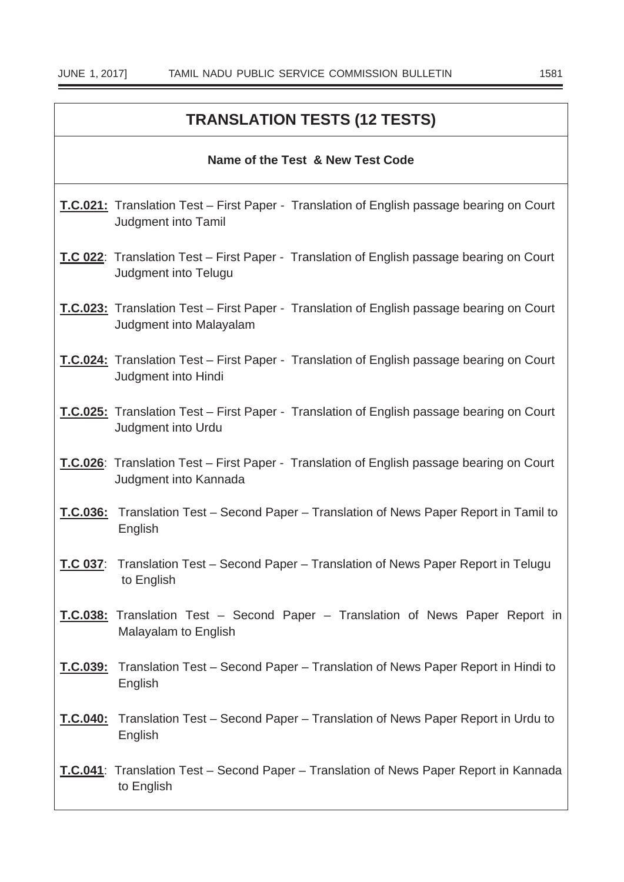## TRANSLATION TESTS (12 TESTS)

**Name of the Test & New Test Code**

**T.C.021:** Translation Test – First Paper - Translation of English passage bearing on Court Judgment into Tamil

**T.C 022**: Translation Test – First Paper - Translation of English passage bearing on Court Judgment into Telugu

**T.C.023:** Translation Test – First Paper - Translation of English passage bearing on Court Judgment into Malayalam

**T.C.024:** Translation Test – First Paper - Translation of English passage bearing on Court Judgment into Hindi

**T.C.025:** Translation Test – First Paper - Translation of English passage bearing on Court Judgment into Urdu

**T.C.026**: Translation Test – First Paper - Translation of English passage bearing on Court Judgment into Kannada

**T.C.036:** Translation Test – Second Paper – Translation of News Paper Report in Tamil to English

**T.C 037**: Translation Test – Second Paper – Translation of News Paper Report in Telugu to English

**T.C.038:** Translation Test – Second Paper – Translation of News Paper Report in Malayalam to English

**T.C.039:** Translation Test – Second Paper – Translation of News Paper Report in Hindi to English

**T.C.040:** Translation Test – Second Paper – Translation of News Paper Report in Urdu to English

**T.C.041**: Translation Test – Second Paper – Translation of News Paper Report in Kannada to English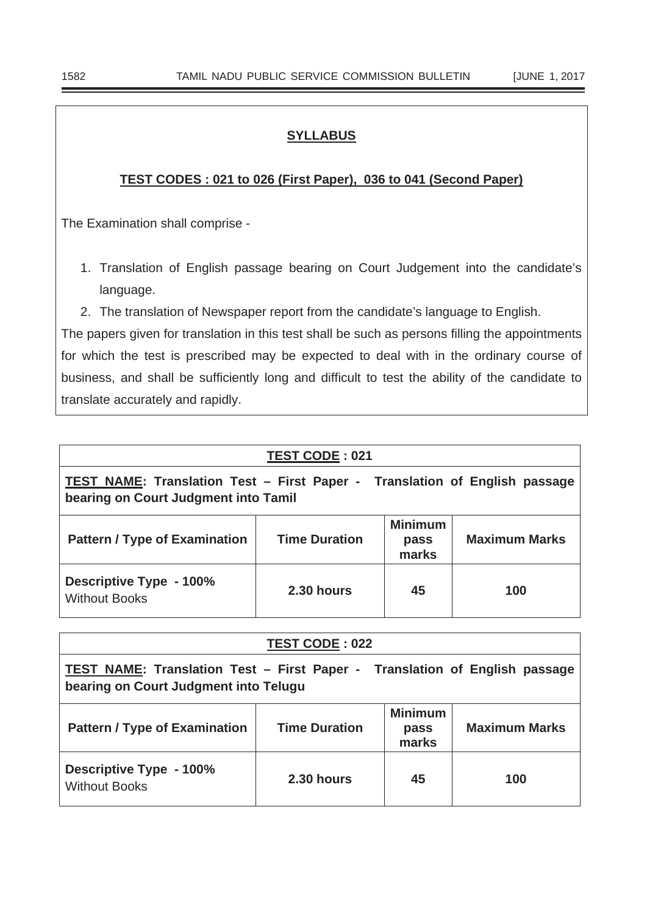## SYLLABUS

### TEST CODES : 021 to 026 (First Paper), 036 to 041 (Second Paper)

The Examination shall comprise -

1. Translation of English passage bearing on Court Judgement into the candidate's language.
2. The translation of Newspaper report from the candidate's language to English.

The papers given for translation in this test shall be such as persons filling the appointments for which the test is prescribed may be expected to deal with in the ordinary course of business, and shall be sufficiently long and difficult to test the ability of the candidate to translate accurately and rapidly.

| TEST CODE : 021 | | | |
|---|---|---|---|
| **TEST NAME: Translation Test – First Paper - Translation of English passage bearing on Court Judgment into Tamil** | | | |
| **Pattern / Type of Examination** | **Time Duration** | **Minimum pass marks** | **Maximum Marks** |
| **Descriptive Type - 100%** Without Books | **2.30 hours** | **45** | **100** |

| TEST CODE : 022 | | | |
|---|---|---|---|
| **TEST NAME: Translation Test – First Paper - Translation of English passage bearing on Court Judgment into Telugu** | | | |
| **Pattern / Type of Examination** | **Time Duration** | **Minimum pass marks** | **Maximum Marks** |
| **Descriptive Type - 100%** Without Books | **2.30 hours** | **45** | **100** |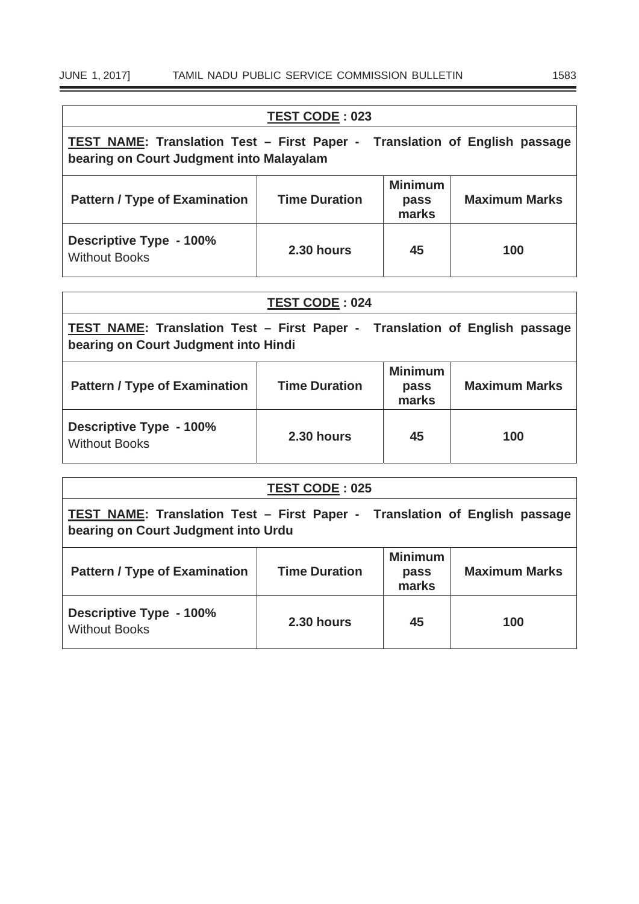| **TEST CODE : 023** | | | |
|---|---|---|---|
| **TEST NAME: Translation Test – First Paper - Translation of English passage bearing on Court Judgment into Malayalam** | | | |
| **Pattern / Type of Examination** | **Time Duration** | **Minimum pass marks** | **Maximum Marks** |
| **Descriptive Type - 100%** Without Books | **2.30 hours** | **45** | **100** |

| **TEST CODE : 024** | | | |
|---|---|---|---|
| **TEST NAME: Translation Test – First Paper - Translation of English passage bearing on Court Judgment into Hindi** | | | |
| **Pattern / Type of Examination** | **Time Duration** | **Minimum pass marks** | **Maximum Marks** |
| **Descriptive Type - 100%** Without Books | **2.30 hours** | **45** | **100** |

| **TEST CODE : 025** | | | |
|---|---|---|---|
| **TEST NAME: Translation Test – First Paper - Translation of English passage bearing on Court Judgment into Urdu** | | | |
| **Pattern / Type of Examination** | **Time Duration** | **Minimum pass marks** | **Maximum Marks** |
| **Descriptive Type - 100%** Without Books | **2.30 hours** | **45** | **100** |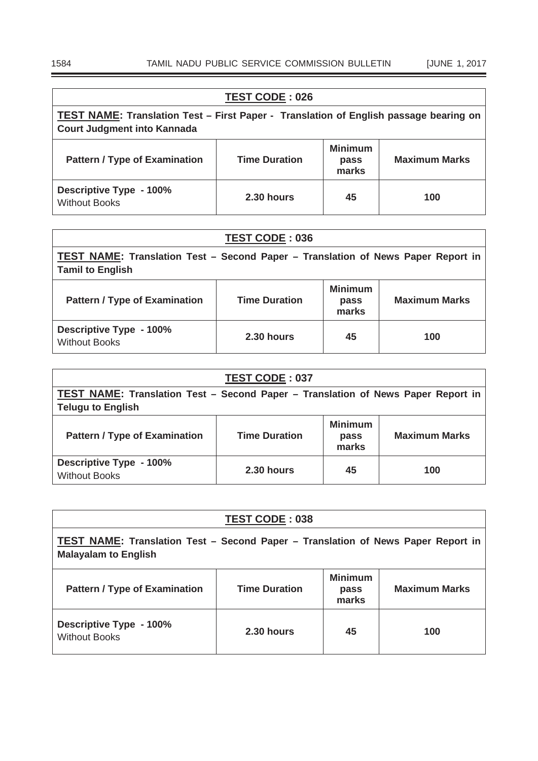**TEST CODE : 026**

**TEST NAME: Translation Test – First Paper - Translation of English passage bearing on Court Judgment into Kannada**

| Pattern / Type of Examination | Time Duration | Minimum pass marks | Maximum Marks |
|---|---|---|---|
| **Descriptive Type - 100%** Without Books | **2.30 hours** | **45** | **100** |

**TEST CODE : 036**

**TEST NAME: Translation Test – Second Paper – Translation of News Paper Report in Tamil to English**

| Pattern / Type of Examination | Time Duration | Minimum pass marks | Maximum Marks |
|---|---|---|---|
| **Descriptive Type - 100%** Without Books | **2.30 hours** | **45** | **100** |

**TEST CODE : 037**

**TEST NAME: Translation Test – Second Paper – Translation of News Paper Report in Telugu to English**

| Pattern / Type of Examination | Time Duration | Minimum pass marks | Maximum Marks |
|---|---|---|---|
| **Descriptive Type - 100%** Without Books | **2.30 hours** | **45** | **100** |

**TEST CODE : 038**

**TEST NAME: Translation Test – Second Paper – Translation of News Paper Report in Malayalam to English**

| Pattern / Type of Examination | Time Duration | Minimum pass marks | Maximum Marks |
|---|---|---|---|
| **Descriptive Type - 100%** Without Books | **2.30 hours** | **45** | **100** |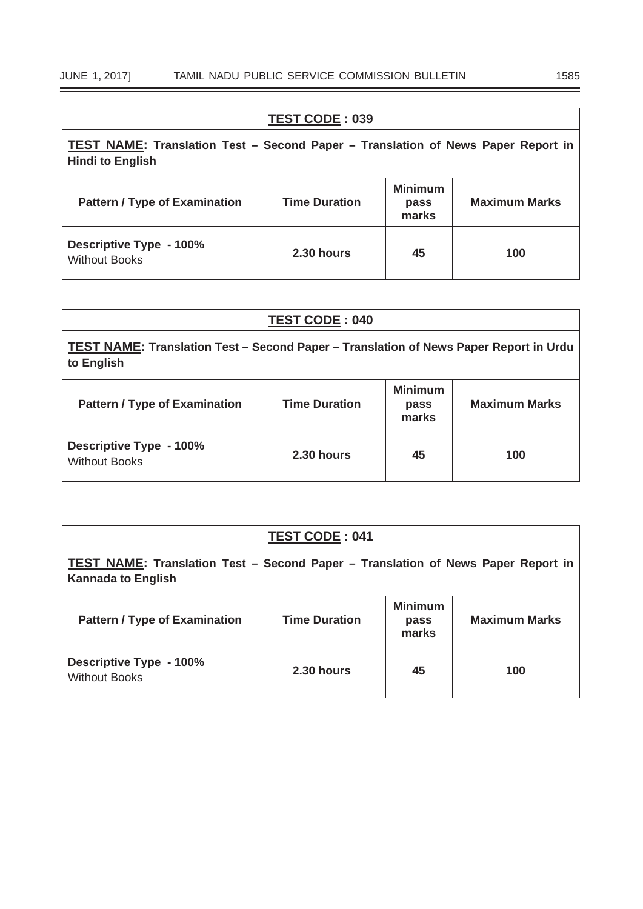| **TEST CODE : 039** | | | |
|---|---|---|---|
| **TEST NAME: Translation Test – Second Paper – Translation of News Paper Report in Hindi to English** | | | |
| **Pattern / Type of Examination** | **Time Duration** | **Minimum pass marks** | **Maximum Marks** |
| **Descriptive Type - 100%** Without Books | **2.30 hours** | **45** | **100** |

| **TEST CODE : 040** | | | |
|---|---|---|---|
| **TEST NAME: Translation Test – Second Paper – Translation of News Paper Report in Urdu to English** | | | |
| **Pattern / Type of Examination** | **Time Duration** | **Minimum pass marks** | **Maximum Marks** |
| **Descriptive Type - 100%** Without Books | **2.30 hours** | **45** | **100** |

| **TEST CODE : 041** | | | |
|---|---|---|---|
| **TEST NAME: Translation Test – Second Paper – Translation of News Paper Report in Kannada to English** | | | |
| **Pattern / Type of Examination** | **Time Duration** | **Minimum pass marks** | **Maximum Marks** |
| **Descriptive Type - 100%** Without Books | **2.30 hours** | **45** | **100** |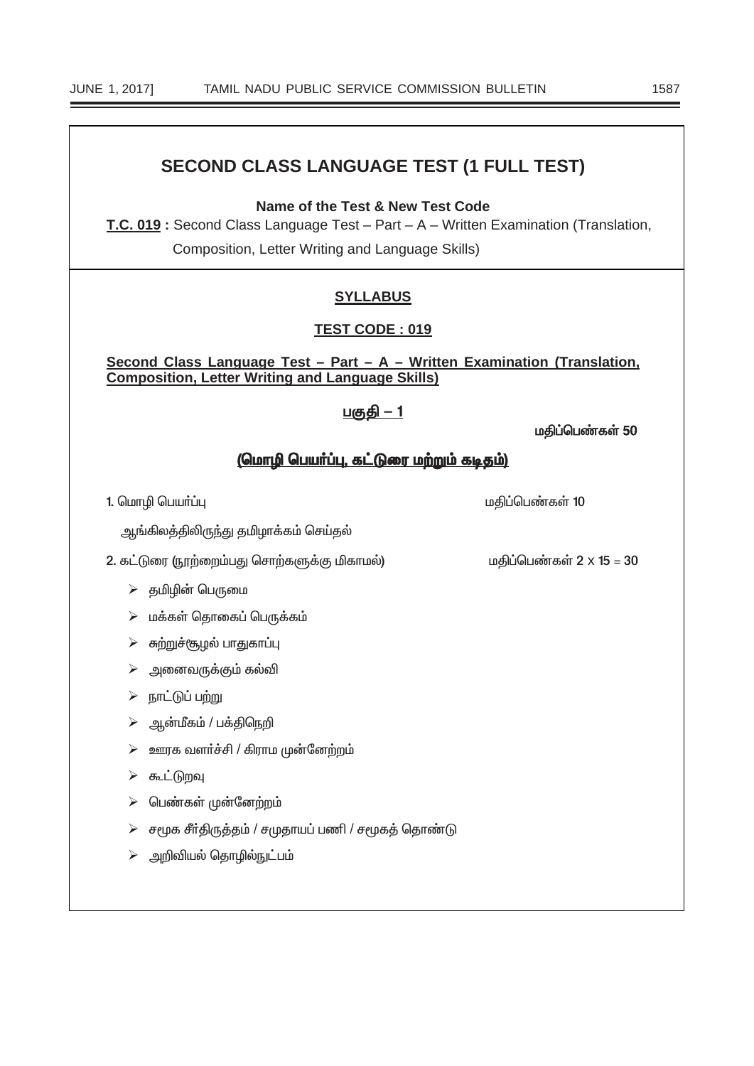# SECOND CLASS LANGUAGE TEST (1 FULL TEST)

**Name of the Test & New Test Code**

**T.C. 019 :** Second Class Language Test – Part – A – Written Examination (Translation, Composition, Letter Writing and Language Skills)

## SYLLABUS

### TEST CODE : 019

**Second Class Language Test – Part – A – Written Examination (Translation, Composition, Letter Writing and Language Skills)**

### பகுதி – 1

**மதிப்பெண்கள் 50**

### (மொழி பெயர்ப்பு, கட்டுரை மற்றும் கடிதம்)

**1.** மொழி பெயர்ப்பு — மதிப்பெண்கள் 10

ஆங்கிலத்திலிருந்து தமிழாக்கம் செய்தல்

**2.** கட்டுரை (நூற்றைம்பது சொற்களுக்கு மிகாமல்) — மதிப்பெண்கள் 2 X 15 = 30

- தமிழின் பெருமை
- மக்கள் தொகைப் பெருக்கம்
- சுற்றுச்சூழல் பாதுகாப்பு
- அனைவருக்கும் கல்வி
- நாட்டுப் பற்று
- ஆன்மீகம் / பக்திநெறி
- ஊரக வளர்ச்சி / கிராம முன்னேற்றம்
- கூட்டுறவு
- பெண்கள் முன்னேற்றம்
- சமூக சீர்திருத்தம் / சமுதாயப் பணி / சமூகத் தொண்டு
- அறிவியல் தொழில்நுட்பம்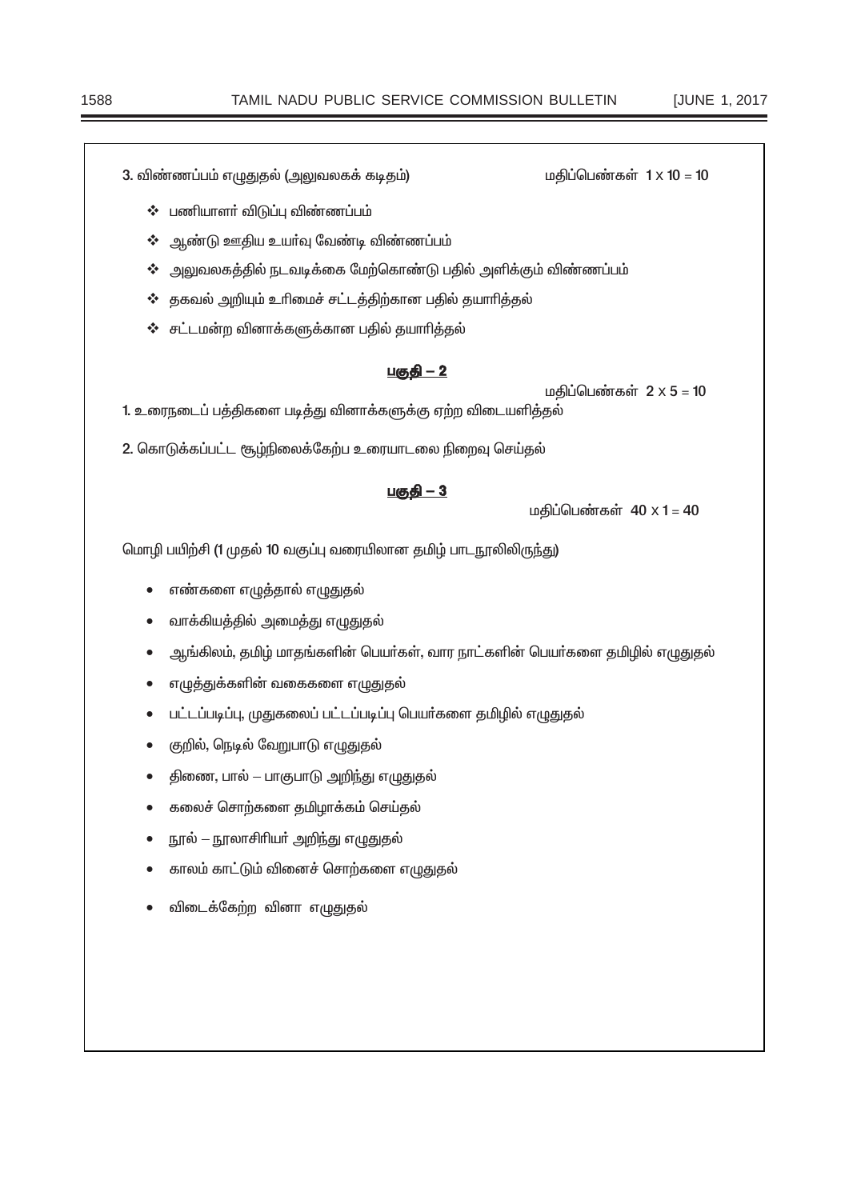3. விண்ணப்பம் எழுதுதல் (அலுவலகக் கடிதம்) மதிப்பெண்கள் 1 x 10 = 10

- பணியாளர் விடுப்பு விண்ணப்பம்
- ஆண்டு ஊதிய உயர்வு வேண்டி விண்ணப்பம்
- அலுவலகத்தில் நடவடிக்கை மேற்கொண்டு பதில் அளிக்கும் விண்ணப்பம்
- தகவல் அறியும் உரிமைச் சட்டத்திற்கான பதில் தயாரித்தல்
- சட்டமன்ற வினாக்களுக்கான பதில் தயாரித்தல்

**<u>பகுதி – 2</u>**

மதிப்பெண்கள் 2 x 5 = 10

1. உரைநடைப் பத்திகளை படித்து வினாக்களுக்கு ஏற்ற விடையளித்தல்

2. கொடுக்கப்பட்ட சூழ்நிலைக்கேற்ப உரையாடலை நிறைவு செய்தல்

**<u>பகுதி – 3</u>**

மதிப்பெண்கள் 40 x 1 = 40

மொழி பயிற்சி (1 முதல் 10 வகுப்பு வரையிலான தமிழ் பாடநூலிலிருந்து)

- எண்களை எழுத்தால் எழுதுதல்
- வாக்கியத்தில் அமைத்து எழுதுதல்
- ஆங்கிலம், தமிழ் மாதங்களின் பெயர்கள், வார நாட்களின் பெயர்களை தமிழில் எழுதுதல்
- எழுத்துக்களின் வகைகளை எழுதுதல்
- பட்டப்படிப்பு, முதுகலைப் பட்டப்படிப்பு பெயர்களை தமிழில் எழுதுதல்
- குறில், நெடில் வேறுபாடு எழுதுதல்
- திணை, பால் – பாகுபாடு அறிந்து எழுதுதல்
- கலைச் சொற்களை தமிழாக்கம் செய்தல்
- நூல் – நூலாசிரியர் அறிந்து எழுதுதல்
- காலம் காட்டும் வினைச் சொற்களை எழுதுதல்
- விடைக்கேற்ற வினா எழுதுதல்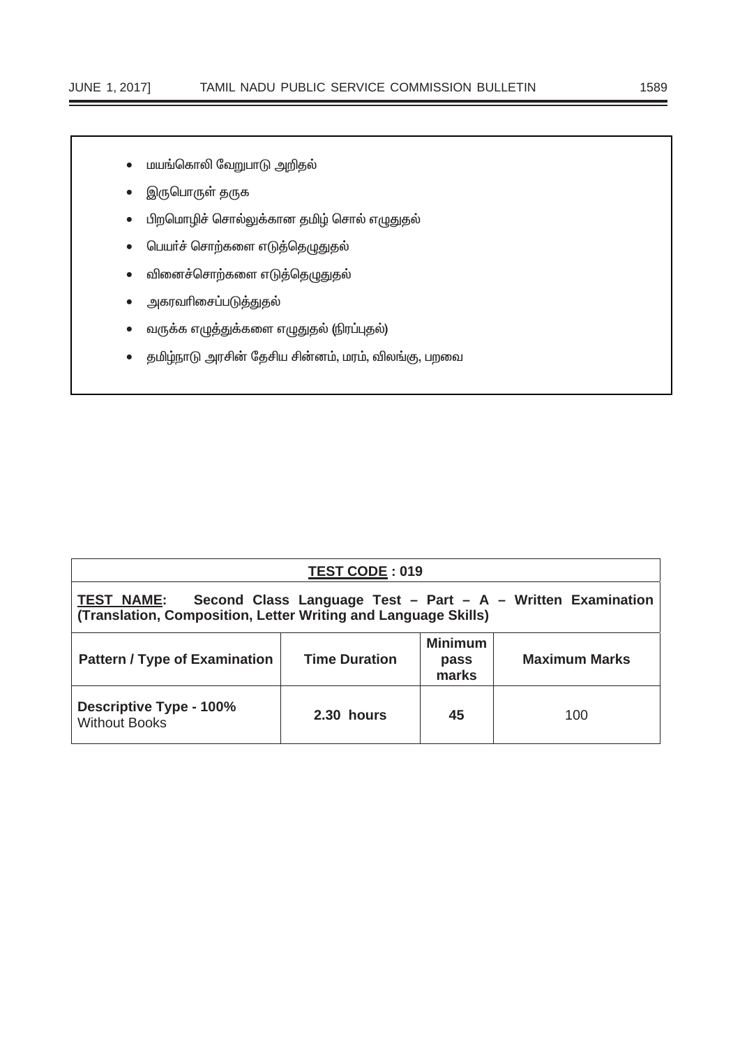- மயங்கொலி வேறுபாடு அறிதல்
- இருபொருள் தருக
- பிறமொழிச் சொல்லுக்கான தமிழ் சொல் எழுதுதல்
- பெயர்ச் சொற்களை எடுத்தெழுதுதல்
- வினைச்சொற்களை எடுத்தெழுதுதல்
- அகரவரிசைப்படுத்துதல்
- வருக்க எழுத்துக்களை எழுதுதல் (நிரப்புதல்)
- தமிழ்நாடு அரசின் தேசிய சின்னம், மரம், விலங்கு, பறவை

| **TEST CODE : 019** | | | |
|---|---|---|---|
| **TEST NAME: Second Class Language Test – Part – A – Written Examination (Translation, Composition, Letter Writing and Language Skills)** | | | |
| **Pattern / Type of Examination** | **Time Duration** | **Minimum pass marks** | **Maximum Marks** |
| **Descriptive Type - 100%** Without Books | **2.30 hours** | **45** | 100 |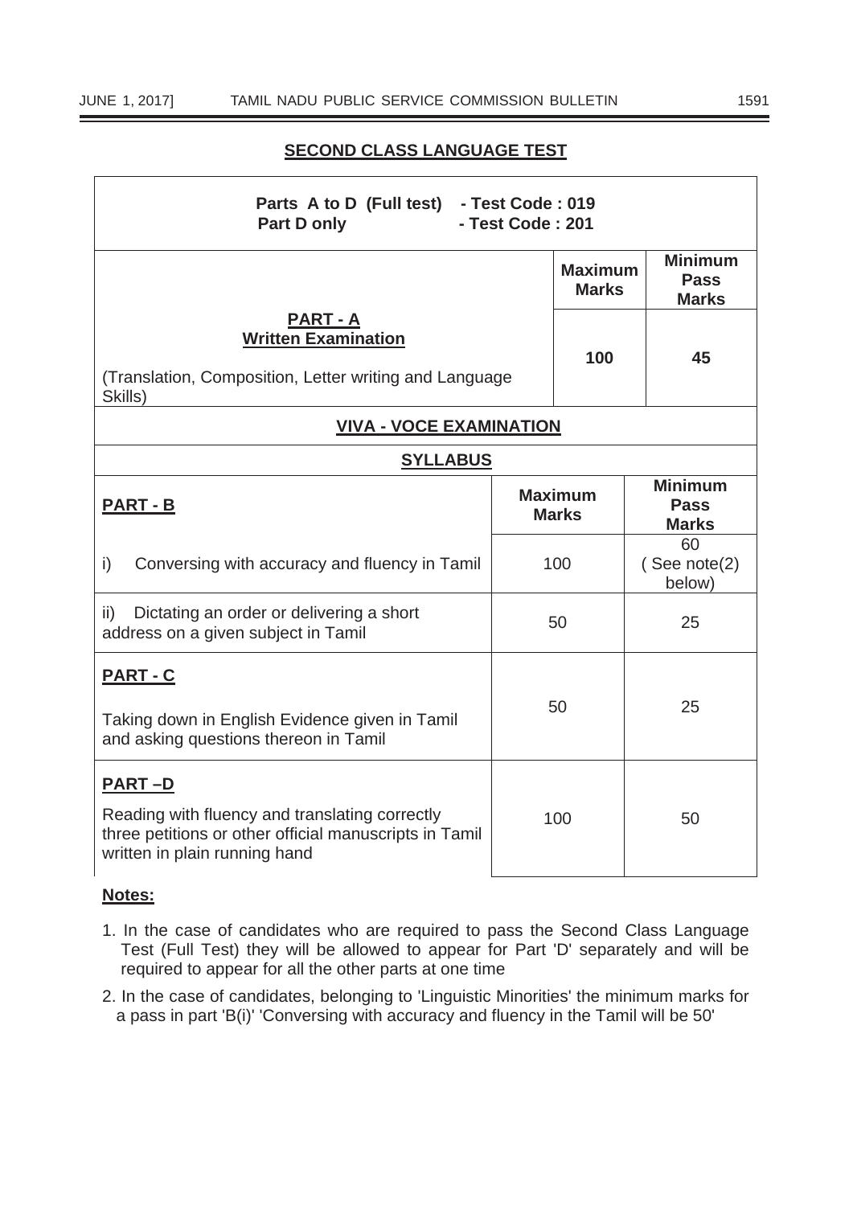## SECOND CLASS LANGUAGE TEST

**Parts A to D (Full test) - Test Code : 019**
**Part D only - Test Code : 201**

| | Maximum Marks | Minimum Pass Marks |
|---|---|---|
| **PART - A** **Written Examination** (Translation, Composition, Letter writing and Language Skills) | **100** | **45** |

**VIVA - VOCE EXAMINATION**

**SYLLABUS**

| **PART - B** | **Maximum Marks** | **Minimum Pass Marks** |
|---|---|---|
| i) Conversing with accuracy and fluency in Tamil | 100 | 60 ( See note(2) below) |
| ii) Dictating an order or delivering a short address on a given subject in Tamil | 50 | 25 |
| **PART - C** Taking down in English Evidence given in Tamil and asking questions thereon in Tamil | 50 | 25 |
| **PART –D** Reading with fluency and translating correctly three petitions or other official manuscripts in Tamil written in plain running hand | 100 | 50 |

**Notes:**

1. In the case of candidates who are required to pass the Second Class Language Test (Full Test) they will be allowed to appear for Part 'D' separately and will be required to appear for all the other parts at one time
2. In the case of candidates, belonging to 'Linguistic Minorities' the minimum marks for a pass in part 'B(i)' 'Conversing with accuracy and fluency in the Tamil will be 50'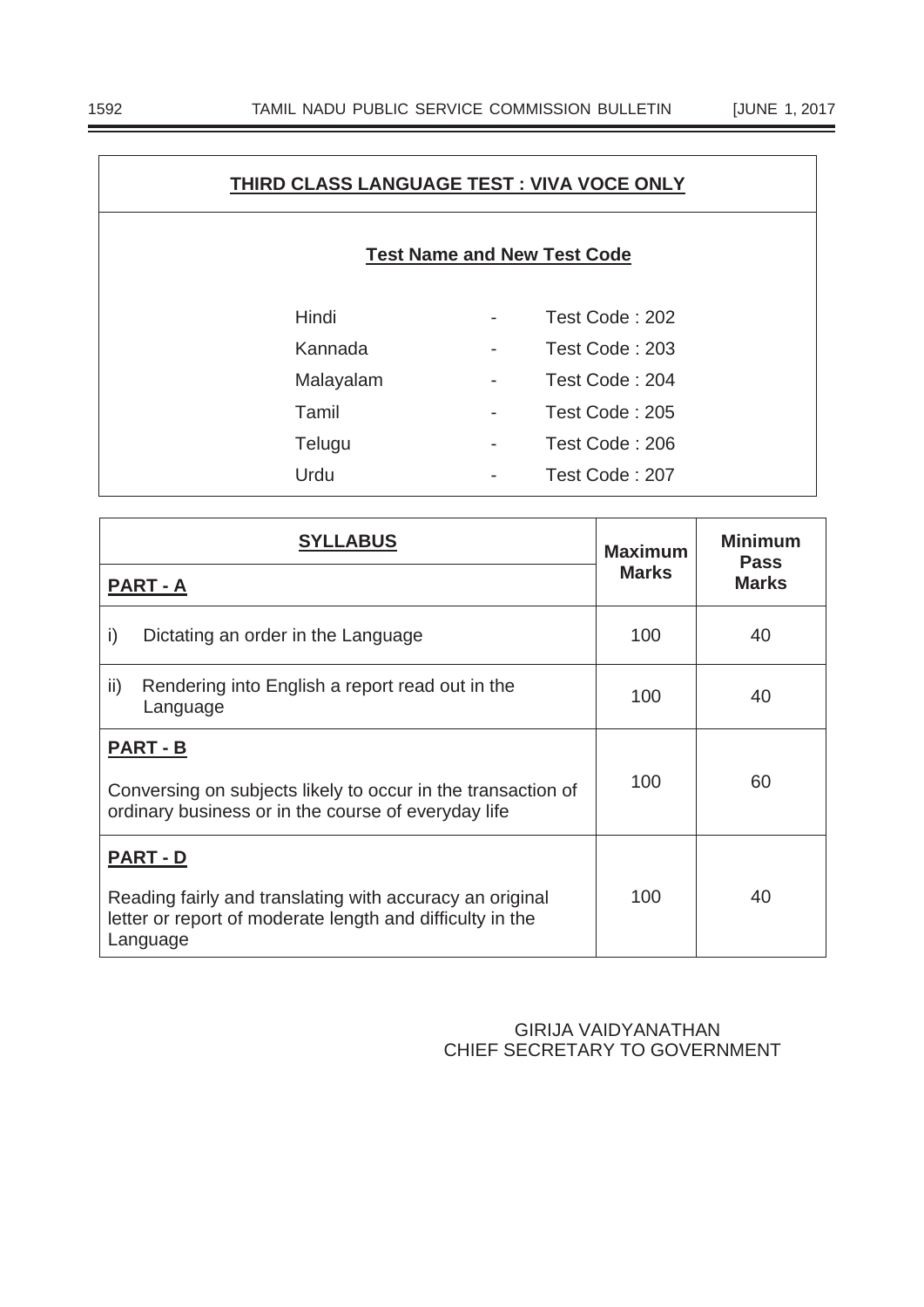## THIRD CLASS LANGUAGE TEST : VIVA VOCE ONLY

### Test Name and New Test Code

| | | |
|---|---|---|
| Hindi | - | Test Code : 202 |
| Kannada | - | Test Code : 203 |
| Malayalam | - | Test Code : 204 |
| Tamil | - | Test Code : 205 |
| Telugu | - | Test Code : 206 |
| Urdu | - | Test Code : 207 |

| **SYLLABUS**<br>**PART - A** | **Maximum Marks** | **Minimum Pass Marks** |
|---|---|---|
| i) Dictating an order in the Language | 100 | 40 |
| ii) Rendering into English a report read out in the Language | 100 | 40 |
| **PART - B**<br>Conversing on subjects likely to occur in the transaction of ordinary business or in the course of everyday life | 100 | 60 |
| **PART - D**<br>Reading fairly and translating with accuracy an original letter or report of moderate length and difficulty in the Language | 100 | 40 |

GIRIJA VAIDYANATHAN
CHIEF SECRETARY TO GOVERNMENT